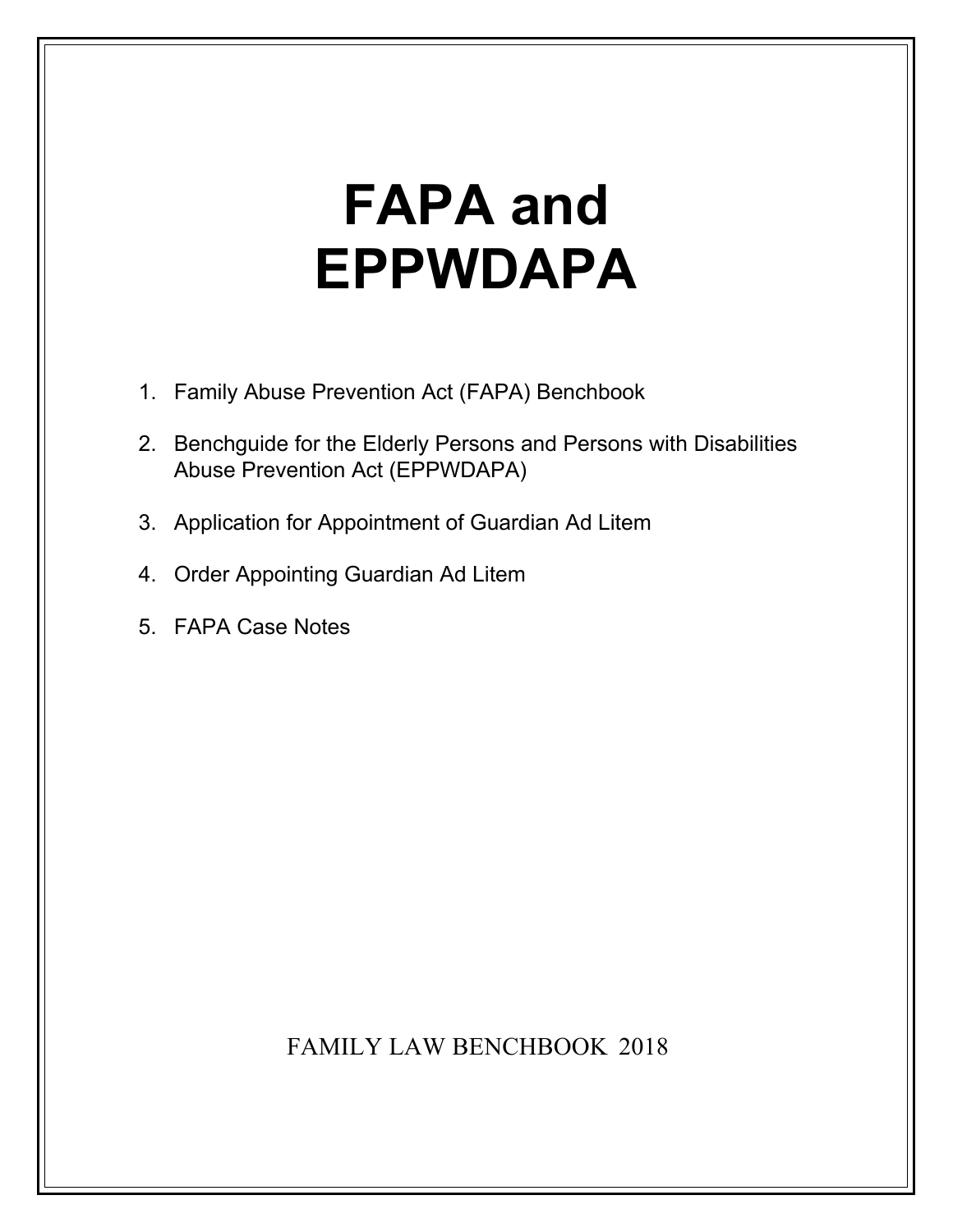# FAPA and EPPWDAPA

1. Family Abuse Prevention Act (FAPA) Benchbook
2. Benchguide for the Elderly Persons and Persons with Disabilities Abuse Prevention Act (EPPWDAPA)
3. Application for Appointment of Guardian Ad Litem
4. Order Appointing Guardian Ad Litem
5. FAPA Case Notes

FAMILY LAW BENCHBOOK 2018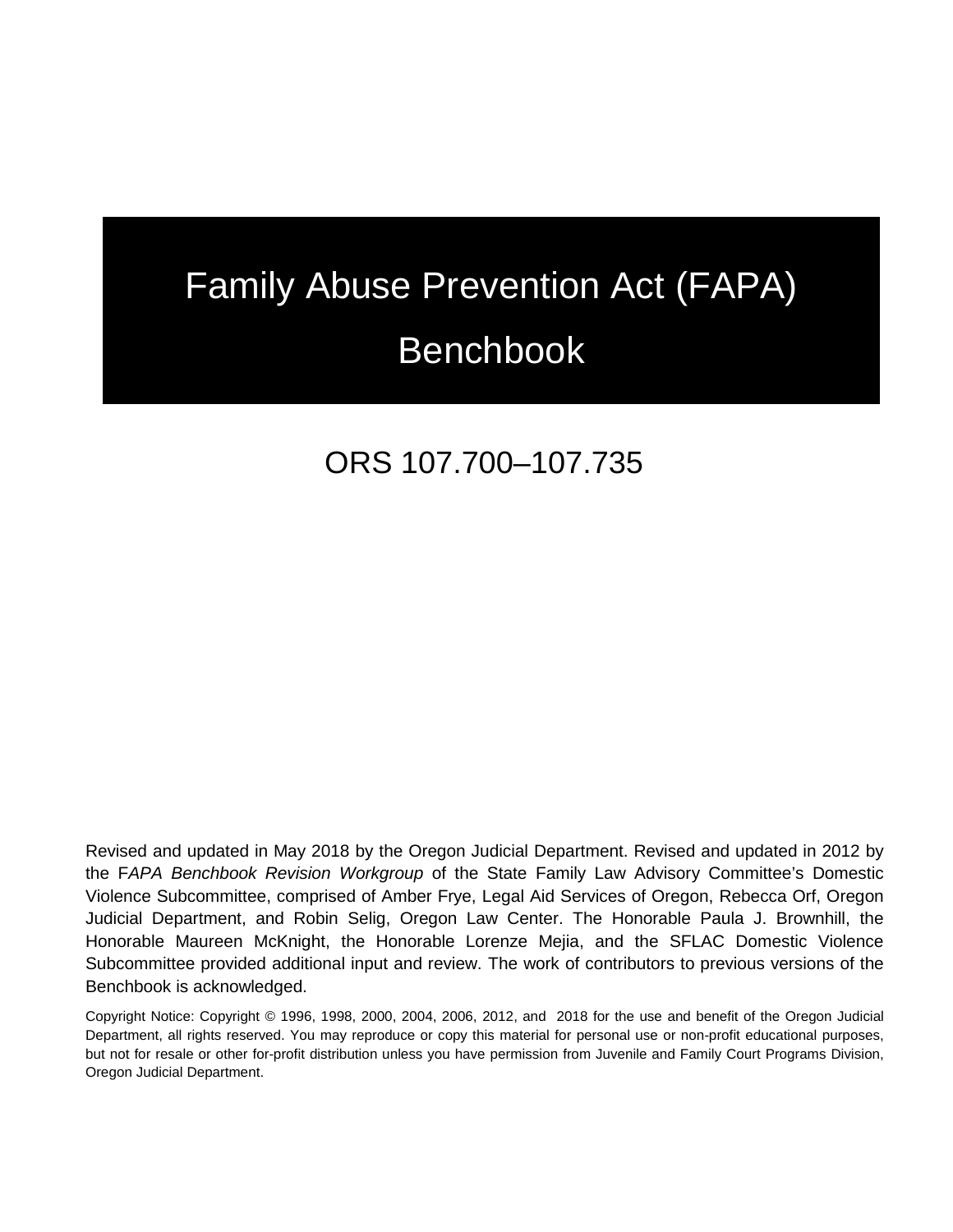# Family Abuse Prevention Act (FAPA) Benchbook

ORS 107.700–107.735

Revised and updated in May 2018 by the Oregon Judicial Department. Revised and updated in 2012 by the F*APA Benchbook Revision Workgroup* of the State Family Law Advisory Committee's Domestic Violence Subcommittee, comprised of Amber Frye, Legal Aid Services of Oregon, Rebecca Orf, Oregon Judicial Department, and Robin Selig, Oregon Law Center. The Honorable Paula J. Brownhill, the Honorable Maureen McKnight, the Honorable Lorenze Mejia, and the SFLAC Domestic Violence Subcommittee provided additional input and review. The work of contributors to previous versions of the Benchbook is acknowledged.

Copyright Notice: Copyright © 1996, 1998, 2000, 2004, 2006, 2012, and 2018 for the use and benefit of the Oregon Judicial Department, all rights reserved. You may reproduce or copy this material for personal use or non-profit educational purposes, but not for resale or other for-profit distribution unless you have permission from Juvenile and Family Court Programs Division, Oregon Judicial Department.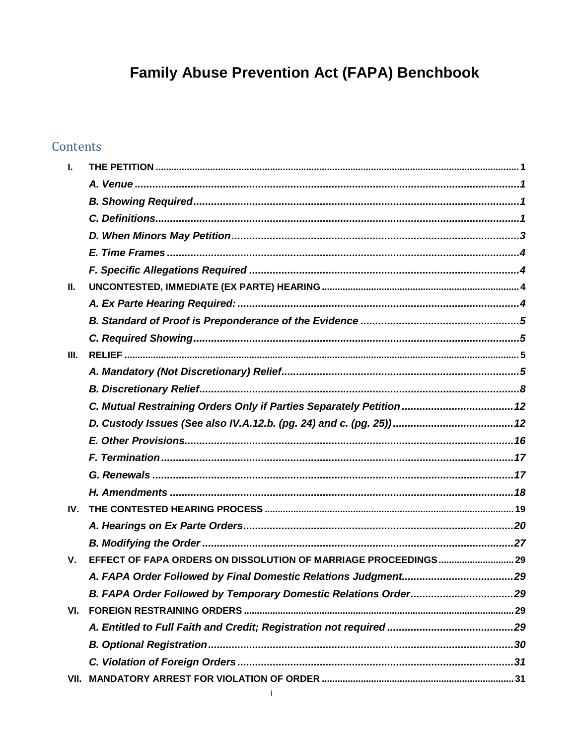# Family Abuse Prevention Act (FAPA) Benchbook

## Contents

- **I. THE PETITION** ... 1
  - *A. Venue* ... 1
  - *B. Showing Required* ... 1
  - *C. Definitions* ... 1
  - *D. When Minors May Petition* ... 3
  - *E. Time Frames* ... 4
  - *F. Specific Allegations Required* ... 4
- **II. UNCONTESTED, IMMEDIATE (EX PARTE) HEARING** ... 4
  - *A. Ex Parte Hearing Required:* ... 4
  - *B. Standard of Proof is Preponderance of the Evidence* ... 5
  - *C. Required Showing* ... 5
- **III. RELIEF** ... 5
  - *A. Mandatory (Not Discretionary) Relief* ... 5
  - *B. Discretionary Relief* ... 8
  - *C. Mutual Restraining Orders Only if Parties Separately Petition* ... 12
  - *D. Custody Issues (See also IV.A.12.b. (pg. 24) and c. (pg. 25))* ... 12
  - *E. Other Provisions* ... 16
  - *F. Termination* ... 17
  - *G. Renewals* ... 17
  - *H. Amendments* ... 18
- **IV. THE CONTESTED HEARING PROCESS** ... 19
  - *A. Hearings on Ex Parte Orders* ... 20
  - *B. Modifying the Order* ... 27
- **V. EFFECT OF FAPA ORDERS ON DISSOLUTION OF MARRIAGE PROCEEDINGS** ... 29
  - *A. FAPA Order Followed by Final Domestic Relations Judgment* ... 29
  - *B. FAPA Order Followed by Temporary Domestic Relations Order* ... 29
- **VI. FOREIGN RESTRAINING ORDERS** ... 29
  - *A. Entitled to Full Faith and Credit; Registration not required* ... 29
  - *B. Optional Registration* ... 30
  - *C. Violation of Foreign Orders* ... 31
- **VII. MANDATORY ARREST FOR VIOLATION OF ORDER** ... 31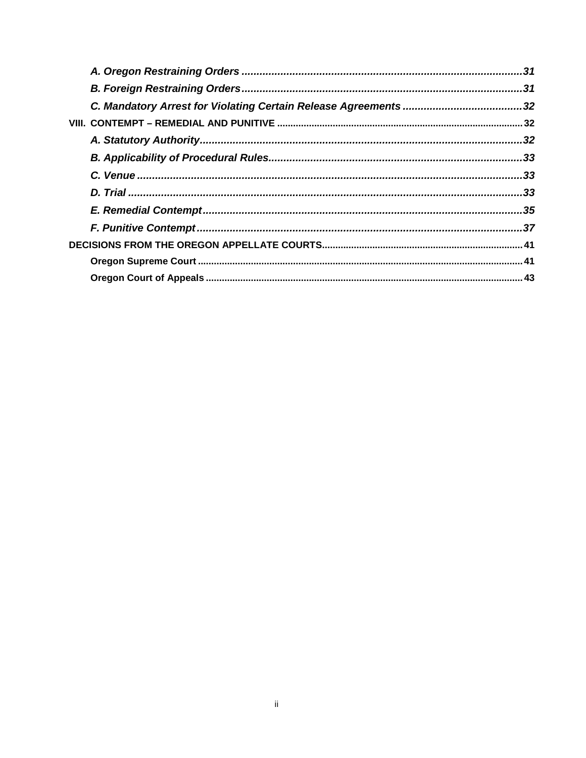*A. Oregon Restraining Orders* ............................................................................................ *31*

*B. Foreign Restraining Orders* ............................................................................................ *31*

*C. Mandatory Arrest for Violating Certain Release Agreements* ........................................ *32*

**VIII. CONTEMPT – REMEDIAL AND PUNITIVE** ............................................................................................ **32**

*A. Statutory Authority* ............................................................................................ *32*

*B. Applicability of Procedural Rules* ............................................................................................ *33*

*C. Venue* ............................................................................................ *33*

*D. Trial* ............................................................................................ *33*

*E. Remedial Contempt* ............................................................................................ *35*

*F. Punitive Contempt* ............................................................................................ *37*

**DECISIONS FROM THE OREGON APPELLATE COURTS** ............................................................................................ **41**

**Oregon Supreme Court** ............................................................................................ **41**

**Oregon Court of Appeals** ............................................................................................ **43**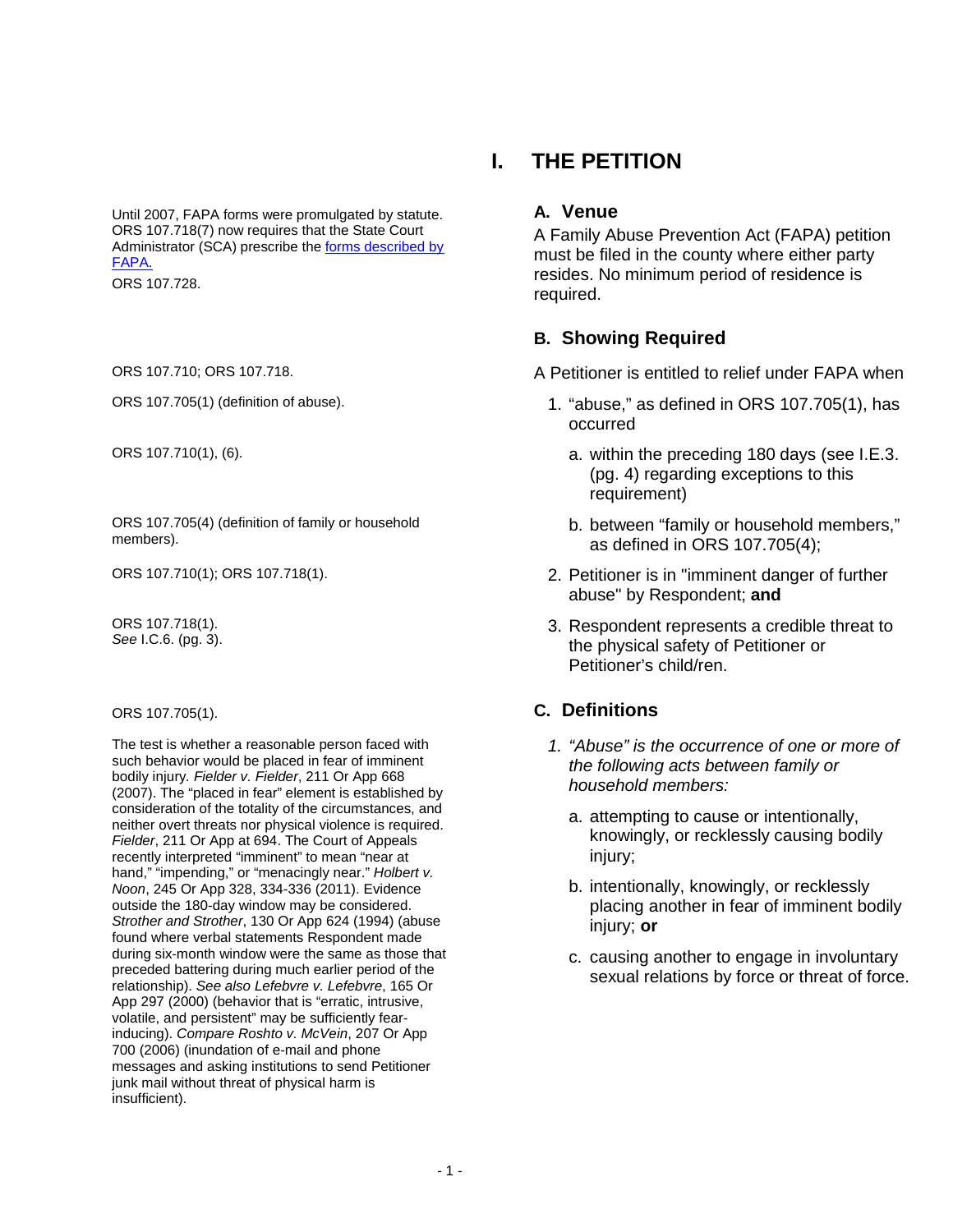# I. THE PETITION

## A. Venue

Until 2007, FAPA forms were promulgated by statute. ORS 107.718(7) now requires that the State Court Administrator (SCA) prescribe the forms described by FAPA.

ORS 107.728.

A Family Abuse Prevention Act (FAPA) petition must be filed in the county where either party resides. No minimum period of residence is required.

## B. Showing Required

ORS 107.710; ORS 107.718.

A Petitioner is entitled to relief under FAPA when

ORS 107.705(1) (definition of abuse).

1. "abuse," as defined in ORS 107.705(1), has occurred

   ORS 107.710(1), (6).

   a. within the preceding 180 days (see I.E.3. (pg. 4) regarding exceptions to this requirement)

   ORS 107.705(4) (definition of family or household members).

   b. between "family or household members," as defined in ORS 107.705(4);

ORS 107.710(1); ORS 107.718(1).

2. Petitioner is in "imminent danger of further abuse" by Respondent; **and**

ORS 107.718(1).
*See* I.C.6. (pg. 3).

3. Respondent represents a credible threat to the physical safety of Petitioner or Petitioner's child/ren.

## C. Definitions

ORS 107.705(1).

The test is whether a reasonable person faced with such behavior would be placed in fear of imminent bodily injury. *Fielder v. Fielder*, 211 Or App 668 (2007). The "placed in fear" element is established by consideration of the totality of the circumstances, and neither overt threats nor physical violence is required. *Fielder*, 211 Or App at 694. The Court of Appeals recently interpreted "imminent" to mean "near at hand," "impending," or "menacingly near." *Holbert v. Noon*, 245 Or App 328, 334-336 (2011). Evidence outside the 180-day window may be considered. *Strother and Strother*, 130 Or App 624 (1994) (abuse found where verbal statements Respondent made during six-month window were the same as those that preceded battering during much earlier period of the relationship). *See also Lefebvre v. Lefebvre*, 165 Or App 297 (2000) (behavior that is "erratic, intrusive, volatile, and persistent" may be sufficiently fear-inducing). *Compare Roshto v. McVein*, 207 Or App 700 (2006) (inundation of e-mail and phone messages and asking institutions to send Petitioner junk mail without threat of physical harm is insufficient).

1. *"Abuse" is the occurrence of one or more of the following acts between family or household members:*

   a. attempting to cause or intentionally, knowingly, or recklessly causing bodily injury;

   b. intentionally, knowingly, or recklessly placing another in fear of imminent bodily injury; **or**

   c. causing another to engage in involuntary sexual relations by force or threat of force.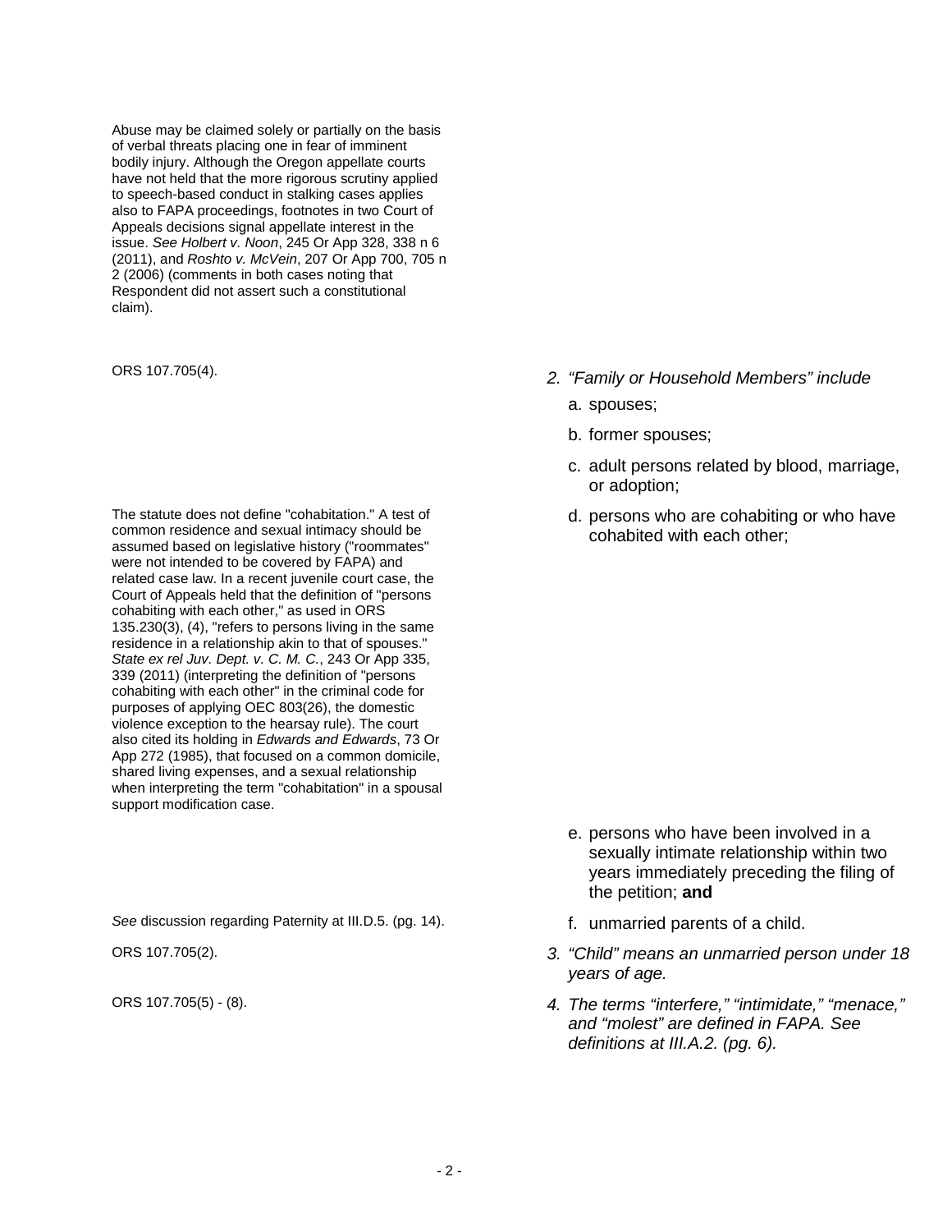Abuse may be claimed solely or partially on the basis of verbal threats placing one in fear of imminent bodily injury. Although the Oregon appellate courts have not held that the more rigorous scrutiny applied to speech-based conduct in stalking cases applies also to FAPA proceedings, footnotes in two Court of Appeals decisions signal appellate interest in the issue. *See Holbert v. Noon*, 245 Or App 328, 338 n 6 (2011), and *Roshto v. McVein*, 207 Or App 700, 705 n 2 (2006) (comments in both cases noting that Respondent did not assert such a constitutional claim).

ORS 107.705(4).

2. *"Family or Household Members" include*
   a. spouses;
   b. former spouses;
   c. adult persons related by blood, marriage, or adoption;
   d. persons who are cohabiting or who have cohabited with each other;

The statute does not define "cohabitation." A test of common residence and sexual intimacy should be assumed based on legislative history ("roommates" were not intended to be covered by FAPA) and related case law. In a recent juvenile court case, the Court of Appeals held that the definition of "persons cohabiting with each other," as used in ORS 135.230(3), (4), "refers to persons living in the same residence in a relationship akin to that of spouses." *State ex rel Juv. Dept. v. C. M. C.*, 243 Or App 335, 339 (2011) (interpreting the definition of "persons cohabiting with each other" in the criminal code for purposes of applying OEC 803(26), the domestic violence exception to the hearsay rule). The court also cited its holding in *Edwards and Edwards*, 73 Or App 272 (1985), that focused on a common domicile, shared living expenses, and a sexual relationship when interpreting the term "cohabitation" in a spousal support modification case.

   e. persons who have been involved in a sexually intimate relationship within two years immediately preceding the filing of the petition; **and**
   f. unmarried parents of a child.

*See* discussion regarding Paternity at III.D.5. (pg. 14).

ORS 107.705(2).

3. *"Child" means an unmarried person under 18 years of age.*

ORS 107.705(5) - (8).

4. *The terms "interfere," "intimidate," "menace," and "molest" are defined in FAPA. See definitions at III.A.2. (pg. 6).*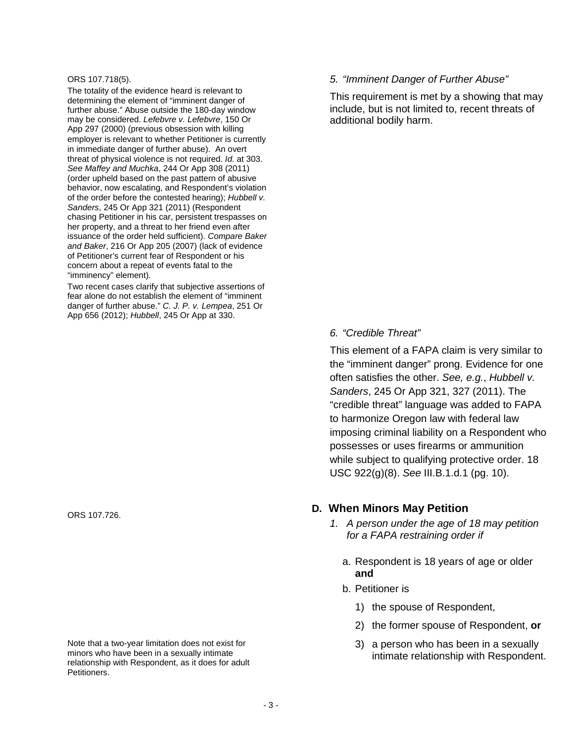ORS 107.718(5).

The totality of the evidence heard is relevant to determining the element of "imminent danger of further abuse." Abuse outside the 180-day window may be considered. *Lefebvre v. Lefebvre*, 150 Or App 297 (2000) (previous obsession with killing employer is relevant to whether Petitioner is currently in immediate danger of further abuse). An overt threat of physical violence is not required. *Id.* at 303. *See Maffey and Muchka*, 244 Or App 308 (2011) (order upheld based on the past pattern of abusive behavior, now escalating, and Respondent's violation of the order before the contested hearing); *Hubbell v. Sanders*, 245 Or App 321 (2011) (Respondent chasing Petitioner in his car, persistent trespasses on her property, and a threat to her friend even after issuance of the order held sufficient). *Compare Baker and Baker*, 216 Or App 205 (2007) (lack of evidence of Petitioner's current fear of Respondent or his concern about a repeat of events fatal to the "imminency" element).

Two recent cases clarify that subjective assertions of fear alone do not establish the element of "imminent danger of further abuse." *C. J. P. v. Lempea*, 251 Or App 656 (2012); *Hubbell*, 245 Or App at 330.

*5. "Imminent Danger of Further Abuse"*

This requirement is met by a showing that may include, but is not limited to, recent threats of additional bodily harm.

*6. "Credible Threat"*

This element of a FAPA claim is very similar to the "imminent danger" prong. Evidence for one often satisfies the other. *See, e.g., Hubbell v. Sanders*, 245 Or App 321, 327 (2011). The "credible threat" language was added to FAPA to harmonize Oregon law with federal law imposing criminal liability on a Respondent who possesses or uses firearms or ammunition while subject to qualifying protective order. 18 USC 922(g)(8). *See* III.B.1.d.1 (pg. 10).

ORS 107.726.

## D. When Minors May Petition

1. *A person under the age of 18 may petition for a FAPA restraining order if*

   a. Respondent is 18 years of age or older **and**

   b. Petitioner is

      1) the spouse of Respondent,

      2) the former spouse of Respondent, **or**

      3) a person who has been in a sexually intimate relationship with Respondent.

Note that a two-year limitation does not exist for minors who have been in a sexually intimate relationship with Respondent, as it does for adult Petitioners.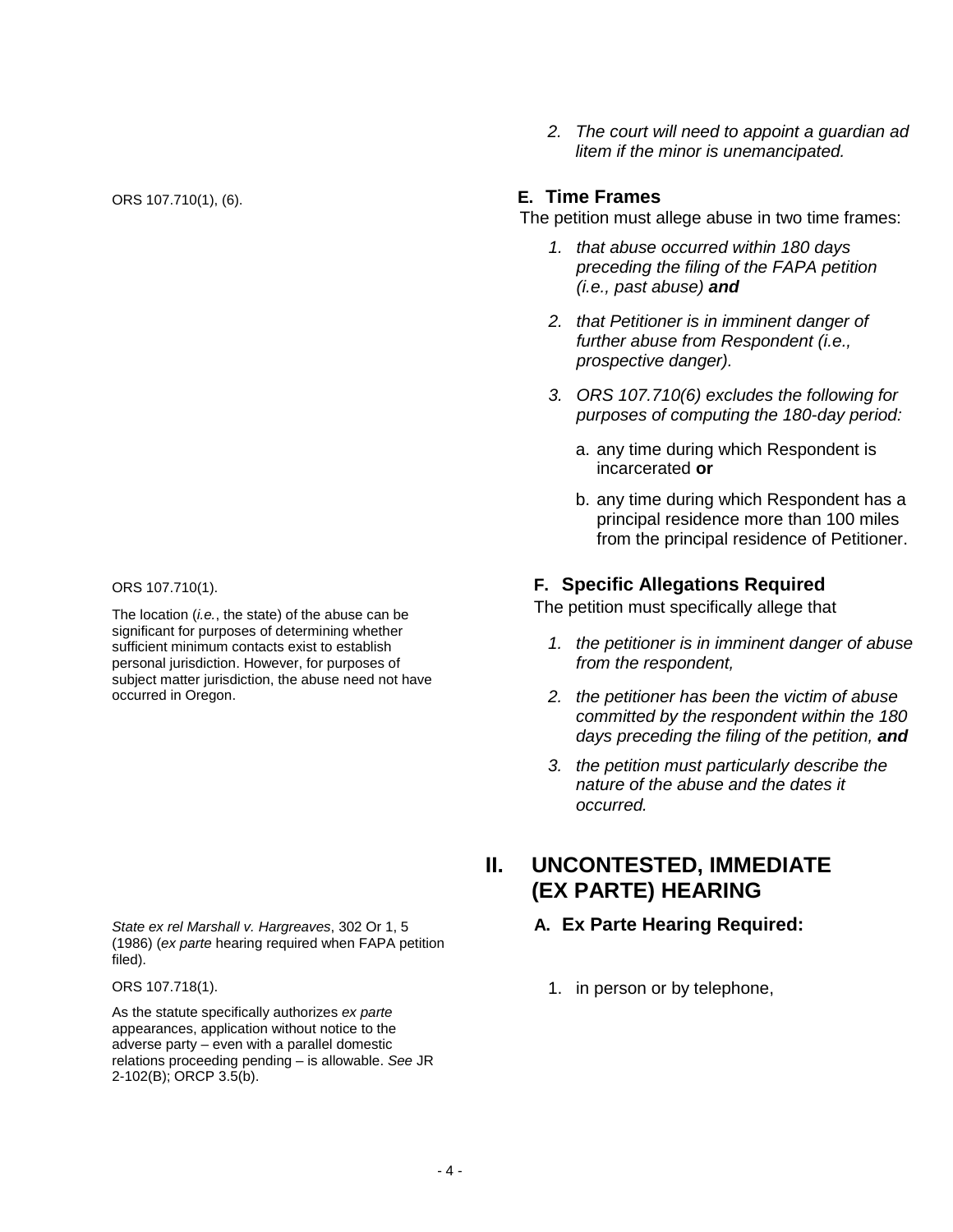2. *The court will need to appoint a guardian ad litem if the minor is unemancipated.*

ORS 107.710(1), (6).

### E. Time Frames

The petition must allege abuse in two time frames:

1. *that abuse occurred within 180 days preceding the filing of the FAPA petition (i.e., past abuse)* ***and***

2. *that Petitioner is in imminent danger of further abuse from Respondent (i.e., prospective danger).*

3. *ORS 107.710(6) excludes the following for purposes of computing the 180-day period:*

   a. any time during which Respondent is incarcerated **or**

   b. any time during which Respondent has a principal residence more than 100 miles from the principal residence of Petitioner.

ORS 107.710(1).

The location (*i.e.*, the state) of the abuse can be significant for purposes of determining whether sufficient minimum contacts exist to establish personal jurisdiction. However, for purposes of subject matter jurisdiction, the abuse need not have occurred in Oregon.

### F. Specific Allegations Required

The petition must specifically allege that

1. *the petitioner is in imminent danger of abuse from the respondent,*

2. *the petitioner has been the victim of abuse committed by the respondent within the 180 days preceding the filing of the petition,* ***and***

3. *the petition must particularly describe the nature of the abuse and the dates it occurred.*

## II. UNCONTESTED, IMMEDIATE (EX PARTE) HEARING

*State ex rel Marshall v. Hargreaves*, 302 Or 1, 5 (1986) (*ex parte* hearing required when FAPA petition filed).

### A. Ex Parte Hearing Required:

ORS 107.718(1).

As the statute specifically authorizes *ex parte* appearances, application without notice to the adverse party – even with a parallel domestic relations proceeding pending – is allowable. *See* JR 2-102(B); ORCP 3.5(b).

1. in person or by telephone,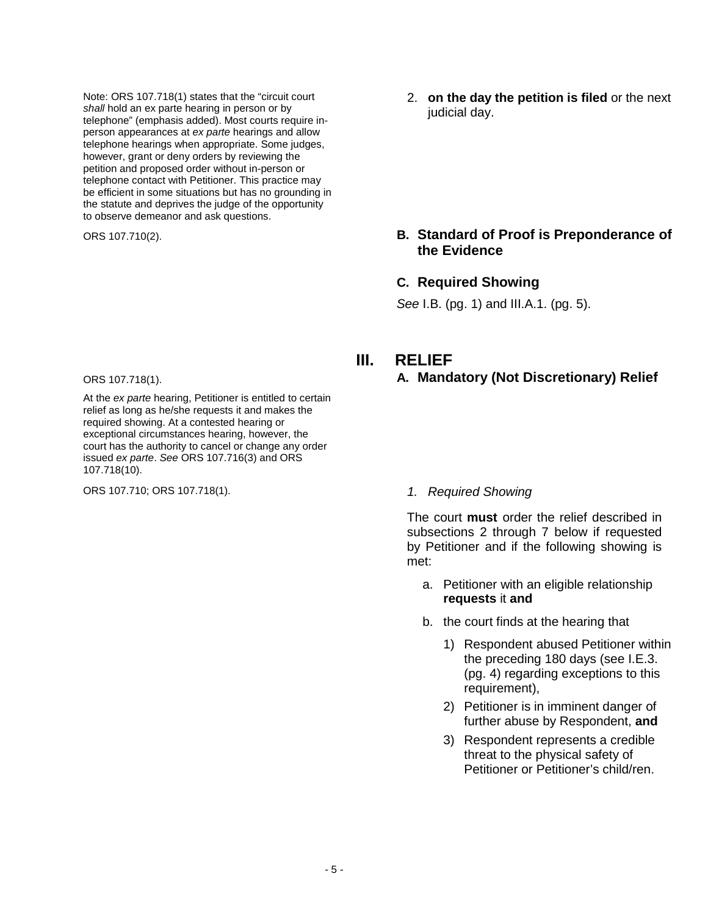Note: ORS 107.718(1) states that the "circuit court *shall* hold an ex parte hearing in person or by telephone" (emphasis added). Most courts require in-person appearances at *ex parte* hearings and allow telephone hearings when appropriate. Some judges, however, grant or deny orders by reviewing the petition and proposed order without in-person or telephone contact with Petitioner. This practice may be efficient in some situations but has no grounding in the statute and deprives the judge of the opportunity to observe demeanor and ask questions.

2. **on the day the petition is filed** or the next judicial day.

ORS 107.710(2).

### B. Standard of Proof is Preponderance of the Evidence

### C. Required Showing

*See* I.B. (pg. 1) and III.A.1. (pg. 5).

# III. RELIEF

ORS 107.718(1).

## A. Mandatory (Not Discretionary) Relief

At the *ex parte* hearing, Petitioner is entitled to certain relief as long as he/she requests it and makes the required showing. At a contested hearing or exceptional circumstances hearing, however, the court has the authority to cancel or change any order issued *ex parte*. *See* ORS 107.716(3) and ORS 107.718(10).

ORS 107.710; ORS 107.718(1).

*1. Required Showing*

The court **must** order the relief described in subsections 2 through 7 below if requested by Petitioner and if the following showing is met:

a. Petitioner with an eligible relationship **requests** it **and**

b. the court finds at the hearing that

   1) Respondent abused Petitioner within the preceding 180 days (see I.E.3. (pg. 4) regarding exceptions to this requirement),

   2) Petitioner is in imminent danger of further abuse by Respondent, **and**

   3) Respondent represents a credible threat to the physical safety of Petitioner or Petitioner's child/ren.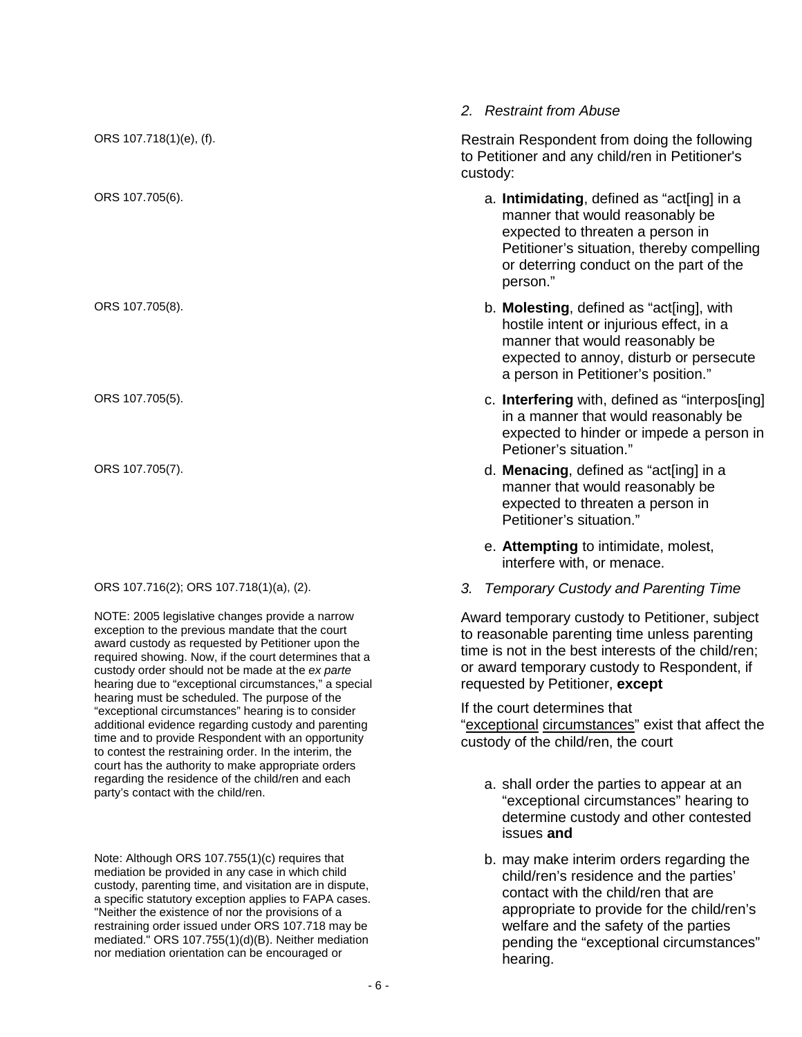*2. Restraint from Abuse*

ORS 107.718(1)(e), (f).

Restrain Respondent from doing the following to Petitioner and any child/ren in Petitioner's custody:

ORS 107.705(6).

a. **Intimidating**, defined as "act[ing] in a manner that would reasonably be expected to threaten a person in Petitioner's situation, thereby compelling or deterring conduct on the part of the person."

ORS 107.705(8).

b. **Molesting**, defined as "act[ing], with hostile intent or injurious effect, in a manner that would reasonably be expected to annoy, disturb or persecute a person in Petitioner's position."

ORS 107.705(5).

c. **Interfering** with, defined as "interpos[ing] in a manner that would reasonably be expected to hinder or impede a person in Petioner's situation."

ORS 107.705(7).

d. **Menacing**, defined as "act[ing] in a manner that would reasonably be expected to threaten a person in Petitioner's situation."

e. **Attempting** to intimidate, molest, interfere with, or menace.

ORS 107.716(2); ORS 107.718(1)(a), (2).

*3. Temporary Custody and Parenting Time*

NOTE: 2005 legislative changes provide a narrow exception to the previous mandate that the court award custody as requested by Petitioner upon the required showing. Now, if the court determines that a custody order should not be made at the *ex parte* hearing due to "exceptional circumstances," a special hearing must be scheduled. The purpose of the "exceptional circumstances" hearing is to consider additional evidence regarding custody and parenting time and to provide Respondent with an opportunity to contest the restraining order. In the interim, the court has the authority to make appropriate orders regarding the residence of the child/ren and each party's contact with the child/ren.

Award temporary custody to Petitioner, subject to reasonable parenting time unless parenting time is not in the best interests of the child/ren; or award temporary custody to Respondent, if requested by Petitioner, **except**

If the court determines that "exceptional circumstances" exist that affect the custody of the child/ren, the court

a. shall order the parties to appear at an "exceptional circumstances" hearing to determine custody and other contested issues **and**

b. may make interim orders regarding the child/ren's residence and the parties' contact with the child/ren that are appropriate to provide for the child/ren's welfare and the safety of the parties pending the "exceptional circumstances" hearing.

Note: Although ORS 107.755(1)(c) requires that mediation be provided in any case in which child custody, parenting time, and visitation are in dispute, a specific statutory exception applies to FAPA cases. "Neither the existence of nor the provisions of a restraining order issued under ORS 107.718 may be mediated." ORS 107.755(1)(d)(B). Neither mediation nor mediation orientation can be encouraged or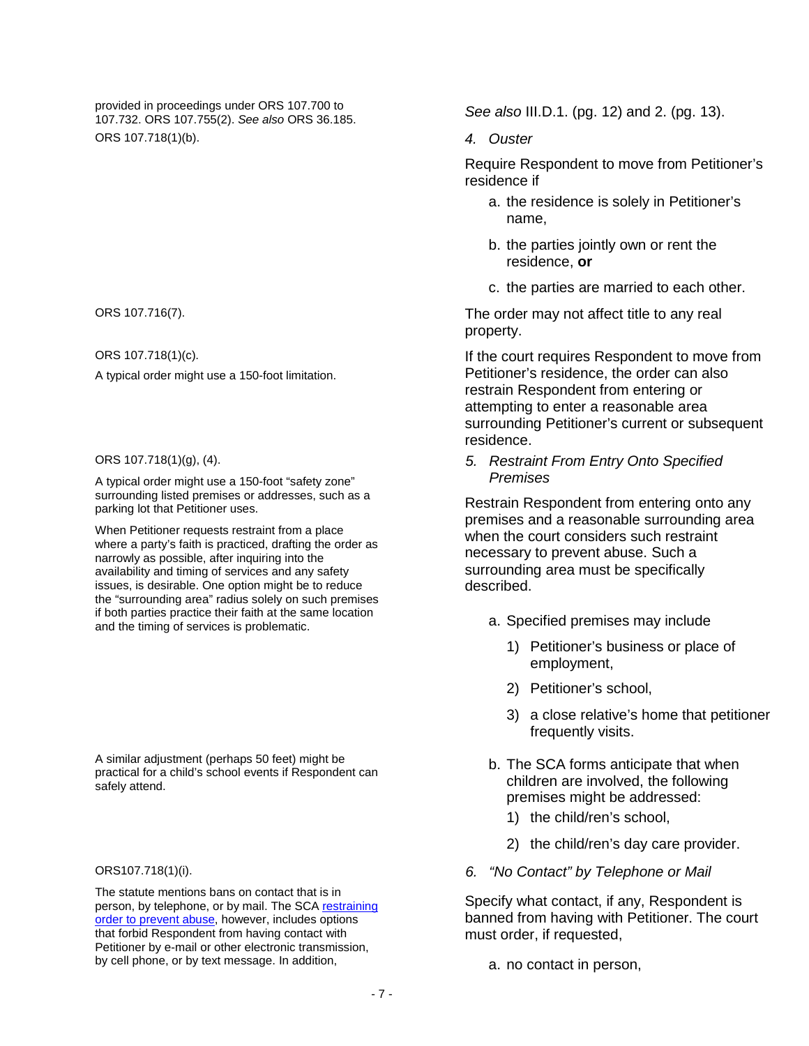provided in proceedings under ORS 107.700 to 107.732. ORS 107.755(2). *See also* ORS 36.185.

ORS 107.718(1)(b).

*See also* III.D.1. (pg. 12) and 2. (pg. 13).

*4. Ouster*

Require Respondent to move from Petitioner's residence if

a. the residence is solely in Petitioner's name,

b. the parties jointly own or rent the residence, **or**

c. the parties are married to each other.

ORS 107.716(7).

The order may not affect title to any real property.

ORS 107.718(1)(c).

A typical order might use a 150-foot limitation.

If the court requires Respondent to move from Petitioner's residence, the order can also restrain Respondent from entering or attempting to enter a reasonable area surrounding Petitioner's current or subsequent residence.

ORS 107.718(1)(g), (4).

*5. Restraint From Entry Onto Specified Premises*

A typical order might use a 150-foot "safety zone" surrounding listed premises or addresses, such as a parking lot that Petitioner uses.

Restrain Respondent from entering onto any premises and a reasonable surrounding area when the court considers such restraint necessary to prevent abuse. Such a surrounding area must be specifically described.

When Petitioner requests restraint from a place where a party's faith is practiced, drafting the order as narrowly as possible, after inquiring into the availability and timing of services and any safety issues, is desirable. One option might be to reduce the "surrounding area" radius solely on such premises if both parties practice their faith at the same location and the timing of services is problematic.

a. Specified premises may include

   1) Petitioner's business or place of employment,

   2) Petitioner's school,

   3) a close relative's home that petitioner frequently visits.

A similar adjustment (perhaps 50 feet) might be practical for a child's school events if Respondent can safely attend.

b. The SCA forms anticipate that when children are involved, the following premises might be addressed:

   1) the child/ren's school,

   2) the child/ren's day care provider.

ORS107.718(1)(i).

*6. "No Contact" by Telephone or Mail*

The statute mentions bans on contact that is in person, by telephone, or by mail. The SCA restraining order to prevent abuse, however, includes options that forbid Respondent from having contact with Petitioner by e-mail or other electronic transmission, by cell phone, or by text message. In addition,

Specify what contact, if any, Respondent is banned from having with Petitioner. The court must order, if requested,

a. no contact in person,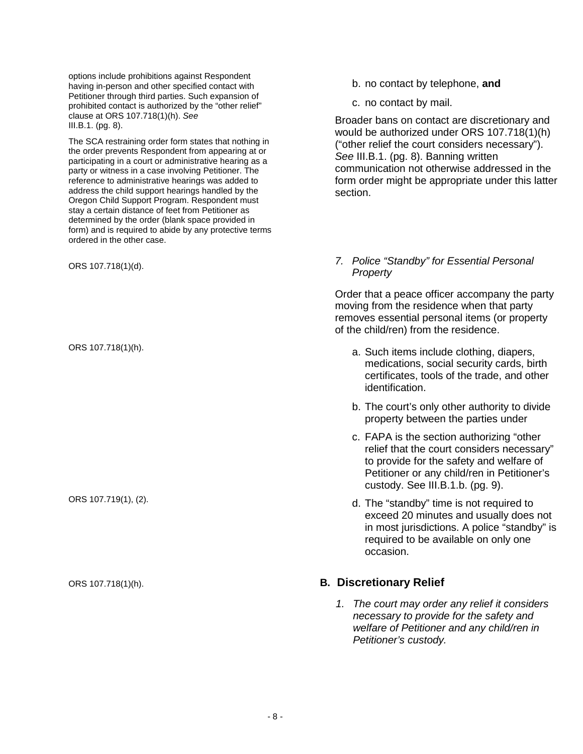options include prohibitions against Respondent having in-person and other specified contact with Petitioner through third parties. Such expansion of prohibited contact is authorized by the "other relief" clause at ORS 107.718(1)(h). *See* III.B.1. (pg. 8).

The SCA restraining order form states that nothing in the order prevents Respondent from appearing at or participating in a court or administrative hearing as a party or witness in a case involving Petitioner. The reference to administrative hearings was added to address the child support hearings handled by the Oregon Child Support Program. Respondent must stay a certain distance of feet from Petitioner as determined by the order (blank space provided in form) and is required to abide by any protective terms ordered in the other case.

b. no contact by telephone, **and**

c. no contact by mail.

Broader bans on contact are discretionary and would be authorized under ORS 107.718(1)(h) ("other relief the court considers necessary"). *See* III.B.1. (pg. 8). Banning written communication not otherwise addressed in the form order might be appropriate under this latter section.

ORS 107.718(1)(d).

*7. Police "Standby" for Essential Personal Property*

Order that a peace officer accompany the party moving from the residence when that party removes essential personal items (or property of the child/ren) from the residence.

ORS 107.718(1)(h).

a. Such items include clothing, diapers, medications, social security cards, birth certificates, tools of the trade, and other identification.

b. The court's only other authority to divide property between the parties under

c. FAPA is the section authorizing "other relief that the court considers necessary" to provide for the safety and welfare of Petitioner or any child/ren in Petitioner's custody. See III.B.1.b. (pg. 9).

ORS 107.719(1), (2).

d. The "standby" time is not required to exceed 20 minutes and usually does not in most jurisdictions. A police "standby" is required to be available on only one occasion.

ORS 107.718(1)(h).

## B. Discretionary Relief

*1. The court may order any relief it considers necessary to provide for the safety and welfare of Petitioner and any child/ren in Petitioner's custody.*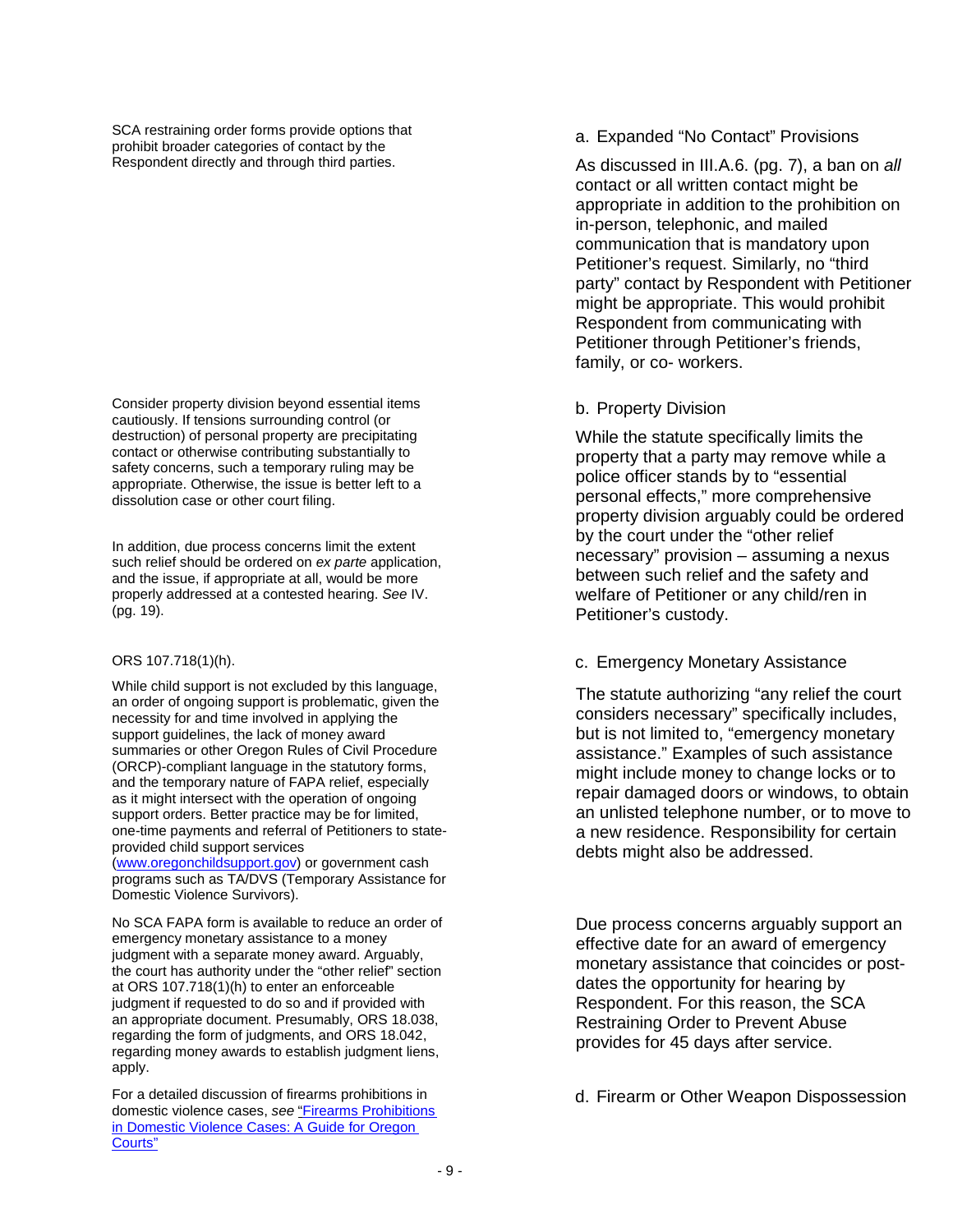SCA restraining order forms provide options that prohibit broader categories of contact by the Respondent directly and through third parties.

### a. Expanded "No Contact" Provisions

As discussed in III.A.6. (pg. 7), a ban on *all* contact or all written contact might be appropriate in addition to the prohibition on in-person, telephonic, and mailed communication that is mandatory upon Petitioner's request. Similarly, no "third party" contact by Respondent with Petitioner might be appropriate. This would prohibit Respondent from communicating with Petitioner through Petitioner's friends, family, or co- workers.

Consider property division beyond essential items cautiously. If tensions surrounding control (or destruction) of personal property are precipitating contact or otherwise contributing substantially to safety concerns, such a temporary ruling may be appropriate. Otherwise, the issue is better left to a dissolution case or other court filing.

In addition, due process concerns limit the extent such relief should be ordered on *ex parte* application, and the issue, if appropriate at all, would be more properly addressed at a contested hearing. *See* IV. (pg. 19).

### b. Property Division

While the statute specifically limits the property that a party may remove while a police officer stands by to "essential personal effects," more comprehensive property division arguably could be ordered by the court under the "other relief necessary" provision – assuming a nexus between such relief and the safety and welfare of Petitioner or any child/ren in Petitioner's custody.

ORS 107.718(1)(h).

While child support is not excluded by this language, an order of ongoing support is problematic, given the necessity for and time involved in applying the support guidelines, the lack of money award summaries or other Oregon Rules of Civil Procedure (ORCP)-compliant language in the statutory forms, and the temporary nature of FAPA relief, especially as it might intersect with the operation of ongoing support orders. Better practice may be for limited, one-time payments and referral of Petitioners to state-provided child support services (www.oregonchildsupport.gov) or government cash programs such as TA/DVS (Temporary Assistance for Domestic Violence Survivors).

### c. Emergency Monetary Assistance

The statute authorizing "any relief the court considers necessary" specifically includes, but is not limited to, "emergency monetary assistance." Examples of such assistance might include money to change locks or to repair damaged doors or windows, to obtain an unlisted telephone number, or to move to a new residence. Responsibility for certain debts might also be addressed.

No SCA FAPA form is available to reduce an order of emergency monetary assistance to a money judgment with a separate money award. Arguably, the court has authority under the "other relief" section at ORS 107.718(1)(h) to enter an enforceable judgment if requested to do so and if provided with an appropriate document. Presumably, ORS 18.038, regarding the form of judgments, and ORS 18.042, regarding money awards to establish judgment liens, apply.

Due process concerns arguably support an effective date for an award of emergency monetary assistance that coincides or post-dates the opportunity for hearing by Respondent. For this reason, the SCA Restraining Order to Prevent Abuse provides for 45 days after service.

For a detailed discussion of firearms prohibitions in domestic violence cases, *see* "Firearms Prohibitions in Domestic Violence Cases: A Guide for Oregon Courts"

### d. Firearm or Other Weapon Dispossession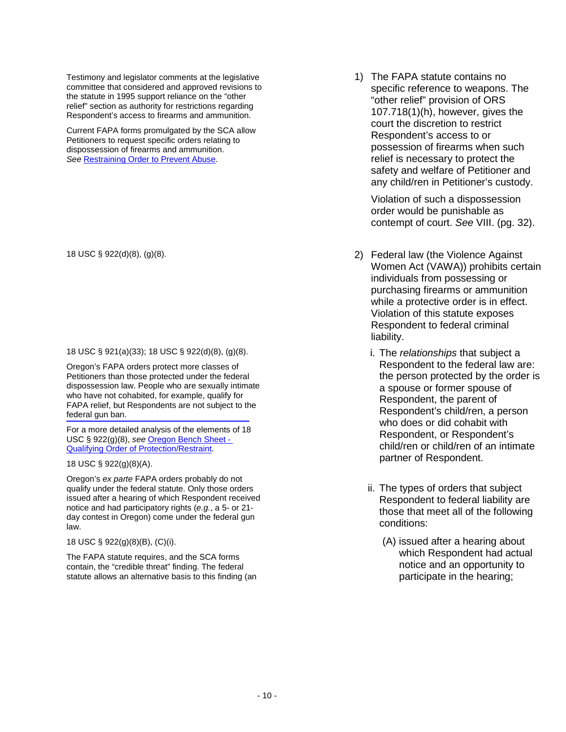1) The FAPA statute contains no specific reference to weapons. The "other relief" provision of ORS 107.718(1)(h), however, gives the court the discretion to restrict Respondent's access to or possession of firearms when such relief is necessary to protect the safety and welfare of Petitioner and any child/ren in Petitioner's custody.

Testimony and legislator comments at the legislative committee that considered and approved revisions to the statute in 1995 support reliance on the "other relief" section as authority for restrictions regarding Respondent's access to firearms and ammunition.

Current FAPA forms promulgated by the SCA allow Petitioners to request specific orders relating to dispossession of firearms and ammunition. *See* [Restraining Order to Prevent Abuse](Restraining Order to Prevent Abuse).

Violation of such a dispossession order would be punishable as contempt of court. *See* VIII. (pg. 32).

2) Federal law (the Violence Against Women Act (VAWA)) prohibits certain individuals from possessing or purchasing firearms or ammunition while a protective order is in effect. Violation of this statute exposes Respondent to federal criminal liability.

18 USC § 922(d)(8), (g)(8).

i. The *relationships* that subject a Respondent to the federal law are: the person protected by the order is a spouse or former spouse of Respondent, the parent of Respondent's child/ren, a person who does or did cohabit with Respondent, or Respondent's child/ren or child/ren of an intimate partner of Respondent.

18 USC § 921(a)(33); 18 USC § 922(d)(8), (g)(8).

Oregon's FAPA orders protect more classes of Petitioners than those protected under the federal dispossession law. People who are sexually intimate who have not cohabited, for example, qualify for FAPA relief, but Respondents are not subject to the federal gun ban.

For a more detailed analysis of the elements of 18 USC § 922(g)(8), *see* [Oregon Bench Sheet - Qualifying Order of Protection/Restraint](Oregon Bench Sheet - Qualifying Order of Protection/Restraint).

ii. The types of orders that subject Respondent to federal liability are those that meet all of the following conditions:

18 USC § 922(g)(8)(A).

Oregon's *ex parte* FAPA orders probably do not qualify under the federal statute. Only those orders issued after a hearing of which Respondent received notice and had participatory rights (*e.g.*, a 5- or 21-day contest in Oregon) come under the federal gun law.

(A) issued after a hearing about which Respondent had actual notice and an opportunity to participate in the hearing;

18 USC § 922(g)(8)(B), (C)(i).

The FAPA statute requires, and the SCA forms contain, the "credible threat" finding. The federal statute allows an alternative basis to this finding (an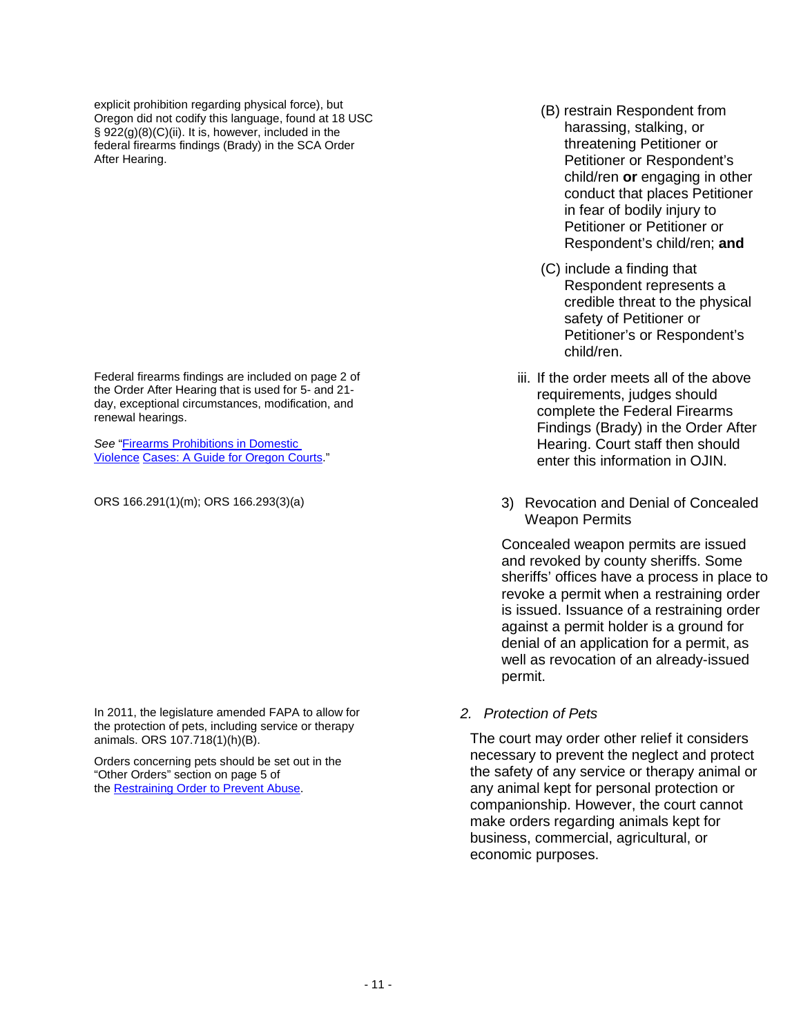explicit prohibition regarding physical force), but Oregon did not codify this language, found at 18 USC § 922(g)(8)(C)(ii). It is, however, included in the federal firearms findings (Brady) in the SCA Order After Hearing.

(B) restrain Respondent from harassing, stalking, or threatening Petitioner or Petitioner or Respondent's child/ren **or** engaging in other conduct that places Petitioner in fear of bodily injury to Petitioner or Petitioner or Respondent's child/ren; **and**

(C) include a finding that Respondent represents a credible threat to the physical safety of Petitioner or Petitioner's or Respondent's child/ren.

Federal firearms findings are included on page 2 of the Order After Hearing that is used for 5- and 21-day, exceptional circumstances, modification, and renewal hearings.

*See* "[Firearms Prohibitions in Domestic Violence Cases: A Guide for Oregon Courts]()."

iii. If the order meets all of the above requirements, judges should complete the Federal Firearms Findings (Brady) in the Order After Hearing. Court staff then should enter this information in OJIN.

ORS 166.291(1)(m); ORS 166.293(3)(a)

3) Revocation and Denial of Concealed Weapon Permits

Concealed weapon permits are issued and revoked by county sheriffs. Some sheriffs' offices have a process in place to revoke a permit when a restraining order is issued. Issuance of a restraining order against a permit holder is a ground for denial of an application for a permit, as well as revocation of an already-issued permit.

In 2011, the legislature amended FAPA to allow for the protection of pets, including service or therapy animals. ORS 107.718(1)(h)(B).

Orders concerning pets should be set out in the "Other Orders" section on page 5 of the [Restraining Order to Prevent Abuse]().

*2. Protection of Pets*

The court may order other relief it considers necessary to prevent the neglect and protect the safety of any service or therapy animal or any animal kept for personal protection or companionship. However, the court cannot make orders regarding animals kept for business, commercial, agricultural, or economic purposes.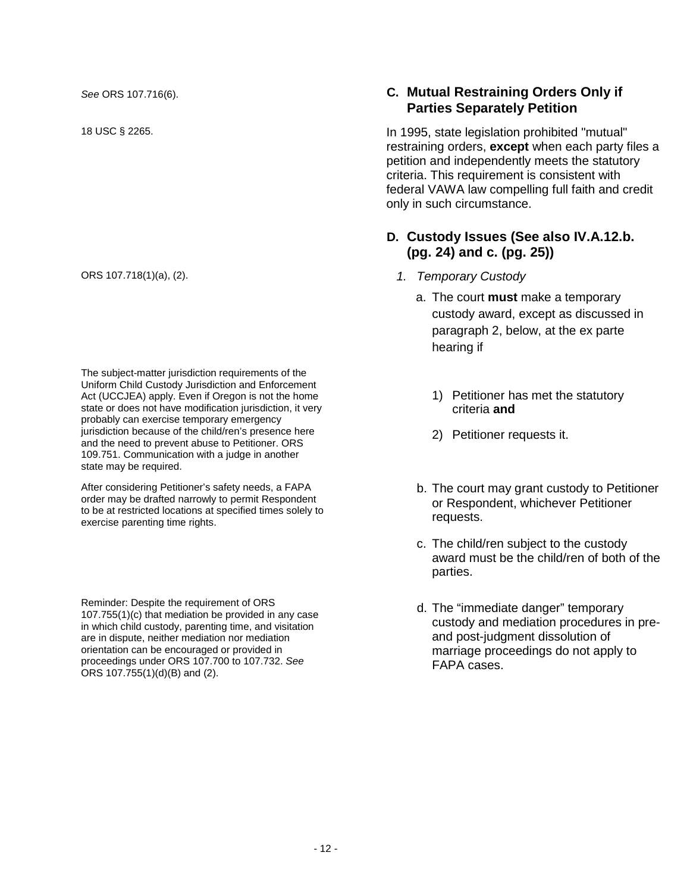*See* ORS 107.716(6).

## C. Mutual Restraining Orders Only if Parties Separately Petition

18 USC § 2265.

In 1995, state legislation prohibited "mutual" restraining orders, **except** when each party files a petition and independently meets the statutory criteria. This requirement is consistent with federal VAWA law compelling full faith and credit only in such circumstance.

## D. Custody Issues (See also IV.A.12.b. (pg. 24) and c. (pg. 25))

ORS 107.718(1)(a), (2).

1. *Temporary Custody*

   a. The court **must** make a temporary custody award, except as discussed in paragraph 2, below, at the ex parte hearing if

   The subject-matter jurisdiction requirements of the Uniform Child Custody Jurisdiction and Enforcement Act (UCCJEA) apply. Even if Oregon is not the home state or does not have modification jurisdiction, it very probably can exercise temporary emergency jurisdiction because of the child/ren's presence here and the need to prevent abuse to Petitioner. ORS 109.751. Communication with a judge in another state may be required.

      1) Petitioner has met the statutory criteria **and**

      2) Petitioner requests it.

   After considering Petitioner's safety needs, a FAPA order may be drafted narrowly to permit Respondent to be at restricted locations at specified times solely to exercise parenting time rights.

   b. The court may grant custody to Petitioner or Respondent, whichever Petitioner requests.

   c. The child/ren subject to the custody award must be the child/ren of both of the parties.

   Reminder: Despite the requirement of ORS 107.755(1)(c) that mediation be provided in any case in which child custody, parenting time, and visitation are in dispute, neither mediation nor mediation orientation can be encouraged or provided in proceedings under ORS 107.700 to 107.732. *See* ORS 107.755(1)(d)(B) and (2).

   d. The "immediate danger" temporary custody and mediation procedures in pre- and post-judgment dissolution of marriage proceedings do not apply to FAPA cases.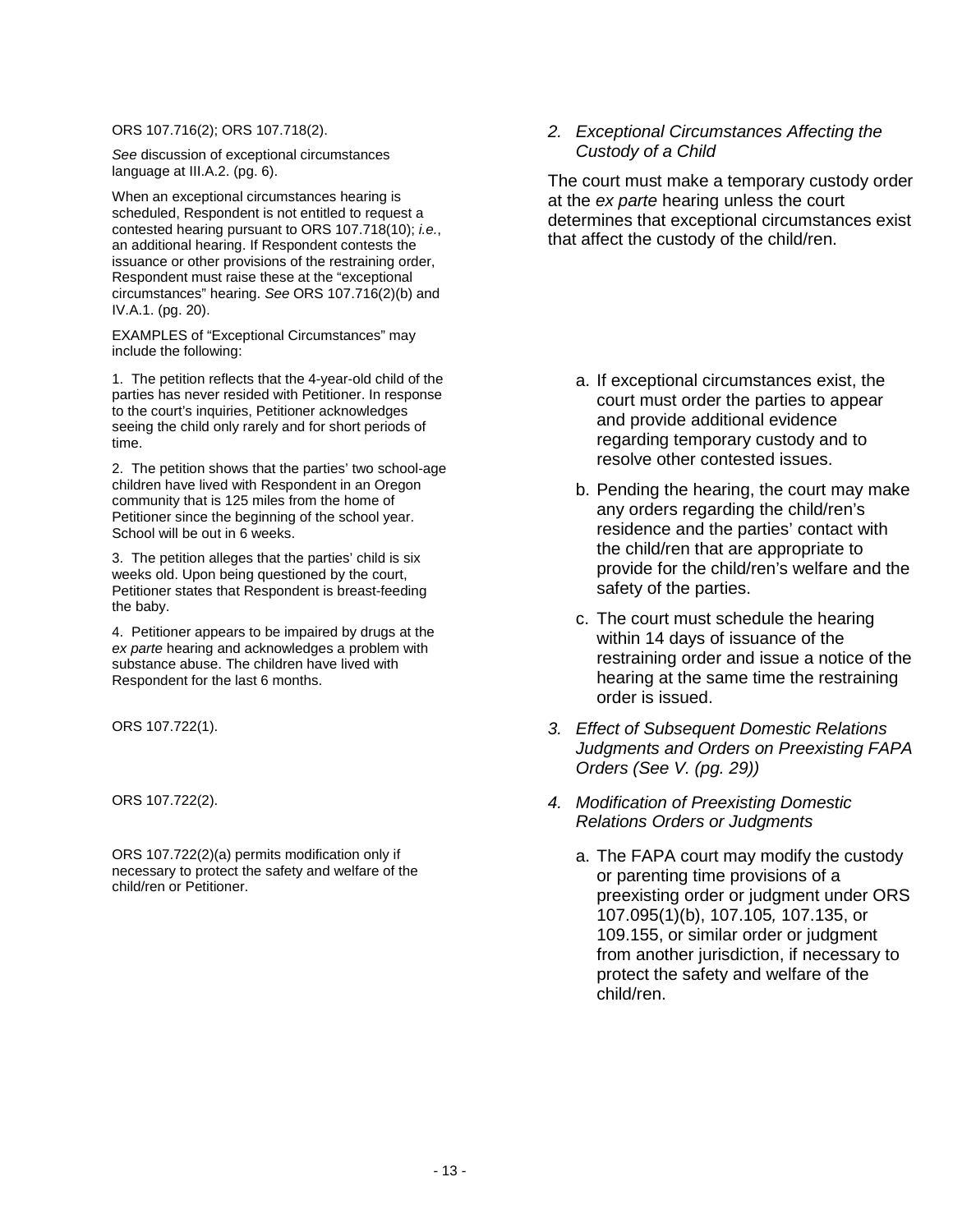ORS 107.716(2); ORS 107.718(2).

*See* discussion of exceptional circumstances language at III.A.2. (pg. 6).

When an exceptional circumstances hearing is scheduled, Respondent is not entitled to request a contested hearing pursuant to ORS 107.718(10); *i.e.*, an additional hearing. If Respondent contests the issuance or other provisions of the restraining order, Respondent must raise these at the "exceptional circumstances" hearing. *See* ORS 107.716(2)(b) and IV.A.1. (pg. 20).

EXAMPLES of "Exceptional Circumstances" may include the following:

1. The petition reflects that the 4-year-old child of the parties has never resided with Petitioner. In response to the court's inquiries, Petitioner acknowledges seeing the child only rarely and for short periods of time.

2. The petition shows that the parties' two school-age children have lived with Respondent in an Oregon community that is 125 miles from the home of Petitioner since the beginning of the school year. School will be out in 6 weeks.

3. The petition alleges that the parties' child is six weeks old. Upon being questioned by the court, Petitioner states that Respondent is breast-feeding the baby.

4. Petitioner appears to be impaired by drugs at the *ex parte* hearing and acknowledges a problem with substance abuse. The children have lived with Respondent for the last 6 months.

*2. Exceptional Circumstances Affecting the Custody of a Child*

The court must make a temporary custody order at the *ex parte* hearing unless the court determines that exceptional circumstances exist that affect the custody of the child/ren.

a. If exceptional circumstances exist, the court must order the parties to appear and provide additional evidence regarding temporary custody and to resolve other contested issues.

b. Pending the hearing, the court may make any orders regarding the child/ren's residence and the parties' contact with the child/ren that are appropriate to provide for the child/ren's welfare and the safety of the parties.

c. The court must schedule the hearing within 14 days of issuance of the restraining order and issue a notice of the hearing at the same time the restraining order is issued.

ORS 107.722(1).

*3. Effect of Subsequent Domestic Relations Judgments and Orders on Preexisting FAPA Orders (See V. (pg. 29))*

ORS 107.722(2).

*4. Modification of Preexisting Domestic Relations Orders or Judgments*

ORS 107.722(2)(a) permits modification only if necessary to protect the safety and welfare of the child/ren or Petitioner.

a. The FAPA court may modify the custody or parenting time provisions of a preexisting order or judgment under ORS 107.095(1)(b), 107.105, 107.135, or 109.155, or similar order or judgment from another jurisdiction, if necessary to protect the safety and welfare of the child/ren.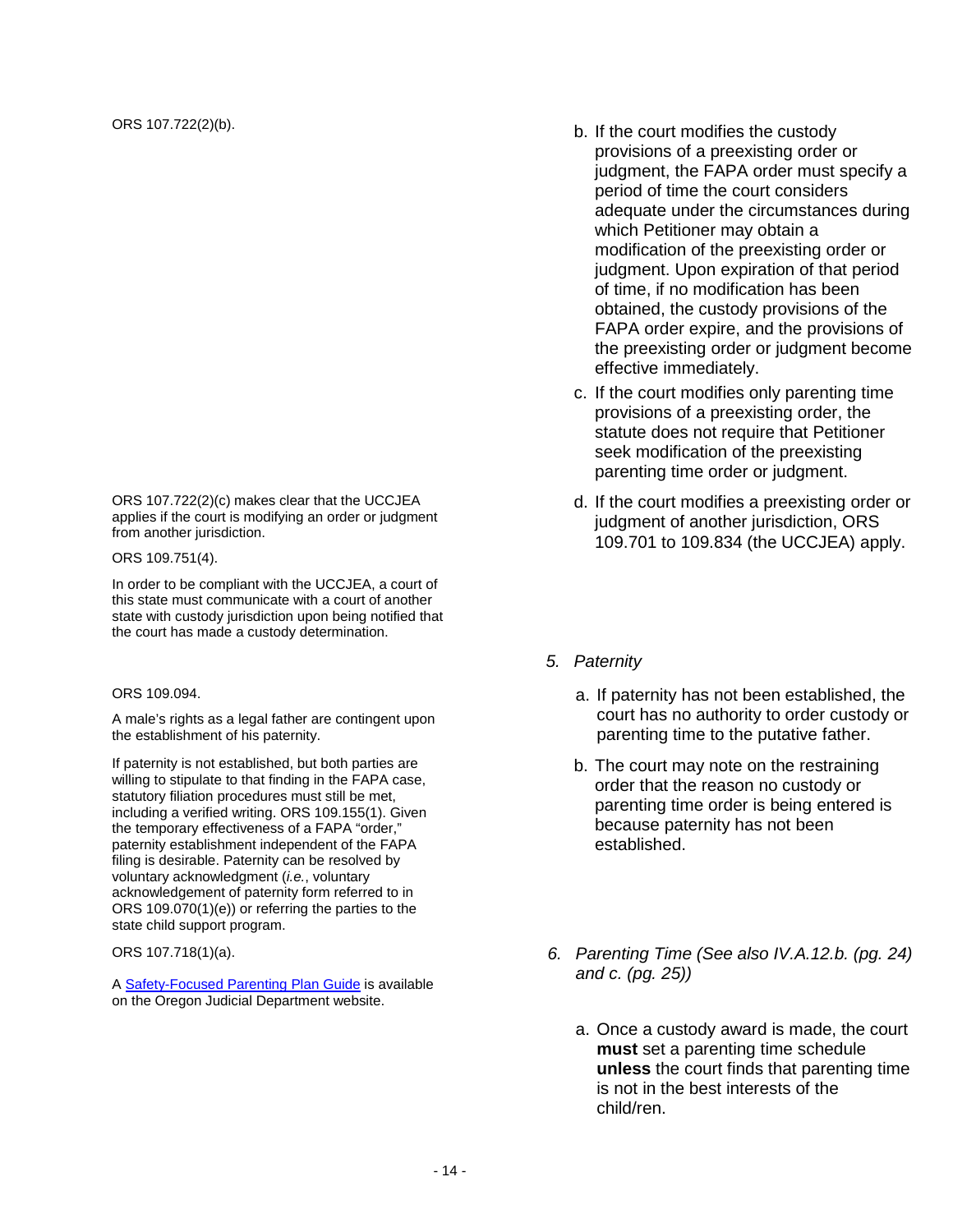ORS 107.722(2)(b).

b. If the court modifies the custody provisions of a preexisting order or judgment, the FAPA order must specify a period of time the court considers adequate under the circumstances during which Petitioner may obtain a modification of the preexisting order or judgment. Upon expiration of that period of time, if no modification has been obtained, the custody provisions of the FAPA order expire, and the provisions of the preexisting order or judgment become effective immediately.

c. If the court modifies only parenting time provisions of a preexisting order, the statute does not require that Petitioner seek modification of the preexisting parenting time order or judgment.

ORS 107.722(2)(c) makes clear that the UCCJEA applies if the court is modifying an order or judgment from another jurisdiction.

ORS 109.751(4).

In order to be compliant with the UCCJEA, a court of this state must communicate with a court of another state with custody jurisdiction upon being notified that the court has made a custody determination.

d. If the court modifies a preexisting order or judgment of another jurisdiction, ORS 109.701 to 109.834 (the UCCJEA) apply.

*5. Paternity*

ORS 109.094.

A male's rights as a legal father are contingent upon the establishment of his paternity.

If paternity is not established, but both parties are willing to stipulate to that finding in the FAPA case, statutory filiation procedures must still be met, including a verified writing. ORS 109.155(1). Given the temporary effectiveness of a FAPA "order," paternity establishment independent of the FAPA filing is desirable. Paternity can be resolved by voluntary acknowledgment (*i.e.*, voluntary acknowledgement of paternity form referred to in ORS 109.070(1)(e)) or referring the parties to the state child support program.

a. If paternity has not been established, the court has no authority to order custody or parenting time to the putative father.

b. The court may note on the restraining order that the reason no custody or parenting time order is being entered is because paternity has not been established.

*6. Parenting Time (See also IV.A.12.b. (pg. 24) and c. (pg. 25))*

ORS 107.718(1)(a).

A Safety-Focused Parenting Plan Guide is available on the Oregon Judicial Department website.

a. Once a custody award is made, the court **must** set a parenting time schedule **unless** the court finds that parenting time is not in the best interests of the child/ren.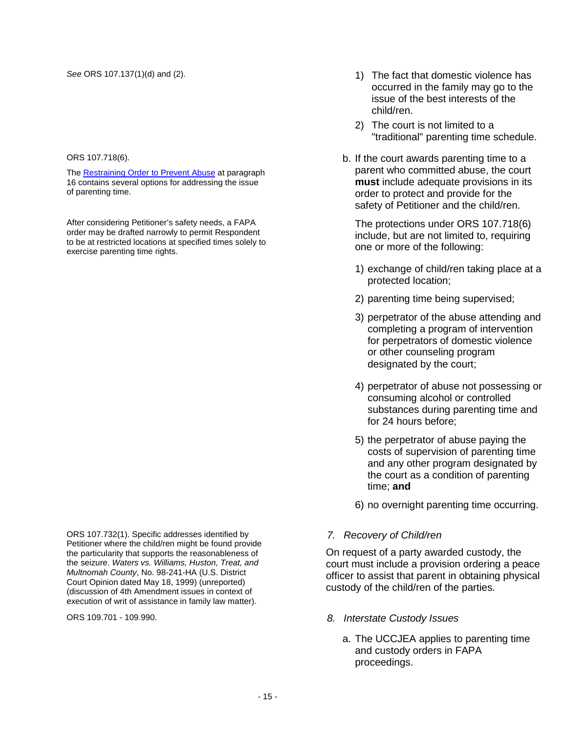See ORS 107.137(1)(d) and (2).

1) The fact that domestic violence has occurred in the family may go to the issue of the best interests of the child/ren.

2) The court is not limited to a "traditional" parenting time schedule.

ORS 107.718(6).

The Restraining Order to Prevent Abuse at paragraph 16 contains several options for addressing the issue of parenting time.

After considering Petitioner's safety needs, a FAPA order may be drafted narrowly to permit Respondent to be at restricted locations at specified times solely to exercise parenting time rights.

b. If the court awards parenting time to a parent who committed abuse, the court **must** include adequate provisions in its order to protect and provide for the safety of Petitioner and the child/ren.

   The protections under ORS 107.718(6) include, but are not limited to, requiring one or more of the following:

   1) exchange of child/ren taking place at a protected location;

   2) parenting time being supervised;

   3) perpetrator of the abuse attending and completing a program of intervention for perpetrators of domestic violence or other counseling program designated by the court;

   4) perpetrator of abuse not possessing or consuming alcohol or controlled substances during parenting time and for 24 hours before;

   5) the perpetrator of abuse paying the costs of supervision of parenting time and any other program designated by the court as a condition of parenting time; **and**

   6) no overnight parenting time occurring.

ORS 107.732(1). Specific addresses identified by Petitioner where the child/ren might be found provide the particularity that supports the reasonableness of the seizure. *Waters vs. Williams, Huston, Treat, and Multnomah County*, No. 98-241-HA (U.S. District Court Opinion dated May 18, 1999) (unreported) (discussion of 4th Amendment issues in context of execution of writ of assistance in family law matter).

*7. Recovery of Child/ren*

On request of a party awarded custody, the court must include a provision ordering a peace officer to assist that parent in obtaining physical custody of the child/ren of the parties.

ORS 109.701 - 109.990.

*8. Interstate Custody Issues*

a. The UCCJEA applies to parenting time and custody orders in FAPA proceedings.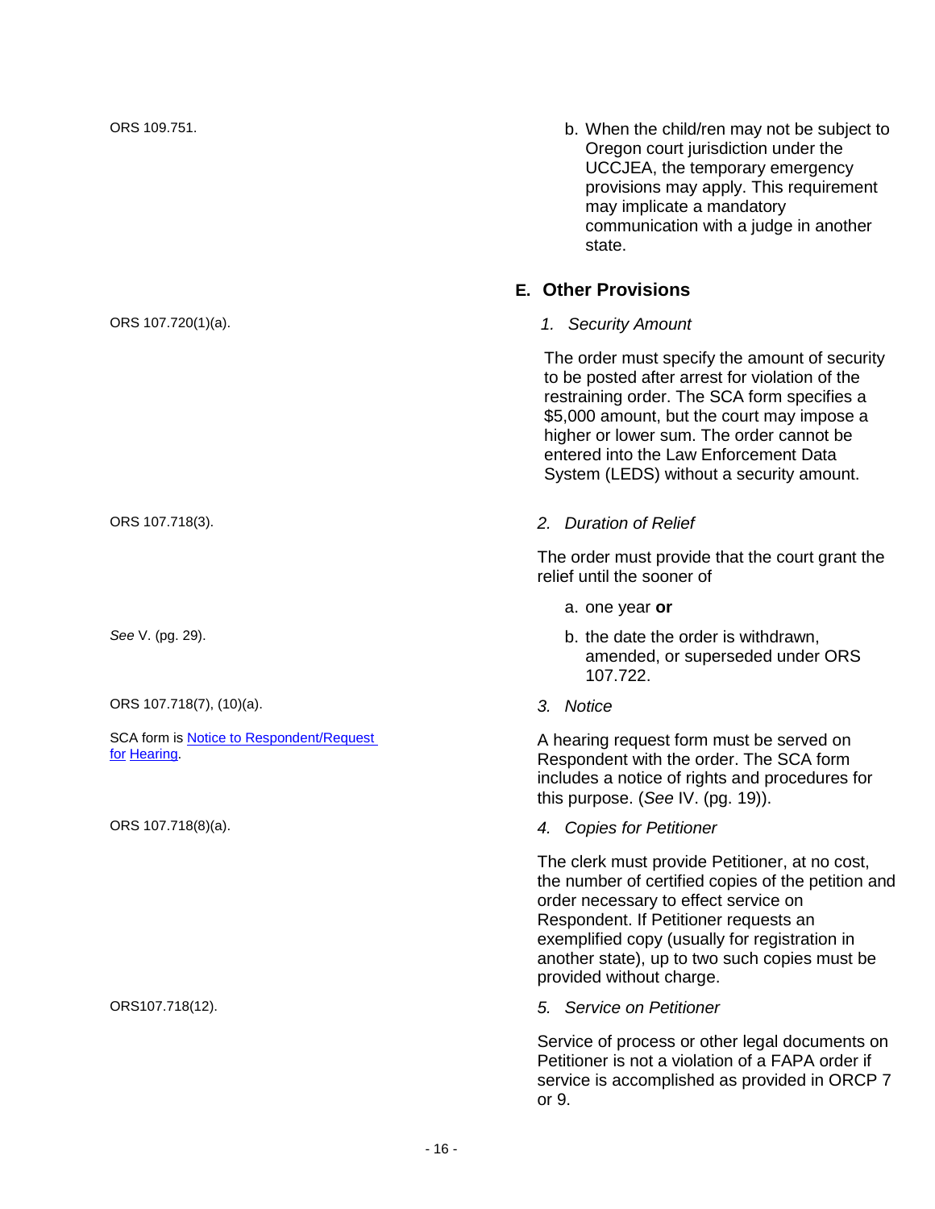ORS 109.751.

b. When the child/ren may not be subject to Oregon court jurisdiction under the UCCJEA, the temporary emergency provisions may apply. This requirement may implicate a mandatory communication with a judge in another state.

## E. Other Provisions

ORS 107.720(1)(a).

*1. Security Amount*

The order must specify the amount of security to be posted after arrest for violation of the restraining order. The SCA form specifies a $5,000 amount, but the court may impose a higher or lower sum. The order cannot be entered into the Law Enforcement Data System (LEDS) without a security amount.

ORS 107.718(3).

*2. Duration of Relief*

The order must provide that the court grant the relief until the sooner of

a. one year **or**

*See* V. (pg. 29).

b. the date the order is withdrawn, amended, or superseded under ORS 107.722.

ORS 107.718(7), (10)(a).

*3. Notice*

SCA form is Notice to Respondent/Request for Hearing.

A hearing request form must be served on Respondent with the order. The SCA form includes a notice of rights and procedures for this purpose. (*See* IV. (pg. 19)).

ORS 107.718(8)(a).

*4. Copies for Petitioner*

The clerk must provide Petitioner, at no cost, the number of certified copies of the petition and order necessary to effect service on Respondent. If Petitioner requests an exemplified copy (usually for registration in another state), up to two such copies must be provided without charge.

ORS107.718(12).

*5. Service on Petitioner*

Service of process or other legal documents on Petitioner is not a violation of a FAPA order if service is accomplished as provided in ORCP 7 or 9.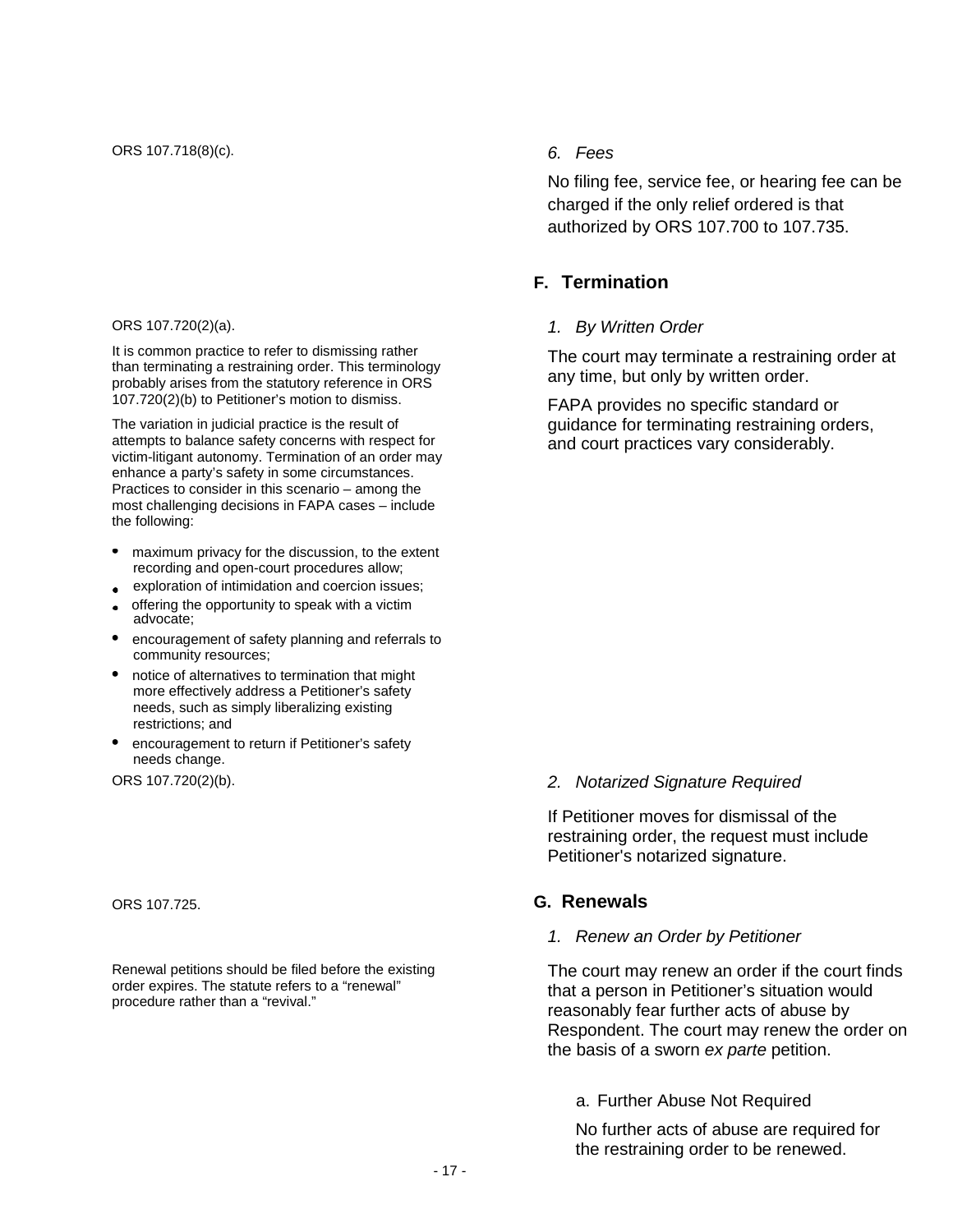ORS 107.718(8)(c).

*6. Fees*

No filing fee, service fee, or hearing fee can be charged if the only relief ordered is that authorized by ORS 107.700 to 107.735.

## F. Termination

ORS 107.720(2)(a).

It is common practice to refer to dismissing rather than terminating a restraining order. This terminology probably arises from the statutory reference in ORS 107.720(2)(b) to Petitioner's motion to dismiss.

The variation in judicial practice is the result of attempts to balance safety concerns with respect for victim-litigant autonomy. Termination of an order may enhance a party's safety in some circumstances. Practices to consider in this scenario – among the most challenging decisions in FAPA cases – include the following:

- maximum privacy for the discussion, to the extent recording and open-court procedures allow;
- exploration of intimidation and coercion issues;
- offering the opportunity to speak with a victim advocate;
- encouragement of safety planning and referrals to community resources;
- notice of alternatives to termination that might more effectively address a Petitioner's safety needs, such as simply liberalizing existing restrictions; and
- encouragement to return if Petitioner's safety needs change.

*1. By Written Order*

The court may terminate a restraining order at any time, but only by written order.

FAPA provides no specific standard or guidance for terminating restraining orders, and court practices vary considerably.

ORS 107.720(2)(b).

*2. Notarized Signature Required*

If Petitioner moves for dismissal of the restraining order, the request must include Petitioner's notarized signature.

## G. Renewals

ORS 107.725.

Renewal petitions should be filed before the existing order expires. The statute refers to a "renewal" procedure rather than a "revival."

*1. Renew an Order by Petitioner*

The court may renew an order if the court finds that a person in Petitioner's situation would reasonably fear further acts of abuse by Respondent. The court may renew the order on the basis of a sworn *ex parte* petition.

a. Further Abuse Not Required

No further acts of abuse are required for the restraining order to be renewed.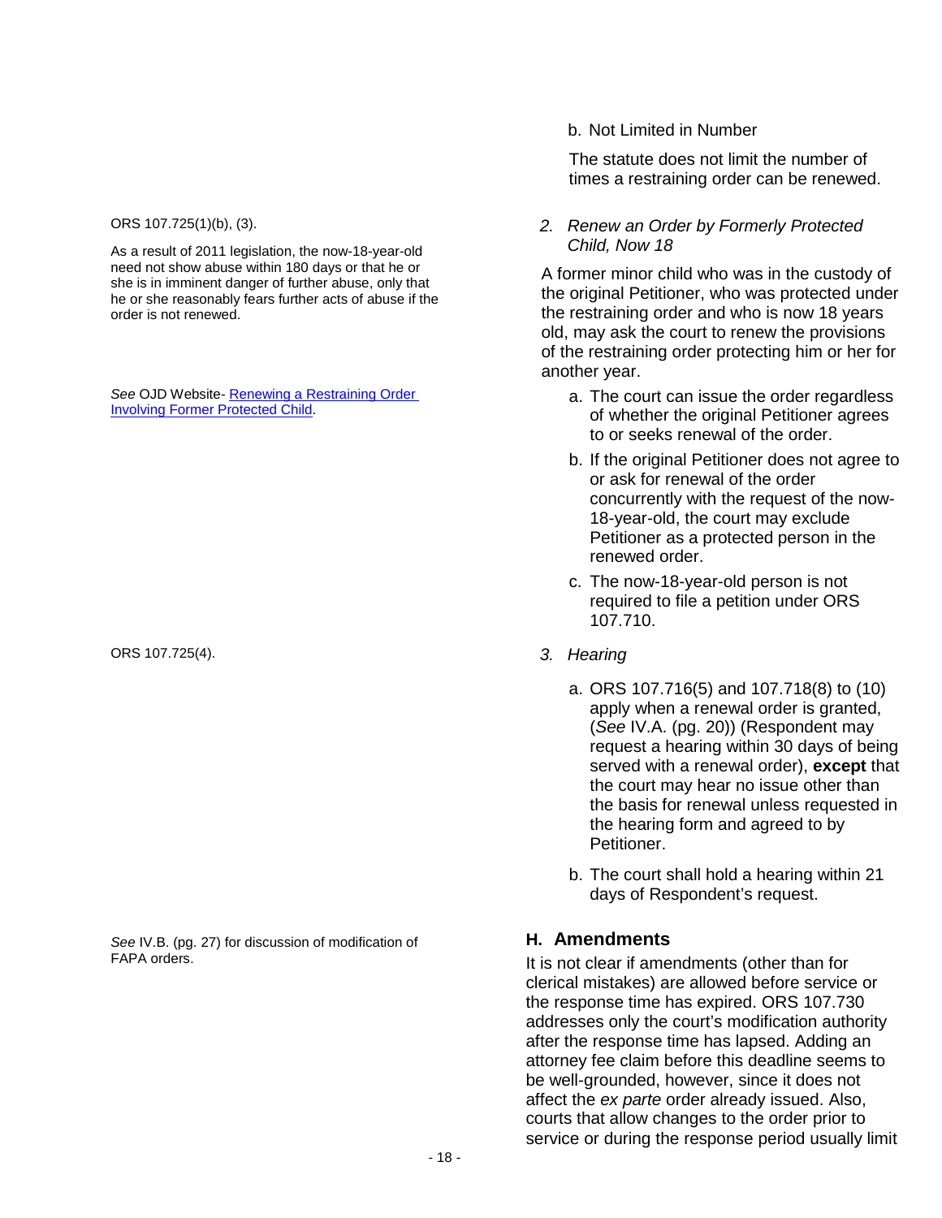b. Not Limited in Number

The statute does not limit the number of times a restraining order can be renewed.

ORS 107.725(1)(b), (3).

As a result of 2011 legislation, the now-18-year-old need not show abuse within 180 days or that he or she is in imminent danger of further abuse, only that he or she reasonably fears further acts of abuse if the order is not renewed.

*2. Renew an Order by Formerly Protected Child, Now 18*

A former minor child who was in the custody of the original Petitioner, who was protected under the restraining order and who is now 18 years old, may ask the court to renew the provisions of the restraining order protecting him or her for another year.

*See* OJD Website- Renewing a Restraining Order Involving Former Protected Child.

a. The court can issue the order regardless of whether the original Petitioner agrees to or seeks renewal of the order.

b. If the original Petitioner does not agree to or ask for renewal of the order concurrently with the request of the now-18-year-old, the court may exclude Petitioner as a protected person in the renewed order.

c. The now-18-year-old person is not required to file a petition under ORS 107.710.

ORS 107.725(4).

*3. Hearing*

a. ORS 107.716(5) and 107.718(8) to (10) apply when a renewal order is granted, (*See* IV.A. (pg. 20)) (Respondent may request a hearing within 30 days of being served with a renewal order), **except** that the court may hear no issue other than the basis for renewal unless requested in the hearing form and agreed to by Petitioner.

b. The court shall hold a hearing within 21 days of Respondent's request.

## H. Amendments

*See* IV.B. (pg. 27) for discussion of modification of FAPA orders.

It is not clear if amendments (other than for clerical mistakes) are allowed before service or the response time has expired. ORS 107.730 addresses only the court's modification authority after the response time has lapsed. Adding an attorney fee claim before this deadline seems to be well-grounded, however, since it does not affect the *ex parte* order already issued. Also, courts that allow changes to the order prior to service or during the response period usually limit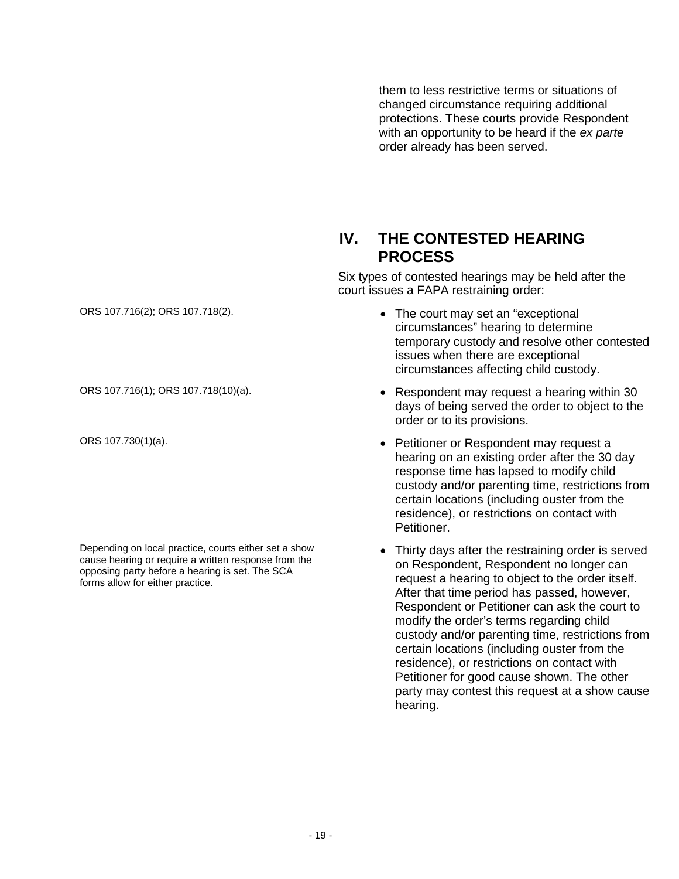them to less restrictive terms or situations of changed circumstance requiring additional protections. These courts provide Respondent with an opportunity to be heard if the *ex parte* order already has been served.

## IV. THE CONTESTED HEARING PROCESS

Six types of contested hearings may be held after the court issues a FAPA restraining order:

ORS 107.716(2); ORS 107.718(2).

- The court may set an "exceptional circumstances" hearing to determine temporary custody and resolve other contested issues when there are exceptional circumstances affecting child custody.

ORS 107.716(1); ORS 107.718(10)(a).

- Respondent may request a hearing within 30 days of being served the order to object to the order or to its provisions.

ORS 107.730(1)(a).

- Petitioner or Respondent may request a hearing on an existing order after the 30 day response time has lapsed to modify child custody and/or parenting time, restrictions from certain locations (including ouster from the residence), or restrictions on contact with Petitioner.

Depending on local practice, courts either set a show cause hearing or require a written response from the opposing party before a hearing is set. The SCA forms allow for either practice.

- Thirty days after the restraining order is served on Respondent, Respondent no longer can request a hearing to object to the order itself. After that time period has passed, however, Respondent or Petitioner can ask the court to modify the order's terms regarding child custody and/or parenting time, restrictions from certain locations (including ouster from the residence), or restrictions on contact with Petitioner for good cause shown. The other party may contest this request at a show cause hearing.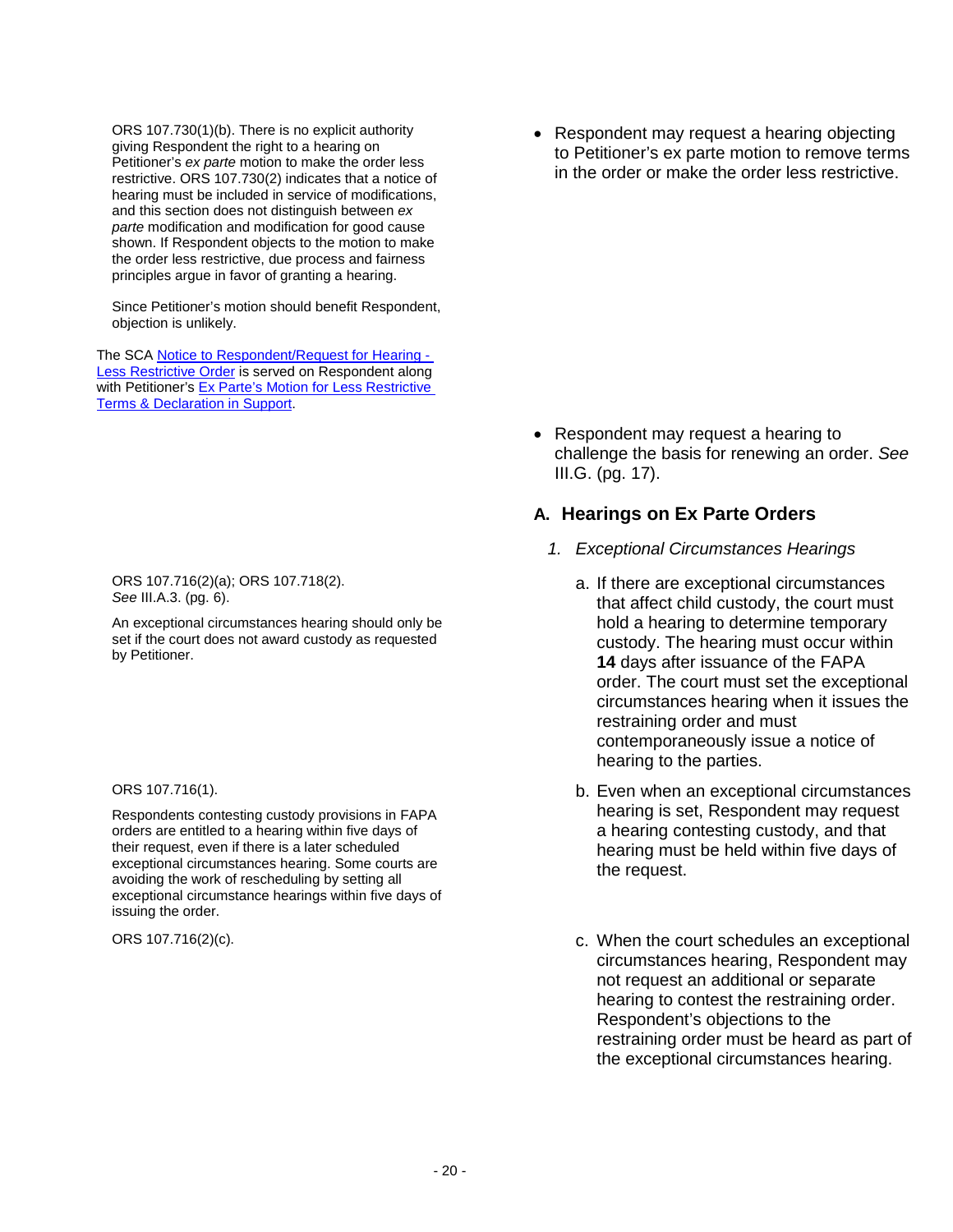ORS 107.730(1)(b). There is no explicit authority giving Respondent the right to a hearing on Petitioner's *ex parte* motion to make the order less restrictive. ORS 107.730(2) indicates that a notice of hearing must be included in service of modifications, and this section does not distinguish between *ex parte* modification and modification for good cause shown. If Respondent objects to the motion to make the order less restrictive, due process and fairness principles argue in favor of granting a hearing.

Since Petitioner's motion should benefit Respondent, objection is unlikely.

The SCA [Notice to Respondent/Request for Hearing - Less Restrictive Order]() is served on Respondent along with Petitioner's [Ex Parte's Motion for Less Restrictive Terms & Declaration in Support]().

- Respondent may request a hearing objecting to Petitioner's ex parte motion to remove terms in the order or make the order less restrictive.

- Respondent may request a hearing to challenge the basis for renewing an order. *See* III.G. (pg. 17).

## A. Hearings on Ex Parte Orders

### 1. *Exceptional Circumstances Hearings*

ORS 107.716(2)(a); ORS 107.718(2). *See* III.A.3. (pg. 6).

An exceptional circumstances hearing should only be set if the court does not award custody as requested by Petitioner.

a. If there are exceptional circumstances that affect child custody, the court must hold a hearing to determine temporary custody. The hearing must occur within **14** days after issuance of the FAPA order. The court must set the exceptional circumstances hearing when it issues the restraining order and must contemporaneously issue a notice of hearing to the parties.

ORS 107.716(1).

Respondents contesting custody provisions in FAPA orders are entitled to a hearing within five days of their request, even if there is a later scheduled exceptional circumstances hearing. Some courts are avoiding the work of rescheduling by setting all exceptional circumstance hearings within five days of issuing the order.

b. Even when an exceptional circumstances hearing is set, Respondent may request a hearing contesting custody, and that hearing must be held within five days of the request.

ORS 107.716(2)(c).

c. When the court schedules an exceptional circumstances hearing, Respondent may not request an additional or separate hearing to contest the restraining order. Respondent's objections to the restraining order must be heard as part of the exceptional circumstances hearing.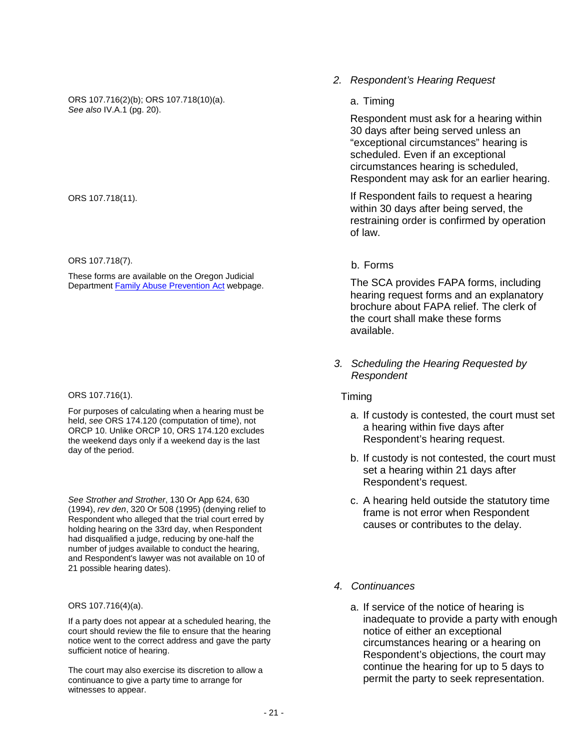### 2. *Respondent's Hearing Request*

#### a. Timing

ORS 107.716(2)(b); ORS 107.718(10)(a). *See also* IV.A.1 (pg. 20).

Respondent must ask for a hearing within 30 days after being served unless an "exceptional circumstances" hearing is scheduled. Even if an exceptional circumstances hearing is scheduled, Respondent may ask for an earlier hearing.

ORS 107.718(11).

If Respondent fails to request a hearing within 30 days after being served, the restraining order is confirmed by operation of law.

#### b. Forms

ORS 107.718(7).

These forms are available on the Oregon Judicial Department [Family Abuse Prevention Act](#) webpage.

The SCA provides FAPA forms, including hearing request forms and an explanatory brochure about FAPA relief. The clerk of the court shall make these forms available.

### 3. *Scheduling the Hearing Requested by Respondent*

Timing

ORS 107.716(1).

For purposes of calculating when a hearing must be held, *see* ORS 174.120 (computation of time), not ORCP 10. Unlike ORCP 10, ORS 174.120 excludes the weekend days only if a weekend day is the last day of the period.

a. If custody is contested, the court must set a hearing within five days after Respondent's hearing request.

b. If custody is not contested, the court must set a hearing within 21 days after Respondent's request.

*See Strother and Strother*, 130 Or App 624, 630 (1994), *rev den*, 320 Or 508 (1995) (denying relief to Respondent who alleged that the trial court erred by holding hearing on the 33rd day, when Respondent had disqualified a judge, reducing by one-half the number of judges available to conduct the hearing, and Respondent's lawyer was not available on 10 of 21 possible hearing dates).

c. A hearing held outside the statutory time frame is not error when Respondent causes or contributes to the delay.

### 4. *Continuances*

ORS 107.716(4)(a).

If a party does not appear at a scheduled hearing, the court should review the file to ensure that the hearing notice went to the correct address and gave the party sufficient notice of hearing.

The court may also exercise its discretion to allow a continuance to give a party time to arrange for witnesses to appear.

a. If service of the notice of hearing is inadequate to provide a party with enough notice of either an exceptional circumstances hearing or a hearing on Respondent's objections, the court may continue the hearing for up to 5 days to permit the party to seek representation.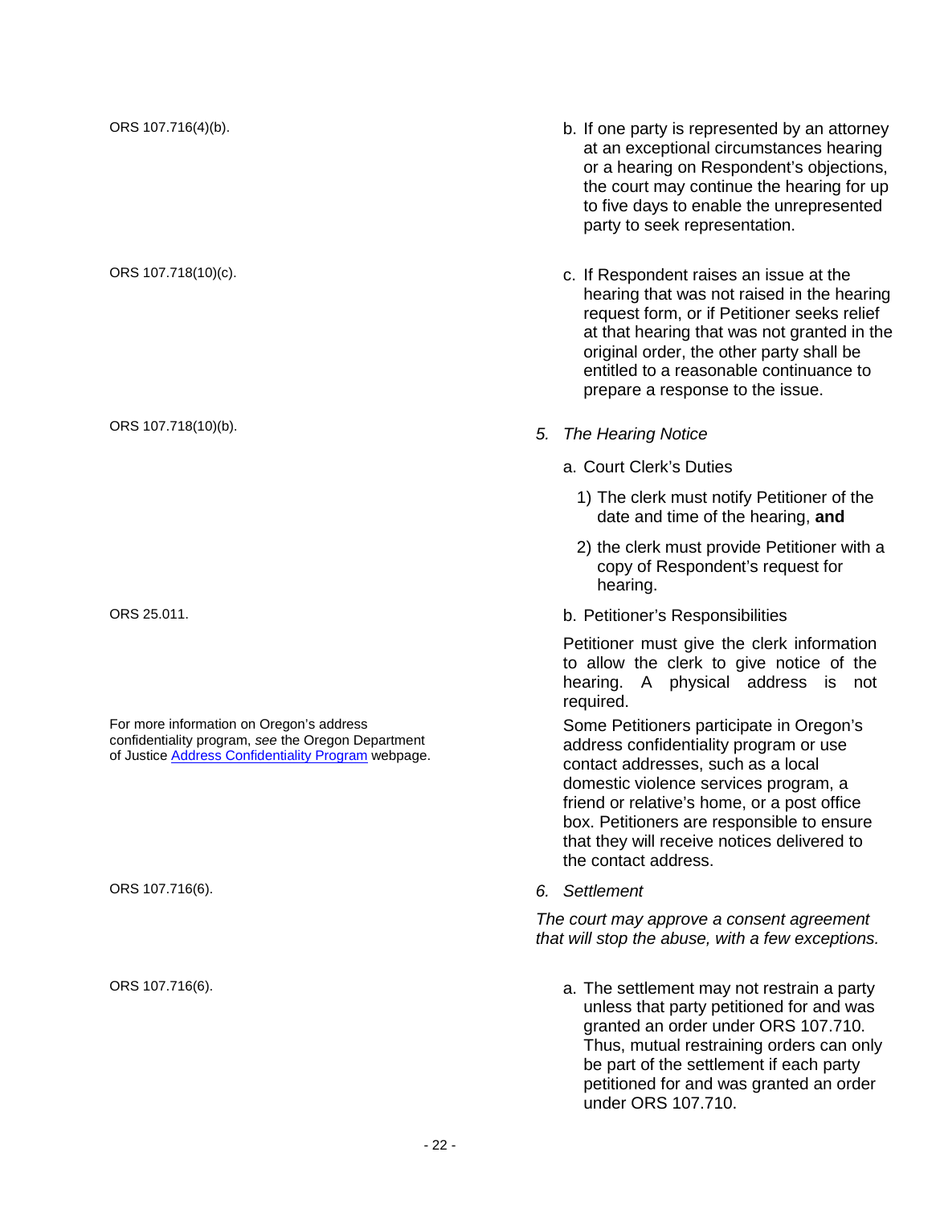ORS 107.716(4)(b).

b. If one party is represented by an attorney at an exceptional circumstances hearing or a hearing on Respondent's objections, the court may continue the hearing for up to five days to enable the unrepresented party to seek representation.

ORS 107.718(10)(c).

c. If Respondent raises an issue at the hearing that was not raised in the hearing request form, or if Petitioner seeks relief at that hearing that was not granted in the original order, the other party shall be entitled to a reasonable continuance to prepare a response to the issue.

ORS 107.718(10)(b).

*5. The Hearing Notice*

a. Court Clerk's Duties

1) The clerk must notify Petitioner of the date and time of the hearing, **and**

2) the clerk must provide Petitioner with a copy of Respondent's request for hearing.

ORS 25.011.

b. Petitioner's Responsibilities

Petitioner must give the clerk information to allow the clerk to give notice of the hearing. A physical address is not required.

For more information on Oregon's address confidentiality program, *see* the Oregon Department of Justice Address Confidentiality Program webpage.

Some Petitioners participate in Oregon's address confidentiality program or use contact addresses, such as a local domestic violence services program, a friend or relative's home, or a post office box. Petitioners are responsible to ensure that they will receive notices delivered to the contact address.

ORS 107.716(6).

*6. Settlement*

*The court may approve a consent agreement that will stop the abuse, with a few exceptions.*

ORS 107.716(6).

a. The settlement may not restrain a party unless that party petitioned for and was granted an order under ORS 107.710. Thus, mutual restraining orders can only be part of the settlement if each party petitioned for and was granted an order under ORS 107.710.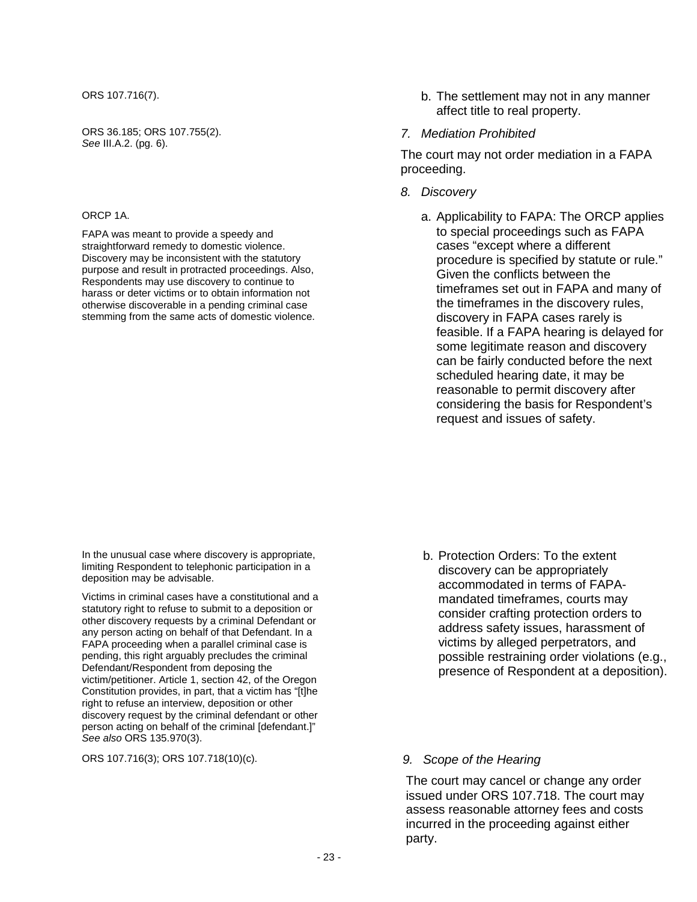ORS 107.716(7).

b. The settlement may not in any manner affect title to real property.

ORS 36.185; ORS 107.755(2).
*See* III.A.2. (pg. 6).

*7. Mediation Prohibited*

The court may not order mediation in a FAPA proceeding.

*8. Discovery*

ORCP 1A.

FAPA was meant to provide a speedy and straightforward remedy to domestic violence. Discovery may be inconsistent with the statutory purpose and result in protracted proceedings. Also, Respondents may use discovery to continue to harass or deter victims or to obtain information not otherwise discoverable in a pending criminal case stemming from the same acts of domestic violence.

a. Applicability to FAPA: The ORCP applies to special proceedings such as FAPA cases "except where a different procedure is specified by statute or rule." Given the conflicts between the timeframes set out in FAPA and many of the timeframes in the discovery rules, discovery in FAPA cases rarely is feasible. If a FAPA hearing is delayed for some legitimate reason and discovery can be fairly conducted before the next scheduled hearing date, it may be reasonable to permit discovery after considering the basis for Respondent's request and issues of safety.

In the unusual case where discovery is appropriate, limiting Respondent to telephonic participation in a deposition may be advisable.

Victims in criminal cases have a constitutional and a statutory right to refuse to submit to a deposition or other discovery requests by a criminal Defendant or any person acting on behalf of that Defendant. In a FAPA proceeding when a parallel criminal case is pending, this right arguably precludes the criminal Defendant/Respondent from deposing the victim/petitioner. Article 1, section 42, of the Oregon Constitution provides, in part, that a victim has "[t]he right to refuse an interview, deposition or other discovery request by the criminal defendant or other person acting on behalf of the criminal [defendant.]" *See also* ORS 135.970(3).

b. Protection Orders: To the extent discovery can be appropriately accommodated in terms of FAPA-mandated timeframes, courts may consider crafting protection orders to address safety issues, harassment of victims by alleged perpetrators, and possible restraining order violations (e.g., presence of Respondent at a deposition).

ORS 107.716(3); ORS 107.718(10)(c).

*9. Scope of the Hearing*

The court may cancel or change any order issued under ORS 107.718. The court may assess reasonable attorney fees and costs incurred in the proceeding against either party.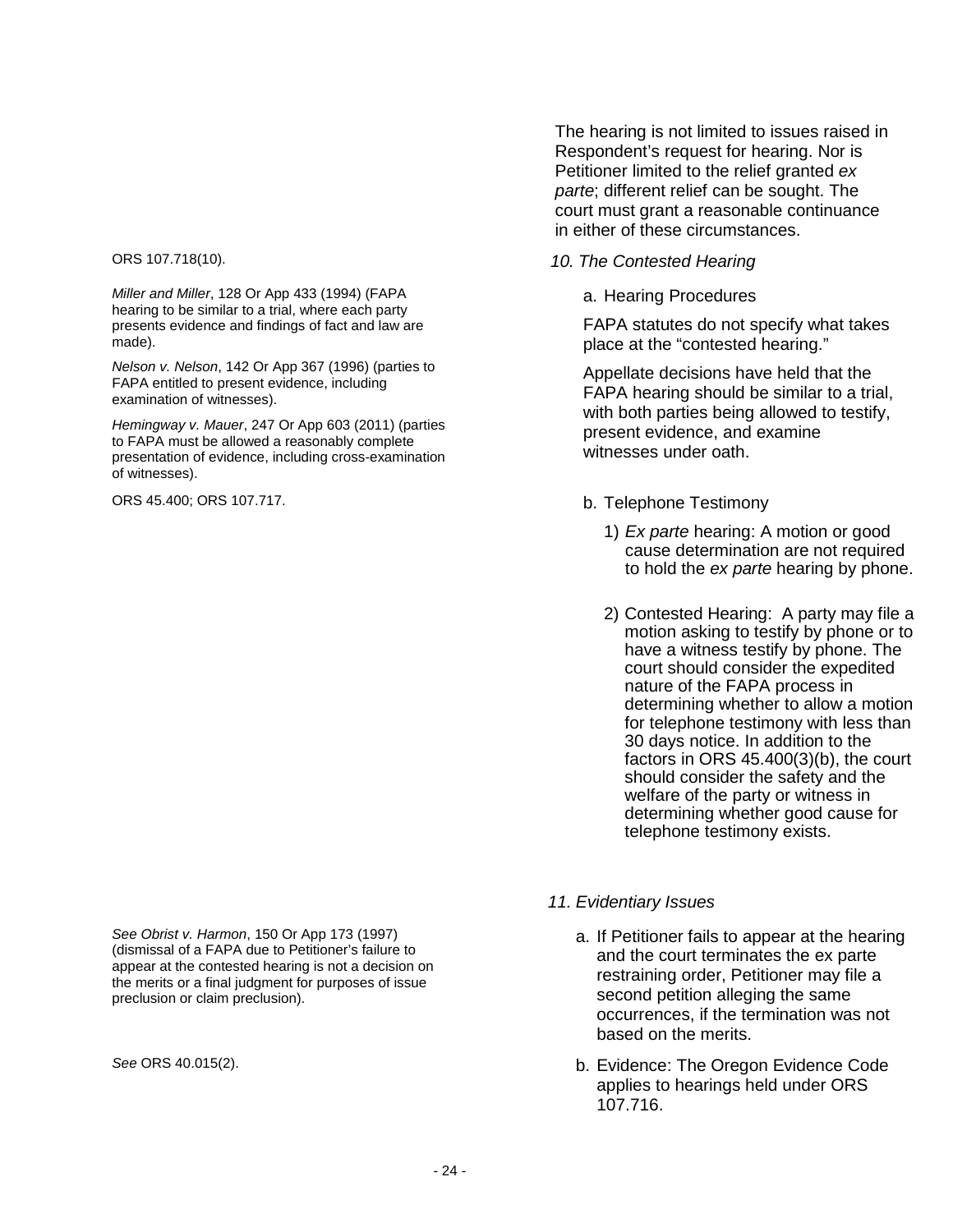The hearing is not limited to issues raised in Respondent's request for hearing. Nor is Petitioner limited to the relief granted *ex parte*; different relief can be sought. The court must grant a reasonable continuance in either of these circumstances.

ORS 107.718(10).

*10. The Contested Hearing*

a. Hearing Procedures

FAPA statutes do not specify what takes place at the "contested hearing."

*Miller and Miller*, 128 Or App 433 (1994) (FAPA hearing to be similar to a trial, where each party presents evidence and findings of fact and law are made).

*Nelson v. Nelson*, 142 Or App 367 (1996) (parties to FAPA entitled to present evidence, including examination of witnesses).

*Hemingway v. Mauer*, 247 Or App 603 (2011) (parties to FAPA must be allowed a reasonably complete presentation of evidence, including cross-examination of witnesses).

Appellate decisions have held that the FAPA hearing should be similar to a trial, with both parties being allowed to testify, present evidence, and examine witnesses under oath.

ORS 45.400; ORS 107.717.

b. Telephone Testimony

1) *Ex parte* hearing: A motion or good cause determination are not required to hold the *ex parte* hearing by phone.

2) Contested Hearing: A party may file a motion asking to testify by phone or to have a witness testify by phone. The court should consider the expedited nature of the FAPA process in determining whether to allow a motion for telephone testimony with less than 30 days notice. In addition to the factors in ORS 45.400(3)(b), the court should consider the safety and the welfare of the party or witness in determining whether good cause for telephone testimony exists.

*11. Evidentiary Issues*

*See Obrist v. Harmon*, 150 Or App 173 (1997) (dismissal of a FAPA due to Petitioner's failure to appear at the contested hearing is not a decision on the merits or a final judgment for purposes of issue preclusion or claim preclusion).

a. If Petitioner fails to appear at the hearing and the court terminates the ex parte restraining order, Petitioner may file a second petition alleging the same occurrences, if the termination was not based on the merits.

*See* ORS 40.015(2).

b. Evidence: The Oregon Evidence Code applies to hearings held under ORS 107.716.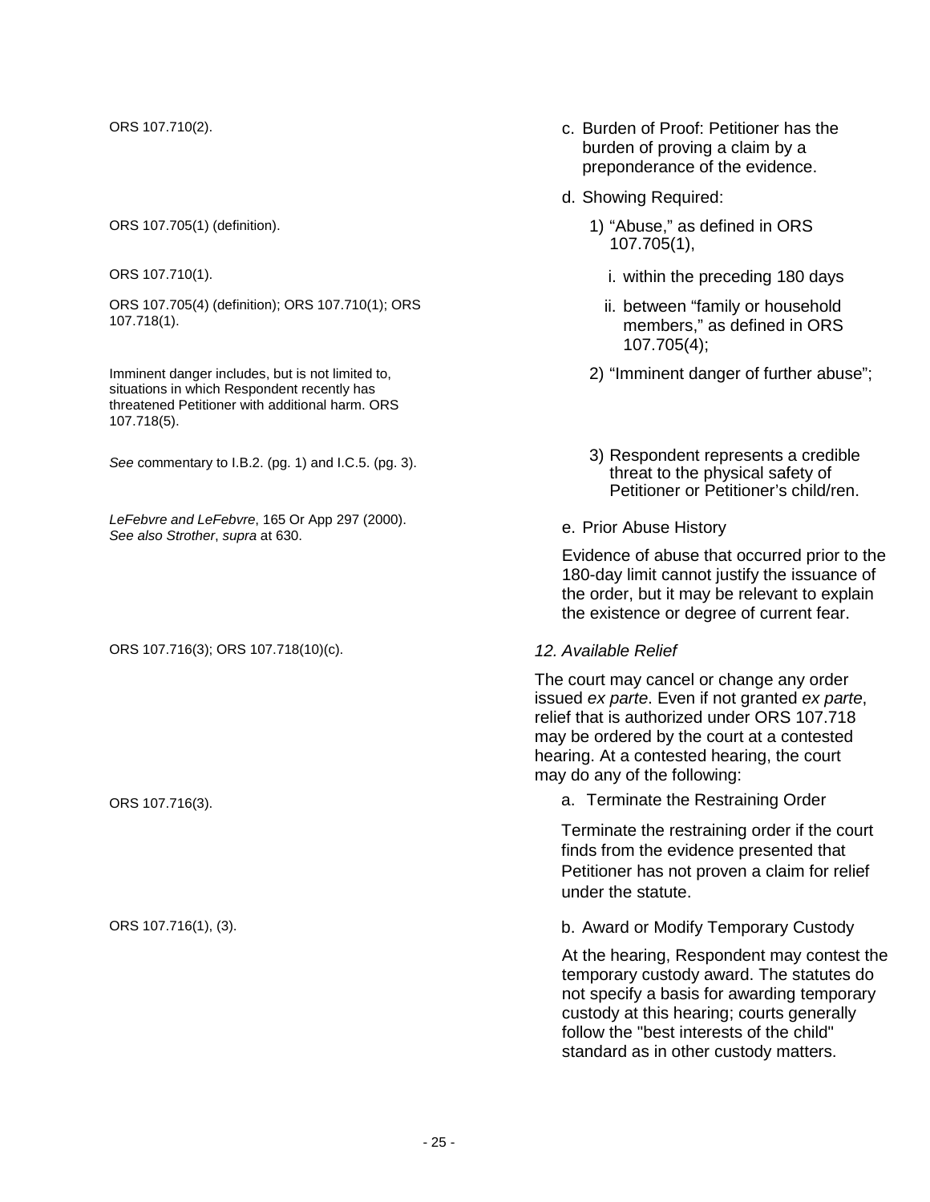ORS 107.710(2).

c. Burden of Proof: Petitioner has the burden of proving a claim by a preponderance of the evidence.

d. Showing Required:

ORS 107.705(1) (definition).

1) "Abuse," as defined in ORS 107.705(1),

ORS 107.710(1).

i. within the preceding 180 days

ORS 107.705(4) (definition); ORS 107.710(1); ORS 107.718(1).

ii. between "family or household members," as defined in ORS 107.705(4);

Imminent danger includes, but is not limited to, situations in which Respondent recently has threatened Petitioner with additional harm. ORS 107.718(5).

2) "Imminent danger of further abuse";

*See* commentary to I.B.2. (pg. 1) and I.C.5. (pg. 3).

3) Respondent represents a credible threat to the physical safety of Petitioner or Petitioner's child/ren.

*LeFebvre and LeFebvre*, 165 Or App 297 (2000). *See also Strother*, *supra* at 630.

e. Prior Abuse History

Evidence of abuse that occurred prior to the 180-day limit cannot justify the issuance of the order, but it may be relevant to explain the existence or degree of current fear.

ORS 107.716(3); ORS 107.718(10)(c).

*12. Available Relief*

The court may cancel or change any order issued *ex parte*. Even if not granted *ex parte*, relief that is authorized under ORS 107.718 may be ordered by the court at a contested hearing. At a contested hearing, the court may do any of the following:

ORS 107.716(3).

a. Terminate the Restraining Order

Terminate the restraining order if the court finds from the evidence presented that Petitioner has not proven a claim for relief under the statute.

ORS 107.716(1), (3).

b. Award or Modify Temporary Custody

At the hearing, Respondent may contest the temporary custody award. The statutes do not specify a basis for awarding temporary custody at this hearing; courts generally follow the "best interests of the child" standard as in other custody matters.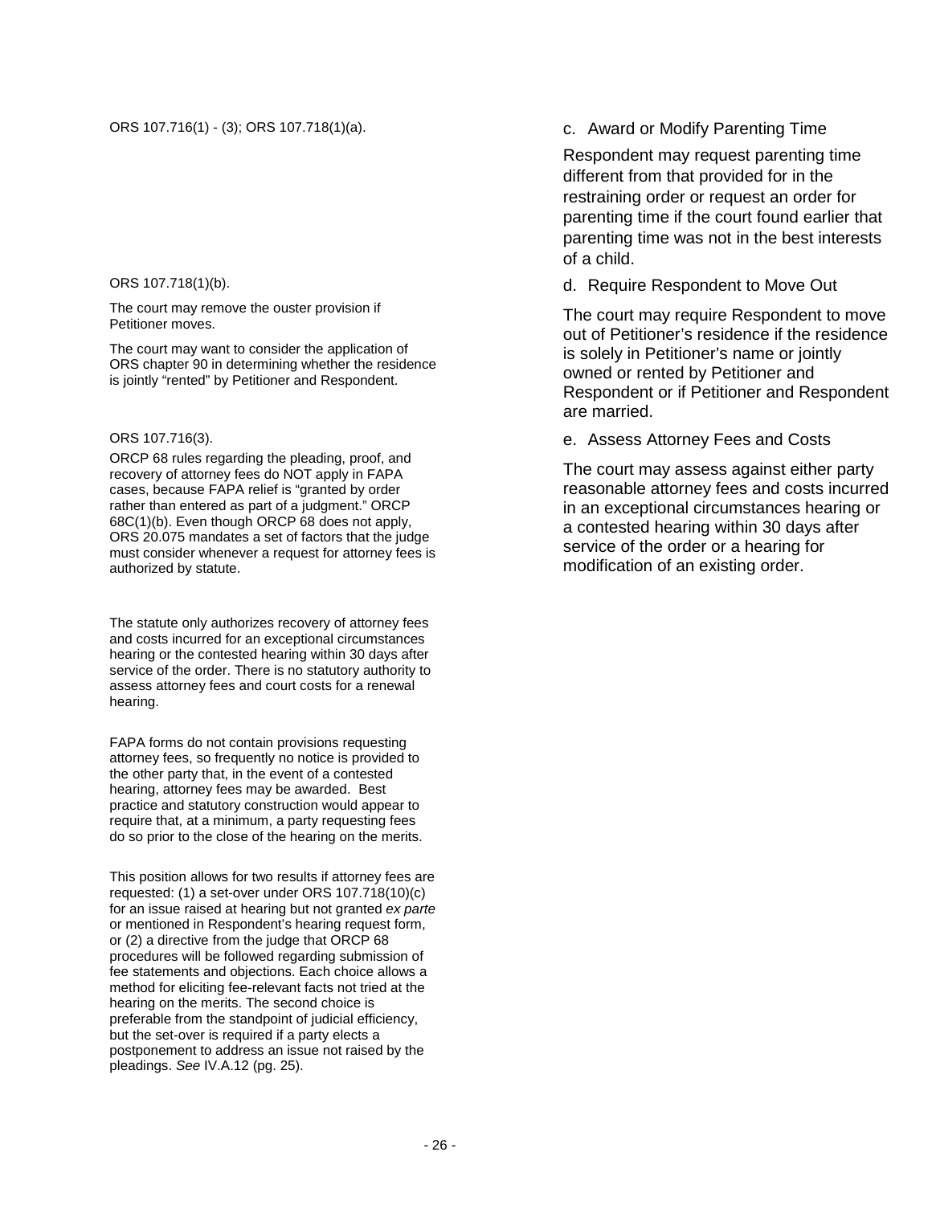ORS 107.716(1) - (3); ORS 107.718(1)(a).

c. Award or Modify Parenting Time

Respondent may request parenting time different from that provided for in the restraining order or request an order for parenting time if the court found earlier that parenting time was not in the best interests of a child.

ORS 107.718(1)(b).

The court may remove the ouster provision if Petitioner moves.

The court may want to consider the application of ORS chapter 90 in determining whether the residence is jointly "rented" by Petitioner and Respondent.

d. Require Respondent to Move Out

The court may require Respondent to move out of Petitioner's residence if the residence is solely in Petitioner's name or jointly owned or rented by Petitioner and Respondent or if Petitioner and Respondent are married.

ORS 107.716(3).

ORCP 68 rules regarding the pleading, proof, and recovery of attorney fees do NOT apply in FAPA cases, because FAPA relief is "granted by order rather than entered as part of a judgment." ORCP 68C(1)(b). Even though ORCP 68 does not apply, ORS 20.075 mandates a set of factors that the judge must consider whenever a request for attorney fees is authorized by statute.

e. Assess Attorney Fees and Costs

The court may assess against either party reasonable attorney fees and costs incurred in an exceptional circumstances hearing or a contested hearing within 30 days after service of the order or a hearing for modification of an existing order.

The statute only authorizes recovery of attorney fees and costs incurred for an exceptional circumstances hearing or the contested hearing within 30 days after service of the order. There is no statutory authority to assess attorney fees and court costs for a renewal hearing.

FAPA forms do not contain provisions requesting attorney fees, so frequently no notice is provided to the other party that, in the event of a contested hearing, attorney fees may be awarded. Best practice and statutory construction would appear to require that, at a minimum, a party requesting fees do so prior to the close of the hearing on the merits.

This position allows for two results if attorney fees are requested: (1) a set-over under ORS 107.718(10)(c) for an issue raised at hearing but not granted *ex parte* or mentioned in Respondent's hearing request form, or (2) a directive from the judge that ORCP 68 procedures will be followed regarding submission of fee statements and objections. Each choice allows a method for eliciting fee-relevant facts not tried at the hearing on the merits. The second choice is preferable from the standpoint of judicial efficiency, but the set-over is required if a party elects a postponement to address an issue not raised by the pleadings. *See* IV.A.12 (pg. 25).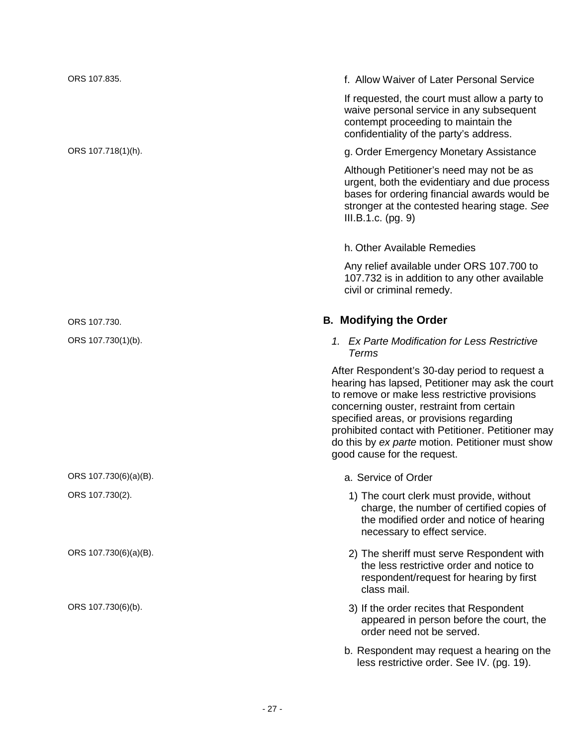ORS 107.835.

f. Allow Waiver of Later Personal Service

If requested, the court must allow a party to waive personal service in any subsequent contempt proceeding to maintain the confidentiality of the party's address.

ORS 107.718(1)(h).

g. Order Emergency Monetary Assistance

Although Petitioner's need may not be as urgent, both the evidentiary and due process bases for ordering financial awards would be stronger at the contested hearing stage. *See* III.B.1.c. (pg. 9)

h. Other Available Remedies

Any relief available under ORS 107.700 to 107.732 is in addition to any other available civil or criminal remedy.

ORS 107.730.

## B. Modifying the Order

ORS 107.730(1)(b).

### 1. *Ex Parte Modification for Less Restrictive Terms*

After Respondent's 30-day period to request a hearing has lapsed, Petitioner may ask the court to remove or make less restrictive provisions concerning ouster, restraint from certain specified areas, or provisions regarding prohibited contact with Petitioner. Petitioner may do this by *ex parte* motion. Petitioner must show good cause for the request.

ORS 107.730(6)(a)(B).

a. Service of Order

ORS 107.730(2).

1) The court clerk must provide, without charge, the number of certified copies of the modified order and notice of hearing necessary to effect service.

ORS 107.730(6)(a)(B).

2) The sheriff must serve Respondent with the less restrictive order and notice to respondent/request for hearing by first class mail.

ORS 107.730(6)(b).

3) If the order recites that Respondent appeared in person before the court, the order need not be served.

b. Respondent may request a hearing on the less restrictive order. See IV. (pg. 19).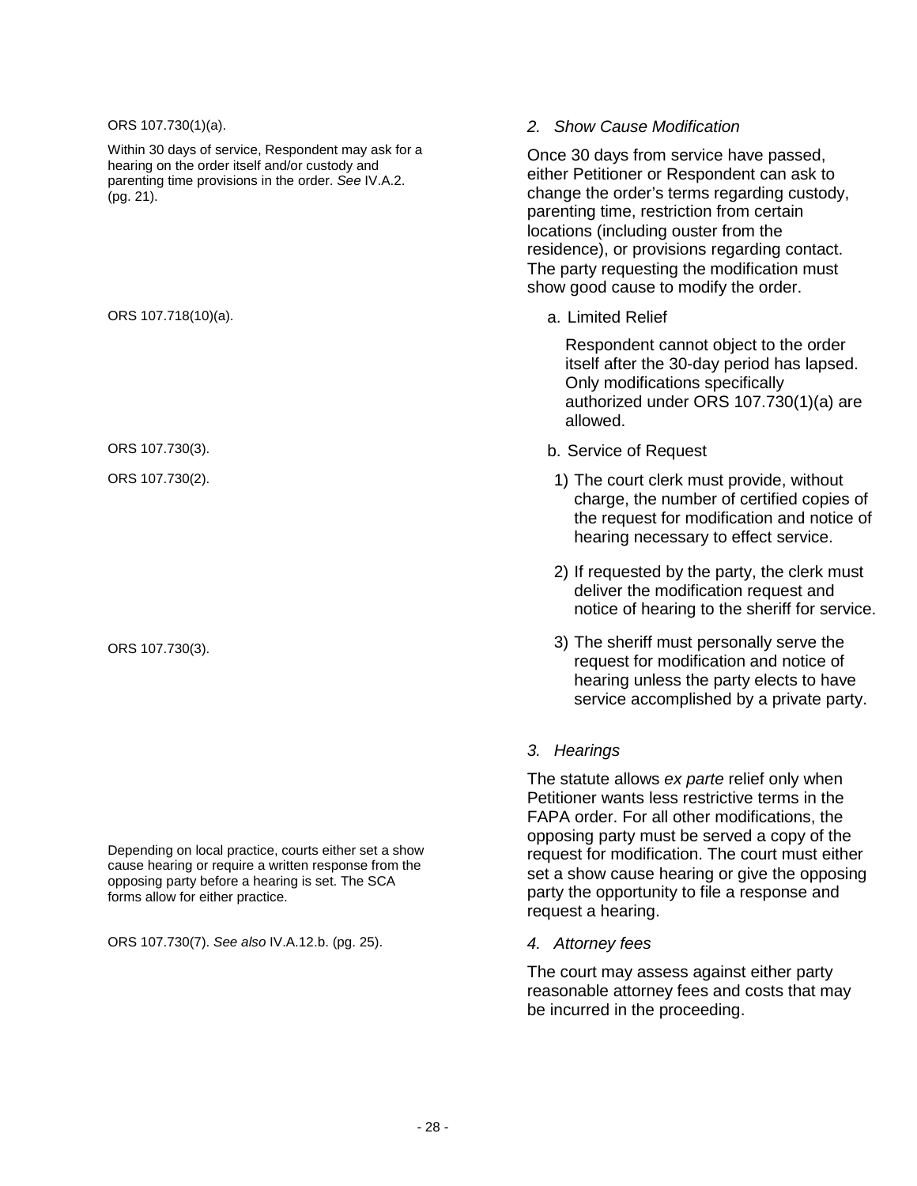ORS 107.730(1)(a).

Within 30 days of service, Respondent may ask for a hearing on the order itself and/or custody and parenting time provisions in the order. *See* IV.A.2. (pg. 21).

*2. Show Cause Modification*

Once 30 days from service have passed, either Petitioner or Respondent can ask to change the order's terms regarding custody, parenting time, restriction from certain locations (including ouster from the residence), or provisions regarding contact. The party requesting the modification must show good cause to modify the order.

ORS 107.718(10)(a).

a. Limited Relief

Respondent cannot object to the order itself after the 30-day period has lapsed. Only modifications specifically authorized under ORS 107.730(1)(a) are allowed.

ORS 107.730(3).

b. Service of Request

ORS 107.730(2).

1) The court clerk must provide, without charge, the number of certified copies of the request for modification and notice of hearing necessary to effect service.

2) If requested by the party, the clerk must deliver the modification request and notice of hearing to the sheriff for service.

ORS 107.730(3).

3) The sheriff must personally serve the request for modification and notice of hearing unless the party elects to have service accomplished by a private party.

*3. Hearings*

Depending on local practice, courts either set a show cause hearing or require a written response from the opposing party before a hearing is set. The SCA forms allow for either practice.

The statute allows *ex parte* relief only when Petitioner wants less restrictive terms in the FAPA order. For all other modifications, the opposing party must be served a copy of the request for modification. The court must either set a show cause hearing or give the opposing party the opportunity to file a response and request a hearing.

ORS 107.730(7). *See also* IV.A.12.b. (pg. 25).

*4. Attorney fees*

The court may assess against either party reasonable attorney fees and costs that may be incurred in the proceeding.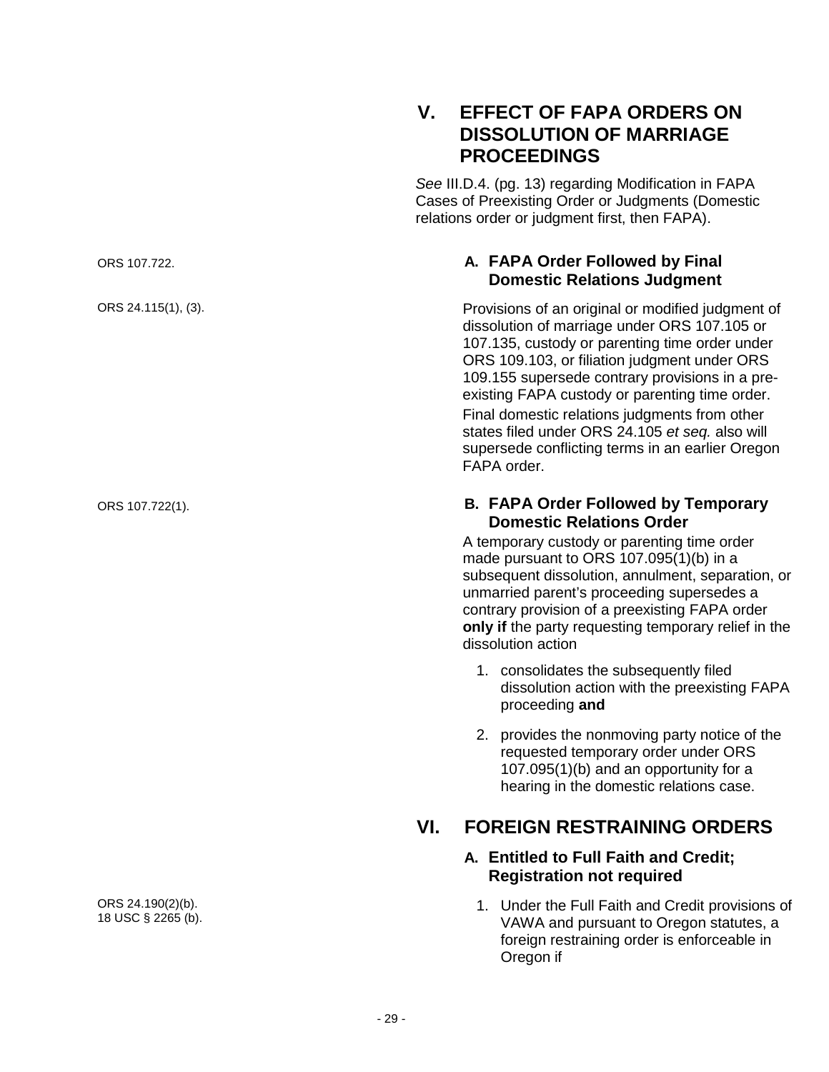# V. EFFECT OF FAPA ORDERS ON DISSOLUTION OF MARRIAGE PROCEEDINGS

*See* III.D.4. (pg. 13) regarding Modification in FAPA Cases of Preexisting Order or Judgments (Domestic relations order or judgment first, then FAPA).

ORS 107.722.

### A. FAPA Order Followed by Final Domestic Relations Judgment

ORS 24.115(1), (3).

Provisions of an original or modified judgment of dissolution of marriage under ORS 107.105 or 107.135, custody or parenting time order under ORS 109.103, or filiation judgment under ORS 109.155 supersede contrary provisions in a pre-existing FAPA custody or parenting time order.

Final domestic relations judgments from other states filed under ORS 24.105 *et seq.* also will supersede conflicting terms in an earlier Oregon FAPA order.

ORS 107.722(1).

### B. FAPA Order Followed by Temporary Domestic Relations Order

A temporary custody or parenting time order made pursuant to ORS 107.095(1)(b) in a subsequent dissolution, annulment, separation, or unmarried parent's proceeding supersedes a contrary provision of a preexisting FAPA order **only if** the party requesting temporary relief in the dissolution action

1. consolidates the subsequently filed dissolution action with the preexisting FAPA proceeding **and**

2. provides the nonmoving party notice of the requested temporary order under ORS 107.095(1)(b) and an opportunity for a hearing in the domestic relations case.

# VI. FOREIGN RESTRAINING ORDERS

### A. Entitled to Full Faith and Credit; Registration not required

ORS 24.190(2)(b).
18 USC § 2265 (b).

1. Under the Full Faith and Credit provisions of VAWA and pursuant to Oregon statutes, a foreign restraining order is enforceable in Oregon if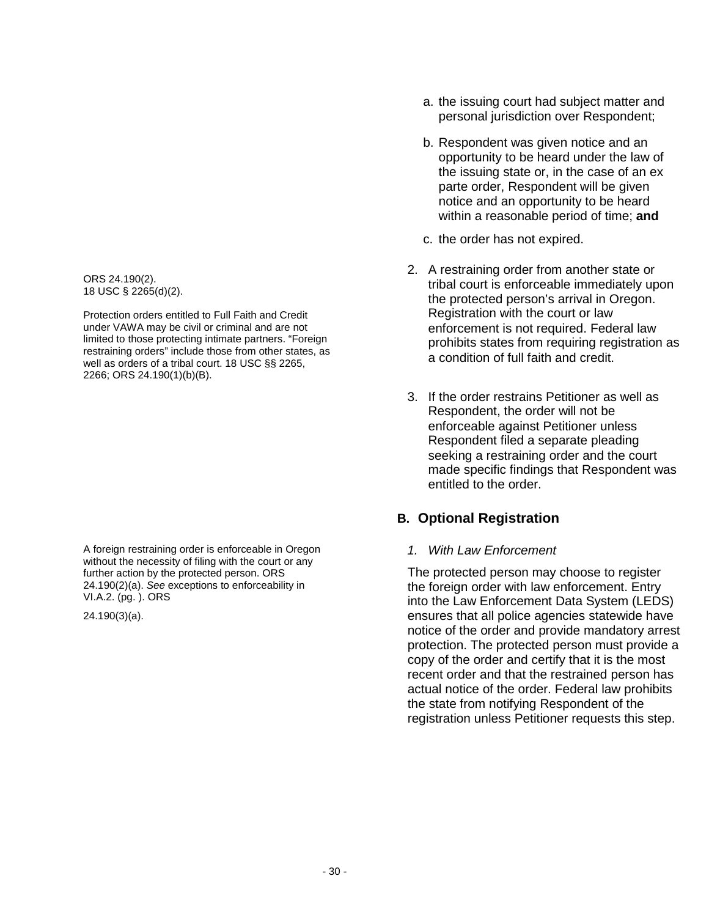a. the issuing court had subject matter and personal jurisdiction over Respondent;

b. Respondent was given notice and an opportunity to be heard under the law of the issuing state or, in the case of an ex parte order, Respondent will be given notice and an opportunity to be heard within a reasonable period of time; **and**

c. the order has not expired.

ORS 24.190(2).
18 USC § 2265(d)(2).

Protection orders entitled to Full Faith and Credit under VAWA may be civil or criminal and are not limited to those protecting intimate partners. "Foreign restraining orders" include those from other states, as well as orders of a tribal court. 18 USC §§ 2265, 2266; ORS 24.190(1)(b)(B).

2. A restraining order from another state or tribal court is enforceable immediately upon the protected person's arrival in Oregon. Registration with the court or law enforcement is not required. Federal law prohibits states from requiring registration as a condition of full faith and credit.

3. If the order restrains Petitioner as well as Respondent, the order will not be enforceable against Petitioner unless Respondent filed a separate pleading seeking a restraining order and the court made specific findings that Respondent was entitled to the order.

## B. Optional Registration

### *1. With Law Enforcement*

A foreign restraining order is enforceable in Oregon without the necessity of filing with the court or any further action by the protected person. ORS 24.190(2)(a). *See* exceptions to enforceability in VI.A.2. (pg. ). ORS

24.190(3)(a).

The protected person may choose to register the foreign order with law enforcement. Entry into the Law Enforcement Data System (LEDS) ensures that all police agencies statewide have notice of the order and provide mandatory arrest protection. The protected person must provide a copy of the order and certify that it is the most recent order and that the restrained person has actual notice of the order. Federal law prohibits the state from notifying Respondent of the registration unless Petitioner requests this step.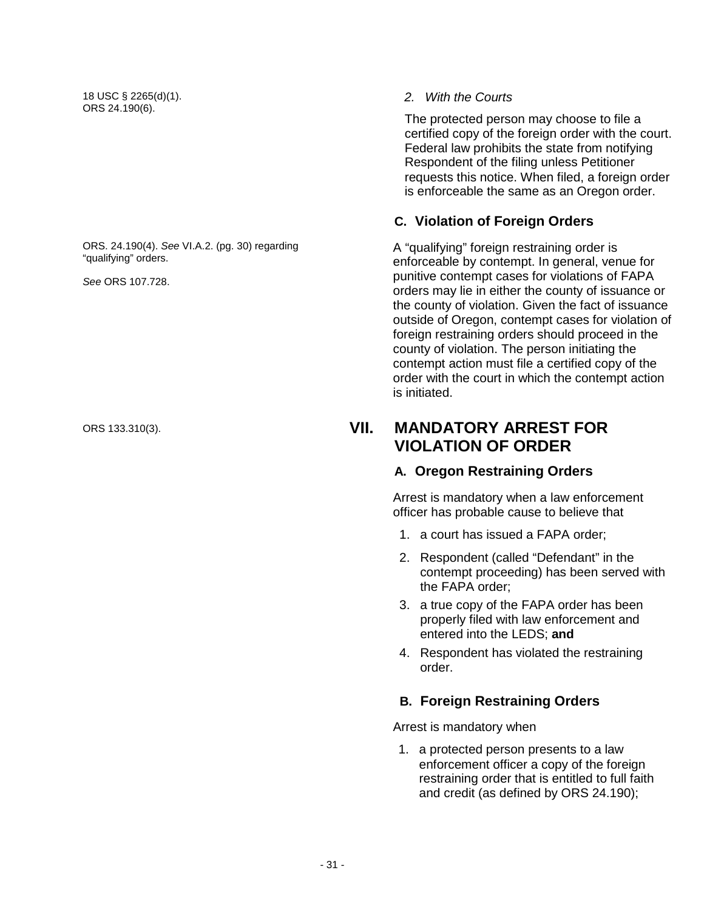18 USC § 2265(d)(1).
ORS 24.190(6).

*2. With the Courts*

The protected person may choose to file a certified copy of the foreign order with the court. Federal law prohibits the state from notifying Respondent of the filing unless Petitioner requests this notice. When filed, a foreign order is enforceable the same as an Oregon order.

### C. Violation of Foreign Orders

ORS. 24.190(4). *See* VI.A.2. (pg. 30) regarding "qualifying" orders.

*See* ORS 107.728.

A "qualifying" foreign restraining order is enforceable by contempt. In general, venue for punitive contempt cases for violations of FAPA orders may lie in either the county of issuance or the county of violation. Given the fact of issuance outside of Oregon, contempt cases for violation of foreign restraining orders should proceed in the county of violation. The person initiating the contempt action must file a certified copy of the order with the court in which the contempt action is initiated.

ORS 133.310(3).

## VII. MANDATORY ARREST FOR VIOLATION OF ORDER

### A. Oregon Restraining Orders

Arrest is mandatory when a law enforcement officer has probable cause to believe that

1. a court has issued a FAPA order;
2. Respondent (called "Defendant" in the contempt proceeding) has been served with the FAPA order;
3. a true copy of the FAPA order has been properly filed with law enforcement and entered into the LEDS; **and**
4. Respondent has violated the restraining order.

### B. Foreign Restraining Orders

Arrest is mandatory when

1. a protected person presents to a law enforcement officer a copy of the foreign restraining order that is entitled to full faith and credit (as defined by ORS 24.190);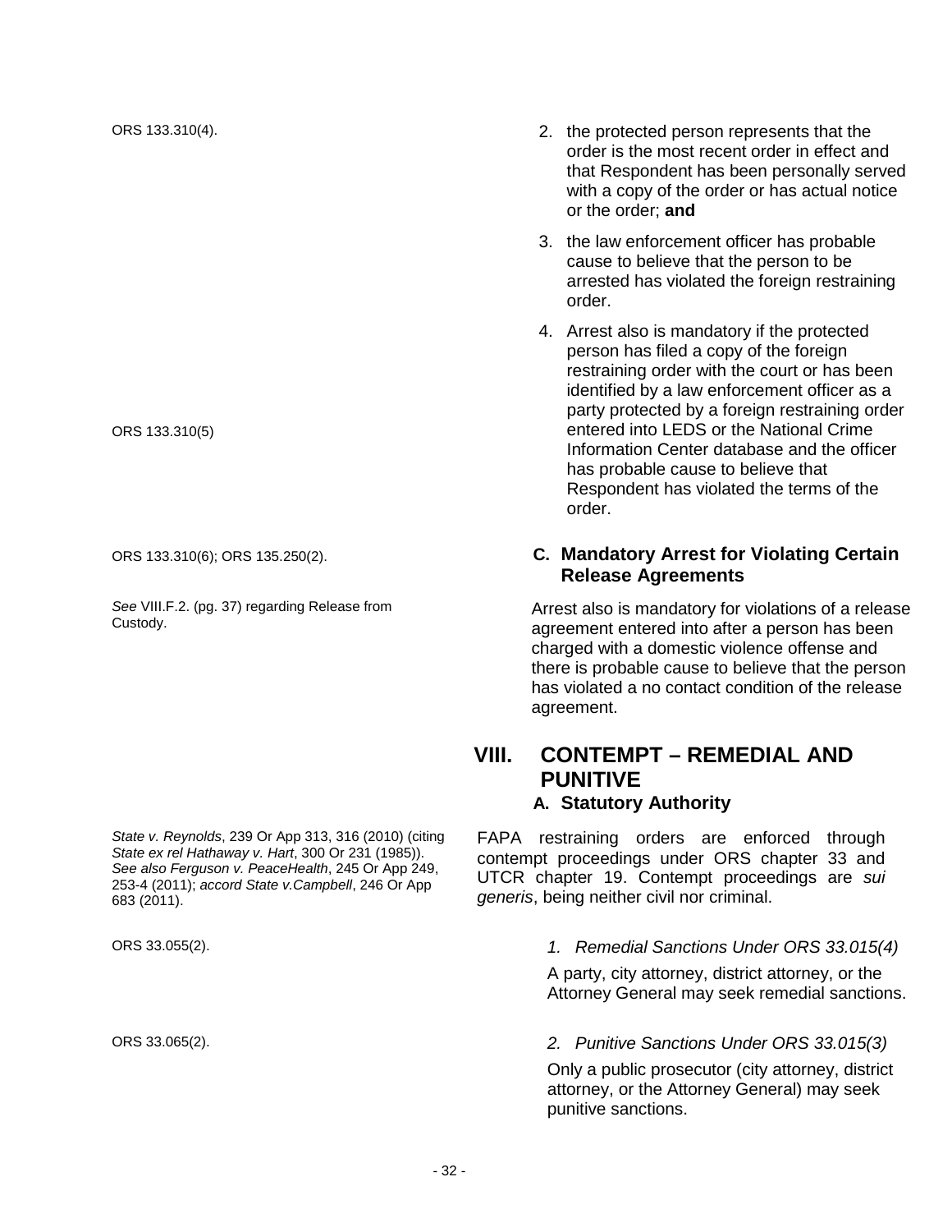ORS 133.310(4).

2. the protected person represents that the order is the most recent order in effect and that Respondent has been personally served with a copy of the order or has actual notice or the order; **and**

3. the law enforcement officer has probable cause to believe that the person to be arrested has violated the foreign restraining order.

ORS 133.310(5)

4. Arrest also is mandatory if the protected person has filed a copy of the foreign restraining order with the court or has been identified by a law enforcement officer as a party protected by a foreign restraining order entered into LEDS or the National Crime Information Center database and the officer has probable cause to believe that Respondent has violated the terms of the order.

ORS 133.310(6); ORS 135.250(2).

*See* VIII.F.2. (pg. 37) regarding Release from Custody.

### C. Mandatory Arrest for Violating Certain Release Agreements

Arrest also is mandatory for violations of a release agreement entered into after a person has been charged with a domestic violence offense and there is probable cause to believe that the person has violated a no contact condition of the release agreement.

## VIII. CONTEMPT – REMEDIAL AND PUNITIVE

### A. Statutory Authority

*State v. Reynolds*, 239 Or App 313, 316 (2010) (citing *State ex rel Hathaway v. Hart*, 300 Or 231 (1985)). *See also Ferguson v. PeaceHealth*, 245 Or App 249, 253-4 (2011); *accord State v.Campbell*, 246 Or App 683 (2011).

FAPA restraining orders are enforced through contempt proceedings under ORS chapter 33 and UTCR chapter 19. Contempt proceedings are *sui generis*, being neither civil nor criminal.

ORS 33.055(2).

*1. Remedial Sanctions Under ORS 33.015(4)*

A party, city attorney, district attorney, or the Attorney General may seek remedial sanctions.

ORS 33.065(2).

*2. Punitive Sanctions Under ORS 33.015(3)*

Only a public prosecutor (city attorney, district attorney, or the Attorney General) may seek punitive sanctions.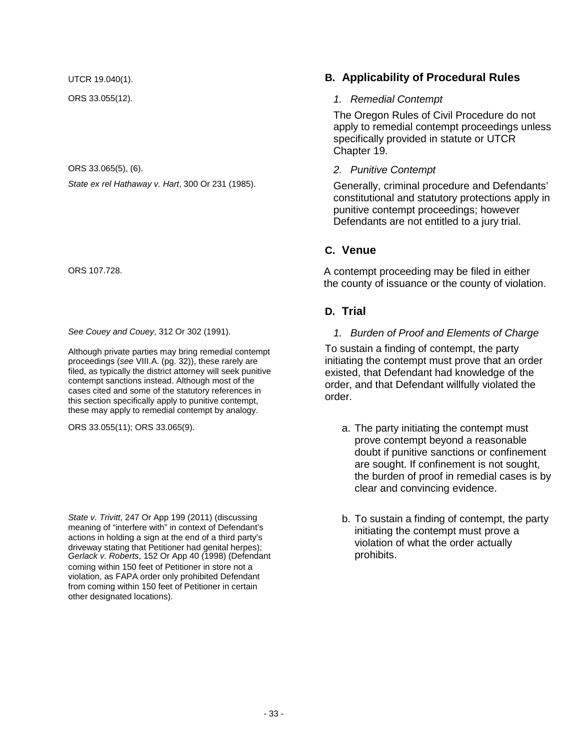UTCR 19.040(1).

ORS 33.055(12).

### B. Applicability of Procedural Rules

#### *1. Remedial Contempt*

The Oregon Rules of Civil Procedure do not apply to remedial contempt proceedings unless specifically provided in statute or UTCR Chapter 19.

ORS 33.065(5), (6).

*State ex rel Hathaway v. Hart*, 300 Or 231 (1985).

#### *2. Punitive Contempt*

Generally, criminal procedure and Defendants' constitutional and statutory protections apply in punitive contempt proceedings; however Defendants are not entitled to a jury trial.

### C. Venue

ORS 107.728.

A contempt proceeding may be filed in either the county of issuance or the county of violation.

### D. Trial

*See Couey and Couey*, 312 Or 302 (1991).

Although private parties may bring remedial contempt proceedings (*see* VIII.A. (pg. 32)), these rarely are filed, as typically the district attorney will seek punitive contempt sanctions instead. Although most of the cases cited and some of the statutory references in this section specifically apply to punitive contempt, these may apply to remedial contempt by analogy.

#### *1. Burden of Proof and Elements of Charge*

To sustain a finding of contempt, the party initiating the contempt must prove that an order existed, that Defendant had knowledge of the order, and that Defendant willfully violated the order.

ORS 33.055(11); ORS 33.065(9).

a. The party initiating the contempt must prove contempt beyond a reasonable doubt if punitive sanctions or confinement are sought. If confinement is not sought, the burden of proof in remedial cases is by clear and convincing evidence.

*State v. Trivitt*, 247 Or App 199 (2011) (discussing meaning of "interfere with" in context of Defendant's actions in holding a sign at the end of a third party's driveway stating that Petitioner had genital herpes); *Gerlack v. Roberts*, 152 Or App 40 (1998) (Defendant coming within 150 feet of Petitioner in store not a violation, as FAPA order only prohibited Defendant from coming within 150 feet of Petitioner in certain other designated locations).

b. To sustain a finding of contempt, the party initiating the contempt must prove a violation of what the order actually prohibits.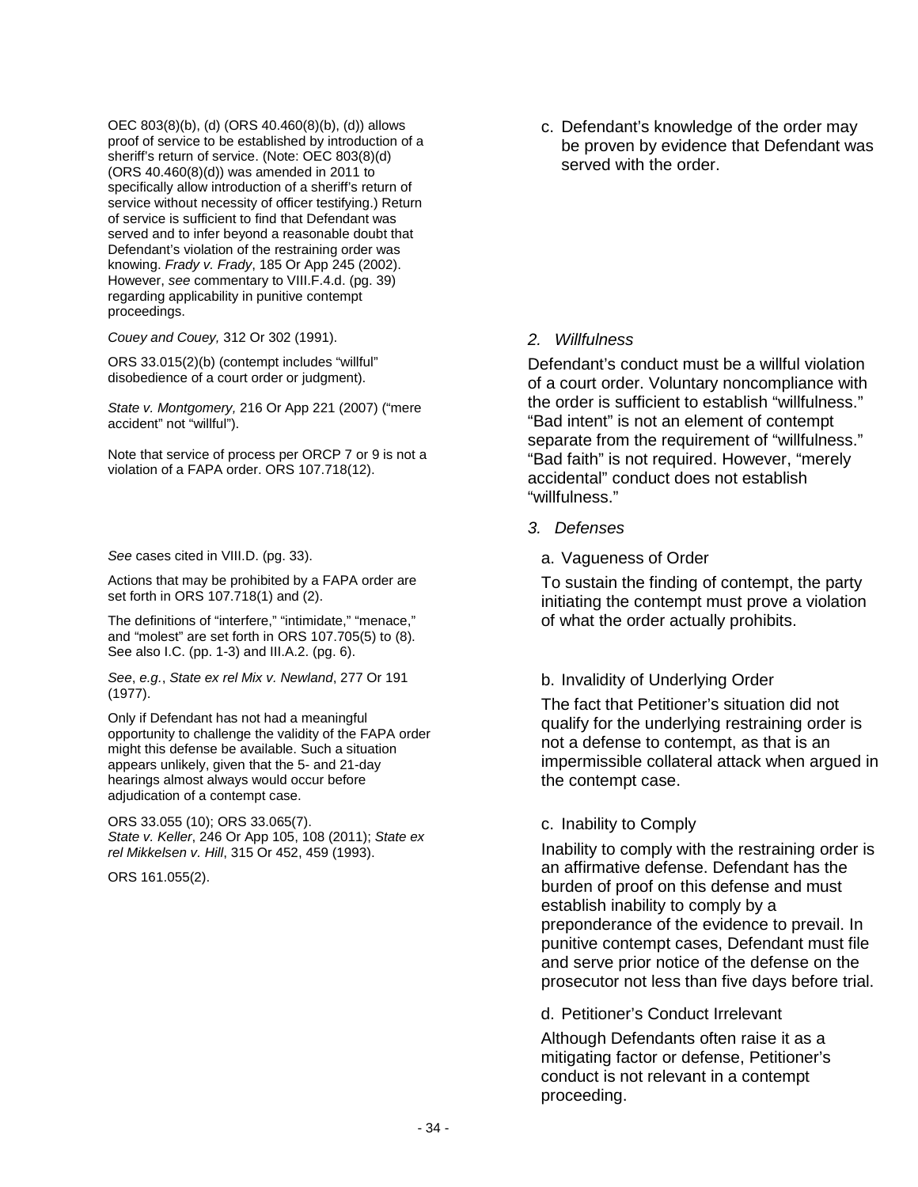c. Defendant's knowledge of the order may be proven by evidence that Defendant was served with the order.

OEC 803(8)(b), (d) (ORS 40.460(8)(b), (d)) allows proof of service to be established by introduction of a sheriff's return of service. (Note: OEC 803(8)(d) (ORS 40.460(8)(d)) was amended in 2011 to specifically allow introduction of a sheriff's return of service without necessity of officer testifying.) Return of service is sufficient to find that Defendant was served and to infer beyond a reasonable doubt that Defendant's violation of the restraining order was knowing. *Frady v. Frady*, 185 Or App 245 (2002). However, *see* commentary to VIII.F.4.d. (pg. 39) regarding applicability in punitive contempt proceedings.

*2. Willfulness*

Defendant's conduct must be a willful violation of a court order. Voluntary noncompliance with the order is sufficient to establish "willfulness." "Bad intent" is not an element of contempt separate from the requirement of "willfulness." "Bad faith" is not required. However, "merely accidental" conduct does not establish "willfulness."

*Couey and Couey,* 312 Or 302 (1991).

ORS 33.015(2)(b) (contempt includes "willful" disobedience of a court order or judgment).

*State v. Montgomery,* 216 Or App 221 (2007) ("mere accident" not "willful").

Note that service of process per ORCP 7 or 9 is not a violation of a FAPA order. ORS 107.718(12).

*3. Defenses*

a. Vagueness of Order

To sustain the finding of contempt, the party initiating the contempt must prove a violation of what the order actually prohibits.

*See* cases cited in VIII.D. (pg. 33).

Actions that may be prohibited by a FAPA order are set forth in ORS 107.718(1) and (2).

The definitions of "interfere," "intimidate," "menace," and "molest" are set forth in ORS 107.705(5) to (8). See also I.C. (pp. 1-3) and III.A.2. (pg. 6).

b. Invalidity of Underlying Order

The fact that Petitioner's situation did not qualify for the underlying restraining order is not a defense to contempt, as that is an impermissible collateral attack when argued in the contempt case.

*See*, *e.g.*, *State ex rel Mix v. Newland*, 277 Or 191 (1977).

Only if Defendant has not had a meaningful opportunity to challenge the validity of the FAPA order might this defense be available. Such a situation appears unlikely, given that the 5- and 21-day hearings almost always would occur before adjudication of a contempt case.

c. Inability to Comply

Inability to comply with the restraining order is an affirmative defense. Defendant has the burden of proof on this defense and must establish inability to comply by a preponderance of the evidence to prevail. In punitive contempt cases, Defendant must file and serve prior notice of the defense on the prosecutor not less than five days before trial.

ORS 33.055 (10); ORS 33.065(7).
*State v. Keller*, 246 Or App 105, 108 (2011); *State ex rel Mikkelsen v. Hill*, 315 Or 452, 459 (1993).

ORS 161.055(2).

d. Petitioner's Conduct Irrelevant

Although Defendants often raise it as a mitigating factor or defense, Petitioner's conduct is not relevant in a contempt proceeding.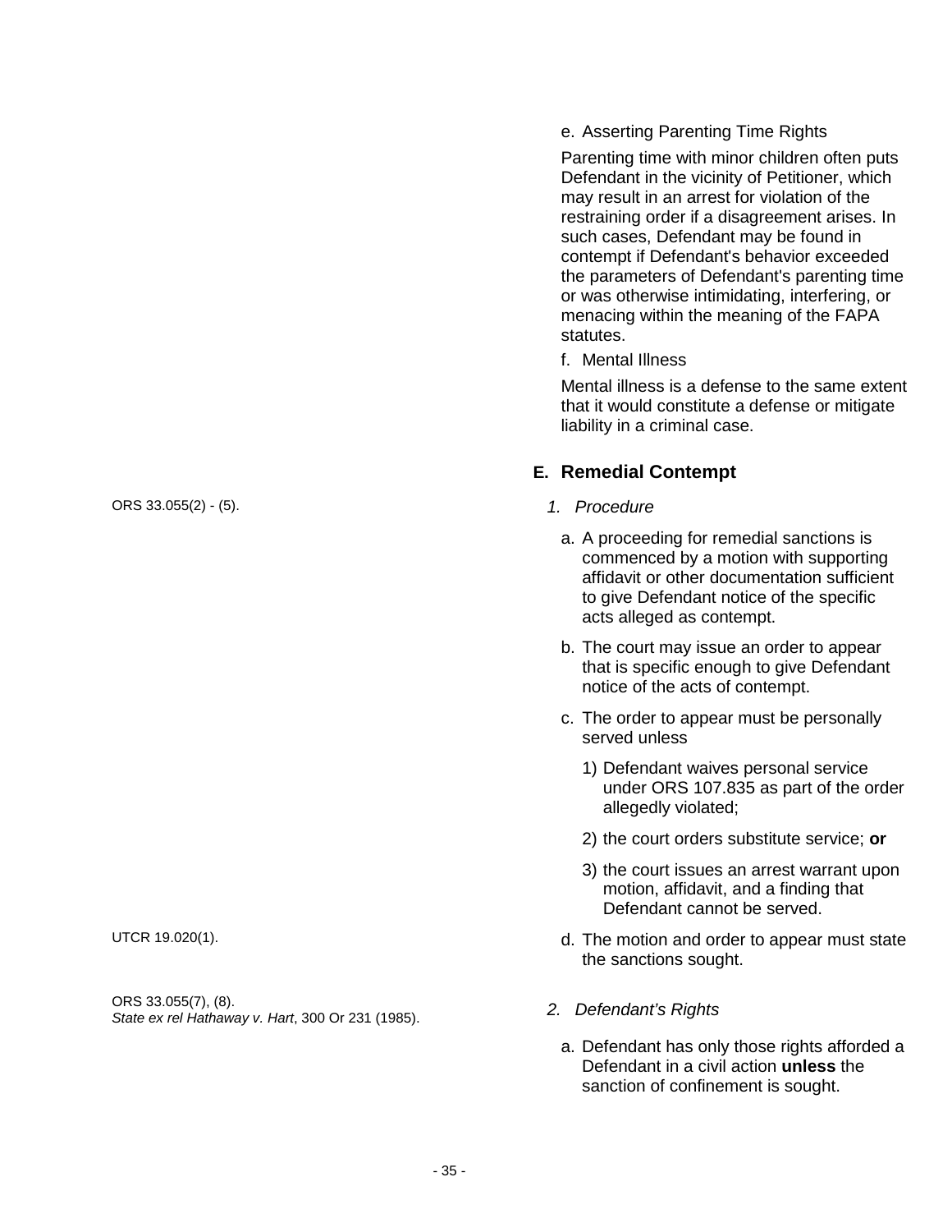e. Asserting Parenting Time Rights

Parenting time with minor children often puts Defendant in the vicinity of Petitioner, which may result in an arrest for violation of the restraining order if a disagreement arises. In such cases, Defendant may be found in contempt if Defendant's behavior exceeded the parameters of Defendant's parenting time or was otherwise intimidating, interfering, or menacing within the meaning of the FAPA statutes.

f. Mental Illness

Mental illness is a defense to the same extent that it would constitute a defense or mitigate liability in a criminal case.

## E. Remedial Contempt

ORS 33.055(2) - (5).

*1. Procedure*

a. A proceeding for remedial sanctions is commenced by a motion with supporting affidavit or other documentation sufficient to give Defendant notice of the specific acts alleged as contempt.

b. The court may issue an order to appear that is specific enough to give Defendant notice of the acts of contempt.

c. The order to appear must be personally served unless

1) Defendant waives personal service under ORS 107.835 as part of the order allegedly violated;

2) the court orders substitute service; **or**

3) the court issues an arrest warrant upon motion, affidavit, and a finding that Defendant cannot be served.

UTCR 19.020(1).

d. The motion and order to appear must state the sanctions sought.

ORS 33.055(7), (8).
*State ex rel Hathaway v. Hart*, 300 Or 231 (1985).

*2. Defendant's Rights*

a. Defendant has only those rights afforded a Defendant in a civil action **unless** the sanction of confinement is sought.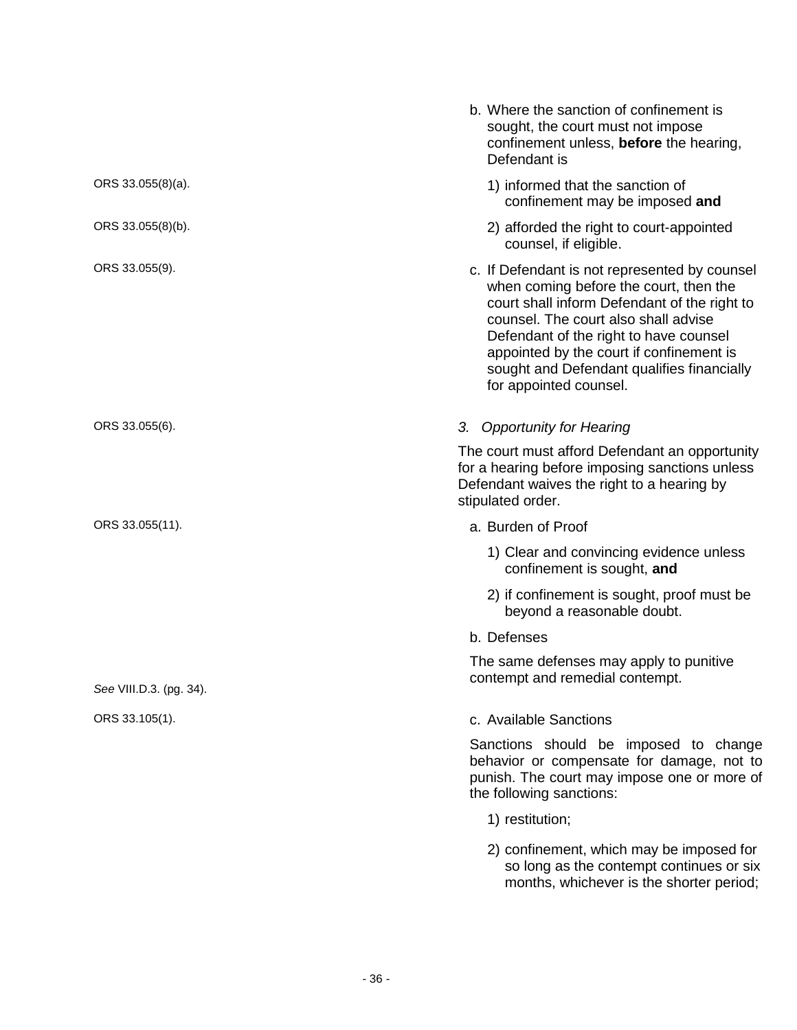b. Where the sanction of confinement is sought, the court must not impose confinement unless, **before** the hearing, Defendant is

ORS 33.055(8)(a).

1) informed that the sanction of confinement may be imposed **and**

ORS 33.055(8)(b).

2) afforded the right to court-appointed counsel, if eligible.

ORS 33.055(9).

c. If Defendant is not represented by counsel when coming before the court, then the court shall inform Defendant of the right to counsel. The court also shall advise Defendant of the right to have counsel appointed by the court if confinement is sought and Defendant qualifies financially for appointed counsel.

ORS 33.055(6).

*3. Opportunity for Hearing*

The court must afford Defendant an opportunity for a hearing before imposing sanctions unless Defendant waives the right to a hearing by stipulated order.

ORS 33.055(11).

a. Burden of Proof

1) Clear and convincing evidence unless confinement is sought, **and**

2) if confinement is sought, proof must be beyond a reasonable doubt.

b. Defenses

*See* VIII.D.3. (pg. 34).

The same defenses may apply to punitive contempt and remedial contempt.

ORS 33.105(1).

c. Available Sanctions

Sanctions should be imposed to change behavior or compensate for damage, not to punish. The court may impose one or more of the following sanctions:

1) restitution;

2) confinement, which may be imposed for so long as the contempt continues or six months, whichever is the shorter period;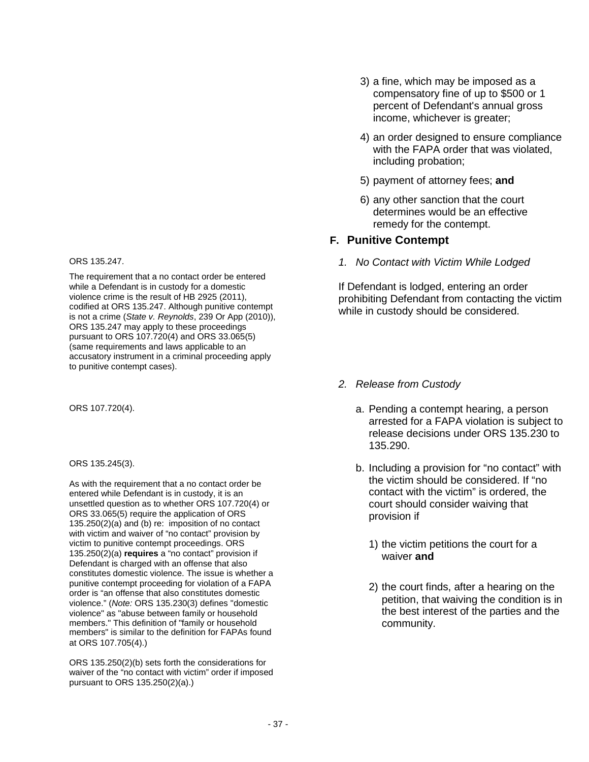3) a fine, which may be imposed as a compensatory fine of up to $500 or 1 percent of Defendant's annual gross income, whichever is greater;

4) an order designed to ensure compliance with the FAPA order that was violated, including probation;

5) payment of attorney fees; **and**

6) any other sanction that the court determines would be an effective remedy for the contempt.

## F. Punitive Contempt

### *1. No Contact with Victim While Lodged*

ORS 135.247.

The requirement that a no contact order be entered while a Defendant is in custody for a domestic violence crime is the result of HB 2925 (2011), codified at ORS 135.247. Although punitive contempt is not a crime (*State v. Reynolds*, 239 Or App (2010)), ORS 135.247 may apply to these proceedings pursuant to ORS 107.720(4) and ORS 33.065(5) (same requirements and laws applicable to an accusatory instrument in a criminal proceeding apply to punitive contempt cases).

If Defendant is lodged, entering an order prohibiting Defendant from contacting the victim while in custody should be considered.

### *2. Release from Custody*

ORS 107.720(4).

a. Pending a contempt hearing, a person arrested for a FAPA violation is subject to release decisions under ORS 135.230 to 135.290.

ORS 135.245(3).

As with the requirement that a no contact order be entered while Defendant is in custody, it is an unsettled question as to whether ORS 107.720(4) or ORS 33.065(5) require the application of ORS 135.250(2)(a) and (b) re: imposition of no contact with victim and waiver of "no contact" provision by victim to punitive contempt proceedings. ORS 135.250(2)(a) **requires** a "no contact" provision if Defendant is charged with an offense that also constitutes domestic violence. The issue is whether a punitive contempt proceeding for violation of a FAPA order is "an offense that also constitutes domestic violence." (*Note:* ORS 135.230(3) defines "domestic violence" as "abuse between family or household members." This definition of "family or household members" is similar to the definition for FAPAs found at ORS 107.705(4).)

ORS 135.250(2)(b) sets forth the considerations for waiver of the "no contact with victim" order if imposed pursuant to ORS 135.250(2)(a).)

b. Including a provision for "no contact" with the victim should be considered. If "no contact with the victim" is ordered, the court should consider waiving that provision if

1) the victim petitions the court for a waiver **and**

2) the court finds, after a hearing on the petition, that waiving the condition is in the best interest of the parties and the community.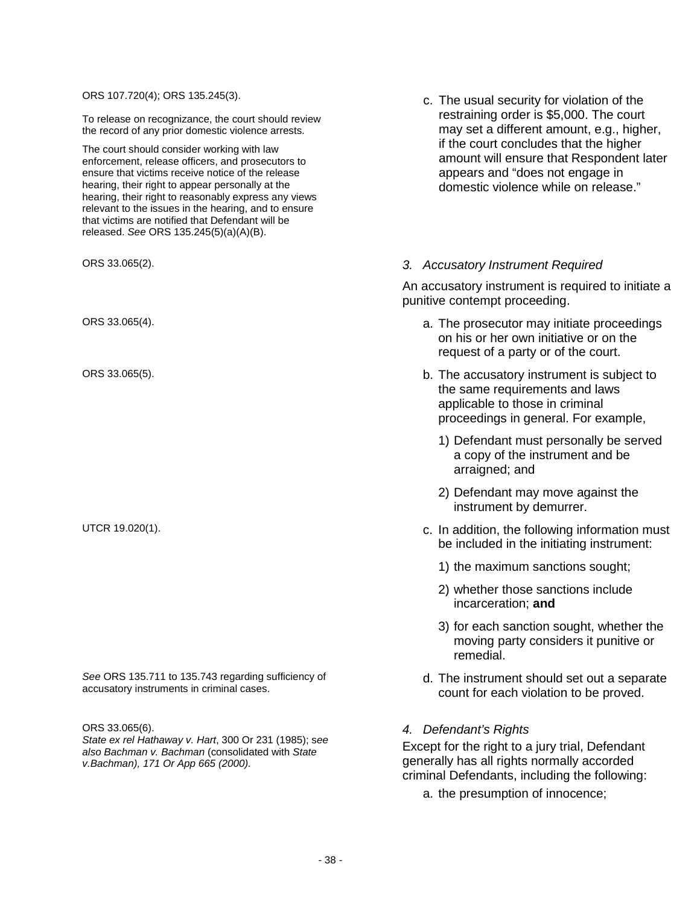ORS 107.720(4); ORS 135.245(3).

To release on recognizance, the court should review the record of any prior domestic violence arrests.

The court should consider working with law enforcement, release officers, and prosecutors to ensure that victims receive notice of the release hearing, their right to appear personally at the hearing, their right to reasonably express any views relevant to the issues in the hearing, and to ensure that victims are notified that Defendant will be released. *See* ORS 135.245(5)(a)(A)(B).

c. The usual security for violation of the restraining order is $5,000. The court may set a different amount, e.g., higher, if the court concludes that the higher amount will ensure that Respondent later appears and "does not engage in domestic violence while on release."

### *3. Accusatory Instrument Required*

ORS 33.065(2).

An accusatory instrument is required to initiate a punitive contempt proceeding.

ORS 33.065(4).

a. The prosecutor may initiate proceedings on his or her own initiative or on the request of a party or of the court.

ORS 33.065(5).

b. The accusatory instrument is subject to the same requirements and laws applicable to those in criminal proceedings in general. For example,

   1) Defendant must personally be served a copy of the instrument and be arraigned; and

   2) Defendant may move against the instrument by demurrer.

UTCR 19.020(1).

c. In addition, the following information must be included in the initiating instrument:

   1) the maximum sanctions sought;

   2) whether those sanctions include incarceration; **and**

   3) for each sanction sought, whether the moving party considers it punitive or remedial.

*See* ORS 135.711 to 135.743 regarding sufficiency of accusatory instruments in criminal cases.

d. The instrument should set out a separate count for each violation to be proved.

### *4. Defendant's Rights*

ORS 33.065(6).
*State ex rel Hathaway v. Hart*, 300 Or 231 (1985); *see also Bachman v. Bachman* (consolidated with *State v.Bachman), 171 Or App 665 (2000).*

Except for the right to a jury trial, Defendant generally has all rights normally accorded criminal Defendants, including the following:

a. the presumption of innocence;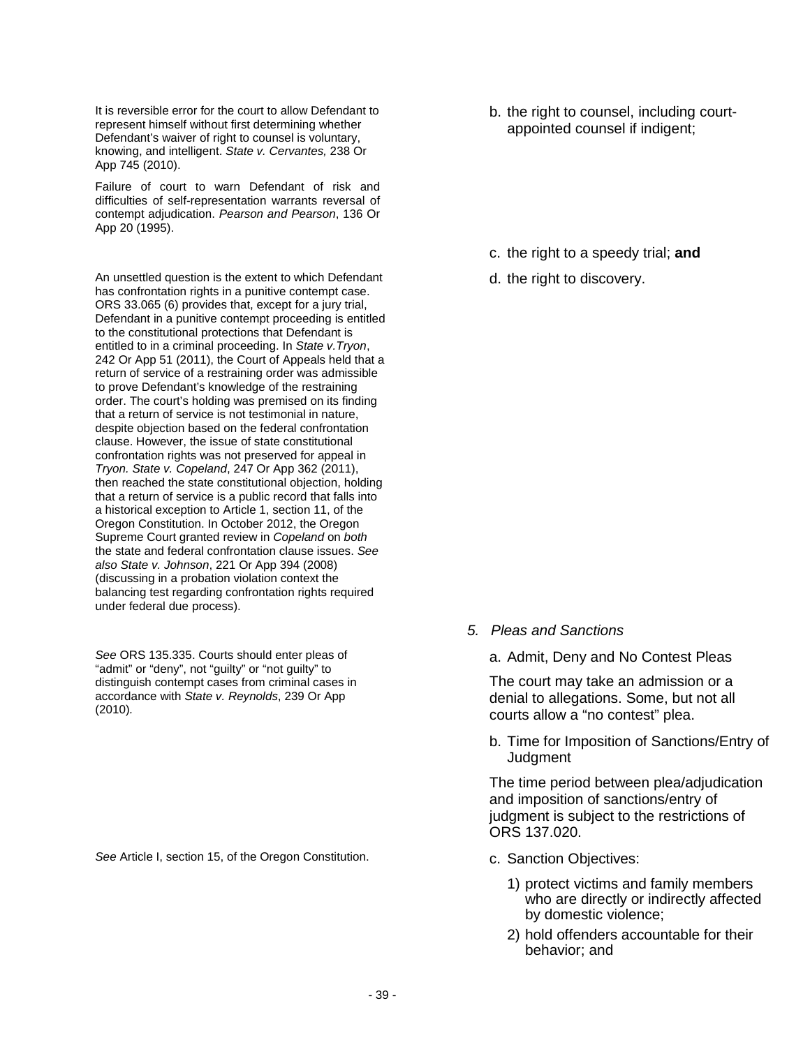b. the right to counsel, including court-appointed counsel if indigent;

It is reversible error for the court to allow Defendant to represent himself without first determining whether Defendant's waiver of right to counsel is voluntary, knowing, and intelligent. *State v. Cervantes,* 238 Or App 745 (2010).

Failure of court to warn Defendant of risk and difficulties of self-representation warrants reversal of contempt adjudication. *Pearson and Pearson*, 136 Or App 20 (1995).

c. the right to a speedy trial; **and**

d. the right to discovery.

An unsettled question is the extent to which Defendant has confrontation rights in a punitive contempt case. ORS 33.065 (6) provides that, except for a jury trial, Defendant in a punitive contempt proceeding is entitled to the constitutional protections that Defendant is entitled to in a criminal proceeding. In *State v.Tryon*, 242 Or App 51 (2011), the Court of Appeals held that a return of service of a restraining order was admissible to prove Defendant's knowledge of the restraining order. The court's holding was premised on its finding that a return of service is not testimonial in nature, despite objection based on the federal confrontation clause. However, the issue of state constitutional confrontation rights was not preserved for appeal in *Tryon. State v. Copeland*, 247 Or App 362 (2011), then reached the state constitutional objection, holding that a return of service is a public record that falls into a historical exception to Article 1, section 11, of the Oregon Constitution. In October 2012, the Oregon Supreme Court granted review in *Copeland* on *both* the state and federal confrontation clause issues. *See also State v. Johnson*, 221 Or App 394 (2008) (discussing in a probation violation context the balancing test regarding confrontation rights required under federal due process).

*5. Pleas and Sanctions*

a. Admit, Deny and No Contest Pleas

The court may take an admission or a denial to allegations. Some, but not all courts allow a "no contest" plea.

*See* ORS 135.335. Courts should enter pleas of "admit" or "deny", not "guilty" or "not guilty" to distinguish contempt cases from criminal cases in accordance with *State v. Reynolds*, 239 Or App (2010).

b. Time for Imposition of Sanctions/Entry of Judgment

The time period between plea/adjudication and imposition of sanctions/entry of judgment is subject to the restrictions of ORS 137.020.

c. Sanction Objectives:

*See* Article I, section 15, of the Oregon Constitution.

1) protect victims and family members who are directly or indirectly affected by domestic violence;
2) hold offenders accountable for their behavior; and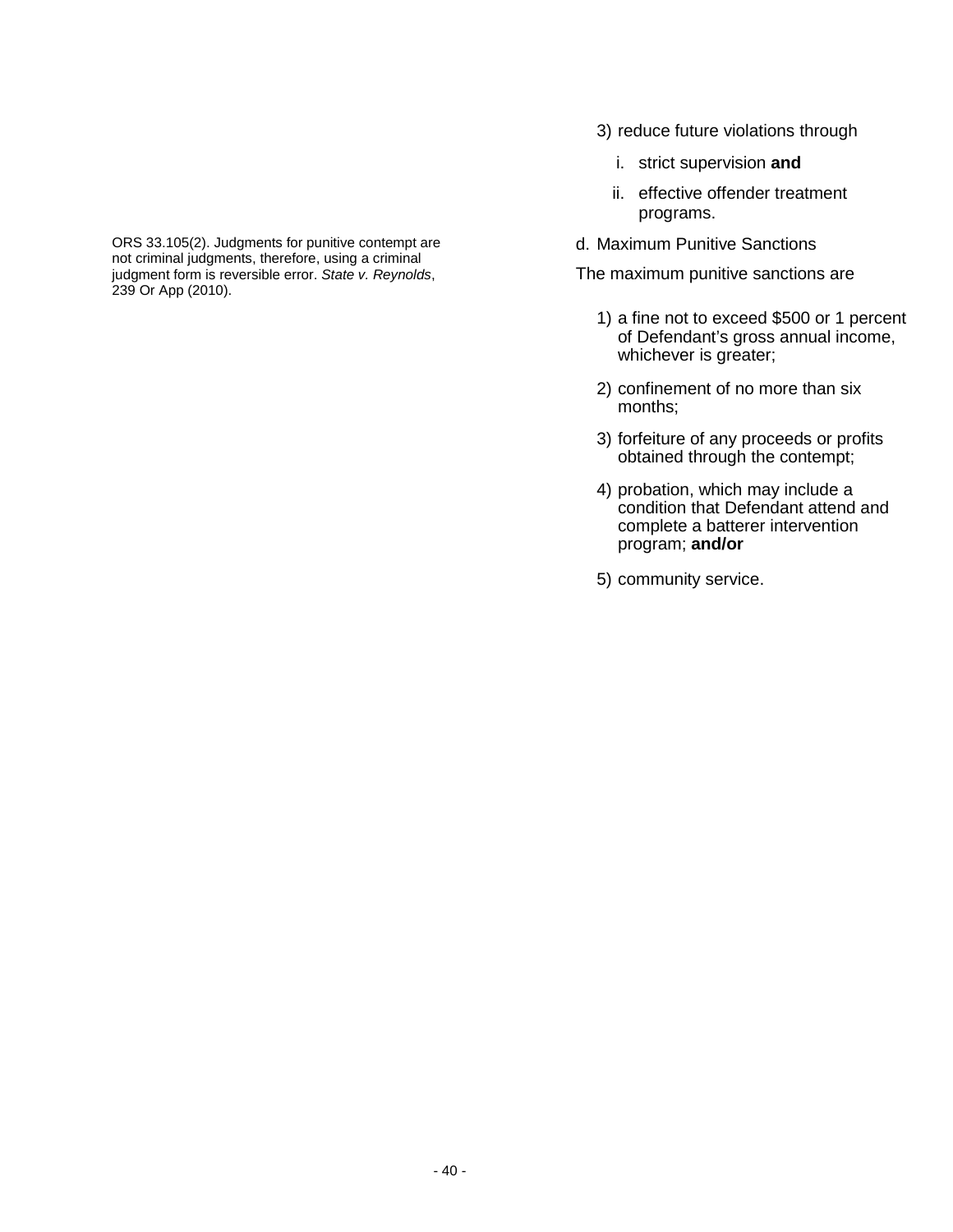3) reduce future violations through

   i. strict supervision **and**

   ii. effective offender treatment programs.

ORS 33.105(2). Judgments for punitive contempt are not criminal judgments, therefore, using a criminal judgment form is reversible error. *State v. Reynolds*, 239 Or App (2010).

d. Maximum Punitive Sanctions

The maximum punitive sanctions are

1) a fine not to exceed $500 or 1 percent of Defendant's gross annual income, whichever is greater;

2) confinement of no more than six months;

3) forfeiture of any proceeds or profits obtained through the contempt;

4) probation, which may include a condition that Defendant attend and complete a batterer intervention program; **and/or**

5) community service.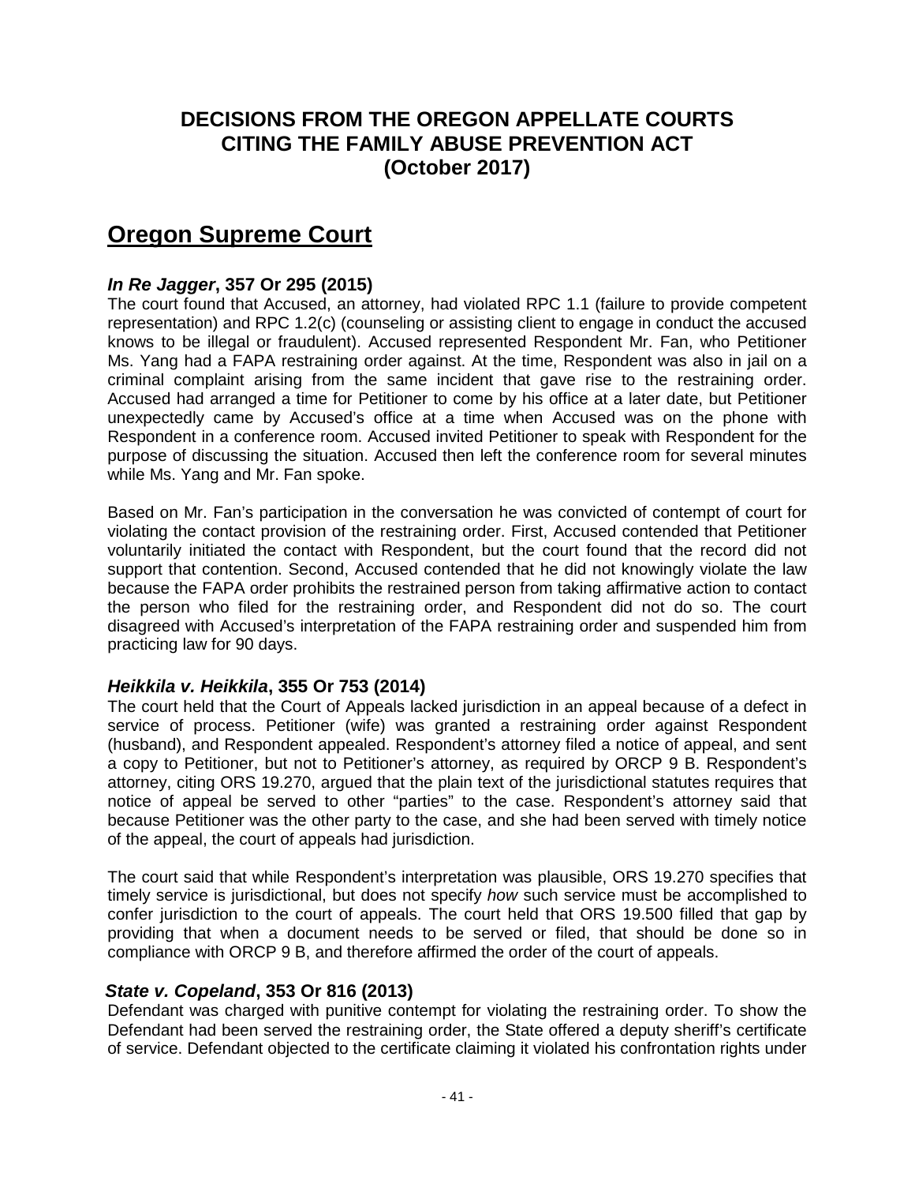# DECISIONS FROM THE OREGON APPELLATE COURTS CITING THE FAMILY ABUSE PREVENTION ACT (October 2017)

## Oregon Supreme Court

### *In Re Jagger*, 357 Or 295 (2015)

The court found that Accused, an attorney, had violated RPC 1.1 (failure to provide competent representation) and RPC 1.2(c) (counseling or assisting client to engage in conduct the accused knows to be illegal or fraudulent). Accused represented Respondent Mr. Fan, who Petitioner Ms. Yang had a FAPA restraining order against. At the time, Respondent was also in jail on a criminal complaint arising from the same incident that gave rise to the restraining order. Accused had arranged a time for Petitioner to come by his office at a later date, but Petitioner unexpectedly came by Accused's office at a time when Accused was on the phone with Respondent in a conference room. Accused invited Petitioner to speak with Respondent for the purpose of discussing the situation. Accused then left the conference room for several minutes while Ms. Yang and Mr. Fan spoke.

Based on Mr. Fan's participation in the conversation he was convicted of contempt of court for violating the contact provision of the restraining order. First, Accused contended that Petitioner voluntarily initiated the contact with Respondent, but the court found that the record did not support that contention. Second, Accused contended that he did not knowingly violate the law because the FAPA order prohibits the restrained person from taking affirmative action to contact the person who filed for the restraining order, and Respondent did not do so. The court disagreed with Accused's interpretation of the FAPA restraining order and suspended him from practicing law for 90 days.

### *Heikkila v. Heikkila*, 355 Or 753 (2014)

The court held that the Court of Appeals lacked jurisdiction in an appeal because of a defect in service of process. Petitioner (wife) was granted a restraining order against Respondent (husband), and Respondent appealed. Respondent's attorney filed a notice of appeal, and sent a copy to Petitioner, but not to Petitioner's attorney, as required by ORCP 9 B. Respondent's attorney, citing ORS 19.270, argued that the plain text of the jurisdictional statutes requires that notice of appeal be served to other "parties" to the case. Respondent's attorney said that because Petitioner was the other party to the case, and she had been served with timely notice of the appeal, the court of appeals had jurisdiction.

The court said that while Respondent's interpretation was plausible, ORS 19.270 specifies that timely service is jurisdictional, but does not specify *how* such service must be accomplished to confer jurisdiction to the court of appeals. The court held that ORS 19.500 filled that gap by providing that when a document needs to be served or filed, that should be done so in compliance with ORCP 9 B, and therefore affirmed the order of the court of appeals.

### *State v. Copeland*, 353 Or 816 (2013)

Defendant was charged with punitive contempt for violating the restraining order. To show the Defendant had been served the restraining order, the State offered a deputy sheriff's certificate of service. Defendant objected to the certificate claiming it violated his confrontation rights under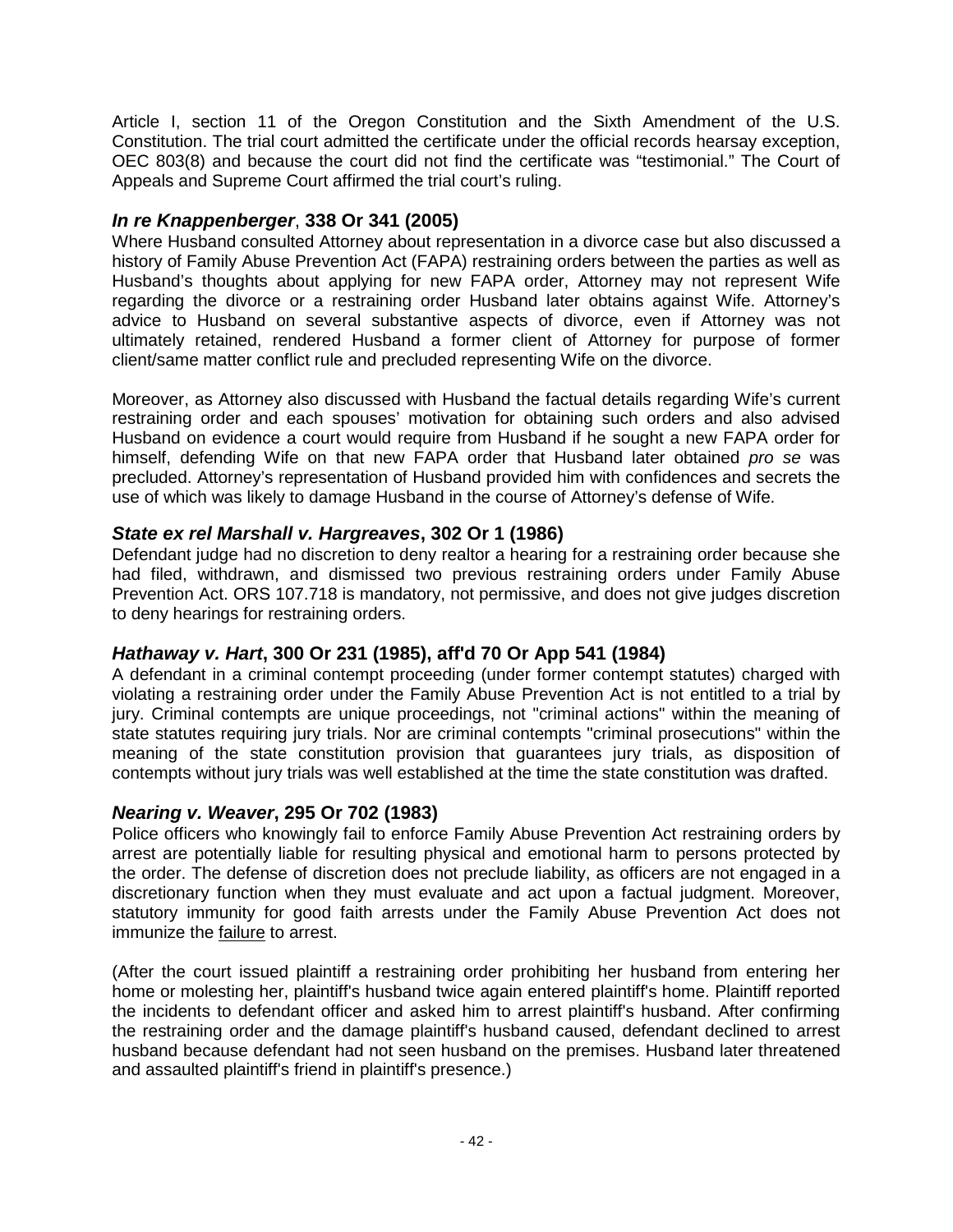Article I, section 11 of the Oregon Constitution and the Sixth Amendment of the U.S. Constitution. The trial court admitted the certificate under the official records hearsay exception, OEC 803(8) and because the court did not find the certificate was "testimonial." The Court of Appeals and Supreme Court affirmed the trial court's ruling.

### *In re Knappenberger*, 338 Or 341 (2005)

Where Husband consulted Attorney about representation in a divorce case but also discussed a history of Family Abuse Prevention Act (FAPA) restraining orders between the parties as well as Husband's thoughts about applying for new FAPA order, Attorney may not represent Wife regarding the divorce or a restraining order Husband later obtains against Wife. Attorney's advice to Husband on several substantive aspects of divorce, even if Attorney was not ultimately retained, rendered Husband a former client of Attorney for purpose of former client/same matter conflict rule and precluded representing Wife on the divorce.

Moreover, as Attorney also discussed with Husband the factual details regarding Wife's current restraining order and each spouses' motivation for obtaining such orders and also advised Husband on evidence a court would require from Husband if he sought a new FAPA order for himself, defending Wife on that new FAPA order that Husband later obtained *pro se* was precluded. Attorney's representation of Husband provided him with confidences and secrets the use of which was likely to damage Husband in the course of Attorney's defense of Wife.

### *State ex rel Marshall v. Hargreaves*, 302 Or 1 (1986)

Defendant judge had no discretion to deny realtor a hearing for a restraining order because she had filed, withdrawn, and dismissed two previous restraining orders under Family Abuse Prevention Act. ORS 107.718 is mandatory, not permissive, and does not give judges discretion to deny hearings for restraining orders.

### *Hathaway v. Hart*, 300 Or 231 (1985), aff'd 70 Or App 541 (1984)

A defendant in a criminal contempt proceeding (under former contempt statutes) charged with violating a restraining order under the Family Abuse Prevention Act is not entitled to a trial by jury. Criminal contempts are unique proceedings, not "criminal actions" within the meaning of state statutes requiring jury trials. Nor are criminal contempts "criminal prosecutions" within the meaning of the state constitution provision that guarantees jury trials, as disposition of contempts without jury trials was well established at the time the state constitution was drafted.

### *Nearing v. Weaver*, 295 Or 702 (1983)

Police officers who knowingly fail to enforce Family Abuse Prevention Act restraining orders by arrest are potentially liable for resulting physical and emotional harm to persons protected by the order. The defense of discretion does not preclude liability, as officers are not engaged in a discretionary function when they must evaluate and act upon a factual judgment. Moreover, statutory immunity for good faith arrests under the Family Abuse Prevention Act does not immunize the failure to arrest.

(After the court issued plaintiff a restraining order prohibiting her husband from entering her home or molesting her, plaintiff's husband twice again entered plaintiff's home. Plaintiff reported the incidents to defendant officer and asked him to arrest plaintiff's husband. After confirming the restraining order and the damage plaintiff's husband caused, defendant declined to arrest husband because defendant had not seen husband on the premises. Husband later threatened and assaulted plaintiff's friend in plaintiff's presence.)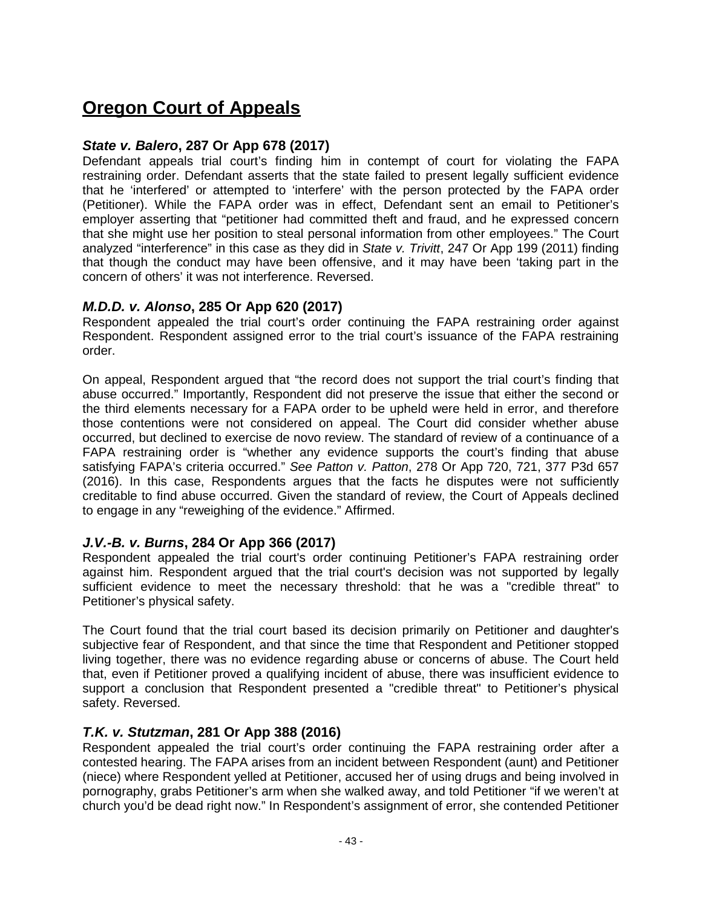# Oregon Court of Appeals

### *State v. Balero*, 287 Or App 678 (2017)

Defendant appeals trial court's finding him in contempt of court for violating the FAPA restraining order. Defendant asserts that the state failed to present legally sufficient evidence that he 'interfered' or attempted to 'interfere' with the person protected by the FAPA order (Petitioner). While the FAPA order was in effect, Defendant sent an email to Petitioner's employer asserting that "petitioner had committed theft and fraud, and he expressed concern that she might use her position to steal personal information from other employees." The Court analyzed "interference" in this case as they did in *State v. Trivitt*, 247 Or App 199 (2011) finding that though the conduct may have been offensive, and it may have been 'taking part in the concern of others' it was not interference. Reversed.

### *M.D.D. v. Alonso*, 285 Or App 620 (2017)

Respondent appealed the trial court's order continuing the FAPA restraining order against Respondent. Respondent assigned error to the trial court's issuance of the FAPA restraining order.

On appeal, Respondent argued that "the record does not support the trial court's finding that abuse occurred." Importantly, Respondent did not preserve the issue that either the second or the third elements necessary for a FAPA order to be upheld were held in error, and therefore those contentions were not considered on appeal. The Court did consider whether abuse occurred, but declined to exercise de novo review. The standard of review of a continuance of a FAPA restraining order is "whether any evidence supports the court's finding that abuse satisfying FAPA's criteria occurred." *See Patton v. Patton*, 278 Or App 720, 721, 377 P3d 657 (2016). In this case, Respondents argues that the facts he disputes were not sufficiently creditable to find abuse occurred. Given the standard of review, the Court of Appeals declined to engage in any "reweighing of the evidence." Affirmed.

### *J.V.-B. v. Burns*, 284 Or App 366 (2017)

Respondent appealed the trial court's order continuing Petitioner's FAPA restraining order against him. Respondent argued that the trial court's decision was not supported by legally sufficient evidence to meet the necessary threshold: that he was a "credible threat" to Petitioner's physical safety.

The Court found that the trial court based its decision primarily on Petitioner and daughter's subjective fear of Respondent, and that since the time that Respondent and Petitioner stopped living together, there was no evidence regarding abuse or concerns of abuse. The Court held that, even if Petitioner proved a qualifying incident of abuse, there was insufficient evidence to support a conclusion that Respondent presented a "credible threat" to Petitioner's physical safety. Reversed.

### *T.K. v. Stutzman*, 281 Or App 388 (2016)

Respondent appealed the trial court's order continuing the FAPA restraining order after a contested hearing. The FAPA arises from an incident between Respondent (aunt) and Petitioner (niece) where Respondent yelled at Petitioner, accused her of using drugs and being involved in pornography, grabs Petitioner's arm when she walked away, and told Petitioner "if we weren't at church you'd be dead right now." In Respondent's assignment of error, she contended Petitioner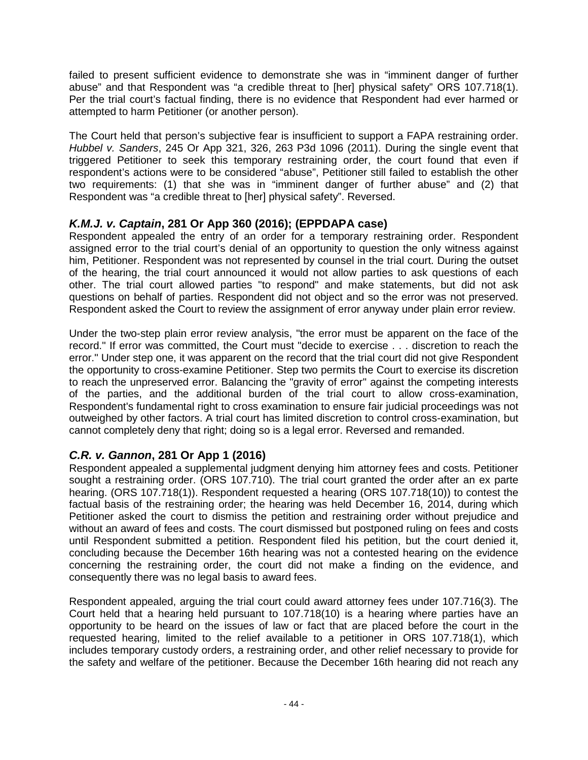failed to present sufficient evidence to demonstrate she was in "imminent danger of further abuse" and that Respondent was "a credible threat to [her] physical safety" ORS 107.718(1). Per the trial court's factual finding, there is no evidence that Respondent had ever harmed or attempted to harm Petitioner (or another person).

The Court held that person's subjective fear is insufficient to support a FAPA restraining order. *Hubbel v. Sanders*, 245 Or App 321, 326, 263 P3d 1096 (2011). During the single event that triggered Petitioner to seek this temporary restraining order, the court found that even if respondent's actions were to be considered "abuse", Petitioner still failed to establish the other two requirements: (1) that she was in "imminent danger of further abuse" and (2) that Respondent was "a credible threat to [her] physical safety". Reversed.

### ***K.M.J. v. Captain*, 281 Or App 360 (2016); (EPPDAPA case)**

Respondent appealed the entry of an order for a temporary restraining order. Respondent assigned error to the trial court's denial of an opportunity to question the only witness against him, Petitioner. Respondent was not represented by counsel in the trial court. During the outset of the hearing, the trial court announced it would not allow parties to ask questions of each other. The trial court allowed parties "to respond" and make statements, but did not ask questions on behalf of parties. Respondent did not object and so the error was not preserved. Respondent asked the Court to review the assignment of error anyway under plain error review.

Under the two-step plain error review analysis, "the error must be apparent on the face of the record." If error was committed, the Court must "decide to exercise . . . discretion to reach the error." Under step one, it was apparent on the record that the trial court did not give Respondent the opportunity to cross-examine Petitioner. Step two permits the Court to exercise its discretion to reach the unpreserved error. Balancing the "gravity of error" against the competing interests of the parties, and the additional burden of the trial court to allow cross-examination, Respondent's fundamental right to cross examination to ensure fair judicial proceedings was not outweighed by other factors. A trial court has limited discretion to control cross-examination, but cannot completely deny that right; doing so is a legal error. Reversed and remanded.

### ***C.R. v. Gannon*, 281 Or App 1 (2016)**

Respondent appealed a supplemental judgment denying him attorney fees and costs. Petitioner sought a restraining order. (ORS 107.710). The trial court granted the order after an ex parte hearing. (ORS 107.718(1)). Respondent requested a hearing (ORS 107.718(10)) to contest the factual basis of the restraining order; the hearing was held December 16, 2014, during which Petitioner asked the court to dismiss the petition and restraining order without prejudice and without an award of fees and costs. The court dismissed but postponed ruling on fees and costs until Respondent submitted a petition. Respondent filed his petition, but the court denied it, concluding because the December 16th hearing was not a contested hearing on the evidence concerning the restraining order, the court did not make a finding on the evidence, and consequently there was no legal basis to award fees.

Respondent appealed, arguing the trial court could award attorney fees under 107.716(3). The Court held that a hearing held pursuant to 107.718(10) is a hearing where parties have an opportunity to be heard on the issues of law or fact that are placed before the court in the requested hearing, limited to the relief available to a petitioner in ORS 107.718(1), which includes temporary custody orders, a restraining order, and other relief necessary to provide for the safety and welfare of the petitioner. Because the December 16th hearing did not reach any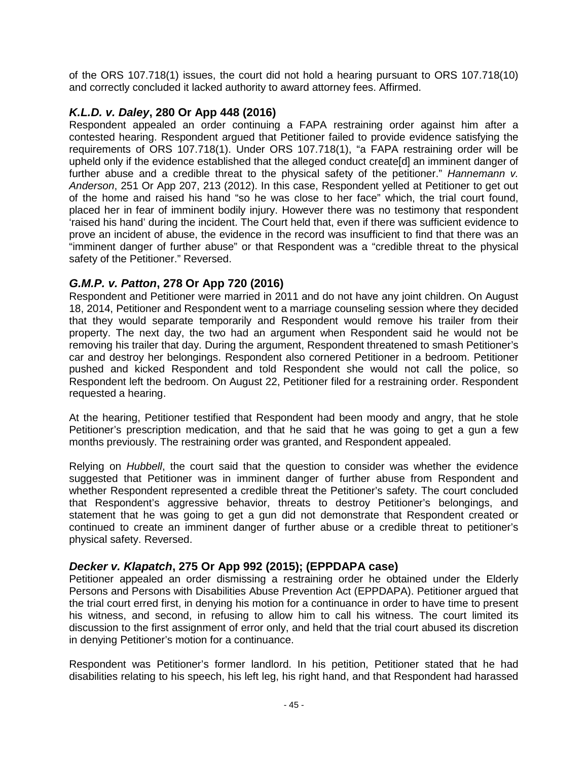of the ORS 107.718(1) issues, the court did not hold a hearing pursuant to ORS 107.718(10) and correctly concluded it lacked authority to award attorney fees. Affirmed.

### ***K.L.D. v. Daley*, 280 Or App 448 (2016)**

Respondent appealed an order continuing a FAPA restraining order against him after a contested hearing. Respondent argued that Petitioner failed to provide evidence satisfying the requirements of ORS 107.718(1). Under ORS 107.718(1), "a FAPA restraining order will be upheld only if the evidence established that the alleged conduct create[d] an imminent danger of further abuse and a credible threat to the physical safety of the petitioner." *Hannemann v. Anderson*, 251 Or App 207, 213 (2012). In this case, Respondent yelled at Petitioner to get out of the home and raised his hand "so he was close to her face" which, the trial court found, placed her in fear of imminent bodily injury. However there was no testimony that respondent 'raised his hand' during the incident. The Court held that, even if there was sufficient evidence to prove an incident of abuse, the evidence in the record was insufficient to find that there was an "imminent danger of further abuse" or that Respondent was a "credible threat to the physical safety of the Petitioner." Reversed.

### ***G.M.P. v. Patton*, 278 Or App 720 (2016)**

Respondent and Petitioner were married in 2011 and do not have any joint children. On August 18, 2014, Petitioner and Respondent went to a marriage counseling session where they decided that they would separate temporarily and Respondent would remove his trailer from their property. The next day, the two had an argument when Respondent said he would not be removing his trailer that day. During the argument, Respondent threatened to smash Petitioner's car and destroy her belongings. Respondent also cornered Petitioner in a bedroom. Petitioner pushed and kicked Respondent and told Respondent she would not call the police, so Respondent left the bedroom. On August 22, Petitioner filed for a restraining order. Respondent requested a hearing.

At the hearing, Petitioner testified that Respondent had been moody and angry, that he stole Petitioner's prescription medication, and that he said that he was going to get a gun a few months previously. The restraining order was granted, and Respondent appealed.

Relying on *Hubbell*, the court said that the question to consider was whether the evidence suggested that Petitioner was in imminent danger of further abuse from Respondent and whether Respondent represented a credible threat the Petitioner's safety. The court concluded that Respondent's aggressive behavior, threats to destroy Petitioner's belongings, and statement that he was going to get a gun did not demonstrate that Respondent created or continued to create an imminent danger of further abuse or a credible threat to petitioner's physical safety. Reversed.

### ***Decker v. Klapatch*, 275 Or App 992 (2015); (EPPDAPA case)**

Petitioner appealed an order dismissing a restraining order he obtained under the Elderly Persons and Persons with Disabilities Abuse Prevention Act (EPPDAPA). Petitioner argued that the trial court erred first, in denying his motion for a continuance in order to have time to present his witness, and second, in refusing to allow him to call his witness. The court limited its discussion to the first assignment of error only, and held that the trial court abused its discretion in denying Petitioner's motion for a continuance.

Respondent was Petitioner's former landlord. In his petition, Petitioner stated that he had disabilities relating to his speech, his left leg, his right hand, and that Respondent had harassed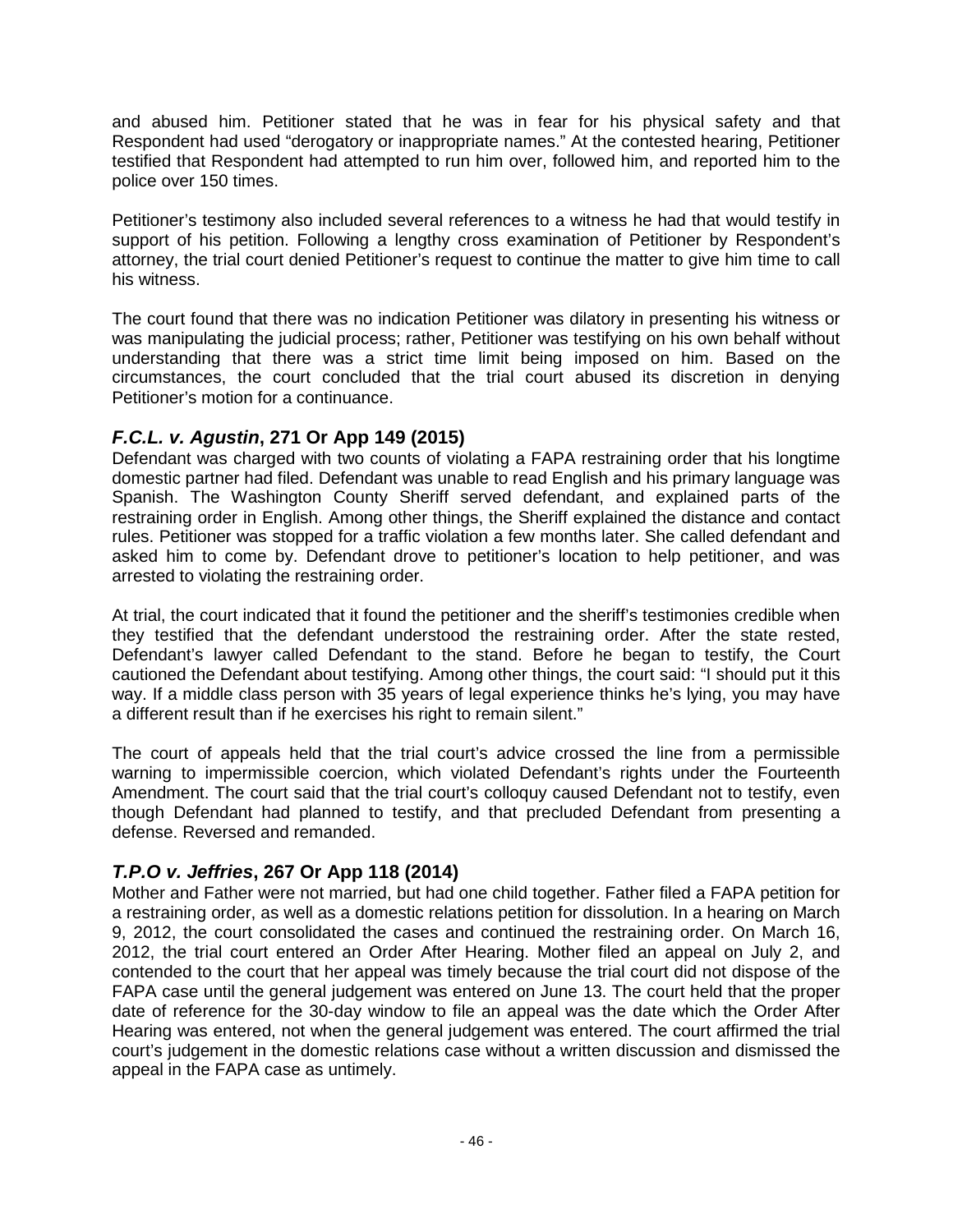and abused him. Petitioner stated that he was in fear for his physical safety and that Respondent had used "derogatory or inappropriate names." At the contested hearing, Petitioner testified that Respondent had attempted to run him over, followed him, and reported him to the police over 150 times.

Petitioner's testimony also included several references to a witness he had that would testify in support of his petition. Following a lengthy cross examination of Petitioner by Respondent's attorney, the trial court denied Petitioner's request to continue the matter to give him time to call his witness.

The court found that there was no indication Petitioner was dilatory in presenting his witness or was manipulating the judicial process; rather, Petitioner was testifying on his own behalf without understanding that there was a strict time limit being imposed on him. Based on the circumstances, the court concluded that the trial court abused its discretion in denying Petitioner's motion for a continuance.

### ***F.C.L. v. Agustin*, 271 Or App 149 (2015)**

Defendant was charged with two counts of violating a FAPA restraining order that his longtime domestic partner had filed. Defendant was unable to read English and his primary language was Spanish. The Washington County Sheriff served defendant, and explained parts of the restraining order in English. Among other things, the Sheriff explained the distance and contact rules. Petitioner was stopped for a traffic violation a few months later. She called defendant and asked him to come by. Defendant drove to petitioner's location to help petitioner, and was arrested to violating the restraining order.

At trial, the court indicated that it found the petitioner and the sheriff's testimonies credible when they testified that the defendant understood the restraining order. After the state rested, Defendant's lawyer called Defendant to the stand. Before he began to testify, the Court cautioned the Defendant about testifying. Among other things, the court said: "I should put it this way. If a middle class person with 35 years of legal experience thinks he's lying, you may have a different result than if he exercises his right to remain silent."

The court of appeals held that the trial court's advice crossed the line from a permissible warning to impermissible coercion, which violated Defendant's rights under the Fourteenth Amendment. The court said that the trial court's colloquy caused Defendant not to testify, even though Defendant had planned to testify, and that precluded Defendant from presenting a defense. Reversed and remanded.

### ***T.P.O v. Jeffries*, 267 Or App 118 (2014)**

Mother and Father were not married, but had one child together. Father filed a FAPA petition for a restraining order, as well as a domestic relations petition for dissolution. In a hearing on March 9, 2012, the court consolidated the cases and continued the restraining order. On March 16, 2012, the trial court entered an Order After Hearing. Mother filed an appeal on July 2, and contended to the court that her appeal was timely because the trial court did not dispose of the FAPA case until the general judgement was entered on June 13. The court held that the proper date of reference for the 30-day window to file an appeal was the date which the Order After Hearing was entered, not when the general judgement was entered. The court affirmed the trial court's judgement in the domestic relations case without a written discussion and dismissed the appeal in the FAPA case as untimely.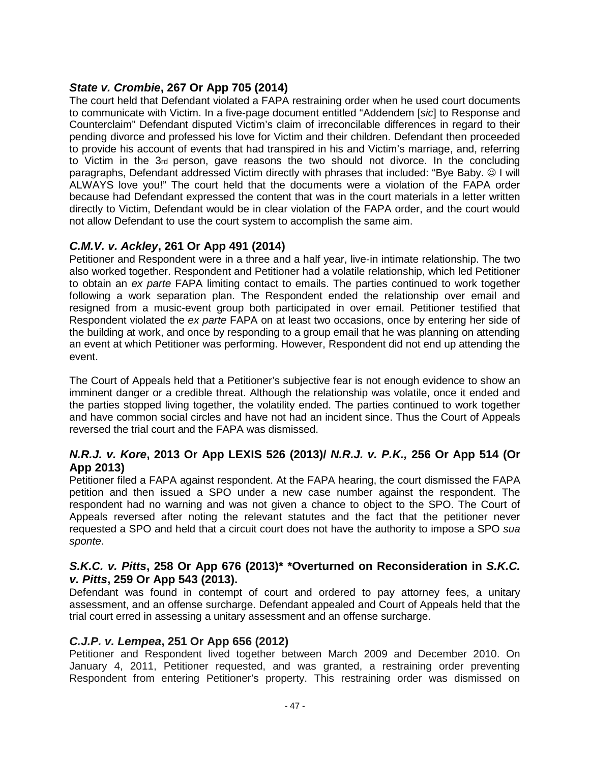### ***State v. Crombie*, 267 Or App 705 (2014)**

The court held that Defendant violated a FAPA restraining order when he used court documents to communicate with Victim. In a five-page document entitled "Addendem [*sic*] to Response and Counterclaim" Defendant disputed Victim's claim of irreconcilable differences in regard to their pending divorce and professed his love for Victim and their children. Defendant then proceeded to provide his account of events that had transpired in his and Victim's marriage, and, referring to Victim in the 3rd person, gave reasons the two should not divorce. In the concluding paragraphs, Defendant addressed Victim directly with phrases that included: "Bye Baby. ☺ I will ALWAYS love you!" The court held that the documents were a violation of the FAPA order because had Defendant expressed the content that was in the court materials in a letter written directly to Victim, Defendant would be in clear violation of the FAPA order, and the court would not allow Defendant to use the court system to accomplish the same aim.

### ***C.M.V. v. Ackley*, 261 Or App 491 (2014)**

Petitioner and Respondent were in a three and a half year, live-in intimate relationship. The two also worked together. Respondent and Petitioner had a volatile relationship, which led Petitioner to obtain an *ex parte* FAPA limiting contact to emails. The parties continued to work together following a work separation plan. The Respondent ended the relationship over email and resigned from a music-event group both participated in over email. Petitioner testified that Respondent violated the *ex parte* FAPA on at least two occasions, once by entering her side of the building at work, and once by responding to a group email that he was planning on attending an event at which Petitioner was performing. However, Respondent did not end up attending the event.

The Court of Appeals held that a Petitioner's subjective fear is not enough evidence to show an imminent danger or a credible threat. Although the relationship was volatile, once it ended and the parties stopped living together, the volatility ended. The parties continued to work together and have common social circles and have not had an incident since. Thus the Court of Appeals reversed the trial court and the FAPA was dismissed.

### ***N.R.J. v. Kore*, 2013 Or App LEXIS 526 (2013)/ *N.R.J. v. P.K.,* 256 Or App 514 (Or App 2013)**

Petitioner filed a FAPA against respondent. At the FAPA hearing, the court dismissed the FAPA petition and then issued a SPO under a new case number against the respondent. The respondent had no warning and was not given a chance to object to the SPO. The Court of Appeals reversed after noting the relevant statutes and the fact that the petitioner never requested a SPO and held that a circuit court does not have the authority to impose a SPO *sua sponte*.

### ***S.K.C. v. Pitts*, 258 Or App 676 (2013)\* \*Overturned on Reconsideration in *S.K.C. v. Pitts*, 259 Or App 543 (2013).**

Defendant was found in contempt of court and ordered to pay attorney fees, a unitary assessment, and an offense surcharge. Defendant appealed and Court of Appeals held that the trial court erred in assessing a unitary assessment and an offense surcharge.

### ***C.J.P. v. Lempea*, 251 Or App 656 (2012)**

Petitioner and Respondent lived together between March 2009 and December 2010. On January 4, 2011, Petitioner requested, and was granted, a restraining order preventing Respondent from entering Petitioner's property. This restraining order was dismissed on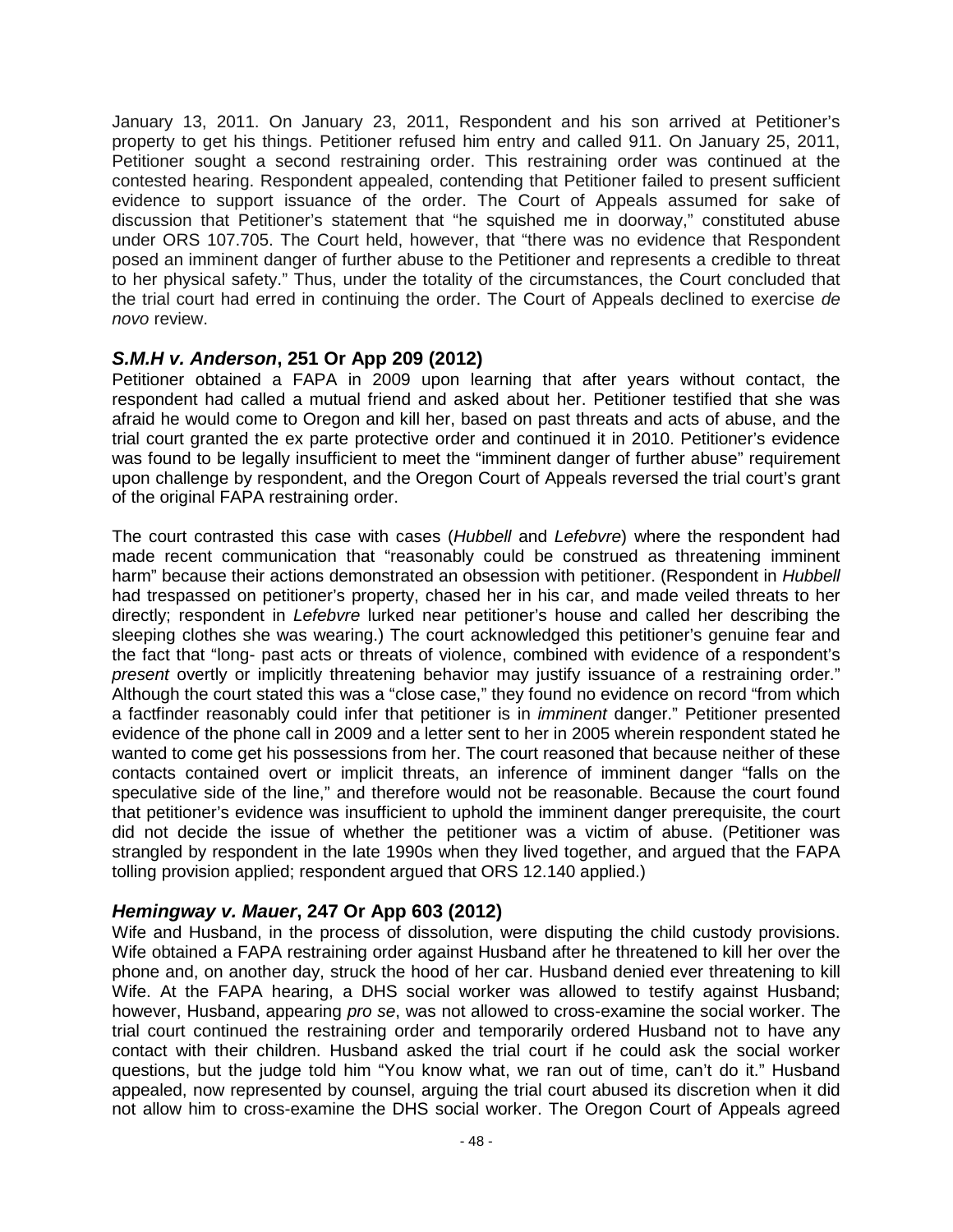January 13, 2011. On January 23, 2011, Respondent and his son arrived at Petitioner's property to get his things. Petitioner refused him entry and called 911. On January 25, 2011, Petitioner sought a second restraining order. This restraining order was continued at the contested hearing. Respondent appealed, contending that Petitioner failed to present sufficient evidence to support issuance of the order. The Court of Appeals assumed for sake of discussion that Petitioner's statement that "he squished me in doorway," constituted abuse under ORS 107.705. The Court held, however, that "there was no evidence that Respondent posed an imminent danger of further abuse to the Petitioner and represents a credible to threat to her physical safety." Thus, under the totality of the circumstances, the Court concluded that the trial court had erred in continuing the order. The Court of Appeals declined to exercise *de novo* review.

### ***S.M.H v. Anderson*, 251 Or App 209 (2012)**

Petitioner obtained a FAPA in 2009 upon learning that after years without contact, the respondent had called a mutual friend and asked about her. Petitioner testified that she was afraid he would come to Oregon and kill her, based on past threats and acts of abuse, and the trial court granted the ex parte protective order and continued it in 2010. Petitioner's evidence was found to be legally insufficient to meet the "imminent danger of further abuse" requirement upon challenge by respondent, and the Oregon Court of Appeals reversed the trial court's grant of the original FAPA restraining order.

The court contrasted this case with cases (*Hubbell* and *Lefebvre*) where the respondent had made recent communication that "reasonably could be construed as threatening imminent harm" because their actions demonstrated an obsession with petitioner. (Respondent in *Hubbell* had trespassed on petitioner's property, chased her in his car, and made veiled threats to her directly; respondent in *Lefebvre* lurked near petitioner's house and called her describing the sleeping clothes she was wearing.) The court acknowledged this petitioner's genuine fear and the fact that "long- past acts or threats of violence, combined with evidence of a respondent's *present* overtly or implicitly threatening behavior may justify issuance of a restraining order." Although the court stated this was a "close case," they found no evidence on record "from which a factfinder reasonably could infer that petitioner is in *imminent* danger." Petitioner presented evidence of the phone call in 2009 and a letter sent to her in 2005 wherein respondent stated he wanted to come get his possessions from her. The court reasoned that because neither of these contacts contained overt or implicit threats, an inference of imminent danger "falls on the speculative side of the line," and therefore would not be reasonable. Because the court found that petitioner's evidence was insufficient to uphold the imminent danger prerequisite, the court did not decide the issue of whether the petitioner was a victim of abuse. (Petitioner was strangled by respondent in the late 1990s when they lived together, and argued that the FAPA tolling provision applied; respondent argued that ORS 12.140 applied.)

### ***Hemingway v. Mauer*, 247 Or App 603 (2012)**

Wife and Husband, in the process of dissolution, were disputing the child custody provisions. Wife obtained a FAPA restraining order against Husband after he threatened to kill her over the phone and, on another day, struck the hood of her car. Husband denied ever threatening to kill Wife. At the FAPA hearing, a DHS social worker was allowed to testify against Husband; however, Husband, appearing *pro se*, was not allowed to cross-examine the social worker. The trial court continued the restraining order and temporarily ordered Husband not to have any contact with their children. Husband asked the trial court if he could ask the social worker questions, but the judge told him "You know what, we ran out of time, can't do it." Husband appealed, now represented by counsel, arguing the trial court abused its discretion when it did not allow him to cross-examine the DHS social worker. The Oregon Court of Appeals agreed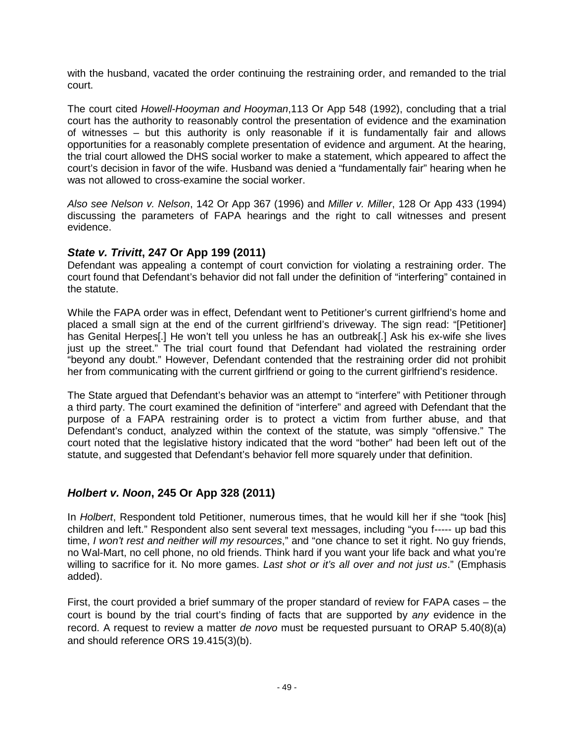with the husband, vacated the order continuing the restraining order, and remanded to the trial court.

The court cited *Howell-Hooyman and Hooyman*,113 Or App 548 (1992), concluding that a trial court has the authority to reasonably control the presentation of evidence and the examination of witnesses – but this authority is only reasonable if it is fundamentally fair and allows opportunities for a reasonably complete presentation of evidence and argument. At the hearing, the trial court allowed the DHS social worker to make a statement, which appeared to affect the court's decision in favor of the wife. Husband was denied a "fundamentally fair" hearing when he was not allowed to cross-examine the social worker.

*Also see Nelson v. Nelson*, 142 Or App 367 (1996) and *Miller v. Miller*, 128 Or App 433 (1994) discussing the parameters of FAPA hearings and the right to call witnesses and present evidence.

### ***State v. Trivitt*, 247 Or App 199 (2011)**

Defendant was appealing a contempt of court conviction for violating a restraining order. The court found that Defendant's behavior did not fall under the definition of "interfering" contained in the statute.

While the FAPA order was in effect, Defendant went to Petitioner's current girlfriend's home and placed a small sign at the end of the current girlfriend's driveway. The sign read: "[Petitioner] has Genital Herpes[.] He won't tell you unless he has an outbreak[.] Ask his ex-wife she lives just up the street." The trial court found that Defendant had violated the restraining order "beyond any doubt." However, Defendant contended that the restraining order did not prohibit her from communicating with the current girlfriend or going to the current girlfriend's residence.

The State argued that Defendant's behavior was an attempt to "interfere" with Petitioner through a third party. The court examined the definition of "interfere" and agreed with Defendant that the purpose of a FAPA restraining order is to protect a victim from further abuse, and that Defendant's conduct, analyzed within the context of the statute, was simply "offensive." The court noted that the legislative history indicated that the word "bother" had been left out of the statute, and suggested that Defendant's behavior fell more squarely under that definition.

### ***Holbert v. Noon*, 245 Or App 328 (2011)**

In *Holbert*, Respondent told Petitioner, numerous times, that he would kill her if she "took [his] children and left." Respondent also sent several text messages, including "you f----- up bad this time, *I won't rest and neither will my resources*," and "one chance to set it right. No guy friends, no Wal-Mart, no cell phone, no old friends. Think hard if you want your life back and what you're willing to sacrifice for it. No more games. *Last shot or it's all over and not just us*." (Emphasis added).

First, the court provided a brief summary of the proper standard of review for FAPA cases – the court is bound by the trial court's finding of facts that are supported by *any* evidence in the record. A request to review a matter *de novo* must be requested pursuant to ORAP 5.40(8)(a) and should reference ORS 19.415(3)(b).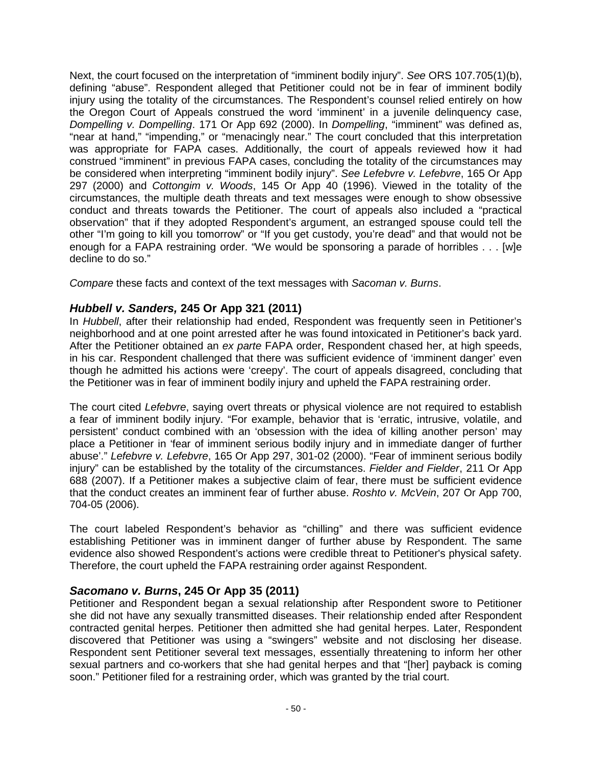Next, the court focused on the interpretation of "imminent bodily injury". *See* ORS 107.705(1)(b), defining "abuse". Respondent alleged that Petitioner could not be in fear of imminent bodily injury using the totality of the circumstances. The Respondent's counsel relied entirely on how the Oregon Court of Appeals construed the word 'imminent' in a juvenile delinquency case, *Dompelling v. Dompelling*. 171 Or App 692 (2000). In *Dompelling*, "imminent" was defined as, "near at hand," "impending," or "menacingly near." The court concluded that this interpretation was appropriate for FAPA cases. Additionally, the court of appeals reviewed how it had construed "imminent" in previous FAPA cases, concluding the totality of the circumstances may be considered when interpreting "imminent bodily injury". *See Lefebvre v. Lefebvre*, 165 Or App 297 (2000) and *Cottongim v. Woods*, 145 Or App 40 (1996). Viewed in the totality of the circumstances, the multiple death threats and text messages were enough to show obsessive conduct and threats towards the Petitioner. The court of appeals also included a "practical observation" that if they adopted Respondent's argument, an estranged spouse could tell the other "I'm going to kill you tomorrow" or "If you get custody, you're dead" and that would not be enough for a FAPA restraining order. "We would be sponsoring a parade of horribles . . . [w]e decline to do so."

*Compare* these facts and context of the text messages with *Sacoman v. Burns*.

### *Hubbell v. Sanders,* 245 Or App 321 (2011)

In *Hubbell*, after their relationship had ended, Respondent was frequently seen in Petitioner's neighborhood and at one point arrested after he was found intoxicated in Petitioner's back yard. After the Petitioner obtained an *ex parte* FAPA order, Respondent chased her, at high speeds, in his car. Respondent challenged that there was sufficient evidence of 'imminent danger' even though he admitted his actions were 'creepy'. The court of appeals disagreed, concluding that the Petitioner was in fear of imminent bodily injury and upheld the FAPA restraining order.

The court cited *Lefebvre*, saying overt threats or physical violence are not required to establish a fear of imminent bodily injury. "For example, behavior that is 'erratic, intrusive, volatile, and persistent' conduct combined with an 'obsession with the idea of killing another person' may place a Petitioner in 'fear of imminent serious bodily injury and in immediate danger of further abuse'." *Lefebvre v. Lefebvre*, 165 Or App 297, 301-02 (2000). "Fear of imminent serious bodily injury" can be established by the totality of the circumstances. *Fielder and Fielder*, 211 Or App 688 (2007). If a Petitioner makes a subjective claim of fear, there must be sufficient evidence that the conduct creates an imminent fear of further abuse. *Roshto v. McVein*, 207 Or App 700, 704-05 (2006).

The court labeled Respondent's behavior as "chilling" and there was sufficient evidence establishing Petitioner was in imminent danger of further abuse by Respondent. The same evidence also showed Respondent's actions were credible threat to Petitioner's physical safety. Therefore, the court upheld the FAPA restraining order against Respondent.

### *Sacomano v. Burns*, 245 Or App 35 (2011)

Petitioner and Respondent began a sexual relationship after Respondent swore to Petitioner she did not have any sexually transmitted diseases. Their relationship ended after Respondent contracted genital herpes. Petitioner then admitted she had genital herpes. Later, Respondent discovered that Petitioner was using a "swingers" website and not disclosing her disease. Respondent sent Petitioner several text messages, essentially threatening to inform her other sexual partners and co-workers that she had genital herpes and that "[her] payback is coming soon." Petitioner filed for a restraining order, which was granted by the trial court.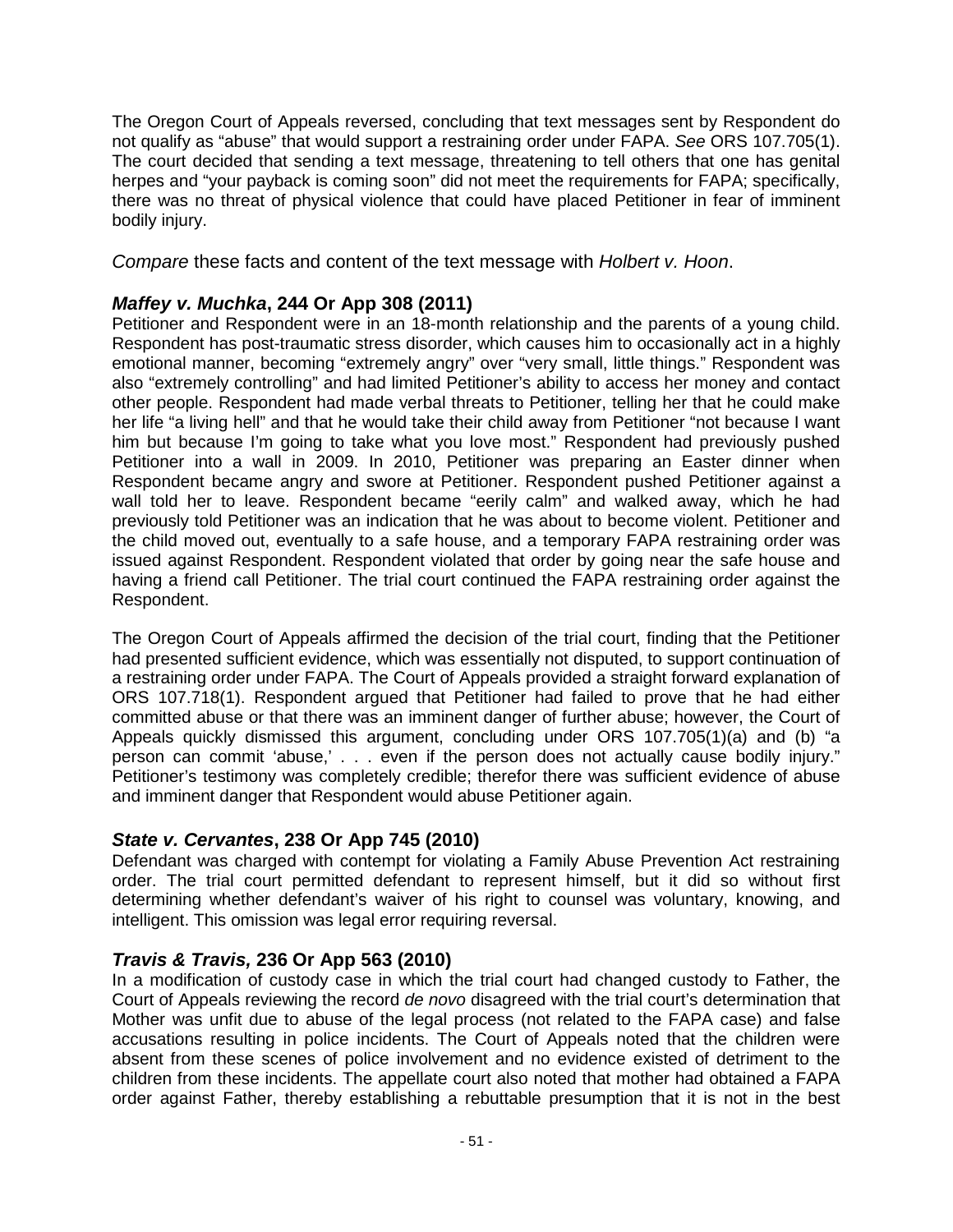The Oregon Court of Appeals reversed, concluding that text messages sent by Respondent do not qualify as "abuse" that would support a restraining order under FAPA. *See* ORS 107.705(1). The court decided that sending a text message, threatening to tell others that one has genital herpes and "your payback is coming soon" did not meet the requirements for FAPA; specifically, there was no threat of physical violence that could have placed Petitioner in fear of imminent bodily injury.

*Compare* these facts and content of the text message with *Holbert v. Hoon*.

### *Maffey v. Muchka*, 244 Or App 308 (2011)

Petitioner and Respondent were in an 18-month relationship and the parents of a young child. Respondent has post-traumatic stress disorder, which causes him to occasionally act in a highly emotional manner, becoming "extremely angry" over "very small, little things." Respondent was also "extremely controlling" and had limited Petitioner's ability to access her money and contact other people. Respondent had made verbal threats to Petitioner, telling her that he could make her life "a living hell" and that he would take their child away from Petitioner "not because I want him but because I'm going to take what you love most." Respondent had previously pushed Petitioner into a wall in 2009. In 2010, Petitioner was preparing an Easter dinner when Respondent became angry and swore at Petitioner. Respondent pushed Petitioner against a wall told her to leave. Respondent became "eerily calm" and walked away, which he had previously told Petitioner was an indication that he was about to become violent. Petitioner and the child moved out, eventually to a safe house, and a temporary FAPA restraining order was issued against Respondent. Respondent violated that order by going near the safe house and having a friend call Petitioner. The trial court continued the FAPA restraining order against the Respondent.

The Oregon Court of Appeals affirmed the decision of the trial court, finding that the Petitioner had presented sufficient evidence, which was essentially not disputed, to support continuation of a restraining order under FAPA. The Court of Appeals provided a straight forward explanation of ORS 107.718(1). Respondent argued that Petitioner had failed to prove that he had either committed abuse or that there was an imminent danger of further abuse; however, the Court of Appeals quickly dismissed this argument, concluding under ORS 107.705(1)(a) and (b) "a person can commit 'abuse,' . . . even if the person does not actually cause bodily injury." Petitioner's testimony was completely credible; therefor there was sufficient evidence of abuse and imminent danger that Respondent would abuse Petitioner again.

### *State v. Cervantes*, 238 Or App 745 (2010)

Defendant was charged with contempt for violating a Family Abuse Prevention Act restraining order. The trial court permitted defendant to represent himself, but it did so without first determining whether defendant's waiver of his right to counsel was voluntary, knowing, and intelligent. This omission was legal error requiring reversal.

### *Travis & Travis,* 236 Or App 563 (2010)

In a modification of custody case in which the trial court had changed custody to Father, the Court of Appeals reviewing the record *de novo* disagreed with the trial court's determination that Mother was unfit due to abuse of the legal process (not related to the FAPA case) and false accusations resulting in police incidents. The Court of Appeals noted that the children were absent from these scenes of police involvement and no evidence existed of detriment to the children from these incidents. The appellate court also noted that mother had obtained a FAPA order against Father, thereby establishing a rebuttable presumption that it is not in the best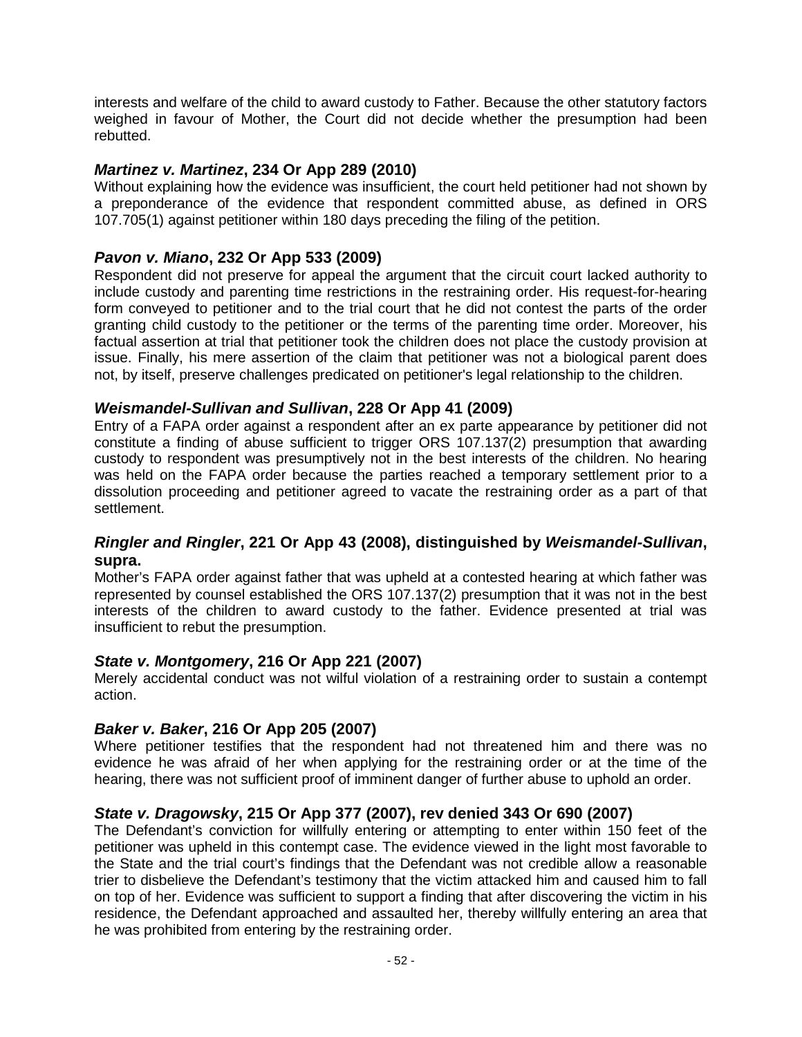interests and welfare of the child to award custody to Father. Because the other statutory factors weighed in favour of Mother, the Court did not decide whether the presumption had been rebutted.

### ***Martinez v. Martinez*, 234 Or App 289 (2010)**

Without explaining how the evidence was insufficient, the court held petitioner had not shown by a preponderance of the evidence that respondent committed abuse, as defined in ORS 107.705(1) against petitioner within 180 days preceding the filing of the petition.

### ***Pavon v. Miano*, 232 Or App 533 (2009)**

Respondent did not preserve for appeal the argument that the circuit court lacked authority to include custody and parenting time restrictions in the restraining order. His request-for-hearing form conveyed to petitioner and to the trial court that he did not contest the parts of the order granting child custody to the petitioner or the terms of the parenting time order. Moreover, his factual assertion at trial that petitioner took the children does not place the custody provision at issue. Finally, his mere assertion of the claim that petitioner was not a biological parent does not, by itself, preserve challenges predicated on petitioner's legal relationship to the children.

### ***Weismandel-Sullivan and Sullivan*, 228 Or App 41 (2009)**

Entry of a FAPA order against a respondent after an ex parte appearance by petitioner did not constitute a finding of abuse sufficient to trigger ORS 107.137(2) presumption that awarding custody to respondent was presumptively not in the best interests of the children. No hearing was held on the FAPA order because the parties reached a temporary settlement prior to a dissolution proceeding and petitioner agreed to vacate the restraining order as a part of that settlement.

### ***Ringler and Ringler*, 221 Or App 43 (2008), distinguished by *Weismandel-Sullivan*, supra.**

Mother's FAPA order against father that was upheld at a contested hearing at which father was represented by counsel established the ORS 107.137(2) presumption that it was not in the best interests of the children to award custody to the father. Evidence presented at trial was insufficient to rebut the presumption.

### ***State v. Montgomery*, 216 Or App 221 (2007)**

Merely accidental conduct was not wilful violation of a restraining order to sustain a contempt action.

### ***Baker v. Baker*, 216 Or App 205 (2007)**

Where petitioner testifies that the respondent had not threatened him and there was no evidence he was afraid of her when applying for the restraining order or at the time of the hearing, there was not sufficient proof of imminent danger of further abuse to uphold an order.

### ***State v. Dragowsky*, 215 Or App 377 (2007), rev denied 343 Or 690 (2007)**

The Defendant's conviction for willfully entering or attempting to enter within 150 feet of the petitioner was upheld in this contempt case. The evidence viewed in the light most favorable to the State and the trial court's findings that the Defendant was not credible allow a reasonable trier to disbelieve the Defendant's testimony that the victim attacked him and caused him to fall on top of her. Evidence was sufficient to support a finding that after discovering the victim in his residence, the Defendant approached and assaulted her, thereby willfully entering an area that he was prohibited from entering by the restraining order.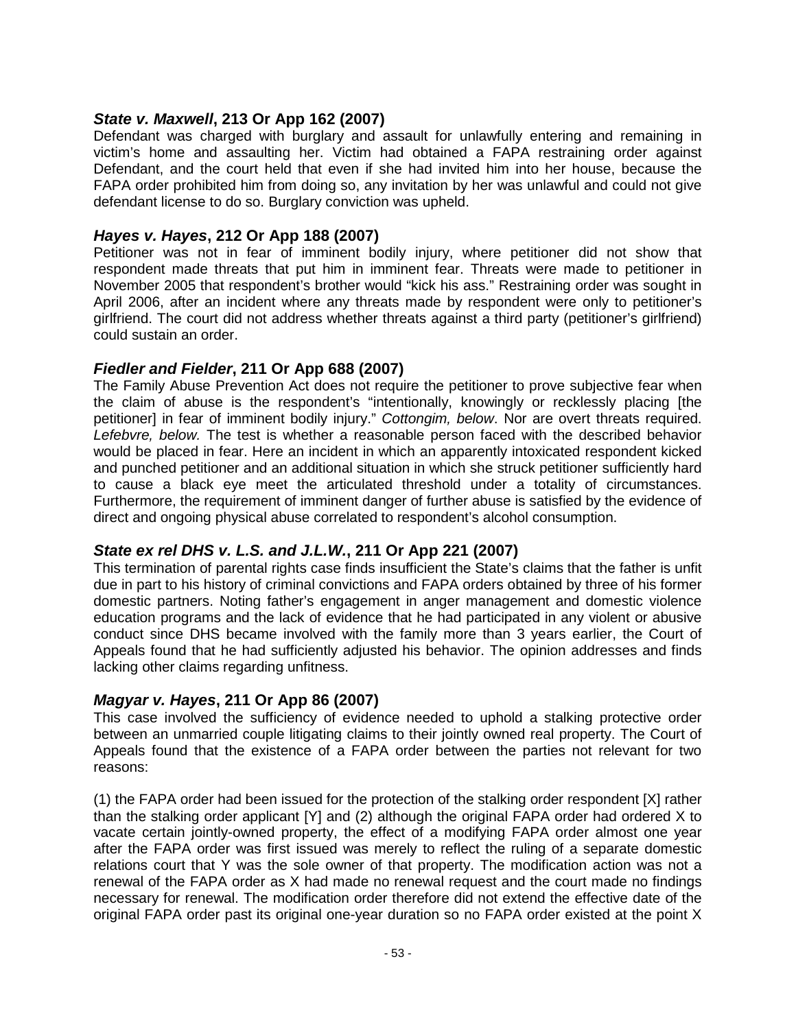### ***State v. Maxwell*, 213 Or App 162 (2007)**

Defendant was charged with burglary and assault for unlawfully entering and remaining in victim's home and assaulting her. Victim had obtained a FAPA restraining order against Defendant, and the court held that even if she had invited him into her house, because the FAPA order prohibited him from doing so, any invitation by her was unlawful and could not give defendant license to do so. Burglary conviction was upheld.

### ***Hayes v. Hayes*, 212 Or App 188 (2007)**

Petitioner was not in fear of imminent bodily injury, where petitioner did not show that respondent made threats that put him in imminent fear. Threats were made to petitioner in November 2005 that respondent's brother would "kick his ass." Restraining order was sought in April 2006, after an incident where any threats made by respondent were only to petitioner's girlfriend. The court did not address whether threats against a third party (petitioner's girlfriend) could sustain an order.

### ***Fiedler and Fielder*, 211 Or App 688 (2007)**

The Family Abuse Prevention Act does not require the petitioner to prove subjective fear when the claim of abuse is the respondent's "intentionally, knowingly or recklessly placing [the petitioner] in fear of imminent bodily injury." *Cottongim, below*. Nor are overt threats required. *Lefebvre, below.* The test is whether a reasonable person faced with the described behavior would be placed in fear. Here an incident in which an apparently intoxicated respondent kicked and punched petitioner and an additional situation in which she struck petitioner sufficiently hard to cause a black eye meet the articulated threshold under a totality of circumstances. Furthermore, the requirement of imminent danger of further abuse is satisfied by the evidence of direct and ongoing physical abuse correlated to respondent's alcohol consumption.

### ***State ex rel DHS v. L.S. and J.L.W.*, 211 Or App 221 (2007)**

This termination of parental rights case finds insufficient the State's claims that the father is unfit due in part to his history of criminal convictions and FAPA orders obtained by three of his former domestic partners. Noting father's engagement in anger management and domestic violence education programs and the lack of evidence that he had participated in any violent or abusive conduct since DHS became involved with the family more than 3 years earlier, the Court of Appeals found that he had sufficiently adjusted his behavior. The opinion addresses and finds lacking other claims regarding unfitness.

### ***Magyar v. Hayes*, 211 Or App 86 (2007)**

This case involved the sufficiency of evidence needed to uphold a stalking protective order between an unmarried couple litigating claims to their jointly owned real property. The Court of Appeals found that the existence of a FAPA order between the parties not relevant for two reasons:

(1) the FAPA order had been issued for the protection of the stalking order respondent [X] rather than the stalking order applicant [Y] and (2) although the original FAPA order had ordered X to vacate certain jointly-owned property, the effect of a modifying FAPA order almost one year after the FAPA order was first issued was merely to reflect the ruling of a separate domestic relations court that Y was the sole owner of that property. The modification action was not a renewal of the FAPA order as X had made no renewal request and the court made no findings necessary for renewal. The modification order therefore did not extend the effective date of the original FAPA order past its original one-year duration so no FAPA order existed at the point X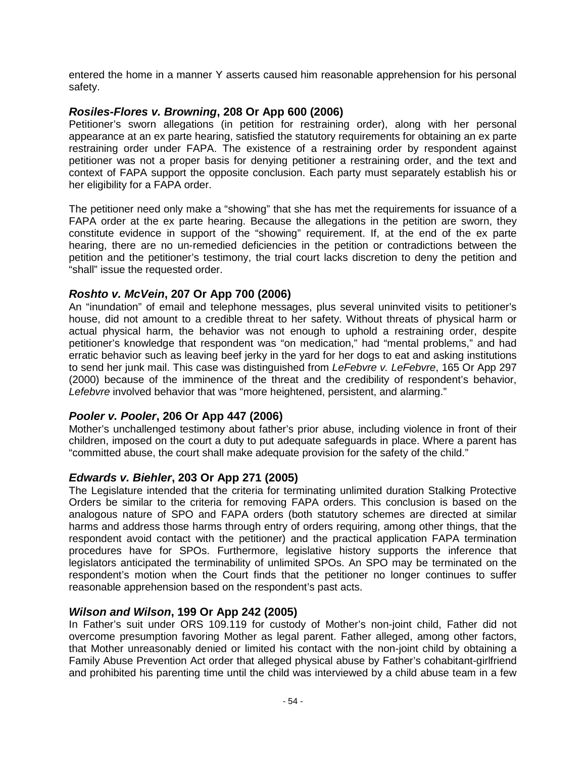entered the home in a manner Y asserts caused him reasonable apprehension for his personal safety.

### ***Rosiles-Flores v. Browning*, 208 Or App 600 (2006)**

Petitioner's sworn allegations (in petition for restraining order), along with her personal appearance at an ex parte hearing, satisfied the statutory requirements for obtaining an ex parte restraining order under FAPA. The existence of a restraining order by respondent against petitioner was not a proper basis for denying petitioner a restraining order, and the text and context of FAPA support the opposite conclusion. Each party must separately establish his or her eligibility for a FAPA order.

The petitioner need only make a "showing" that she has met the requirements for issuance of a FAPA order at the ex parte hearing. Because the allegations in the petition are sworn, they constitute evidence in support of the "showing" requirement. If, at the end of the ex parte hearing, there are no un-remedied deficiencies in the petition or contradictions between the petition and the petitioner's testimony, the trial court lacks discretion to deny the petition and "shall" issue the requested order.

### ***Roshto v. McVein*, 207 Or App 700 (2006)**

An "inundation" of email and telephone messages, plus several uninvited visits to petitioner's house, did not amount to a credible threat to her safety. Without threats of physical harm or actual physical harm, the behavior was not enough to uphold a restraining order, despite petitioner's knowledge that respondent was "on medication," had "mental problems," and had erratic behavior such as leaving beef jerky in the yard for her dogs to eat and asking institutions to send her junk mail. This case was distinguished from *LeFebvre v. LeFebvre*, 165 Or App 297 (2000) because of the imminence of the threat and the credibility of respondent's behavior, *Lefebvre* involved behavior that was "more heightened, persistent, and alarming."

### ***Pooler v. Pooler*, 206 Or App 447 (2006)**

Mother's unchallenged testimony about father's prior abuse, including violence in front of their children, imposed on the court a duty to put adequate safeguards in place. Where a parent has "committed abuse, the court shall make adequate provision for the safety of the child."

### ***Edwards v. Biehler*, 203 Or App 271 (2005)**

The Legislature intended that the criteria for terminating unlimited duration Stalking Protective Orders be similar to the criteria for removing FAPA orders. This conclusion is based on the analogous nature of SPO and FAPA orders (both statutory schemes are directed at similar harms and address those harms through entry of orders requiring, among other things, that the respondent avoid contact with the petitioner) and the practical application FAPA termination procedures have for SPOs. Furthermore, legislative history supports the inference that legislators anticipated the terminability of unlimited SPOs. An SPO may be terminated on the respondent's motion when the Court finds that the petitioner no longer continues to suffer reasonable apprehension based on the respondent's past acts.

### ***Wilson and Wilson*, 199 Or App 242 (2005)**

In Father's suit under ORS 109.119 for custody of Mother's non-joint child, Father did not overcome presumption favoring Mother as legal parent. Father alleged, among other factors, that Mother unreasonably denied or limited his contact with the non-joint child by obtaining a Family Abuse Prevention Act order that alleged physical abuse by Father's cohabitant-girlfriend and prohibited his parenting time until the child was interviewed by a child abuse team in a few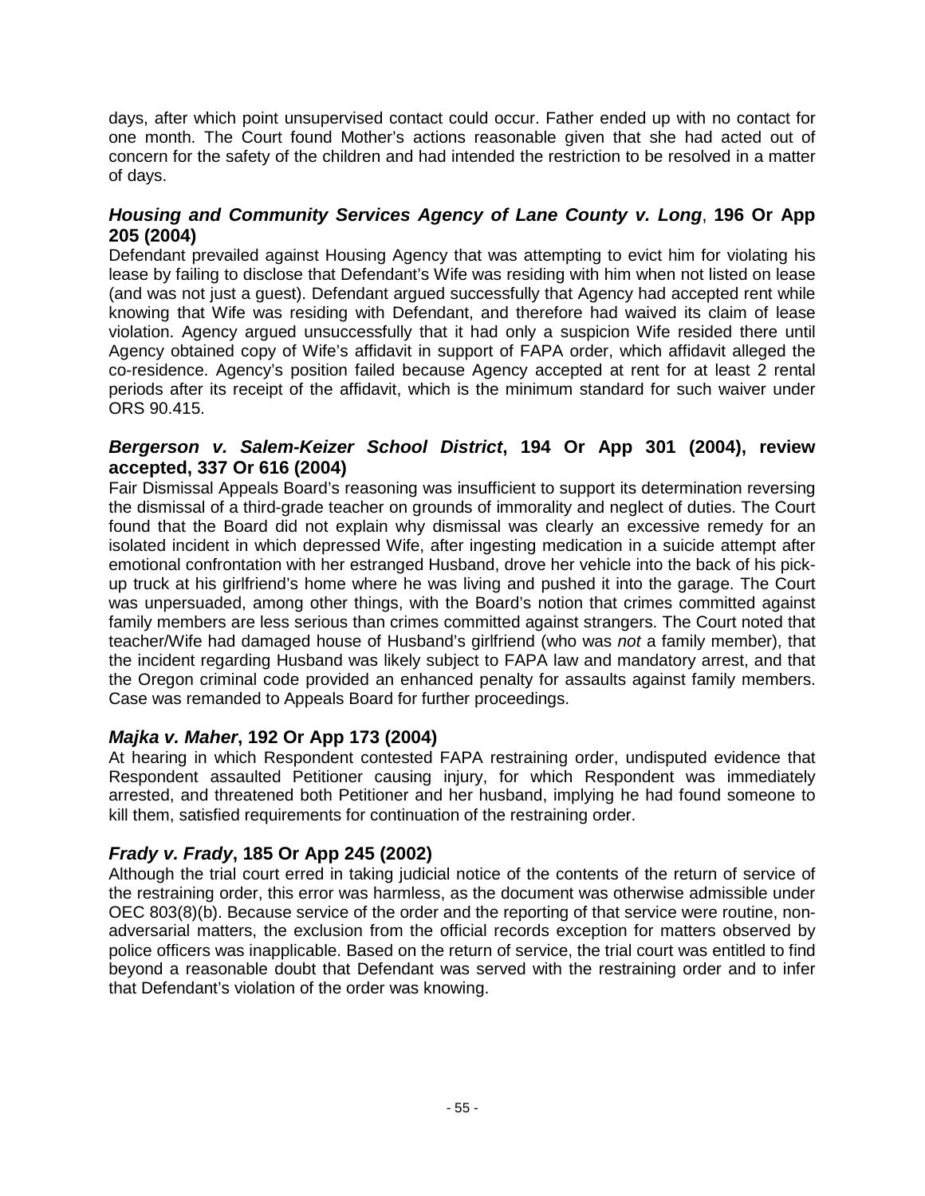days, after which point unsupervised contact could occur. Father ended up with no contact for one month. The Court found Mother's actions reasonable given that she had acted out of concern for the safety of the children and had intended the restriction to be resolved in a matter of days.

### ***Housing and Community Services Agency of Lane County v. Long*, 196 Or App 205 (2004)**

Defendant prevailed against Housing Agency that was attempting to evict him for violating his lease by failing to disclose that Defendant's Wife was residing with him when not listed on lease (and was not just a guest). Defendant argued successfully that Agency had accepted rent while knowing that Wife was residing with Defendant, and therefore had waived its claim of lease violation. Agency argued unsuccessfully that it had only a suspicion Wife resided there until Agency obtained copy of Wife's affidavit in support of FAPA order, which affidavit alleged the co-residence. Agency's position failed because Agency accepted at rent for at least 2 rental periods after its receipt of the affidavit, which is the minimum standard for such waiver under ORS 90.415.

### ***Bergerson v. Salem-Keizer School District*, 194 Or App 301 (2004), review accepted, 337 Or 616 (2004)**

Fair Dismissal Appeals Board's reasoning was insufficient to support its determination reversing the dismissal of a third-grade teacher on grounds of immorality and neglect of duties. The Court found that the Board did not explain why dismissal was clearly an excessive remedy for an isolated incident in which depressed Wife, after ingesting medication in a suicide attempt after emotional confrontation with her estranged Husband, drove her vehicle into the back of his pick-up truck at his girlfriend's home where he was living and pushed it into the garage. The Court was unpersuaded, among other things, with the Board's notion that crimes committed against family members are less serious than crimes committed against strangers. The Court noted that teacher/Wife had damaged house of Husband's girlfriend (who was *not* a family member), that the incident regarding Husband was likely subject to FAPA law and mandatory arrest, and that the Oregon criminal code provided an enhanced penalty for assaults against family members. Case was remanded to Appeals Board for further proceedings.

### ***Majka v. Maher*, 192 Or App 173 (2004)**

At hearing in which Respondent contested FAPA restraining order, undisputed evidence that Respondent assaulted Petitioner causing injury, for which Respondent was immediately arrested, and threatened both Petitioner and her husband, implying he had found someone to kill them, satisfied requirements for continuation of the restraining order.

### ***Frady v. Frady*, 185 Or App 245 (2002)**

Although the trial court erred in taking judicial notice of the contents of the return of service of the restraining order, this error was harmless, as the document was otherwise admissible under OEC 803(8)(b). Because service of the order and the reporting of that service were routine, non-adversarial matters, the exclusion from the official records exception for matters observed by police officers was inapplicable. Based on the return of service, the trial court was entitled to find beyond a reasonable doubt that Defendant was served with the restraining order and to infer that Defendant's violation of the order was knowing.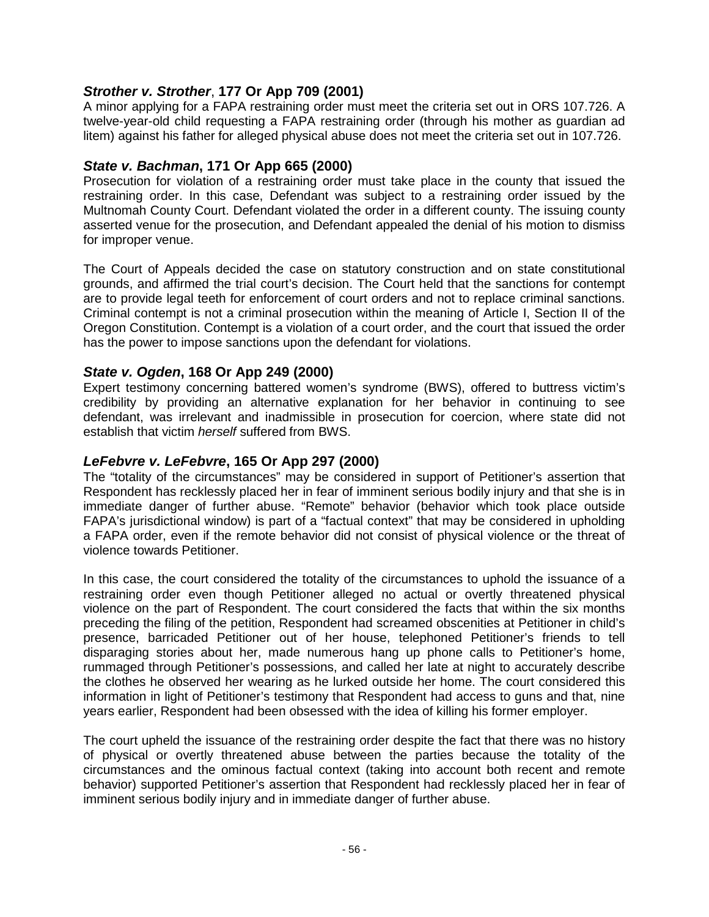### ***Strother v. Strother*, 177 Or App 709 (2001)**

A minor applying for a FAPA restraining order must meet the criteria set out in ORS 107.726. A twelve-year-old child requesting a FAPA restraining order (through his mother as guardian ad litem) against his father for alleged physical abuse does not meet the criteria set out in 107.726.

### ***State v. Bachman*, 171 Or App 665 (2000)**

Prosecution for violation of a restraining order must take place in the county that issued the restraining order. In this case, Defendant was subject to a restraining order issued by the Multnomah County Court. Defendant violated the order in a different county. The issuing county asserted venue for the prosecution, and Defendant appealed the denial of his motion to dismiss for improper venue.

The Court of Appeals decided the case on statutory construction and on state constitutional grounds, and affirmed the trial court's decision. The Court held that the sanctions for contempt are to provide legal teeth for enforcement of court orders and not to replace criminal sanctions. Criminal contempt is not a criminal prosecution within the meaning of Article I, Section II of the Oregon Constitution. Contempt is a violation of a court order, and the court that issued the order has the power to impose sanctions upon the defendant for violations.

### ***State v. Ogden*, 168 Or App 249 (2000)**

Expert testimony concerning battered women's syndrome (BWS), offered to buttress victim's credibility by providing an alternative explanation for her behavior in continuing to see defendant, was irrelevant and inadmissible in prosecution for coercion, where state did not establish that victim *herself* suffered from BWS.

### ***LeFebvre v. LeFebvre*, 165 Or App 297 (2000)**

The "totality of the circumstances" may be considered in support of Petitioner's assertion that Respondent has recklessly placed her in fear of imminent serious bodily injury and that she is in immediate danger of further abuse. "Remote" behavior (behavior which took place outside FAPA's jurisdictional window) is part of a "factual context" that may be considered in upholding a FAPA order, even if the remote behavior did not consist of physical violence or the threat of violence towards Petitioner.

In this case, the court considered the totality of the circumstances to uphold the issuance of a restraining order even though Petitioner alleged no actual or overtly threatened physical violence on the part of Respondent. The court considered the facts that within the six months preceding the filing of the petition, Respondent had screamed obscenities at Petitioner in child's presence, barricaded Petitioner out of her house, telephoned Petitioner's friends to tell disparaging stories about her, made numerous hang up phone calls to Petitioner's home, rummaged through Petitioner's possessions, and called her late at night to accurately describe the clothes he observed her wearing as he lurked outside her home. The court considered this information in light of Petitioner's testimony that Respondent had access to guns and that, nine years earlier, Respondent had been obsessed with the idea of killing his former employer.

The court upheld the issuance of the restraining order despite the fact that there was no history of physical or overtly threatened abuse between the parties because the totality of the circumstances and the ominous factual context (taking into account both recent and remote behavior) supported Petitioner's assertion that Respondent had recklessly placed her in fear of imminent serious bodily injury and in immediate danger of further abuse.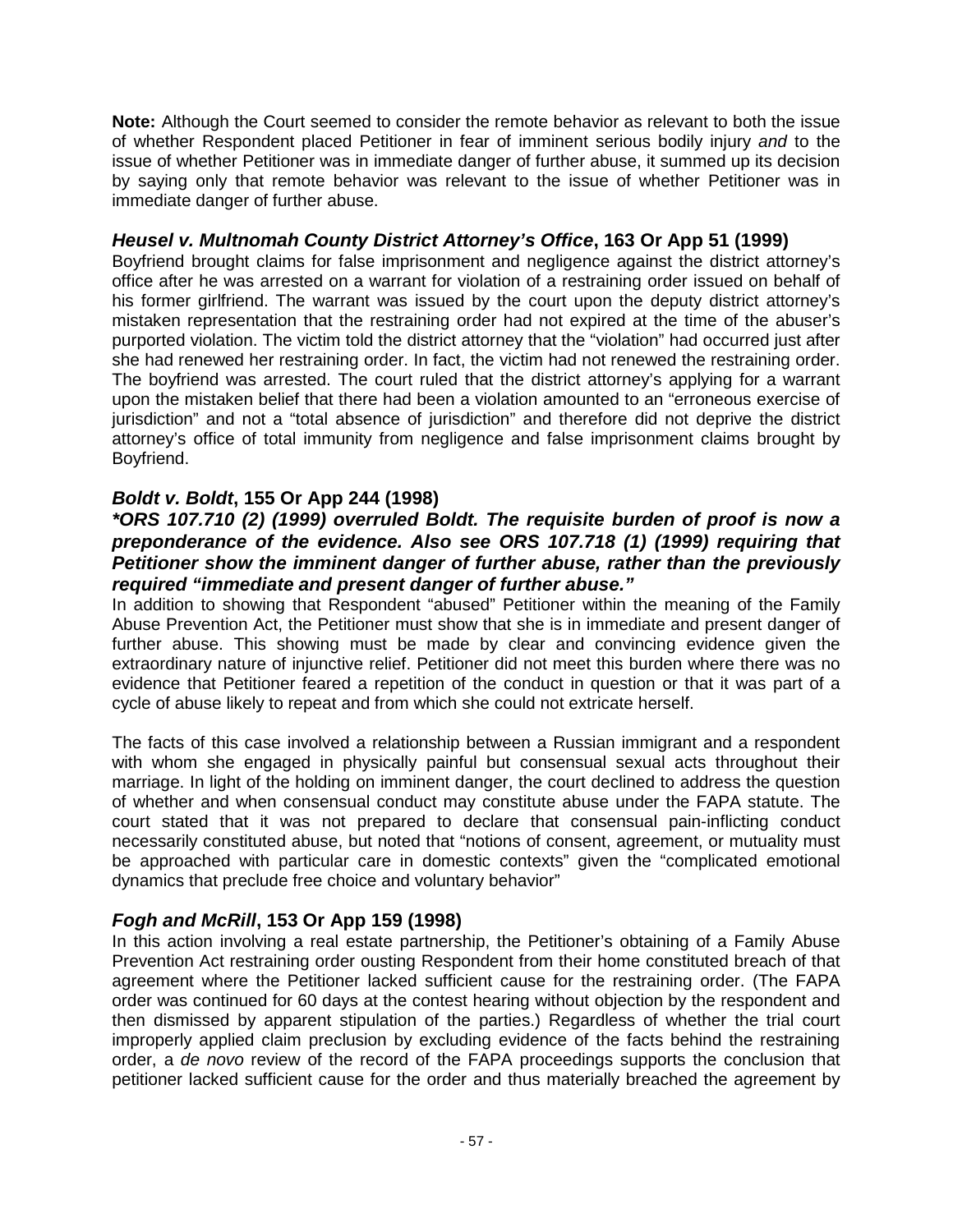**Note:** Although the Court seemed to consider the remote behavior as relevant to both the issue of whether Respondent placed Petitioner in fear of imminent serious bodily injury *and* to the issue of whether Petitioner was in immediate danger of further abuse, it summed up its decision by saying only that remote behavior was relevant to the issue of whether Petitioner was in immediate danger of further abuse.

### *Heusel v. Multnomah County District Attorney's Office*, 163 Or App 51 (1999)

Boyfriend brought claims for false imprisonment and negligence against the district attorney's office after he was arrested on a warrant for violation of a restraining order issued on behalf of his former girlfriend. The warrant was issued by the court upon the deputy district attorney's mistaken representation that the restraining order had not expired at the time of the abuser's purported violation. The victim told the district attorney that the "violation" had occurred just after she had renewed her restraining order. In fact, the victim had not renewed the restraining order. The boyfriend was arrested. The court ruled that the district attorney's applying for a warrant upon the mistaken belief that there had been a violation amounted to an "erroneous exercise of jurisdiction" and not a "total absence of jurisdiction" and therefore did not deprive the district attorney's office of total immunity from negligence and false imprisonment claims brought by Boyfriend.

### *Boldt v. Boldt*, 155 Or App 244 (1998)

***\*ORS 107.710 (2) (1999) overruled Boldt. The requisite burden of proof is now a preponderance of the evidence. Also see ORS 107.718 (1) (1999) requiring that Petitioner show the imminent danger of further abuse, rather than the previously required "immediate and present danger of further abuse."***

In addition to showing that Respondent "abused" Petitioner within the meaning of the Family Abuse Prevention Act, the Petitioner must show that she is in immediate and present danger of further abuse. This showing must be made by clear and convincing evidence given the extraordinary nature of injunctive relief. Petitioner did not meet this burden where there was no evidence that Petitioner feared a repetition of the conduct in question or that it was part of a cycle of abuse likely to repeat and from which she could not extricate herself.

The facts of this case involved a relationship between a Russian immigrant and a respondent with whom she engaged in physically painful but consensual sexual acts throughout their marriage. In light of the holding on imminent danger, the court declined to address the question of whether and when consensual conduct may constitute abuse under the FAPA statute. The court stated that it was not prepared to declare that consensual pain-inflicting conduct necessarily constituted abuse, but noted that "notions of consent, agreement, or mutuality must be approached with particular care in domestic contexts" given the "complicated emotional dynamics that preclude free choice and voluntary behavior"

### *Fogh and McRill*, 153 Or App 159 (1998)

In this action involving a real estate partnership, the Petitioner's obtaining of a Family Abuse Prevention Act restraining order ousting Respondent from their home constituted breach of that agreement where the Petitioner lacked sufficient cause for the restraining order. (The FAPA order was continued for 60 days at the contest hearing without objection by the respondent and then dismissed by apparent stipulation of the parties.) Regardless of whether the trial court improperly applied claim preclusion by excluding evidence of the facts behind the restraining order, a *de novo* review of the record of the FAPA proceedings supports the conclusion that petitioner lacked sufficient cause for the order and thus materially breached the agreement by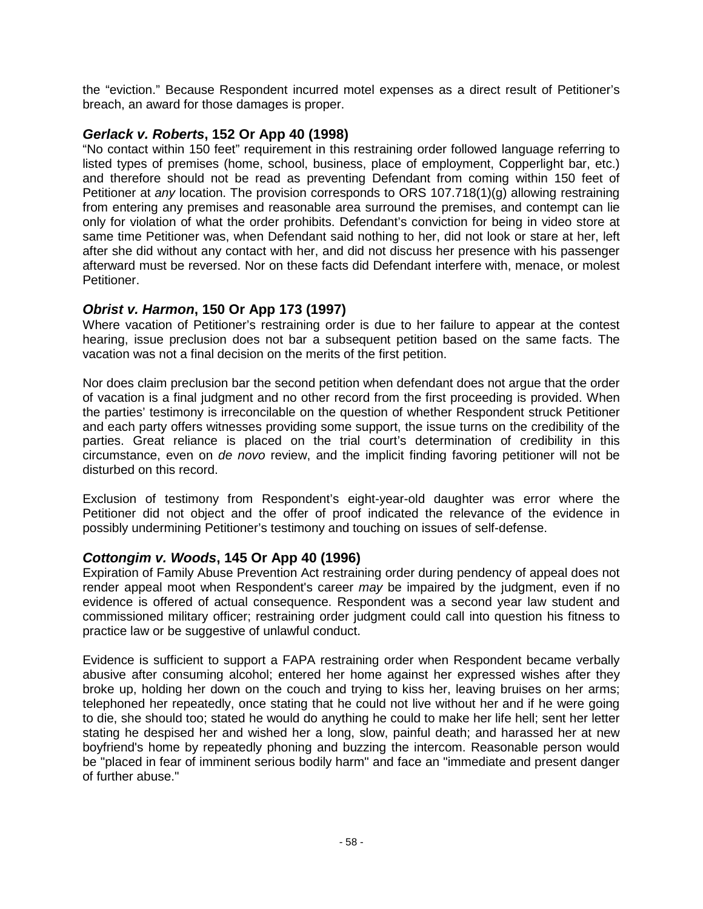the "eviction." Because Respondent incurred motel expenses as a direct result of Petitioner's breach, an award for those damages is proper.

### ***Gerlack v. Roberts*, 152 Or App 40 (1998)**

"No contact within 150 feet" requirement in this restraining order followed language referring to listed types of premises (home, school, business, place of employment, Copperlight bar, etc.) and therefore should not be read as preventing Defendant from coming within 150 feet of Petitioner at *any* location. The provision corresponds to ORS 107.718(1)(g) allowing restraining from entering any premises and reasonable area surround the premises, and contempt can lie only for violation of what the order prohibits. Defendant's conviction for being in video store at same time Petitioner was, when Defendant said nothing to her, did not look or stare at her, left after she did without any contact with her, and did not discuss her presence with his passenger afterward must be reversed. Nor on these facts did Defendant interfere with, menace, or molest Petitioner.

### ***Obrist v. Harmon*, 150 Or App 173 (1997)**

Where vacation of Petitioner's restraining order is due to her failure to appear at the contest hearing, issue preclusion does not bar a subsequent petition based on the same facts. The vacation was not a final decision on the merits of the first petition.

Nor does claim preclusion bar the second petition when defendant does not argue that the order of vacation is a final judgment and no other record from the first proceeding is provided. When the parties' testimony is irreconcilable on the question of whether Respondent struck Petitioner and each party offers witnesses providing some support, the issue turns on the credibility of the parties. Great reliance is placed on the trial court's determination of credibility in this circumstance, even on *de novo* review, and the implicit finding favoring petitioner will not be disturbed on this record.

Exclusion of testimony from Respondent's eight-year-old daughter was error where the Petitioner did not object and the offer of proof indicated the relevance of the evidence in possibly undermining Petitioner's testimony and touching on issues of self-defense.

### ***Cottongim v. Woods*, 145 Or App 40 (1996)**

Expiration of Family Abuse Prevention Act restraining order during pendency of appeal does not render appeal moot when Respondent's career *may* be impaired by the judgment, even if no evidence is offered of actual consequence. Respondent was a second year law student and commissioned military officer; restraining order judgment could call into question his fitness to practice law or be suggestive of unlawful conduct.

Evidence is sufficient to support a FAPA restraining order when Respondent became verbally abusive after consuming alcohol; entered her home against her expressed wishes after they broke up, holding her down on the couch and trying to kiss her, leaving bruises on her arms; telephoned her repeatedly, once stating that he could not live without her and if he were going to die, she should too; stated he would do anything he could to make her life hell; sent her letter stating he despised her and wished her a long, slow, painful death; and harassed her at new boyfriend's home by repeatedly phoning and buzzing the intercom. Reasonable person would be "placed in fear of imminent serious bodily harm" and face an "immediate and present danger of further abuse."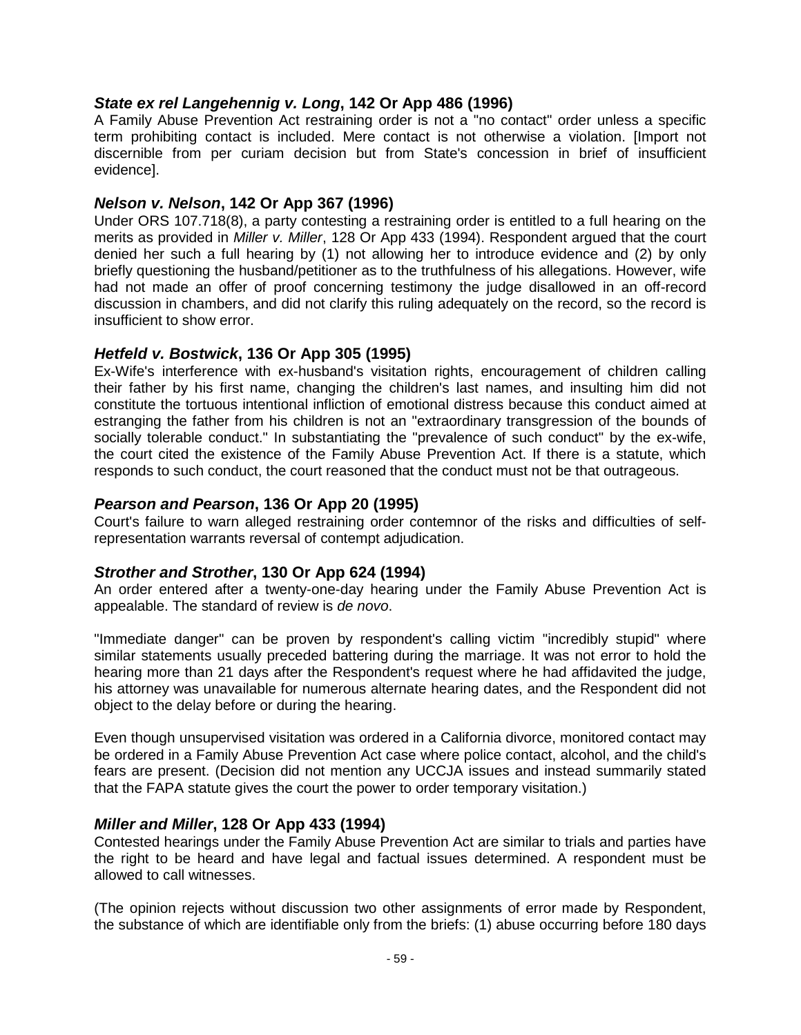### *State ex rel Langehennig v. Long*, 142 Or App 486 (1996)

A Family Abuse Prevention Act restraining order is not a "no contact" order unless a specific term prohibiting contact is included. Mere contact is not otherwise a violation. [Import not discernible from per curiam decision but from State's concession in brief of insufficient evidence].

### *Nelson v. Nelson*, 142 Or App 367 (1996)

Under ORS 107.718(8), a party contesting a restraining order is entitled to a full hearing on the merits as provided in *Miller v. Miller*, 128 Or App 433 (1994). Respondent argued that the court denied her such a full hearing by (1) not allowing her to introduce evidence and (2) by only briefly questioning the husband/petitioner as to the truthfulness of his allegations. However, wife had not made an offer of proof concerning testimony the judge disallowed in an off-record discussion in chambers, and did not clarify this ruling adequately on the record, so the record is insufficient to show error.

### *Hetfeld v. Bostwick*, 136 Or App 305 (1995)

Ex-Wife's interference with ex-husband's visitation rights, encouragement of children calling their father by his first name, changing the children's last names, and insulting him did not constitute the tortuous intentional infliction of emotional distress because this conduct aimed at estranging the father from his children is not an "extraordinary transgression of the bounds of socially tolerable conduct." In substantiating the "prevalence of such conduct" by the ex-wife, the court cited the existence of the Family Abuse Prevention Act. If there is a statute, which responds to such conduct, the court reasoned that the conduct must not be that outrageous.

### *Pearson and Pearson*, 136 Or App 20 (1995)

Court's failure to warn alleged restraining order contemnor of the risks and difficulties of self-representation warrants reversal of contempt adjudication.

### *Strother and Strother*, 130 Or App 624 (1994)

An order entered after a twenty-one-day hearing under the Family Abuse Prevention Act is appealable. The standard of review is *de novo*.

"Immediate danger" can be proven by respondent's calling victim "incredibly stupid" where similar statements usually preceded battering during the marriage. It was not error to hold the hearing more than 21 days after the Respondent's request where he had affidavited the judge, his attorney was unavailable for numerous alternate hearing dates, and the Respondent did not object to the delay before or during the hearing.

Even though unsupervised visitation was ordered in a California divorce, monitored contact may be ordered in a Family Abuse Prevention Act case where police contact, alcohol, and the child's fears are present. (Decision did not mention any UCCJA issues and instead summarily stated that the FAPA statute gives the court the power to order temporary visitation.)

### *Miller and Miller*, 128 Or App 433 (1994)

Contested hearings under the Family Abuse Prevention Act are similar to trials and parties have the right to be heard and have legal and factual issues determined. A respondent must be allowed to call witnesses.

(The opinion rejects without discussion two other assignments of error made by Respondent, the substance of which are identifiable only from the briefs: (1) abuse occurring before 180 days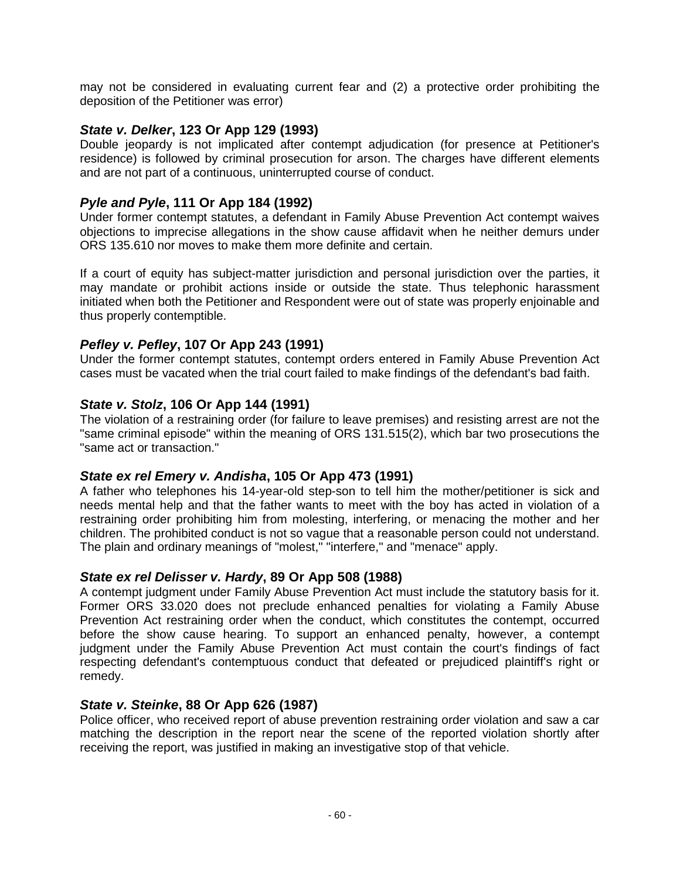may not be considered in evaluating current fear and (2) a protective order prohibiting the deposition of the Petitioner was error)

### ***State v. Delker*, 123 Or App 129 (1993)**

Double jeopardy is not implicated after contempt adjudication (for presence at Petitioner's residence) is followed by criminal prosecution for arson. The charges have different elements and are not part of a continuous, uninterrupted course of conduct.

### ***Pyle and Pyle*, 111 Or App 184 (1992)**

Under former contempt statutes, a defendant in Family Abuse Prevention Act contempt waives objections to imprecise allegations in the show cause affidavit when he neither demurs under ORS 135.610 nor moves to make them more definite and certain.

If a court of equity has subject-matter jurisdiction and personal jurisdiction over the parties, it may mandate or prohibit actions inside or outside the state. Thus telephonic harassment initiated when both the Petitioner and Respondent were out of state was properly enjoinable and thus properly contemptible.

### ***Pefley v. Pefley*, 107 Or App 243 (1991)**

Under the former contempt statutes, contempt orders entered in Family Abuse Prevention Act cases must be vacated when the trial court failed to make findings of the defendant's bad faith.

### ***State v. Stolz*, 106 Or App 144 (1991)**

The violation of a restraining order (for failure to leave premises) and resisting arrest are not the "same criminal episode" within the meaning of ORS 131.515(2), which bar two prosecutions the "same act or transaction."

### ***State ex rel Emery v. Andisha*, 105 Or App 473 (1991)**

A father who telephones his 14-year-old step-son to tell him the mother/petitioner is sick and needs mental help and that the father wants to meet with the boy has acted in violation of a restraining order prohibiting him from molesting, interfering, or menacing the mother and her children. The prohibited conduct is not so vague that a reasonable person could not understand. The plain and ordinary meanings of "molest," "interfere," and "menace" apply.

### ***State ex rel Delisser v. Hardy*, 89 Or App 508 (1988)**

A contempt judgment under Family Abuse Prevention Act must include the statutory basis for it. Former ORS 33.020 does not preclude enhanced penalties for violating a Family Abuse Prevention Act restraining order when the conduct, which constitutes the contempt, occurred before the show cause hearing. To support an enhanced penalty, however, a contempt judgment under the Family Abuse Prevention Act must contain the court's findings of fact respecting defendant's contemptuous conduct that defeated or prejudiced plaintiff's right or remedy.

### ***State v. Steinke*, 88 Or App 626 (1987)**

Police officer, who received report of abuse prevention restraining order violation and saw a car matching the description in the report near the scene of the reported violation shortly after receiving the report, was justified in making an investigative stop of that vehicle.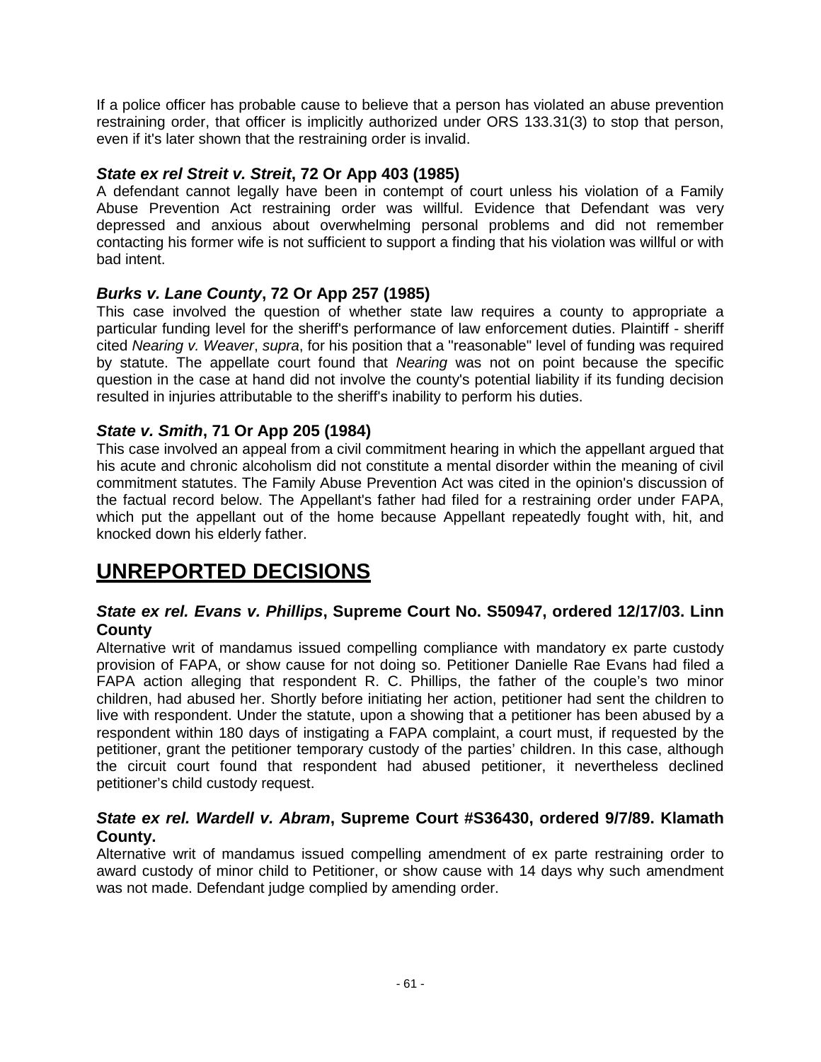If a police officer has probable cause to believe that a person has violated an abuse prevention restraining order, that officer is implicitly authorized under ORS 133.31(3) to stop that person, even if it's later shown that the restraining order is invalid.

### ***State ex rel Streit v. Streit*, 72 Or App 403 (1985)**

A defendant cannot legally have been in contempt of court unless his violation of a Family Abuse Prevention Act restraining order was willful. Evidence that Defendant was very depressed and anxious about overwhelming personal problems and did not remember contacting his former wife is not sufficient to support a finding that his violation was willful or with bad intent.

### ***Burks v. Lane County*, 72 Or App 257 (1985)**

This case involved the question of whether state law requires a county to appropriate a particular funding level for the sheriff's performance of law enforcement duties. Plaintiff - sheriff cited *Nearing v. Weaver*, *supra*, for his position that a "reasonable" level of funding was required by statute. The appellate court found that *Nearing* was not on point because the specific question in the case at hand did not involve the county's potential liability if its funding decision resulted in injuries attributable to the sheriff's inability to perform his duties.

### ***State v. Smith*, 71 Or App 205 (1984)**

This case involved an appeal from a civil commitment hearing in which the appellant argued that his acute and chronic alcoholism did not constitute a mental disorder within the meaning of civil commitment statutes. The Family Abuse Prevention Act was cited in the opinion's discussion of the factual record below. The Appellant's father had filed for a restraining order under FAPA, which put the appellant out of the home because Appellant repeatedly fought with, hit, and knocked down his elderly father.

## UNREPORTED DECISIONS

### ***State ex rel. Evans v. Phillips*, Supreme Court No. S50947, ordered 12/17/03. Linn County**

Alternative writ of mandamus issued compelling compliance with mandatory ex parte custody provision of FAPA, or show cause for not doing so. Petitioner Danielle Rae Evans had filed a FAPA action alleging that respondent R. C. Phillips, the father of the couple's two minor children, had abused her. Shortly before initiating her action, petitioner had sent the children to live with respondent. Under the statute, upon a showing that a petitioner has been abused by a respondent within 180 days of instigating a FAPA complaint, a court must, if requested by the petitioner, grant the petitioner temporary custody of the parties' children. In this case, although the circuit court found that respondent had abused petitioner, it nevertheless declined petitioner's child custody request.

### ***State ex rel. Wardell v. Abram*, Supreme Court #S36430, ordered 9/7/89. Klamath County.**

Alternative writ of mandamus issued compelling amendment of ex parte restraining order to award custody of minor child to Petitioner, or show cause with 14 days why such amendment was not made. Defendant judge complied by amending order.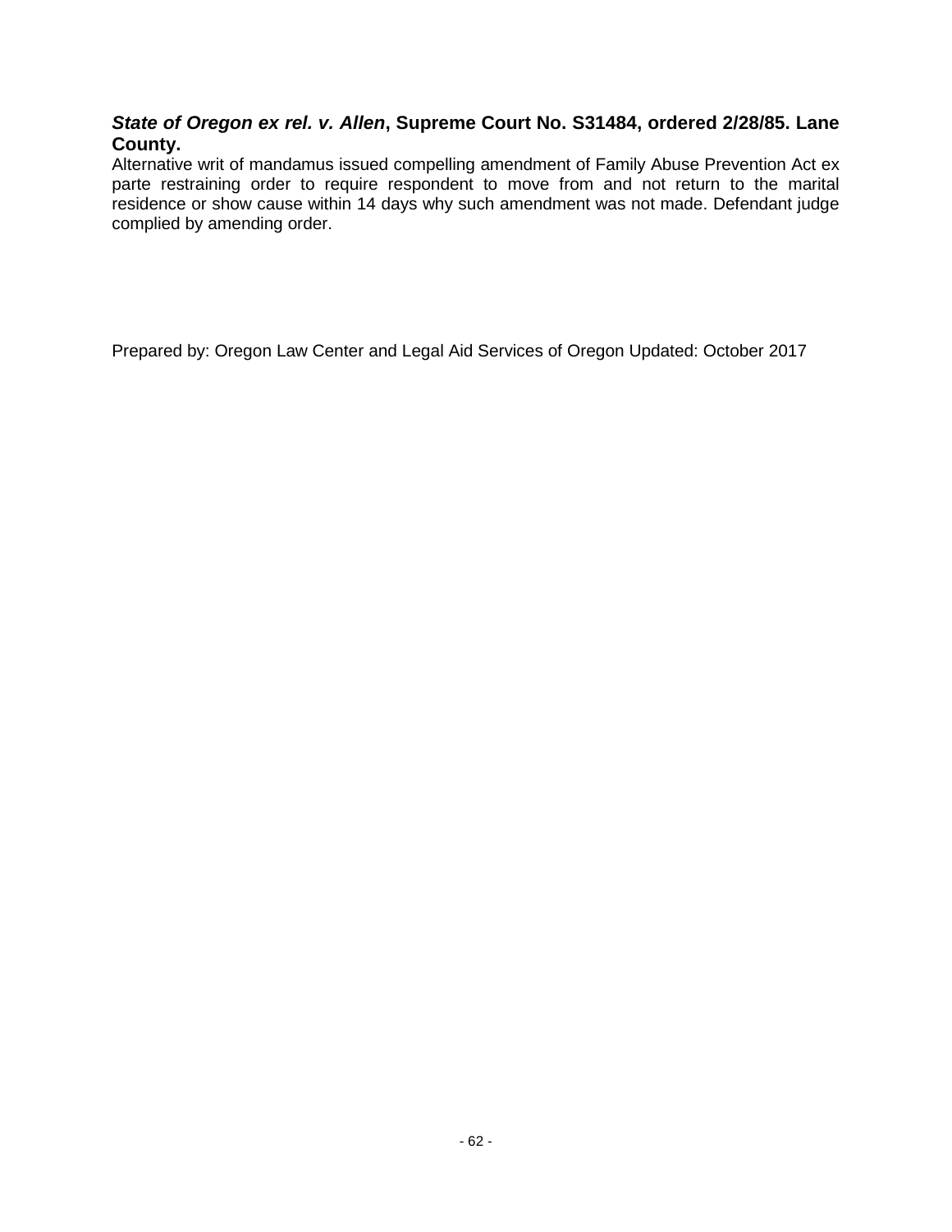***State of Oregon ex rel. v. Allen*, Supreme Court No. S31484, ordered 2/28/85. Lane County.**

Alternative writ of mandamus issued compelling amendment of Family Abuse Prevention Act ex parte restraining order to require respondent to move from and not return to the marital residence or show cause within 14 days why such amendment was not made. Defendant judge complied by amending order.

Prepared by: Oregon Law Center and Legal Aid Services of Oregon Updated: October 2017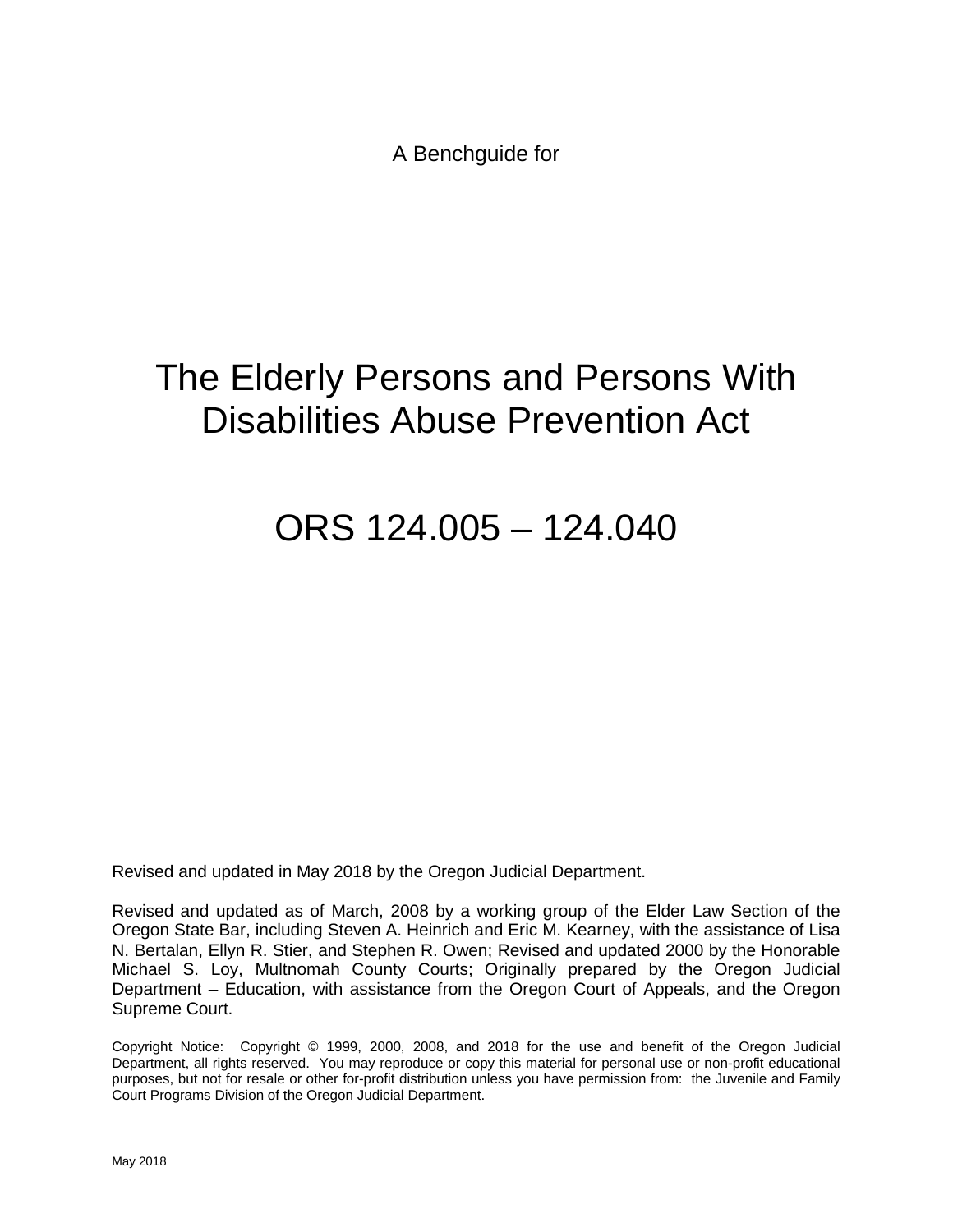A Benchguide for

# The Elderly Persons and Persons With Disabilities Abuse Prevention Act

# ORS 124.005 – 124.040

Revised and updated in May 2018 by the Oregon Judicial Department.

Revised and updated as of March, 2008 by a working group of the Elder Law Section of the Oregon State Bar, including Steven A. Heinrich and Eric M. Kearney, with the assistance of Lisa N. Bertalan, Ellyn R. Stier, and Stephen R. Owen; Revised and updated 2000 by the Honorable Michael S. Loy, Multnomah County Courts; Originally prepared by the Oregon Judicial Department – Education, with assistance from the Oregon Court of Appeals, and the Oregon Supreme Court.

Copyright Notice: Copyright © 1999, 2000, 2008, and 2018 for the use and benefit of the Oregon Judicial Department, all rights reserved. You may reproduce or copy this material for personal use or non-profit educational purposes, but not for resale or other for-profit distribution unless you have permission from: the Juvenile and Family Court Programs Division of the Oregon Judicial Department.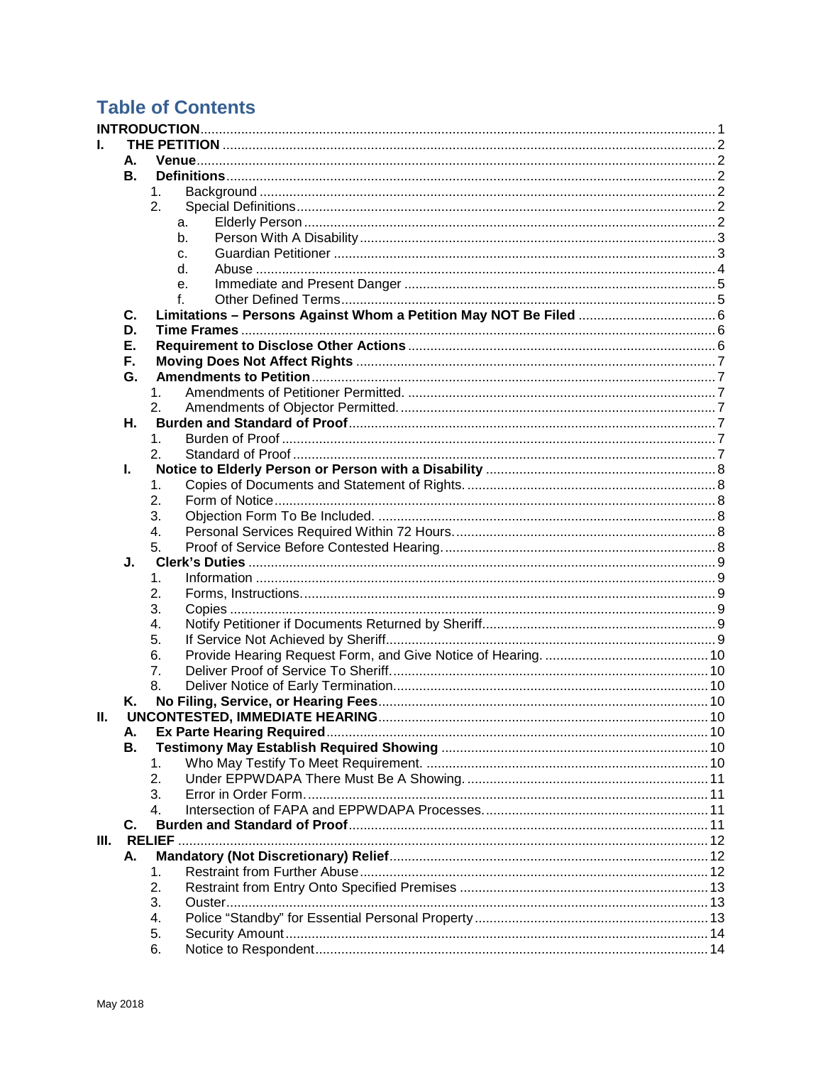## Table of Contents

**INTRODUCTION** .......... 1

**I. THE PETITION** .......... 2

- **A. Venue** .......... 2
- **B. Definitions** .......... 2
  1. Background .......... 2
  2. Special Definitions .......... 2
     - a. Elderly Person .......... 2
     - b. Person With A Disability .......... 3
     - c. Guardian Petitioner .......... 3
     - d. Abuse .......... 4
     - e. Immediate and Present Danger .......... 5
     - f. Other Defined Terms .......... 5
- **C. Limitations – Persons Against Whom a Petition May NOT Be Filed** .......... 6
- **D. Time Frames** .......... 6
- **E. Requirement to Disclose Other Actions** .......... 6
- **F. Moving Does Not Affect Rights** .......... 7
- **G. Amendments to Petition** .......... 7
  1. Amendments of Petitioner Permitted. .......... 7
  2. Amendments of Objector Permitted. .......... 7
- **H. Burden and Standard of Proof** .......... 7
  1. Burden of Proof .......... 7
  2. Standard of Proof .......... 7
- **I. Notice to Elderly Person or Person with a Disability** .......... 8
  1. Copies of Documents and Statement of Rights. .......... 8
  2. Form of Notice .......... 8
  3. Objection Form To Be Included. .......... 8
  4. Personal Services Required Within 72 Hours. .......... 8
  5. Proof of Service Before Contested Hearing. .......... 8
- **J. Clerk's Duties** .......... 9
  1. Information .......... 9
  2. Forms, Instructions. .......... 9
  3. Copies .......... 9
  4. Notify Petitioner if Documents Returned by Sheriff. .......... 9
  5. If Service Not Achieved by Sheriff .......... 9
  6. Provide Hearing Request Form, and Give Notice of Hearing. .......... 10
  7. Deliver Proof of Service To Sheriff. .......... 10
  8. Deliver Notice of Early Termination. .......... 10
- **K. No Filing, Service, or Hearing Fees** .......... 10

**II. UNCONTESTED, IMMEDIATE HEARING** .......... 10

- **A. Ex Parte Hearing Required** .......... 10
- **B. Testimony May Establish Required Showing** .......... 10
  1. Who May Testify To Meet Requirement. .......... 10
  2. Under EPPWDAPA There Must Be A Showing. .......... 11
  3. Error in Order Form. .......... 11
  4. Intersection of FAPA and EPPWDAPA Processes. .......... 11
- **C. Burden and Standard of Proof** .......... 11

**III. RELIEF** .......... 12

- **A. Mandatory (Not Discretionary) Relief** .......... 12
  1. Restraint from Further Abuse .......... 12
  2. Restraint from Entry Onto Specified Premises .......... 13
  3. Ouster .......... 13
  4. Police "Standby" for Essential Personal Property .......... 13
  5. Security Amount .......... 14
  6. Notice to Respondent .......... 14

May 2018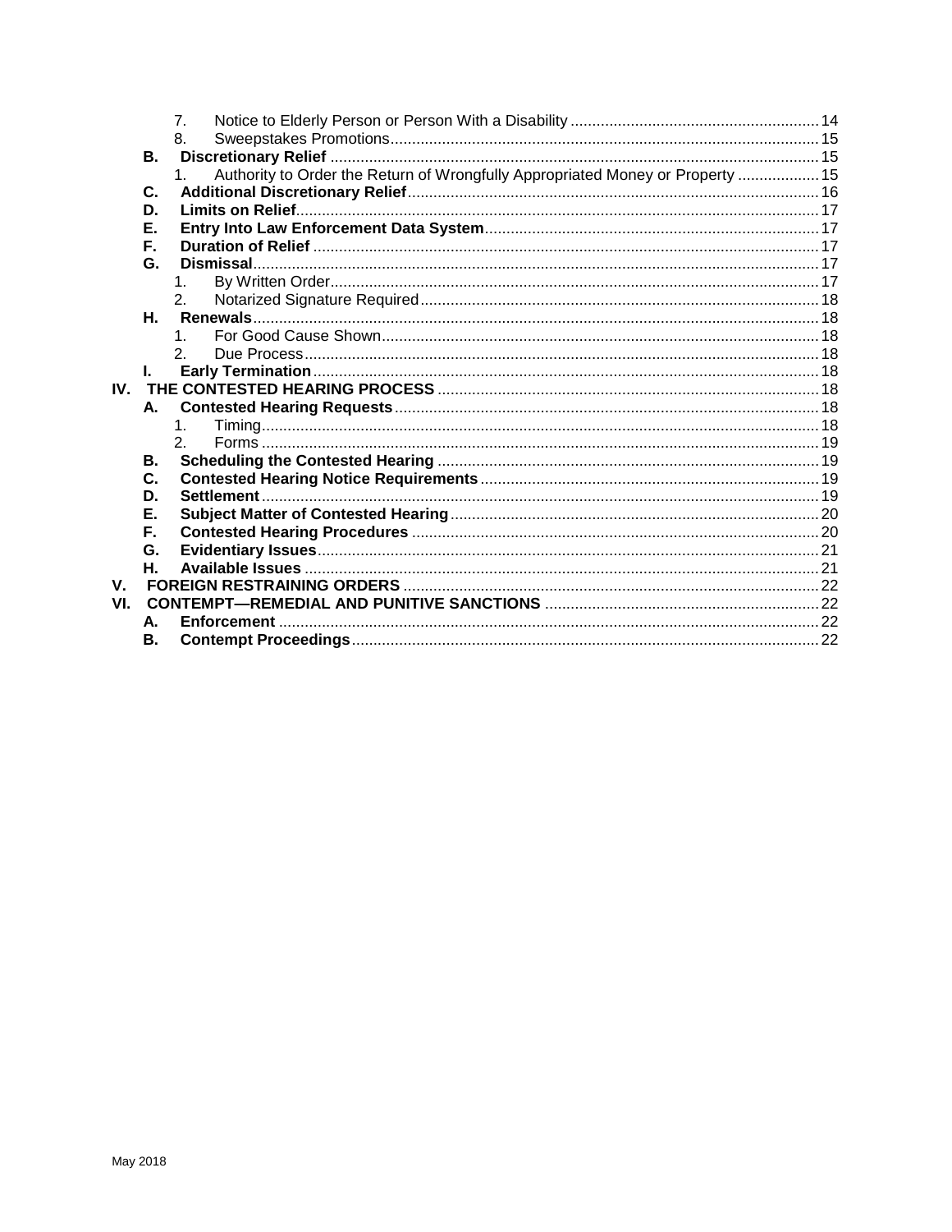7. Notice to Elderly Person or Person With a Disability ........................................................ 14
8. Sweepstakes Promotions ........................................................ 15

**B. Discretionary Relief** ........................................................ 15

1. Authority to Order the Return of Wrongfully Appropriated Money or Property ........................................................ 15

**C. Additional Discretionary Relief** ........................................................ 16

**D. Limits on Relief** ........................................................ 17

**E. Entry Into Law Enforcement Data System** ........................................................ 17

**F. Duration of Relief** ........................................................ 17

**G. Dismissal** ........................................................ 17

1. By Written Order ........................................................ 17
2. Notarized Signature Required ........................................................ 18

**H. Renewals** ........................................................ 18

1. For Good Cause Shown ........................................................ 18
2. Due Process ........................................................ 18

**I. Early Termination** ........................................................ 18

**IV. THE CONTESTED HEARING PROCESS** ........................................................ 18

**A. Contested Hearing Requests** ........................................................ 18

1. Timing ........................................................ 18
2. Forms ........................................................ 19

**B. Scheduling the Contested Hearing** ........................................................ 19

**C. Contested Hearing Notice Requirements** ........................................................ 19

**D. Settlement** ........................................................ 19

**E. Subject Matter of Contested Hearing** ........................................................ 20

**F. Contested Hearing Procedures** ........................................................ 20

**G. Evidentiary Issues** ........................................................ 21

**H. Available Issues** ........................................................ 21

**V. FOREIGN RESTRAINING ORDERS** ........................................................ 22

**VI. CONTEMPT—REMEDIAL AND PUNITIVE SANCTIONS** ........................................................ 22

**A. Enforcement** ........................................................ 22

**B. Contempt Proceedings** ........................................................ 22

May 2018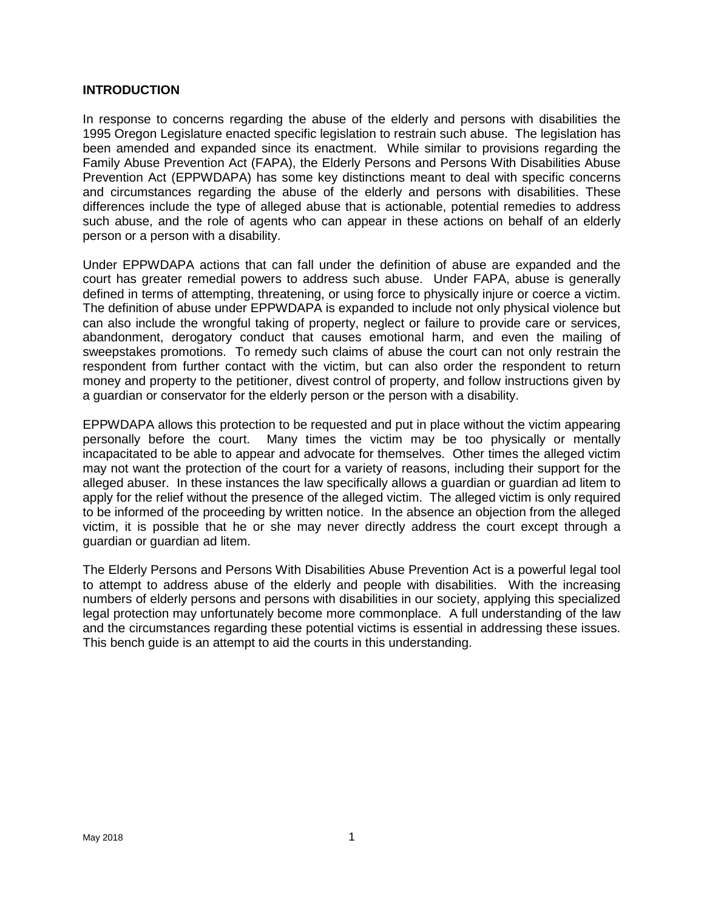## INTRODUCTION

In response to concerns regarding the abuse of the elderly and persons with disabilities the 1995 Oregon Legislature enacted specific legislation to restrain such abuse. The legislation has been amended and expanded since its enactment. While similar to provisions regarding the Family Abuse Prevention Act (FAPA), the Elderly Persons and Persons With Disabilities Abuse Prevention Act (EPPWDAPA) has some key distinctions meant to deal with specific concerns and circumstances regarding the abuse of the elderly and persons with disabilities. These differences include the type of alleged abuse that is actionable, potential remedies to address such abuse, and the role of agents who can appear in these actions on behalf of an elderly person or a person with a disability.

Under EPPWDAPA actions that can fall under the definition of abuse are expanded and the court has greater remedial powers to address such abuse. Under FAPA, abuse is generally defined in terms of attempting, threatening, or using force to physically injure or coerce a victim. The definition of abuse under EPPWDAPA is expanded to include not only physical violence but can also include the wrongful taking of property, neglect or failure to provide care or services, abandonment, derogatory conduct that causes emotional harm, and even the mailing of sweepstakes promotions. To remedy such claims of abuse the court can not only restrain the respondent from further contact with the victim, but can also order the respondent to return money and property to the petitioner, divest control of property, and follow instructions given by a guardian or conservator for the elderly person or the person with a disability.

EPPWDAPA allows this protection to be requested and put in place without the victim appearing personally before the court. Many times the victim may be too physically or mentally incapacitated to be able to appear and advocate for themselves. Other times the alleged victim may not want the protection of the court for a variety of reasons, including their support for the alleged abuser. In these instances the law specifically allows a guardian or guardian ad litem to apply for the relief without the presence of the alleged victim. The alleged victim is only required to be informed of the proceeding by written notice. In the absence an objection from the alleged victim, it is possible that he or she may never directly address the court except through a guardian or guardian ad litem.

The Elderly Persons and Persons With Disabilities Abuse Prevention Act is a powerful legal tool to attempt to address abuse of the elderly and people with disabilities. With the increasing numbers of elderly persons and persons with disabilities in our society, applying this specialized legal protection may unfortunately become more commonplace. A full understanding of the law and the circumstances regarding these potential victims is essential in addressing these issues. This bench guide is an attempt to aid the courts in this understanding.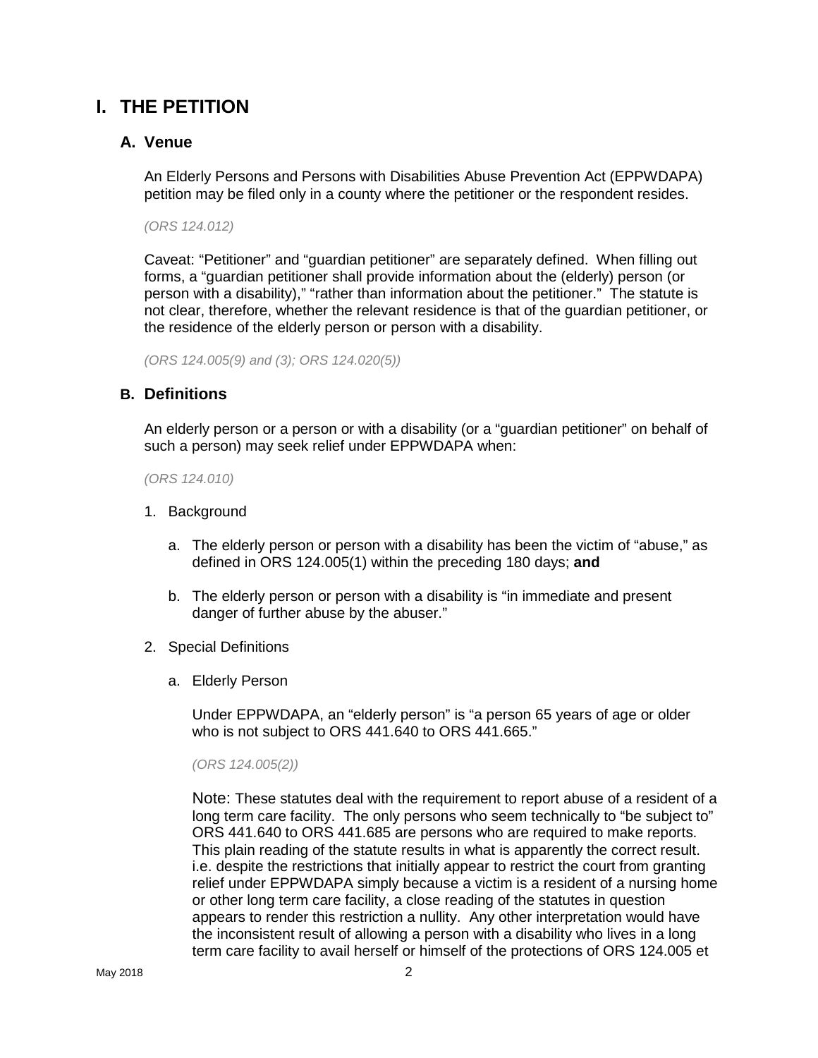# I. THE PETITION

## A. Venue

An Elderly Persons and Persons with Disabilities Abuse Prevention Act (EPPWDAPA) petition may be filed only in a county where the petitioner or the respondent resides.

*(ORS 124.012)*

Caveat: "Petitioner" and "guardian petitioner" are separately defined. When filling out forms, a "guardian petitioner shall provide information about the (elderly) person (or person with a disability)," "rather than information about the petitioner." The statute is not clear, therefore, whether the relevant residence is that of the guardian petitioner, or the residence of the elderly person or person with a disability.

*(ORS 124.005(9) and (3); ORS 124.020(5))*

## B. Definitions

An elderly person or a person or with a disability (or a "guardian petitioner" on behalf of such a person) may seek relief under EPPWDAPA when:

*(ORS 124.010)*

1. Background

   a. The elderly person or person with a disability has been the victim of "abuse," as defined in ORS 124.005(1) within the preceding 180 days; **and**

   b. The elderly person or person with a disability is "in immediate and present danger of further abuse by the abuser."

2. Special Definitions

   a. Elderly Person

      Under EPPWDAPA, an "elderly person" is "a person 65 years of age or older who is not subject to ORS 441.640 to ORS 441.665."

      *(ORS 124.005(2))*

      Note: These statutes deal with the requirement to report abuse of a resident of a long term care facility. The only persons who seem technically to "be subject to" ORS 441.640 to ORS 441.685 are persons who are required to make reports. This plain reading of the statute results in what is apparently the correct result. i.e. despite the restrictions that initially appear to restrict the court from granting relief under EPPWDAPA simply because a victim is a resident of a nursing home or other long term care facility, a close reading of the statutes in question appears to render this restriction a nullity. Any other interpretation would have the inconsistent result of allowing a person with a disability who lives in a long term care facility to avail herself or himself of the protections of ORS 124.005 et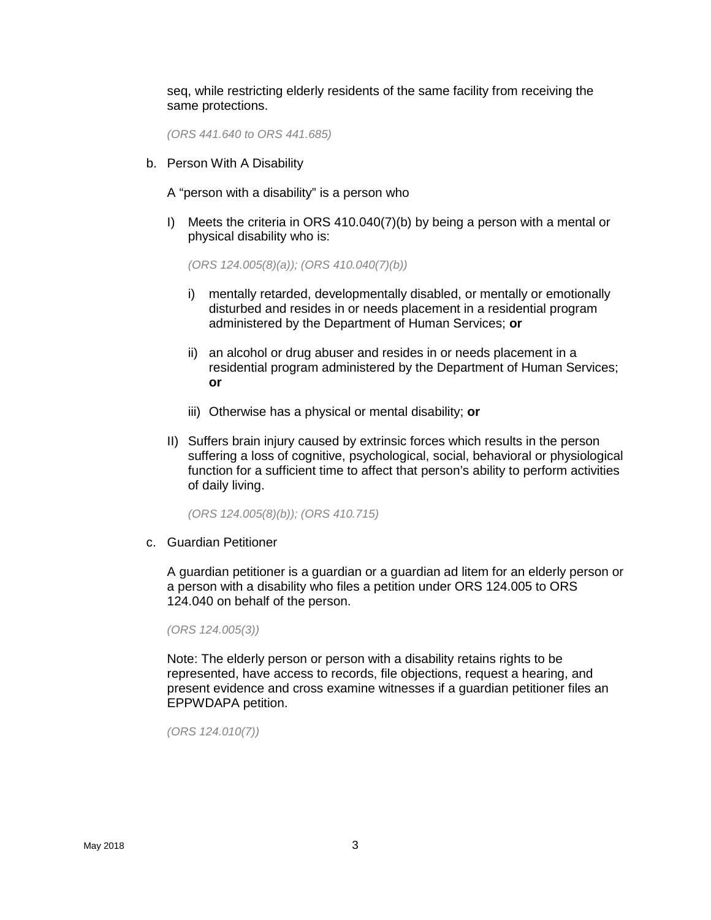seq, while restricting elderly residents of the same facility from receiving the same protections.

*(ORS 441.640 to ORS 441.685)*

b. Person With A Disability

A "person with a disability" is a person who

I) Meets the criteria in ORS 410.040(7)(b) by being a person with a mental or physical disability who is:

*(ORS 124.005(8)(a)); (ORS 410.040(7)(b))*

i) mentally retarded, developmentally disabled, or mentally or emotionally disturbed and resides in or needs placement in a residential program administered by the Department of Human Services; **or**

ii) an alcohol or drug abuser and resides in or needs placement in a residential program administered by the Department of Human Services; **or**

iii) Otherwise has a physical or mental disability; **or**

II) Suffers brain injury caused by extrinsic forces which results in the person suffering a loss of cognitive, psychological, social, behavioral or physiological function for a sufficient time to affect that person's ability to perform activities of daily living.

*(ORS 124.005(8)(b)); (ORS 410.715)*

c. Guardian Petitioner

A guardian petitioner is a guardian or a guardian ad litem for an elderly person or a person with a disability who files a petition under ORS 124.005 to ORS 124.040 on behalf of the person.

*(ORS 124.005(3))*

Note: The elderly person or person with a disability retains rights to be represented, have access to records, file objections, request a hearing, and present evidence and cross examine witnesses if a guardian petitioner files an EPPWDAPA petition.

*(ORS 124.010(7))*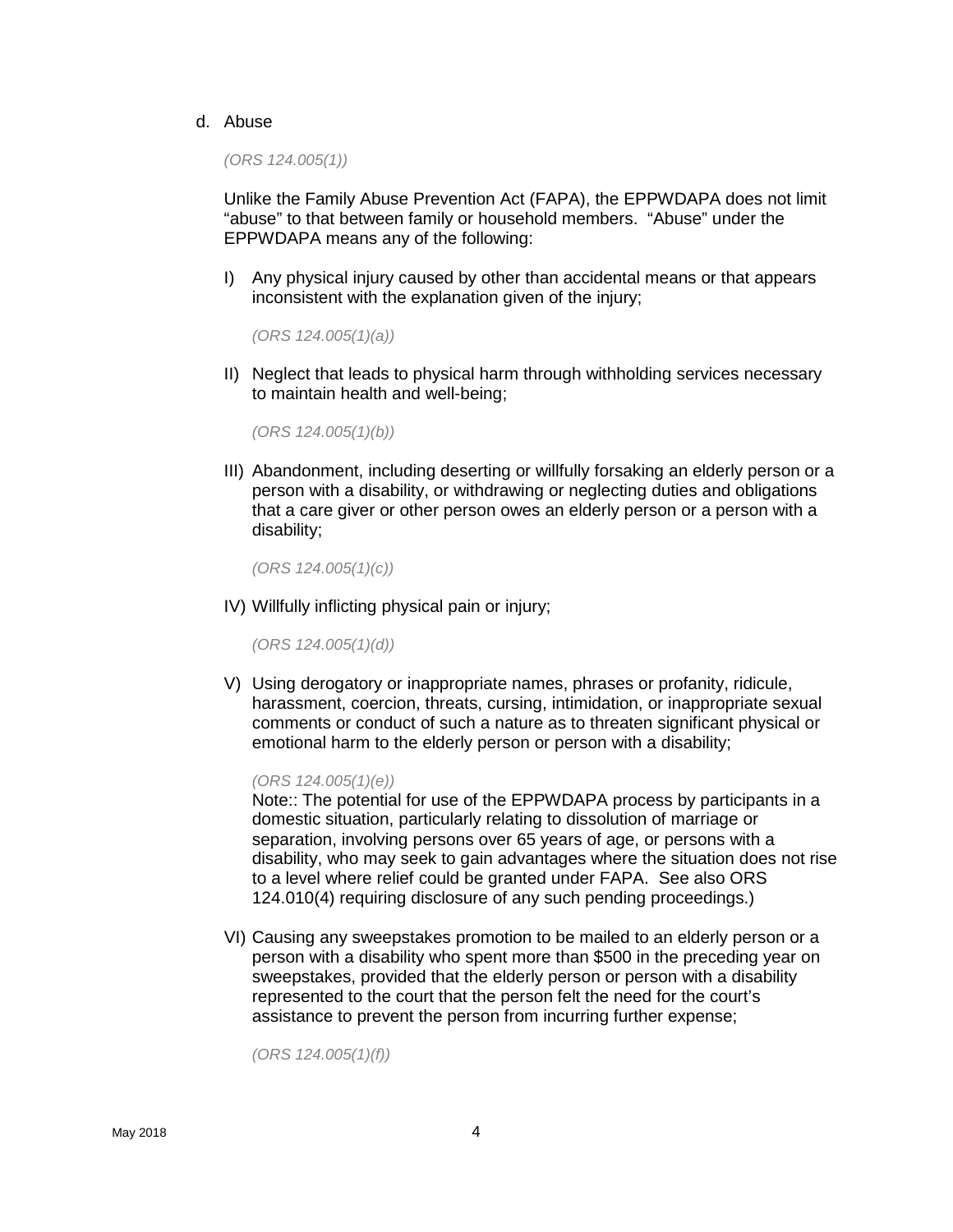d. Abuse

*(ORS 124.005(1))*

Unlike the Family Abuse Prevention Act (FAPA), the EPPWDAPA does not limit "abuse" to that between family or household members. "Abuse" under the EPPWDAPA means any of the following:

I) Any physical injury caused by other than accidental means or that appears inconsistent with the explanation given of the injury;

*(ORS 124.005(1)(a))*

II) Neglect that leads to physical harm through withholding services necessary to maintain health and well-being;

*(ORS 124.005(1)(b))*

III) Abandonment, including deserting or willfully forsaking an elderly person or a person with a disability, or withdrawing or neglecting duties and obligations that a care giver or other person owes an elderly person or a person with a disability;

*(ORS 124.005(1)(c))*

IV) Willfully inflicting physical pain or injury;

*(ORS 124.005(1)(d))*

V) Using derogatory or inappropriate names, phrases or profanity, ridicule, harassment, coercion, threats, cursing, intimidation, or inappropriate sexual comments or conduct of such a nature as to threaten significant physical or emotional harm to the elderly person or person with a disability;

*(ORS 124.005(1)(e))*
Note:: The potential for use of the EPPWDAPA process by participants in a domestic situation, particularly relating to dissolution of marriage or separation, involving persons over 65 years of age, or persons with a disability, who may seek to gain advantages where the situation does not rise to a level where relief could be granted under FAPA. See also ORS 124.010(4) requiring disclosure of any such pending proceedings.)

VI) Causing any sweepstakes promotion to be mailed to an elderly person or a person with a disability who spent more than $500 in the preceding year on sweepstakes, provided that the elderly person or person with a disability represented to the court that the person felt the need for the court's assistance to prevent the person from incurring further expense;

*(ORS 124.005(1)(f))*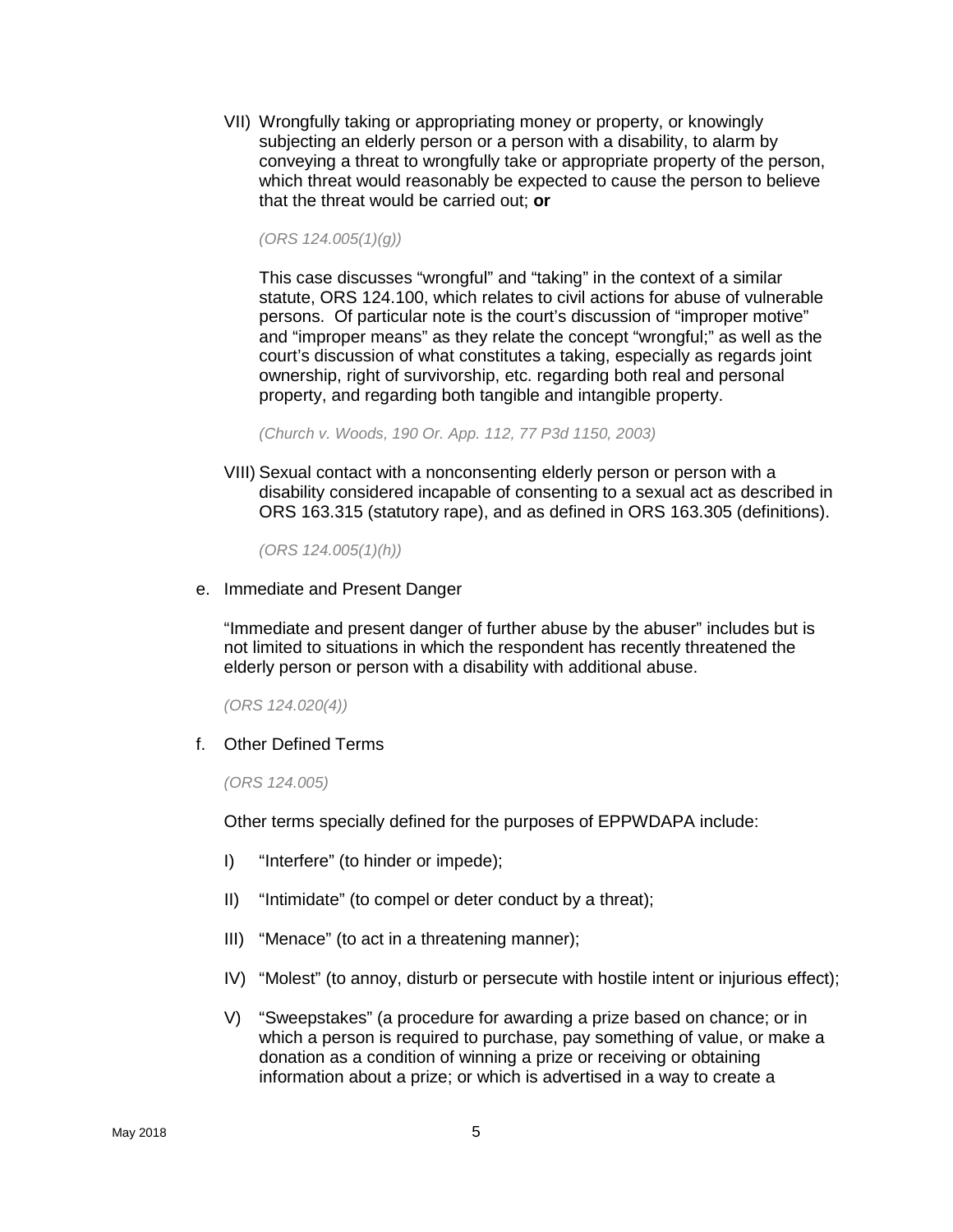VII) Wrongfully taking or appropriating money or property, or knowingly subjecting an elderly person or a person with a disability, to alarm by conveying a threat to wrongfully take or appropriate property of the person, which threat would reasonably be expected to cause the person to believe that the threat would be carried out; **or**

*(ORS 124.005(1)(g))*

This case discusses "wrongful" and "taking" in the context of a similar statute, ORS 124.100, which relates to civil actions for abuse of vulnerable persons. Of particular note is the court's discussion of "improper motive" and "improper means" as they relate the concept "wrongful;" as well as the court's discussion of what constitutes a taking, especially as regards joint ownership, right of survivorship, etc. regarding both real and personal property, and regarding both tangible and intangible property.

*(Church v. Woods, 190 Or. App. 112, 77 P3d 1150, 2003)*

VIII) Sexual contact with a nonconsenting elderly person or person with a disability considered incapable of consenting to a sexual act as described in ORS 163.315 (statutory rape), and as defined in ORS 163.305 (definitions).

*(ORS 124.005(1)(h))*

e. Immediate and Present Danger

"Immediate and present danger of further abuse by the abuser" includes but is not limited to situations in which the respondent has recently threatened the elderly person or person with a disability with additional abuse.

*(ORS 124.020(4))*

f. Other Defined Terms

*(ORS 124.005)*

Other terms specially defined for the purposes of EPPWDAPA include:

I) "Interfere" (to hinder or impede);

II) "Intimidate" (to compel or deter conduct by a threat);

III) "Menace" (to act in a threatening manner);

IV) "Molest" (to annoy, disturb or persecute with hostile intent or injurious effect);

V) "Sweepstakes" (a procedure for awarding a prize based on chance; or in which a person is required to purchase, pay something of value, or make a donation as a condition of winning a prize or receiving or obtaining information about a prize; or which is advertised in a way to create a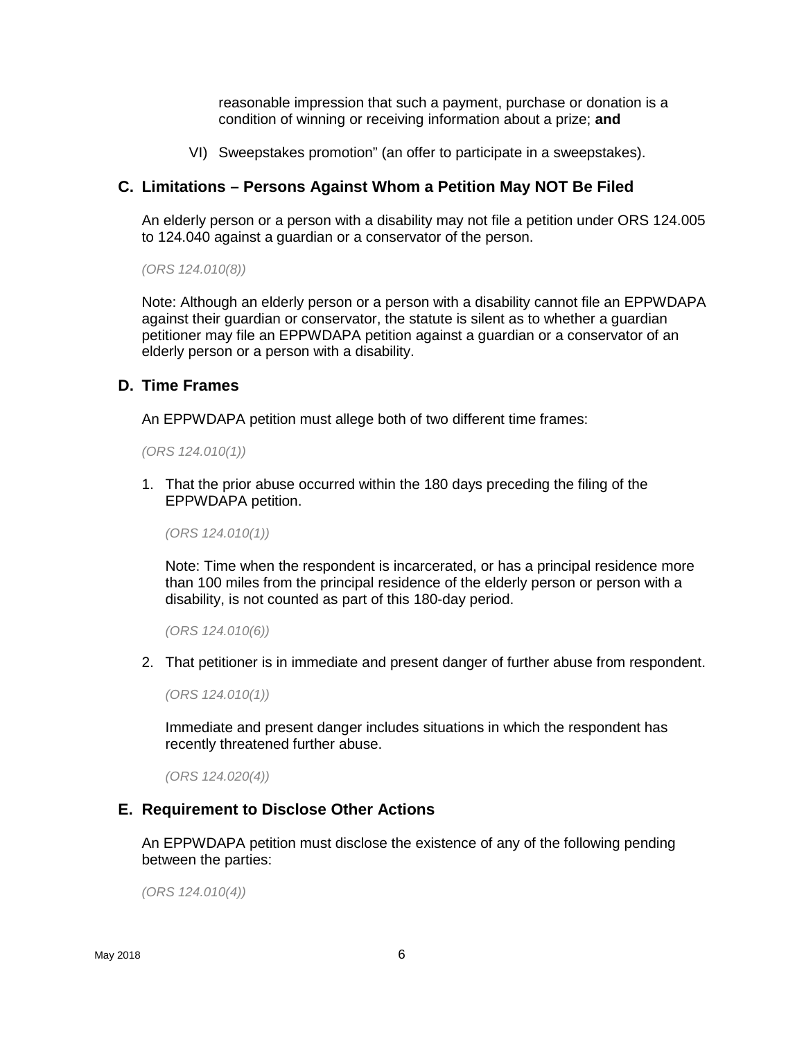reasonable impression that such a payment, purchase or donation is a condition of winning or receiving information about a prize; **and**

VI) Sweepstakes promotion" (an offer to participate in a sweepstakes).

## C. Limitations – Persons Against Whom a Petition May NOT Be Filed

An elderly person or a person with a disability may not file a petition under ORS 124.005 to 124.040 against a guardian or a conservator of the person.

*(ORS 124.010(8))*

Note: Although an elderly person or a person with a disability cannot file an EPPWDAPA against their guardian or conservator, the statute is silent as to whether a guardian petitioner may file an EPPWDAPA petition against a guardian or a conservator of an elderly person or a person with a disability.

## D. Time Frames

An EPPWDAPA petition must allege both of two different time frames:

*(ORS 124.010(1))*

1. That the prior abuse occurred within the 180 days preceding the filing of the EPPWDAPA petition.

   *(ORS 124.010(1))*

   Note: Time when the respondent is incarcerated, or has a principal residence more than 100 miles from the principal residence of the elderly person or person with a disability, is not counted as part of this 180-day period.

   *(ORS 124.010(6))*

2. That petitioner is in immediate and present danger of further abuse from respondent.

   *(ORS 124.010(1))*

   Immediate and present danger includes situations in which the respondent has recently threatened further abuse.

   *(ORS 124.020(4))*

## E. Requirement to Disclose Other Actions

An EPPWDAPA petition must disclose the existence of any of the following pending between the parties:

*(ORS 124.010(4))*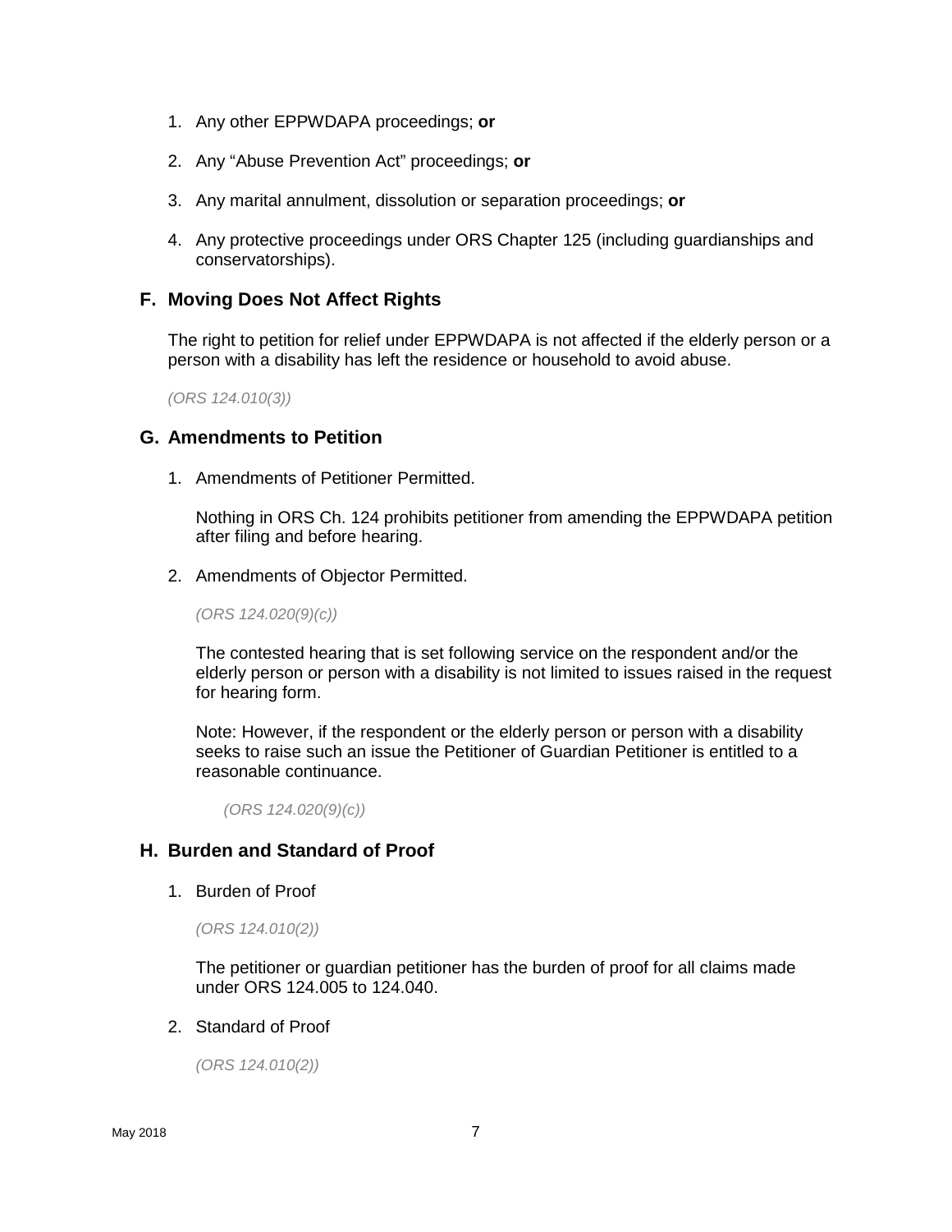1. Any other EPPWDAPA proceedings; **or**

2. Any "Abuse Prevention Act" proceedings; **or**

3. Any marital annulment, dissolution or separation proceedings; **or**

4. Any protective proceedings under ORS Chapter 125 (including guardianships and conservatorships).

## F. Moving Does Not Affect Rights

The right to petition for relief under EPPWDAPA is not affected if the elderly person or a person with a disability has left the residence or household to avoid abuse.

*(ORS 124.010(3))*

## G. Amendments to Petition

1. Amendments of Petitioner Permitted.

   Nothing in ORS Ch. 124 prohibits petitioner from amending the EPPWDAPA petition after filing and before hearing.

2. Amendments of Objector Permitted.

   *(ORS 124.020(9)(c))*

   The contested hearing that is set following service on the respondent and/or the elderly person or person with a disability is not limited to issues raised in the request for hearing form.

   Note: However, if the respondent or the elderly person or person with a disability seeks to raise such an issue the Petitioner of Guardian Petitioner is entitled to a reasonable continuance.

   *(ORS 124.020(9)(c))*

## H. Burden and Standard of Proof

1. Burden of Proof

   *(ORS 124.010(2))*

   The petitioner or guardian petitioner has the burden of proof for all claims made under ORS 124.005 to 124.040.

2. Standard of Proof

   *(ORS 124.010(2))*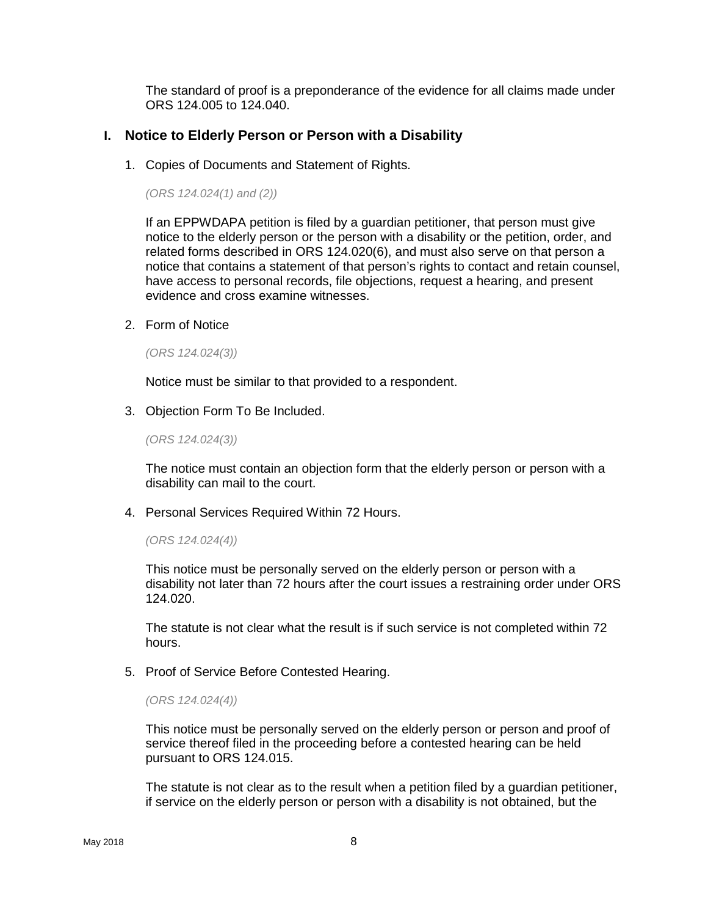The standard of proof is a preponderance of the evidence for all claims made under ORS 124.005 to 124.040.

## I. Notice to Elderly Person or Person with a Disability

1. Copies of Documents and Statement of Rights.

   *(ORS 124.024(1) and (2))*

   If an EPPWDAPA petition is filed by a guardian petitioner, that person must give notice to the elderly person or the person with a disability or the petition, order, and related forms described in ORS 124.020(6), and must also serve on that person a notice that contains a statement of that person's rights to contact and retain counsel, have access to personal records, file objections, request a hearing, and present evidence and cross examine witnesses.

2. Form of Notice

   *(ORS 124.024(3))*

   Notice must be similar to that provided to a respondent.

3. Objection Form To Be Included.

   *(ORS 124.024(3))*

   The notice must contain an objection form that the elderly person or person with a disability can mail to the court.

4. Personal Services Required Within 72 Hours.

   *(ORS 124.024(4))*

   This notice must be personally served on the elderly person or person with a disability not later than 72 hours after the court issues a restraining order under ORS 124.020.

   The statute is not clear what the result is if such service is not completed within 72 hours.

5. Proof of Service Before Contested Hearing.

   *(ORS 124.024(4))*

   This notice must be personally served on the elderly person or person and proof of service thereof filed in the proceeding before a contested hearing can be held pursuant to ORS 124.015.

   The statute is not clear as to the result when a petition filed by a guardian petitioner, if service on the elderly person or person with a disability is not obtained, but the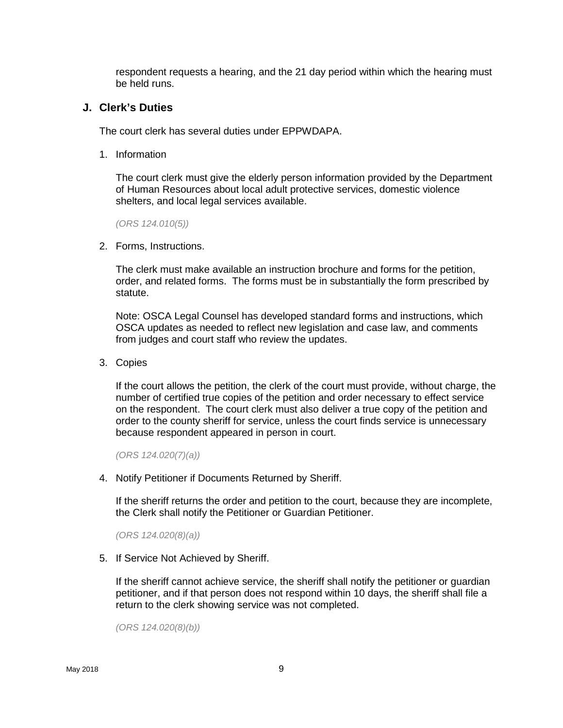respondent requests a hearing, and the 21 day period within which the hearing must be held runs.

## J. Clerk's Duties

The court clerk has several duties under EPPWDAPA.

1. Information

   The court clerk must give the elderly person information provided by the Department of Human Resources about local adult protective services, domestic violence shelters, and local legal services available.

   *(ORS 124.010(5))*

2. Forms, Instructions.

   The clerk must make available an instruction brochure and forms for the petition, order, and related forms. The forms must be in substantially the form prescribed by statute.

   Note: OSCA Legal Counsel has developed standard forms and instructions, which OSCA updates as needed to reflect new legislation and case law, and comments from judges and court staff who review the updates.

3. Copies

   If the court allows the petition, the clerk of the court must provide, without charge, the number of certified true copies of the petition and order necessary to effect service on the respondent. The court clerk must also deliver a true copy of the petition and order to the county sheriff for service, unless the court finds service is unnecessary because respondent appeared in person in court.

   *(ORS 124.020(7)(a))*

4. Notify Petitioner if Documents Returned by Sheriff.

   If the sheriff returns the order and petition to the court, because they are incomplete, the Clerk shall notify the Petitioner or Guardian Petitioner.

   *(ORS 124.020(8)(a))*

5. If Service Not Achieved by Sheriff.

   If the sheriff cannot achieve service, the sheriff shall notify the petitioner or guardian petitioner, and if that person does not respond within 10 days, the sheriff shall file a return to the clerk showing service was not completed.

   *(ORS 124.020(8)(b))*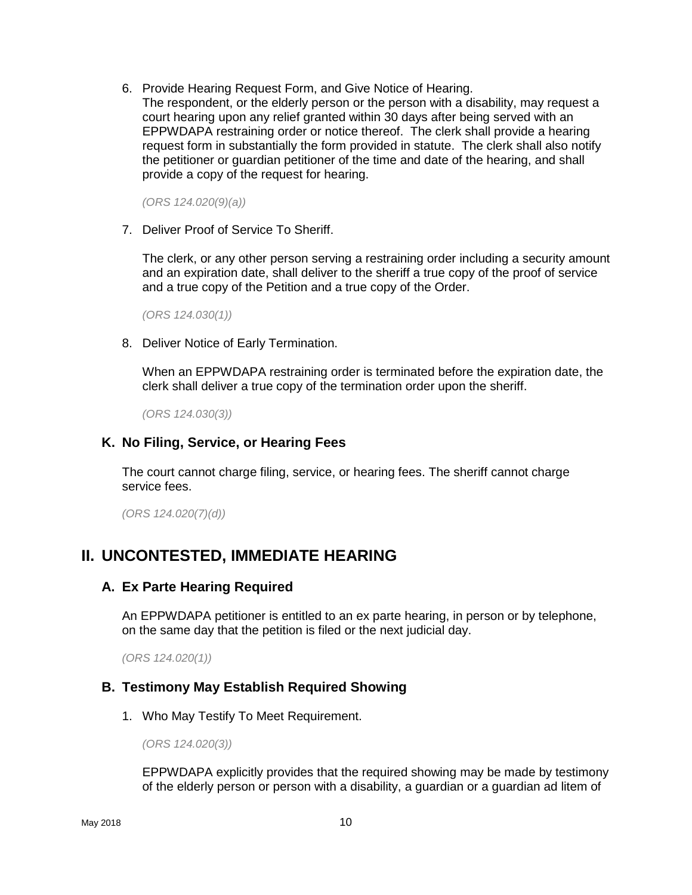6. Provide Hearing Request Form, and Give Notice of Hearing.
   The respondent, or the elderly person or the person with a disability, may request a court hearing upon any relief granted within 30 days after being served with an EPPWDAPA restraining order or notice thereof. The clerk shall provide a hearing request form in substantially the form provided in statute. The clerk shall also notify the petitioner or guardian petitioner of the time and date of the hearing, and shall provide a copy of the request for hearing.

   *(ORS 124.020(9)(a))*

7. Deliver Proof of Service To Sheriff.

   The clerk, or any other person serving a restraining order including a security amount and an expiration date, shall deliver to the sheriff a true copy of the proof of service and a true copy of the Petition and a true copy of the Order.

   *(ORS 124.030(1))*

8. Deliver Notice of Early Termination.

   When an EPPWDAPA restraining order is terminated before the expiration date, the clerk shall deliver a true copy of the termination order upon the sheriff.

   *(ORS 124.030(3))*

### K. No Filing, Service, or Hearing Fees

The court cannot charge filing, service, or hearing fees. The sheriff cannot charge service fees.

*(ORS 124.020(7)(d))*

## II. UNCONTESTED, IMMEDIATE HEARING

### A. Ex Parte Hearing Required

An EPPWDAPA petitioner is entitled to an ex parte hearing, in person or by telephone, on the same day that the petition is filed or the next judicial day.

*(ORS 124.020(1))*

### B. Testimony May Establish Required Showing

1. Who May Testify To Meet Requirement.

   *(ORS 124.020(3))*

   EPPWDAPA explicitly provides that the required showing may be made by testimony of the elderly person or person with a disability, a guardian or a guardian ad litem of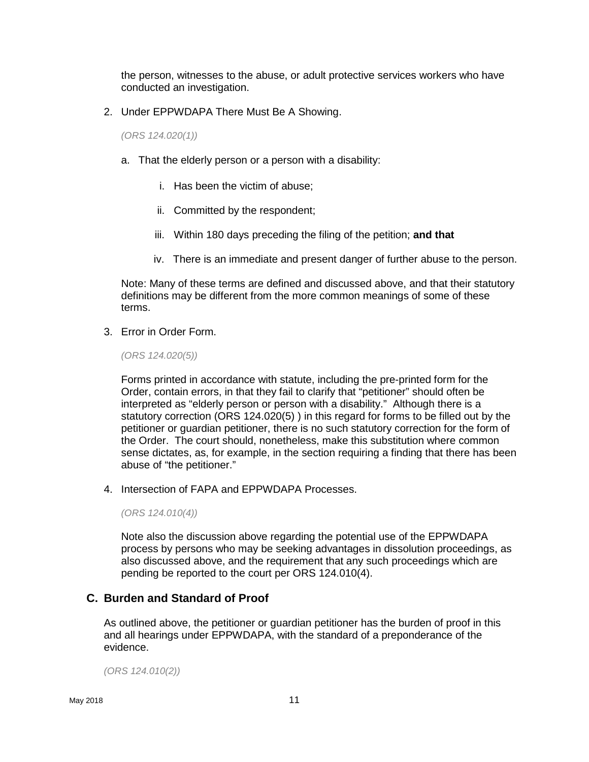the person, witnesses to the abuse, or adult protective services workers who have conducted an investigation.

2. Under EPPWDAPA There Must Be A Showing.

   *(ORS 124.020(1))*

   a. That the elderly person or a person with a disability:

      i. Has been the victim of abuse;

      ii. Committed by the respondent;

      iii. Within 180 days preceding the filing of the petition; **and that**

      iv. There is an immediate and present danger of further abuse to the person.

   Note: Many of these terms are defined and discussed above, and that their statutory definitions may be different from the more common meanings of some of these terms.

3. Error in Order Form.

   *(ORS 124.020(5))*

   Forms printed in accordance with statute, including the pre-printed form for the Order, contain errors, in that they fail to clarify that "petitioner" should often be interpreted as "elderly person or person with a disability." Although there is a statutory correction (ORS 124.020(5) ) in this regard for forms to be filled out by the petitioner or guardian petitioner, there is no such statutory correction for the form of the Order. The court should, nonetheless, make this substitution where common sense dictates, as, for example, in the section requiring a finding that there has been abuse of "the petitioner."

4. Intersection of FAPA and EPPWDAPA Processes.

   *(ORS 124.010(4))*

   Note also the discussion above regarding the potential use of the EPPWDAPA process by persons who may be seeking advantages in dissolution proceedings, as also discussed above, and the requirement that any such proceedings which are pending be reported to the court per ORS 124.010(4).

## C. Burden and Standard of Proof

As outlined above, the petitioner or guardian petitioner has the burden of proof in this and all hearings under EPPWDAPA, with the standard of a preponderance of the evidence.

*(ORS 124.010(2))*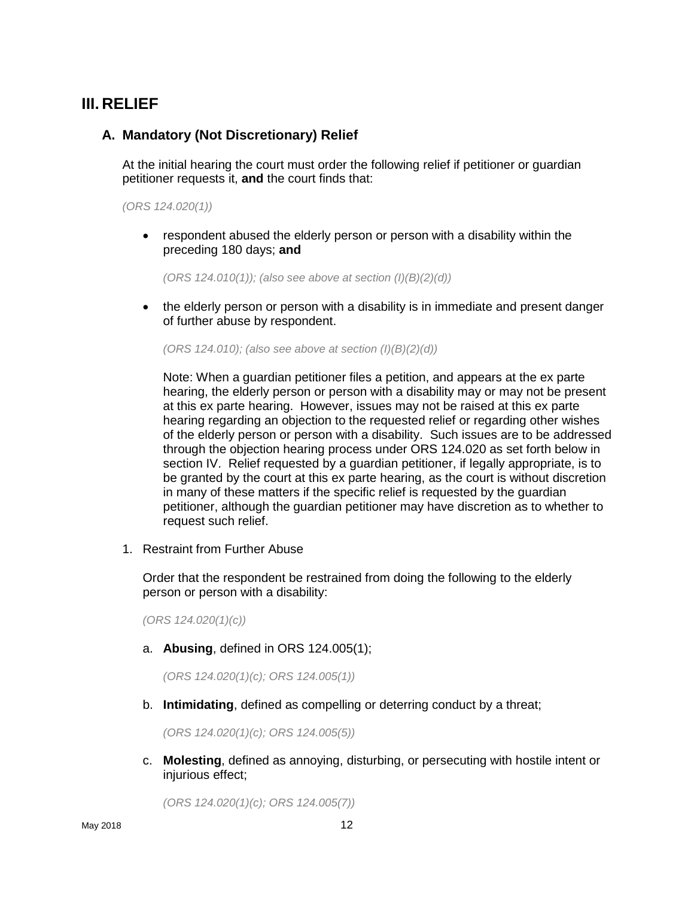# III. RELIEF

## A. Mandatory (Not Discretionary) Relief

At the initial hearing the court must order the following relief if petitioner or guardian petitioner requests it, **and** the court finds that:

*(ORS 124.020(1))*

- respondent abused the elderly person or person with a disability within the preceding 180 days; **and**

  *(ORS 124.010(1)); (also see above at section (I)(B)(2)(d))*

- the elderly person or person with a disability is in immediate and present danger of further abuse by respondent.

  *(ORS 124.010); (also see above at section (I)(B)(2)(d))*

  Note: When a guardian petitioner files a petition, and appears at the ex parte hearing, the elderly person or person with a disability may or may not be present at this ex parte hearing. However, issues may not be raised at this ex parte hearing regarding an objection to the requested relief or regarding other wishes of the elderly person or person with a disability. Such issues are to be addressed through the objection hearing process under ORS 124.020 as set forth below in section IV. Relief requested by a guardian petitioner, if legally appropriate, is to be granted by the court at this ex parte hearing, as the court is without discretion in many of these matters if the specific relief is requested by the guardian petitioner, although the guardian petitioner may have discretion as to whether to request such relief.

1. Restraint from Further Abuse

   Order that the respondent be restrained from doing the following to the elderly person or person with a disability:

   *(ORS 124.020(1)(c))*

   a. **Abusing**, defined in ORS 124.005(1);

      *(ORS 124.020(1)(c); ORS 124.005(1))*

   b. **Intimidating**, defined as compelling or deterring conduct by a threat;

      *(ORS 124.020(1)(c); ORS 124.005(5))*

   c. **Molesting**, defined as annoying, disturbing, or persecuting with hostile intent or injurious effect;

      *(ORS 124.020(1)(c); ORS 124.005(7))*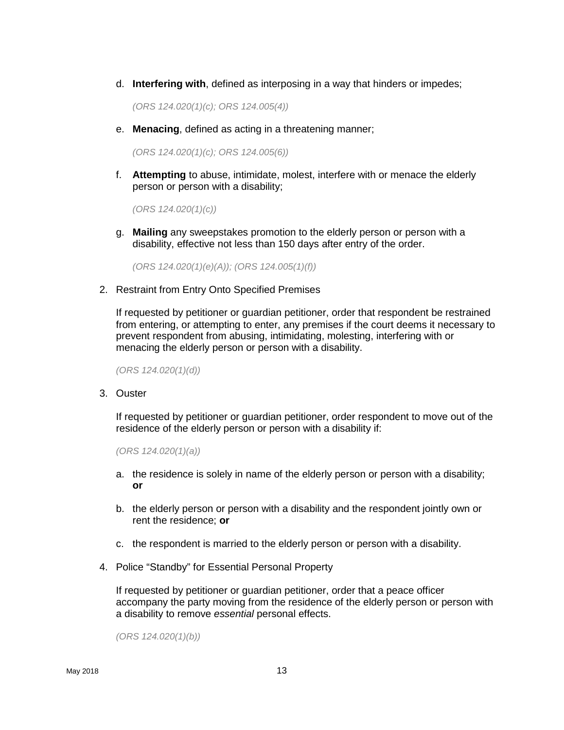d. **Interfering with**, defined as interposing in a way that hinders or impedes;

   *(ORS 124.020(1)(c); ORS 124.005(4))*

e. **Menacing**, defined as acting in a threatening manner;

   *(ORS 124.020(1)(c); ORS 124.005(6))*

f. **Attempting** to abuse, intimidate, molest, interfere with or menace the elderly person or person with a disability;

   *(ORS 124.020(1)(c))*

g. **Mailing** any sweepstakes promotion to the elderly person or person with a disability, effective not less than 150 days after entry of the order.

   *(ORS 124.020(1)(e)(A)); (ORS 124.005(1)(f))*

2. Restraint from Entry Onto Specified Premises

   If requested by petitioner or guardian petitioner, order that respondent be restrained from entering, or attempting to enter, any premises if the court deems it necessary to prevent respondent from abusing, intimidating, molesting, interfering with or menacing the elderly person or person with a disability.

   *(ORS 124.020(1)(d))*

3. Ouster

   If requested by petitioner or guardian petitioner, order respondent to move out of the residence of the elderly person or person with a disability if:

   *(ORS 124.020(1)(a))*

   a. the residence is solely in name of the elderly person or person with a disability; **or**

   b. the elderly person or person with a disability and the respondent jointly own or rent the residence; **or**

   c. the respondent is married to the elderly person or person with a disability.

4. Police "Standby" for Essential Personal Property

   If requested by petitioner or guardian petitioner, order that a peace officer accompany the party moving from the residence of the elderly person or person with a disability to remove *essential* personal effects.

   *(ORS 124.020(1)(b))*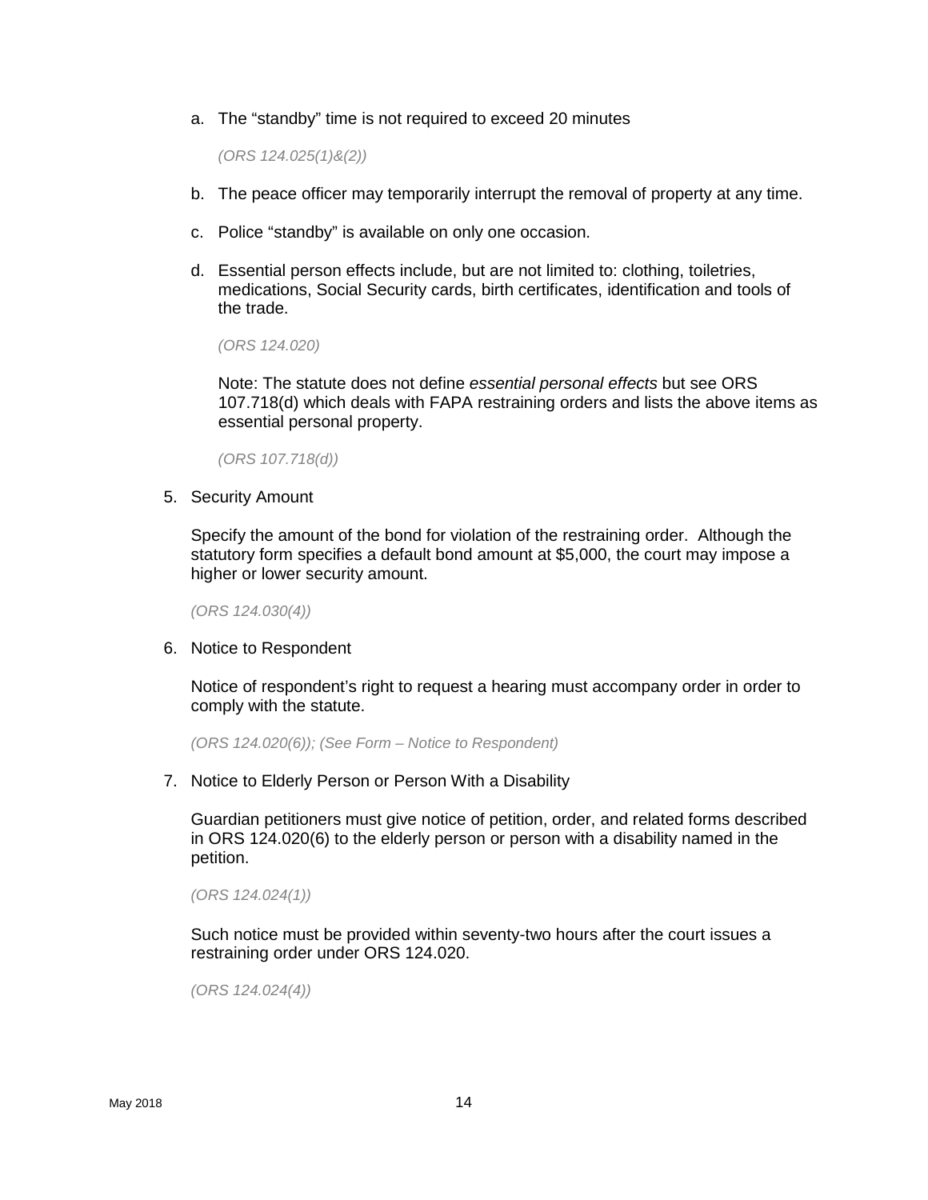a. The "standby" time is not required to exceed 20 minutes

   *(ORS 124.025(1)&(2))*

b. The peace officer may temporarily interrupt the removal of property at any time.

c. Police "standby" is available on only one occasion.

d. Essential person effects include, but are not limited to: clothing, toiletries, medications, Social Security cards, birth certificates, identification and tools of the trade.

   *(ORS 124.020)*

   Note: The statute does not define *essential personal effects* but see ORS 107.718(d) which deals with FAPA restraining orders and lists the above items as essential personal property.

   *(ORS 107.718(d))*

5. Security Amount

   Specify the amount of the bond for violation of the restraining order. Although the statutory form specifies a default bond amount at $5,000, the court may impose a higher or lower security amount.

   *(ORS 124.030(4))*

6. Notice to Respondent

   Notice of respondent's right to request a hearing must accompany order in order to comply with the statute.

   *(ORS 124.020(6)); (See Form – Notice to Respondent)*

7. Notice to Elderly Person or Person With a Disability

   Guardian petitioners must give notice of petition, order, and related forms described in ORS 124.020(6) to the elderly person or person with a disability named in the petition.

   *(ORS 124.024(1))*

   Such notice must be provided within seventy-two hours after the court issues a restraining order under ORS 124.020.

   *(ORS 124.024(4))*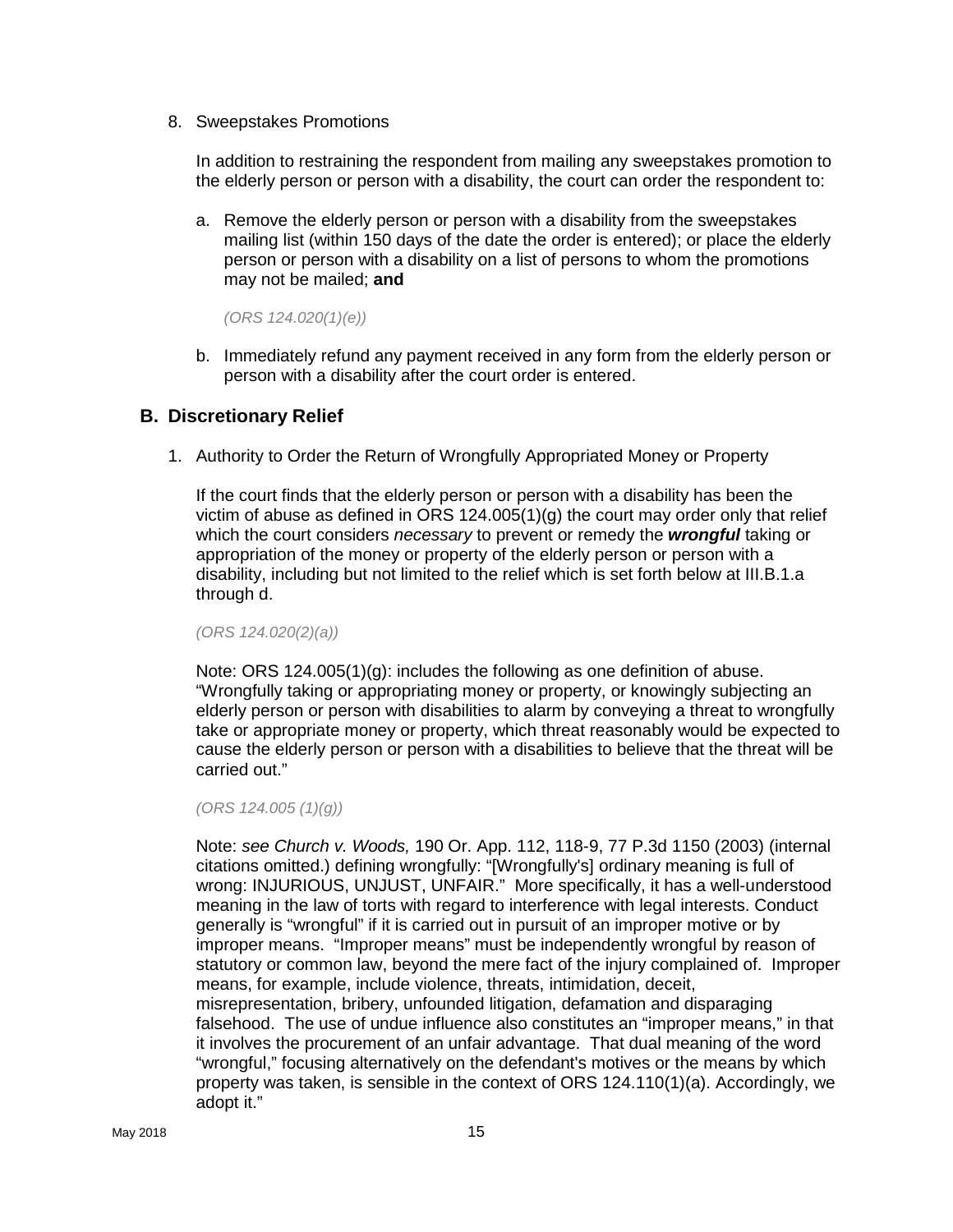8. Sweepstakes Promotions

   In addition to restraining the respondent from mailing any sweepstakes promotion to the elderly person or person with a disability, the court can order the respondent to:

   a. Remove the elderly person or person with a disability from the sweepstakes mailing list (within 150 days of the date the order is entered); or place the elderly person or person with a disability on a list of persons to whom the promotions may not be mailed; **and**

      *(ORS 124.020(1)(e))*

   b. Immediately refund any payment received in any form from the elderly person or person with a disability after the court order is entered.

## B. Discretionary Relief

1. Authority to Order the Return of Wrongfully Appropriated Money or Property

   If the court finds that the elderly person or person with a disability has been the victim of abuse as defined in ORS 124.005(1)(g) the court may order only that relief which the court considers *necessary* to prevent or remedy the ***wrongful*** taking or appropriation of the money or property of the elderly person or person with a disability, including but not limited to the relief which is set forth below at III.B.1.a through d.

   *(ORS 124.020(2)(a))*

   Note: ORS 124.005(1)(g): includes the following as one definition of abuse. "Wrongfully taking or appropriating money or property, or knowingly subjecting an elderly person or person with disabilities to alarm by conveying a threat to wrongfully take or appropriate money or property, which threat reasonably would be expected to cause the elderly person or person with a disabilities to believe that the threat will be carried out."

   *(ORS 124.005 (1)(g))*

   Note: *see Church v. Woods,* 190 Or. App. 112, 118-9, 77 P.3d 1150 (2003) (internal citations omitted.) defining wrongfully: "[Wrongfully's] ordinary meaning is full of wrong: INJURIOUS, UNJUST, UNFAIR." More specifically, it has a well-understood meaning in the law of torts with regard to interference with legal interests. Conduct generally is "wrongful" if it is carried out in pursuit of an improper motive or by improper means. "Improper means" must be independently wrongful by reason of statutory or common law, beyond the mere fact of the injury complained of. Improper means, for example, include violence, threats, intimidation, deceit, misrepresentation, bribery, unfounded litigation, defamation and disparaging falsehood. The use of undue influence also constitutes an "improper means," in that it involves the procurement of an unfair advantage. That dual meaning of the word "wrongful," focusing alternatively on the defendant's motives or the means by which property was taken, is sensible in the context of ORS 124.110(1)(a). Accordingly, we adopt it."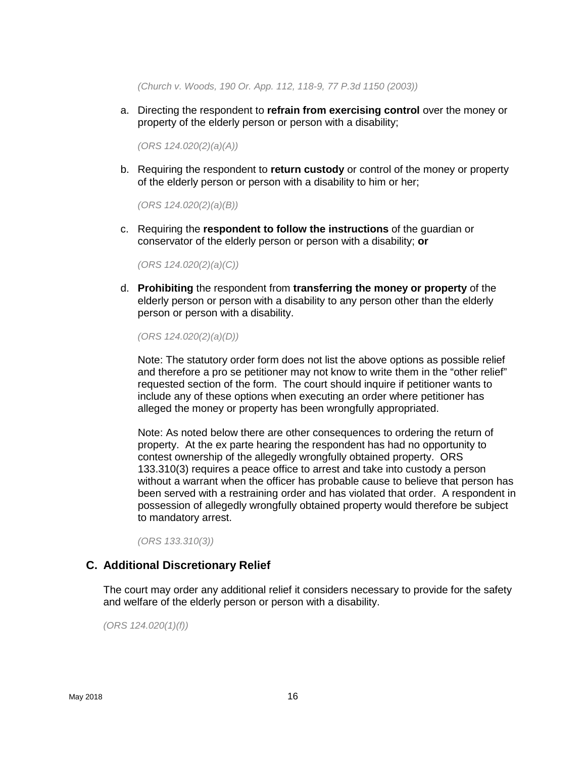*(Church v. Woods, 190 Or. App. 112, 118-9, 77 P.3d 1150 (2003))*

a. Directing the respondent to **refrain from exercising control** over the money or property of the elderly person or person with a disability;

   *(ORS 124.020(2)(a)(A))*

b. Requiring the respondent to **return custody** or control of the money or property of the elderly person or person with a disability to him or her;

   *(ORS 124.020(2)(a)(B))*

c. Requiring the **respondent to follow the instructions** of the guardian or conservator of the elderly person or person with a disability; **or**

   *(ORS 124.020(2)(a)(C))*

d. **Prohibiting** the respondent from **transferring the money or property** of the elderly person or person with a disability to any person other than the elderly person or person with a disability.

   *(ORS 124.020(2)(a)(D))*

   Note: The statutory order form does not list the above options as possible relief and therefore a pro se petitioner may not know to write them in the "other relief" requested section of the form. The court should inquire if petitioner wants to include any of these options when executing an order where petitioner has alleged the money or property has been wrongfully appropriated.

   Note: As noted below there are other consequences to ordering the return of property. At the ex parte hearing the respondent has had no opportunity to contest ownership of the allegedly wrongfully obtained property. ORS 133.310(3) requires a peace office to arrest and take into custody a person without a warrant when the officer has probable cause to believe that person has been served with a restraining order and has violated that order. A respondent in possession of allegedly wrongfully obtained property would therefore be subject to mandatory arrest.

   *(ORS 133.310(3))*

## C. Additional Discretionary Relief

The court may order any additional relief it considers necessary to provide for the safety and welfare of the elderly person or person with a disability.

*(ORS 124.020(1)(f))*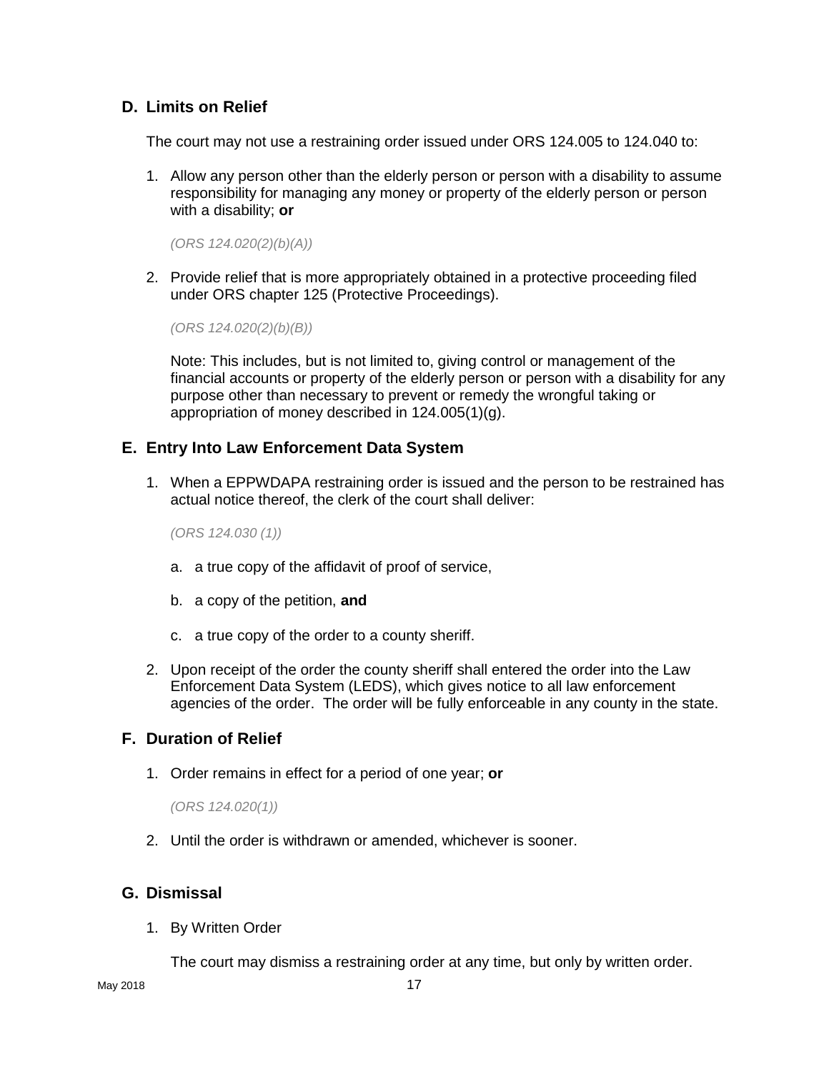## D. Limits on Relief

The court may not use a restraining order issued under ORS 124.005 to 124.040 to:

1. Allow any person other than the elderly person or person with a disability to assume responsibility for managing any money or property of the elderly person or person with a disability; **or**

   *(ORS 124.020(2)(b)(A))*

2. Provide relief that is more appropriately obtained in a protective proceeding filed under ORS chapter 125 (Protective Proceedings).

   *(ORS 124.020(2)(b)(B))*

   Note: This includes, but is not limited to, giving control or management of the financial accounts or property of the elderly person or person with a disability for any purpose other than necessary to prevent or remedy the wrongful taking or appropriation of money described in 124.005(1)(g).

## E. Entry Into Law Enforcement Data System

1. When a EPPWDAPA restraining order is issued and the person to be restrained has actual notice thereof, the clerk of the court shall deliver:

   *(ORS 124.030 (1))*

   a. a true copy of the affidavit of proof of service,

   b. a copy of the petition, **and**

   c. a true copy of the order to a county sheriff.

2. Upon receipt of the order the county sheriff shall entered the order into the Law Enforcement Data System (LEDS), which gives notice to all law enforcement agencies of the order. The order will be fully enforceable in any county in the state.

## F. Duration of Relief

1. Order remains in effect for a period of one year; **or**

   *(ORS 124.020(1))*

2. Until the order is withdrawn or amended, whichever is sooner.

## G. Dismissal

1. By Written Order

   The court may dismiss a restraining order at any time, but only by written order.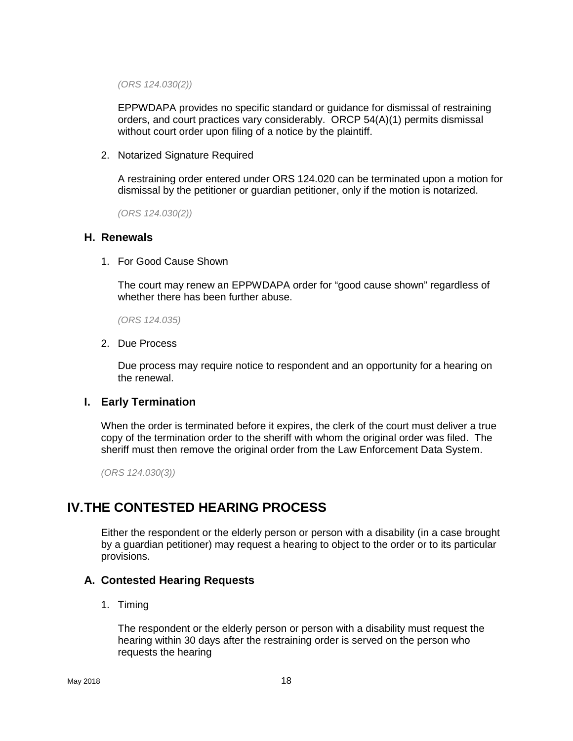*(ORS 124.030(2))*

EPPWDAPA provides no specific standard or guidance for dismissal of restraining orders, and court practices vary considerably. ORCP 54(A)(1) permits dismissal without court order upon filing of a notice by the plaintiff.

2. Notarized Signature Required

   A restraining order entered under ORS 124.020 can be terminated upon a motion for dismissal by the petitioner or guardian petitioner, only if the motion is notarized.

   *(ORS 124.030(2))*

### H. Renewals

1. For Good Cause Shown

   The court may renew an EPPWDAPA order for "good cause shown" regardless of whether there has been further abuse.

   *(ORS 124.035)*

2. Due Process

   Due process may require notice to respondent and an opportunity for a hearing on the renewal.

### I. Early Termination

When the order is terminated before it expires, the clerk of the court must deliver a true copy of the termination order to the sheriff with whom the original order was filed. The sheriff must then remove the original order from the Law Enforcement Data System.

*(ORS 124.030(3))*

## IV. THE CONTESTED HEARING PROCESS

Either the respondent or the elderly person or person with a disability (in a case brought by a guardian petitioner) may request a hearing to object to the order or to its particular provisions.

### A. Contested Hearing Requests

1. Timing

   The respondent or the elderly person or person with a disability must request the hearing within 30 days after the restraining order is served on the person who requests the hearing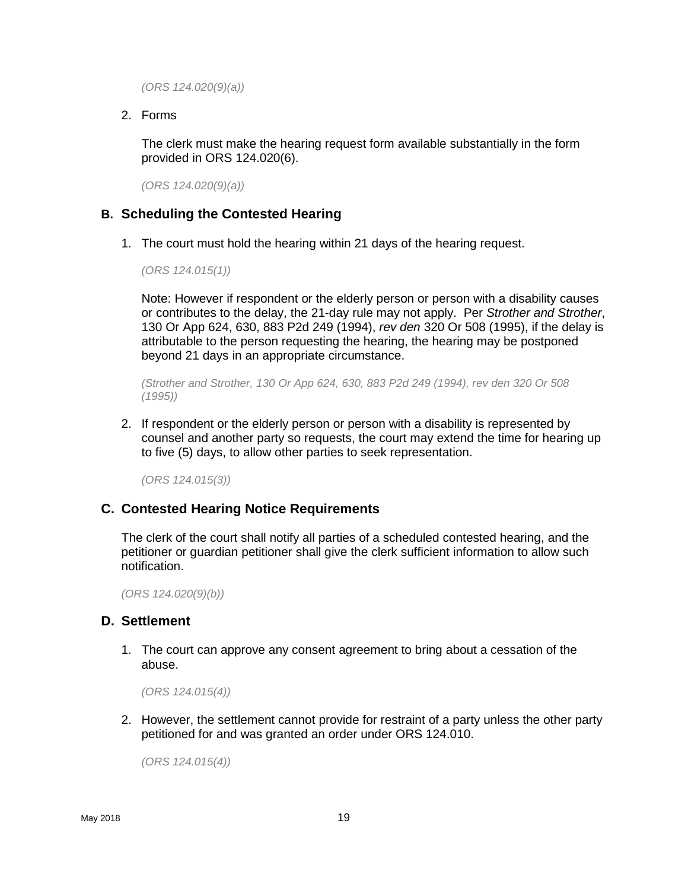*(ORS 124.020(9)(a))*

2. Forms

   The clerk must make the hearing request form available substantially in the form provided in ORS 124.020(6).

   *(ORS 124.020(9)(a))*

### B. Scheduling the Contested Hearing

1. The court must hold the hearing within 21 days of the hearing request.

   *(ORS 124.015(1))*

   Note: However if respondent or the elderly person or person with a disability causes or contributes to the delay, the 21-day rule may not apply. Per *Strother and Strother*, 130 Or App 624, 630, 883 P2d 249 (1994), *rev den* 320 Or 508 (1995), if the delay is attributable to the person requesting the hearing, the hearing may be postponed beyond 21 days in an appropriate circumstance.

   *(Strother and Strother, 130 Or App 624, 630, 883 P2d 249 (1994), rev den 320 Or 508 (1995))*

2. If respondent or the elderly person or person with a disability is represented by counsel and another party so requests, the court may extend the time for hearing up to five (5) days, to allow other parties to seek representation.

   *(ORS 124.015(3))*

### C. Contested Hearing Notice Requirements

The clerk of the court shall notify all parties of a scheduled contested hearing, and the petitioner or guardian petitioner shall give the clerk sufficient information to allow such notification.

*(ORS 124.020(9)(b))*

### D. Settlement

1. The court can approve any consent agreement to bring about a cessation of the abuse.

   *(ORS 124.015(4))*

2. However, the settlement cannot provide for restraint of a party unless the other party petitioned for and was granted an order under ORS 124.010.

   *(ORS 124.015(4))*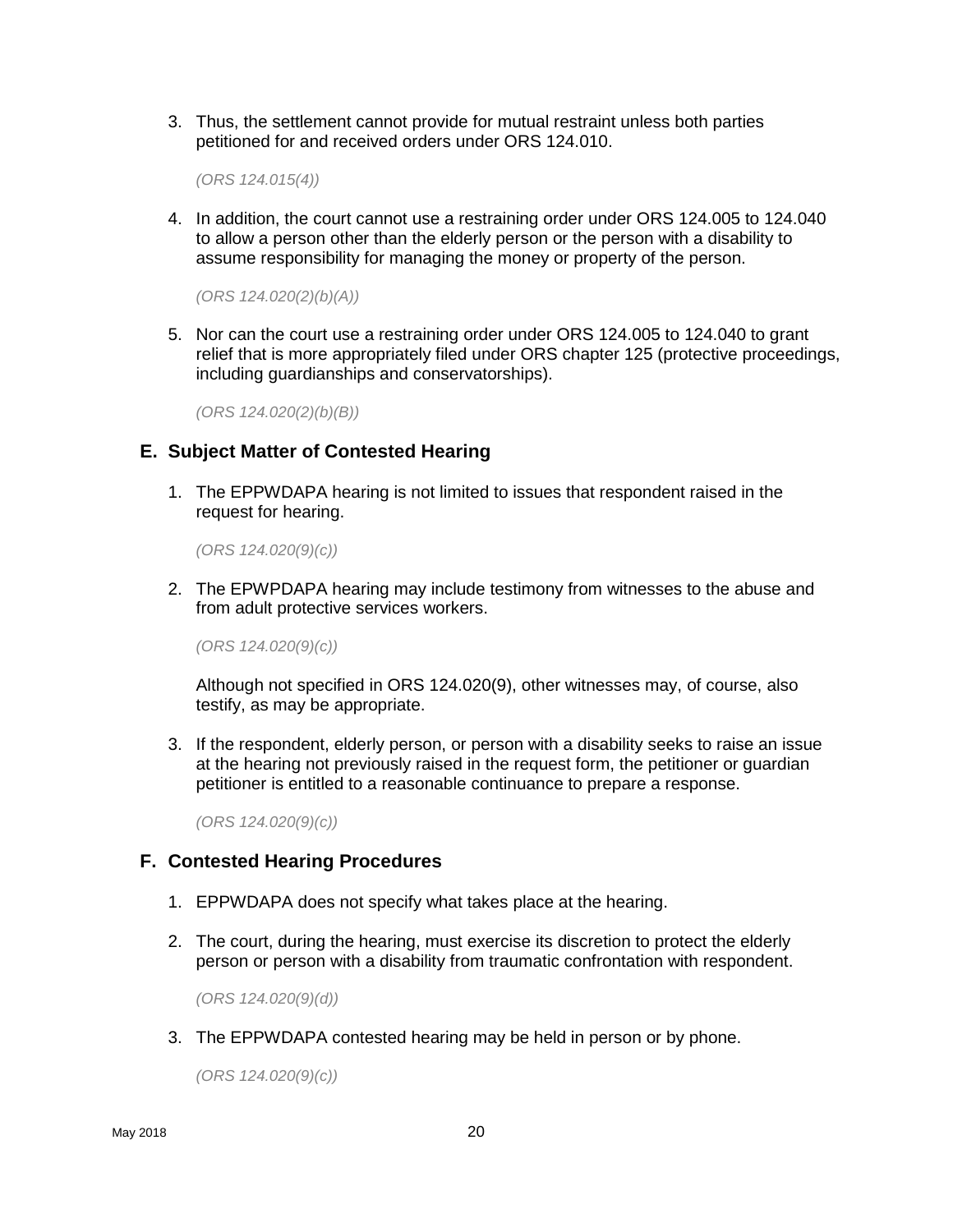3. Thus, the settlement cannot provide for mutual restraint unless both parties petitioned for and received orders under ORS 124.010.

   *(ORS 124.015(4))*

4. In addition, the court cannot use a restraining order under ORS 124.005 to 124.040 to allow a person other than the elderly person or the person with a disability to assume responsibility for managing the money or property of the person.

   *(ORS 124.020(2)(b)(A))*

5. Nor can the court use a restraining order under ORS 124.005 to 124.040 to grant relief that is more appropriately filed under ORS chapter 125 (protective proceedings, including guardianships and conservatorships).

   *(ORS 124.020(2)(b)(B))*

## E. Subject Matter of Contested Hearing

1. The EPPWDAPA hearing is not limited to issues that respondent raised in the request for hearing.

   *(ORS 124.020(9)(c))*

2. The EPWPDAPA hearing may include testimony from witnesses to the abuse and from adult protective services workers.

   *(ORS 124.020(9)(c))*

   Although not specified in ORS 124.020(9), other witnesses may, of course, also testify, as may be appropriate.

3. If the respondent, elderly person, or person with a disability seeks to raise an issue at the hearing not previously raised in the request form, the petitioner or guardian petitioner is entitled to a reasonable continuance to prepare a response.

   *(ORS 124.020(9)(c))*

## F. Contested Hearing Procedures

1. EPPWDAPA does not specify what takes place at the hearing.

2. The court, during the hearing, must exercise its discretion to protect the elderly person or person with a disability from traumatic confrontation with respondent.

   *(ORS 124.020(9)(d))*

3. The EPPWDAPA contested hearing may be held in person or by phone.

   *(ORS 124.020(9)(c))*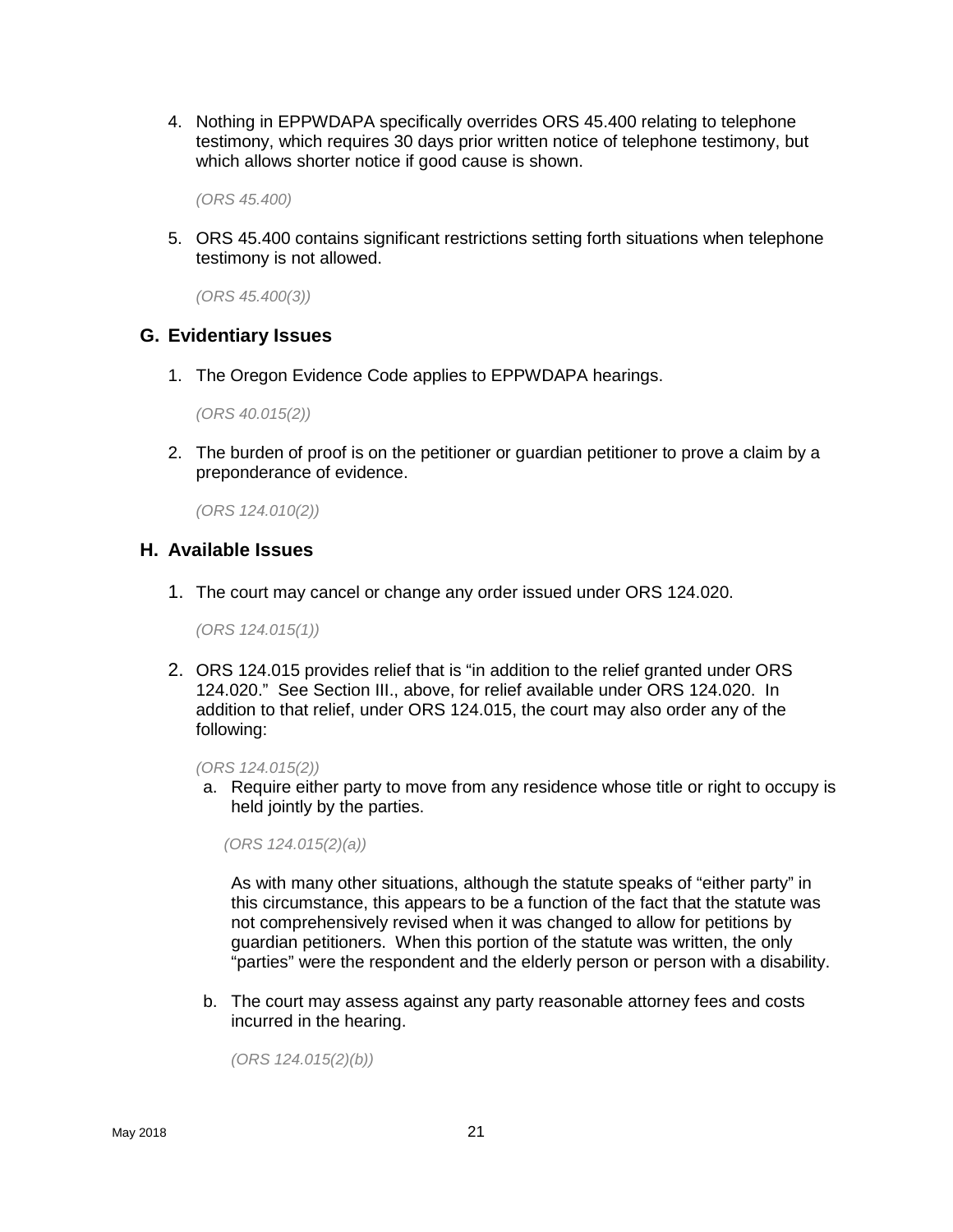4. Nothing in EPPWDAPA specifically overrides ORS 45.400 relating to telephone testimony, which requires 30 days prior written notice of telephone testimony, but which allows shorter notice if good cause is shown.

   *(ORS 45.400)*

5. ORS 45.400 contains significant restrictions setting forth situations when telephone testimony is not allowed.

   *(ORS 45.400(3))*

## G. Evidentiary Issues

1. The Oregon Evidence Code applies to EPPWDAPA hearings.

   *(ORS 40.015(2))*

2. The burden of proof is on the petitioner or guardian petitioner to prove a claim by a preponderance of evidence.

   *(ORS 124.010(2))*

## H. Available Issues

1. The court may cancel or change any order issued under ORS 124.020.

   *(ORS 124.015(1))*

2. ORS 124.015 provides relief that is "in addition to the relief granted under ORS 124.020." See Section III., above, for relief available under ORS 124.020. In addition to that relief, under ORS 124.015, the court may also order any of the following:

   *(ORS 124.015(2))*

   a. Require either party to move from any residence whose title or right to occupy is held jointly by the parties.

      *(ORS 124.015(2)(a))*

      As with many other situations, although the statute speaks of "either party" in this circumstance, this appears to be a function of the fact that the statute was not comprehensively revised when it was changed to allow for petitions by guardian petitioners. When this portion of the statute was written, the only "parties" were the respondent and the elderly person or person with a disability.

   b. The court may assess against any party reasonable attorney fees and costs incurred in the hearing.

      *(ORS 124.015(2)(b))*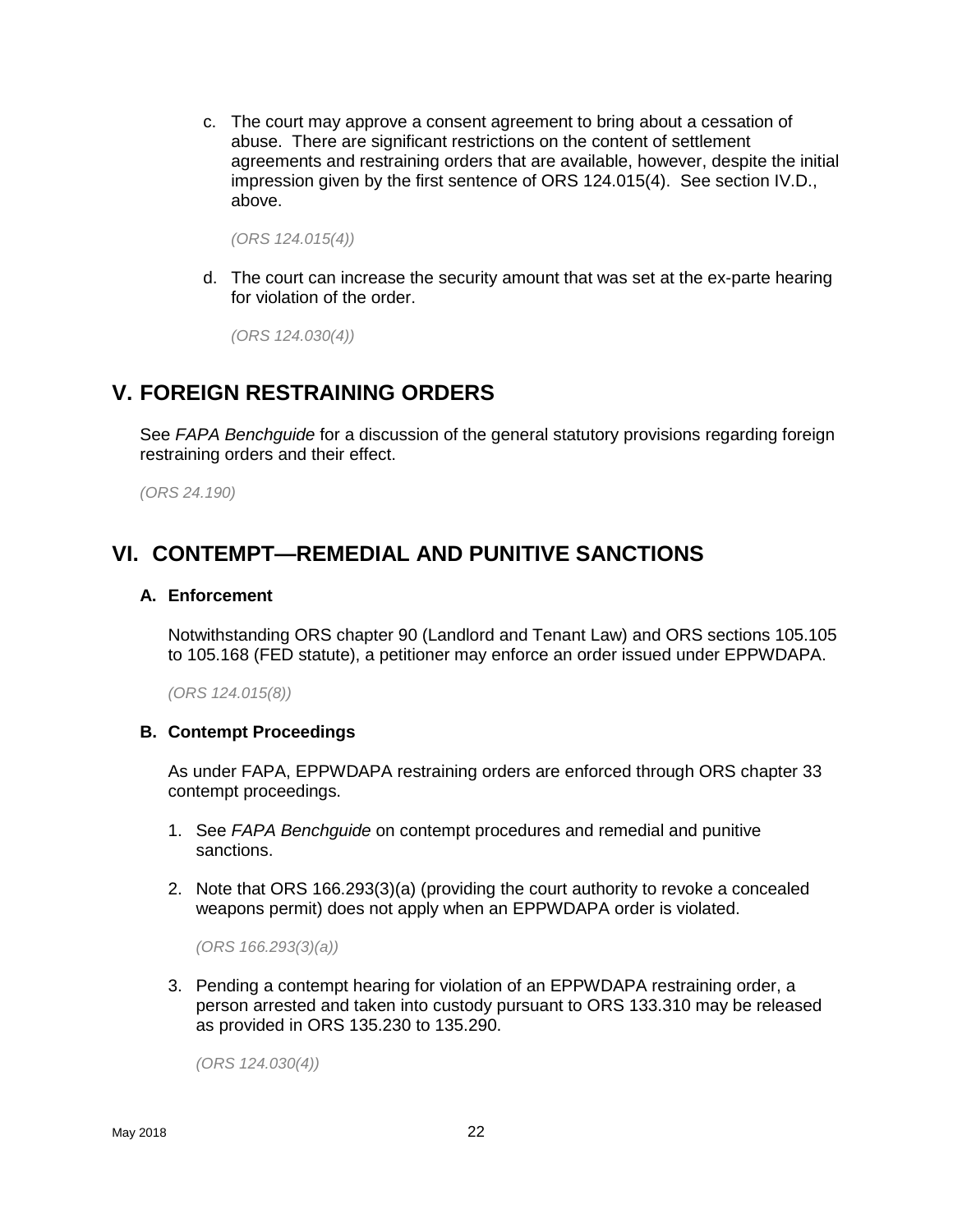c. The court may approve a consent agreement to bring about a cessation of abuse. There are significant restrictions on the content of settlement agreements and restraining orders that are available, however, despite the initial impression given by the first sentence of ORS 124.015(4). See section IV.D., above.

   *(ORS 124.015(4))*

d. The court can increase the security amount that was set at the ex-parte hearing for violation of the order.

   *(ORS 124.030(4))*

# V. FOREIGN RESTRAINING ORDERS

See *FAPA Benchguide* for a discussion of the general statutory provisions regarding foreign restraining orders and their effect.

*(ORS 24.190)*

# VI. CONTEMPT—REMEDIAL AND PUNITIVE SANCTIONS

### A. Enforcement

Notwithstanding ORS chapter 90 (Landlord and Tenant Law) and ORS sections 105.105 to 105.168 (FED statute), a petitioner may enforce an order issued under EPPWDAPA.

*(ORS 124.015(8))*

### B. Contempt Proceedings

As under FAPA, EPPWDAPA restraining orders are enforced through ORS chapter 33 contempt proceedings.

1. See *FAPA Benchguide* on contempt procedures and remedial and punitive sanctions.

2. Note that ORS 166.293(3)(a) (providing the court authority to revoke a concealed weapons permit) does not apply when an EPPWDAPA order is violated.

   *(ORS 166.293(3)(a))*

3. Pending a contempt hearing for violation of an EPPWDAPA restraining order, a person arrested and taken into custody pursuant to ORS 133.310 may be released as provided in ORS 135.230 to 135.290.

   *(ORS 124.030(4))*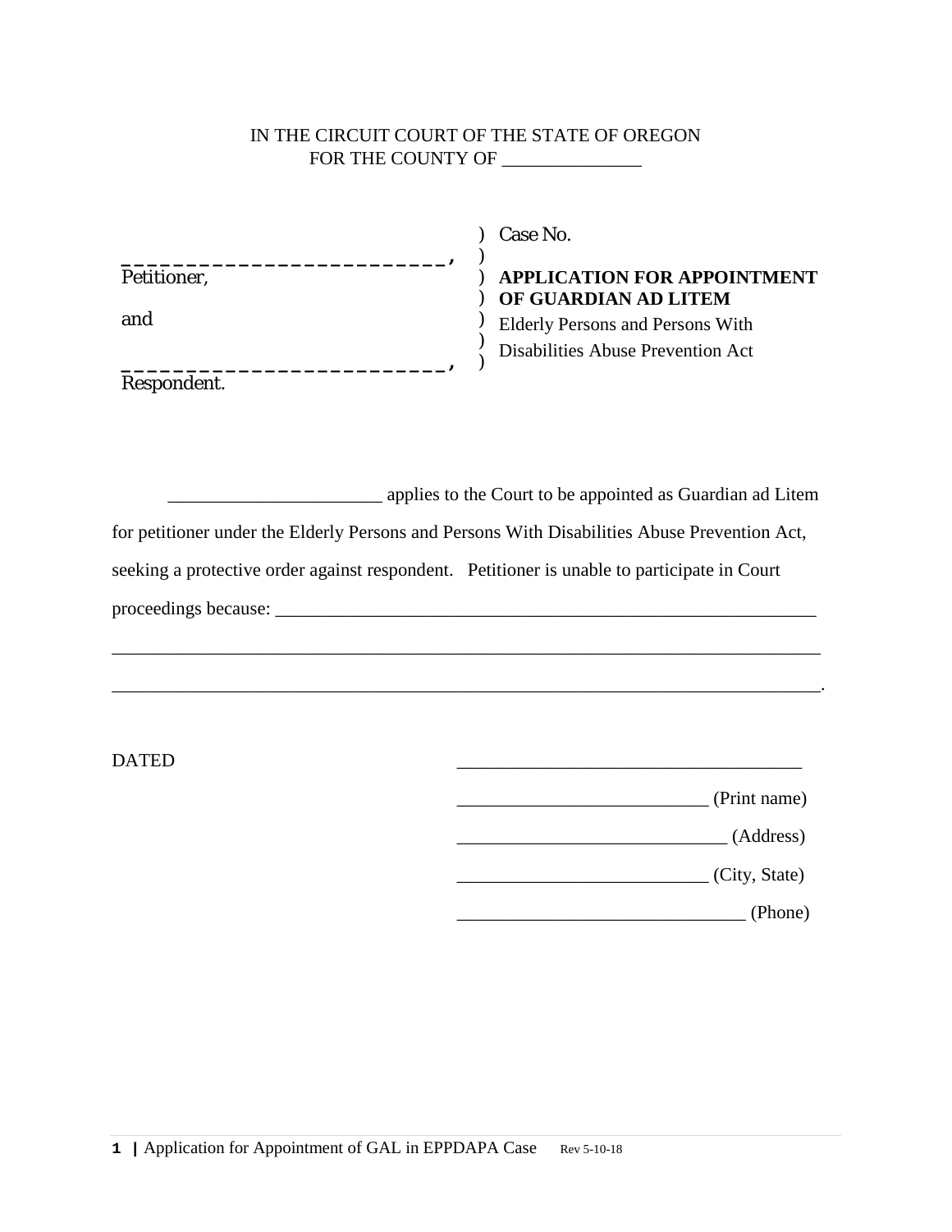IN THE CIRCUIT COURT OF THE STATE OF OREGON
FOR THE COUNTY OF _______________

| | | |
|---|---|---|
| _________________________, | ) | Case No. |
| Petitioner, | ) | |
| | ) | **APPLICATION FOR APPOINTMENT OF GUARDIAN AD LITEM** |
| and | ) | Elderly Persons and Persons With Disabilities Abuse Prevention Act |
| _________________________, | ) | |
| Respondent. | ) | |

_______________________ applies to the Court to be appointed as Guardian ad Litem for petitioner under the Elderly Persons and Persons With Disabilities Abuse Prevention Act, seeking a protective order against respondent. Petitioner is unable to participate in Court proceedings because: ____________________________________________________________
_____________________________________________________________________________
_____________________________________________________________________________.

DATED

_____________________________________

___________________________ (Print name)

_____________________________ (Address)

___________________________ (City, State)

_______________________________ (Phone)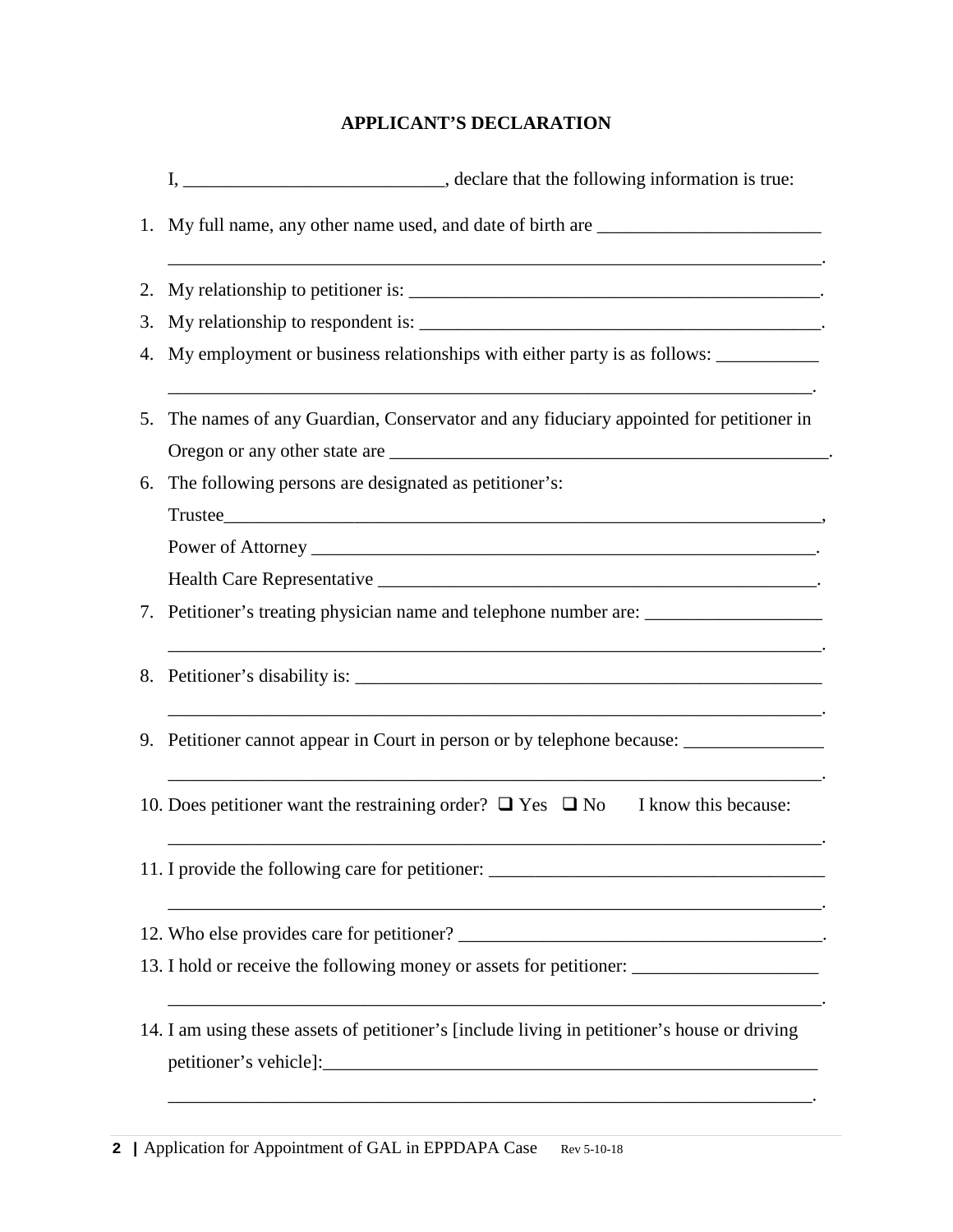## APPLICANT'S DECLARATION

I, ____________________________, declare that the following information is true:

1. My full name, any other name used, and date of birth are ________________________
   ________________________________________________________________________.
2. My relationship to petitioner is: ____________________________________________.
3. My relationship to respondent is: ___________________________________________.
4. My employment or business relationships with either party is as follows: ___________
   ______________________________________________________________________.
5. The names of any Guardian, Conservator and any fiduciary appointed for petitioner in Oregon or any other state are ________________________________________________.
6. The following persons are designated as petitioner's:
   Trustee________________________________________________________________,
   Power of Attorney ______________________________________________________.
   Health Care Representative _______________________________________________.
7. Petitioner's treating physician name and telephone number are: __________________
   ________________________________________________________________________.
8. Petitioner's disability is: __________________________________________________
   ________________________________________________________________________.
9. Petitioner cannot appear in Court in person or by telephone because: _______________
   ________________________________________________________________________.
10. Does petitioner want the restraining order? ❑ Yes ❑ No I know this because:
    ________________________________________________________________________.
11. I provide the following care for petitioner: _____________________________________
    ________________________________________________________________________.
12. Who else provides care for petitioner? ________________________________________.
13. I hold or receive the following money or assets for petitioner: ____________________
    ________________________________________________________________________.
14. I am using these assets of petitioner's [include living in petitioner's house or driving petitioner's vehicle]:______________________________________________________
    ______________________________________________________________________.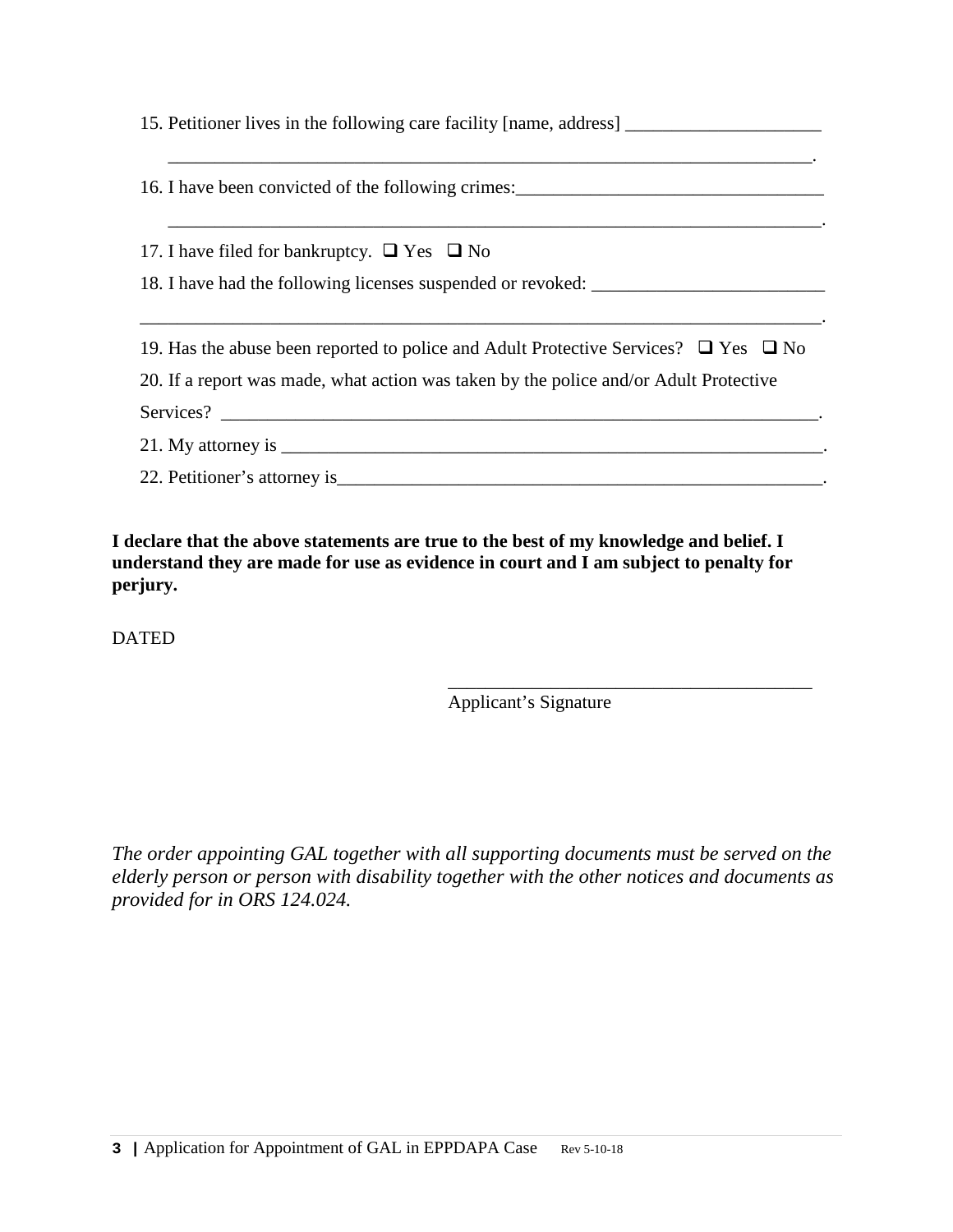15. Petitioner lives in the following care facility [name, address] _____________________

    _________________________________________________________________________.

16. I have been convicted of the following crimes:_________________________________

    _________________________________________________________________________.

17. I have filed for bankruptcy. ❑ Yes ❑ No

18. I have had the following licenses suspended or revoked: _________________________

_____________________________________________________________________________.

19. Has the abuse been reported to police and Adult Protective Services? ❑ Yes ❑ No

20. If a report was made, what action was taken by the police and/or Adult Protective Services? ___________________________________________________________________.

21. My attorney is _____________________________________________________________.

22. Petitioner's attorney is______________________________________________________.

**I declare that the above statements are true to the best of my knowledge and belief. I understand they are made for use as evidence in court and I am subject to penalty for perjury.**

DATED

_______________________________________
Applicant's Signature

*The order appointing GAL together with all supporting documents must be served on the elderly person or person with disability together with the other notices and documents as provided for in ORS 124.024.*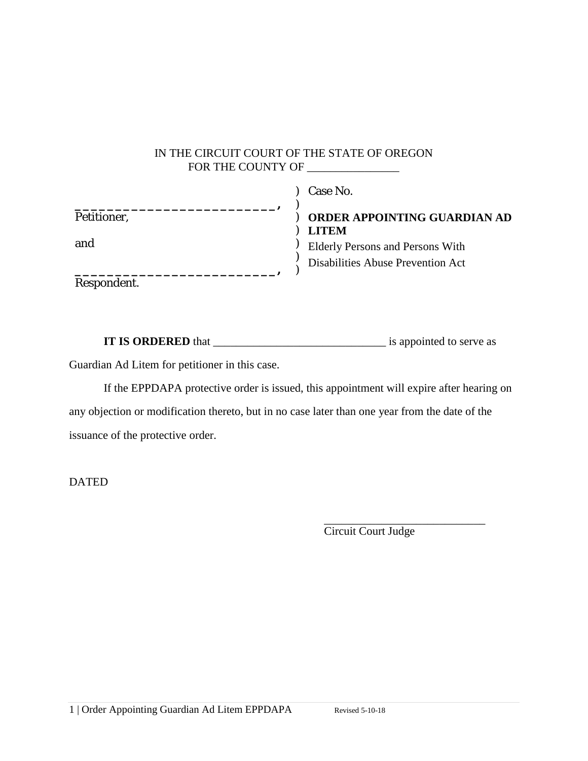IN THE CIRCUIT COURT OF THE STATE OF OREGON
FOR THE COUNTY OF _______________

| | |
|---|---|
| _________________________, | ) Case No. |
| Petitioner, | ) |
| | ) **ORDER APPOINTING GUARDIAN AD LITEM** |
| and | ) Elderly Persons and Persons With |
| | ) Disabilities Abuse Prevention Act |
| _________________________, | ) |
| Respondent. | ) |

**IT IS ORDERED** that _____________________________ is appointed to serve as Guardian Ad Litem for petitioner in this case.

If the EPPDAPA protective order is issued, this appointment will expire after hearing on any objection or modification thereto, but in no case later than one year from the date of the issuance of the protective order.

DATED

___________________________
Circuit Court Judge

1 | Order Appointing Guardian Ad Litem EPPDAPA    Revised 5-10-18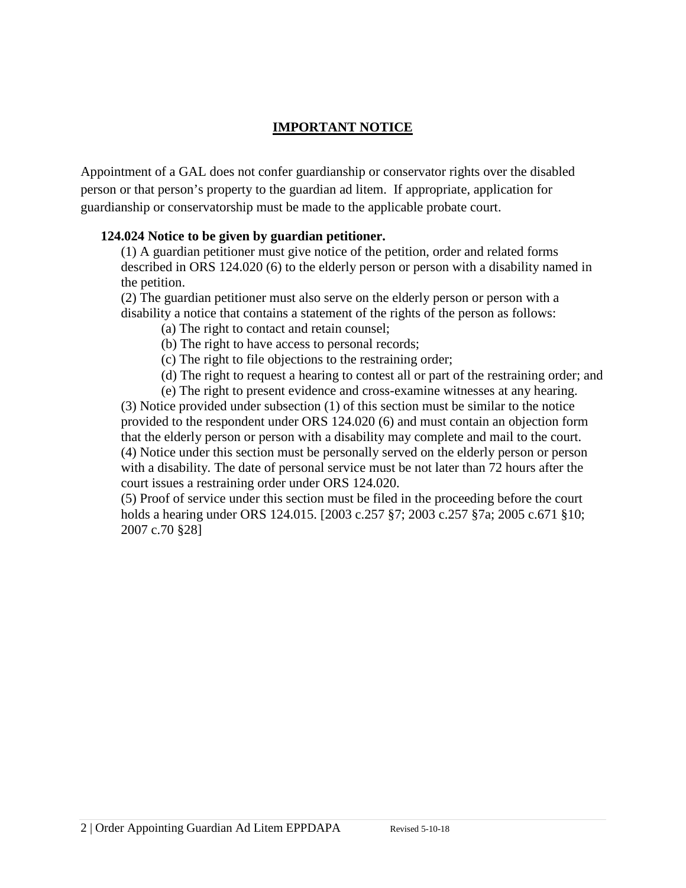## IMPORTANT NOTICE

Appointment of a GAL does not confer guardianship or conservator rights over the disabled person or that person's property to the guardian ad litem. If appropriate, application for guardianship or conservatorship must be made to the applicable probate court.

**124.024 Notice to be given by guardian petitioner.**

(1) A guardian petitioner must give notice of the petition, order and related forms described in ORS 124.020 (6) to the elderly person or person with a disability named in the petition.

(2) The guardian petitioner must also serve on the elderly person or person with a disability a notice that contains a statement of the rights of the person as follows:

(a) The right to contact and retain counsel;

(b) The right to have access to personal records;

(c) The right to file objections to the restraining order;

(d) The right to request a hearing to contest all or part of the restraining order; and

(e) The right to present evidence and cross-examine witnesses at any hearing.

(3) Notice provided under subsection (1) of this section must be similar to the notice provided to the respondent under ORS 124.020 (6) and must contain an objection form that the elderly person or person with a disability may complete and mail to the court.

(4) Notice under this section must be personally served on the elderly person or person with a disability. The date of personal service must be not later than 72 hours after the court issues a restraining order under ORS 124.020.

(5) Proof of service under this section must be filed in the proceeding before the court holds a hearing under ORS 124.015. [2003 c.257 §7; 2003 c.257 §7a; 2005 c.671 §10; 2007 c.70 §28]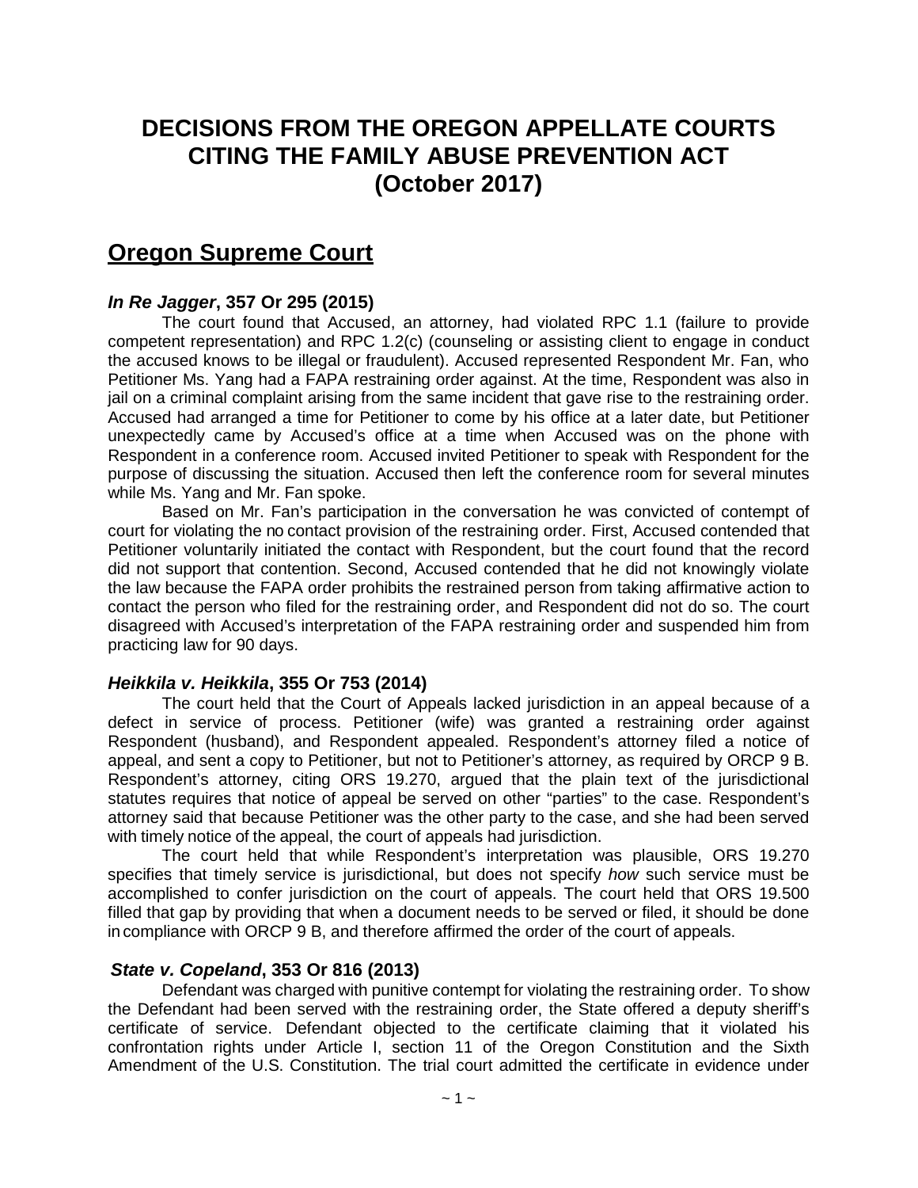# DECISIONS FROM THE OREGON APPELLATE COURTS CITING THE FAMILY ABUSE PREVENTION ACT (October 2017)

## Oregon Supreme Court

### *In Re Jagger*, 357 Or 295 (2015)

The court found that Accused, an attorney, had violated RPC 1.1 (failure to provide competent representation) and RPC 1.2(c) (counseling or assisting client to engage in conduct the accused knows to be illegal or fraudulent). Accused represented Respondent Mr. Fan, who Petitioner Ms. Yang had a FAPA restraining order against. At the time, Respondent was also in jail on a criminal complaint arising from the same incident that gave rise to the restraining order. Accused had arranged a time for Petitioner to come by his office at a later date, but Petitioner unexpectedly came by Accused's office at a time when Accused was on the phone with Respondent in a conference room. Accused invited Petitioner to speak with Respondent for the purpose of discussing the situation. Accused then left the conference room for several minutes while Ms. Yang and Mr. Fan spoke.

Based on Mr. Fan's participation in the conversation he was convicted of contempt of court for violating the no contact provision of the restraining order. First, Accused contended that Petitioner voluntarily initiated the contact with Respondent, but the court found that the record did not support that contention. Second, Accused contended that he did not knowingly violate the law because the FAPA order prohibits the restrained person from taking affirmative action to contact the person who filed for the restraining order, and Respondent did not do so. The court disagreed with Accused's interpretation of the FAPA restraining order and suspended him from practicing law for 90 days.

### *Heikkila v. Heikkila*, 355 Or 753 (2014)

The court held that the Court of Appeals lacked jurisdiction in an appeal because of a defect in service of process. Petitioner (wife) was granted a restraining order against Respondent (husband), and Respondent appealed. Respondent's attorney filed a notice of appeal, and sent a copy to Petitioner, but not to Petitioner's attorney, as required by ORCP 9 B. Respondent's attorney, citing ORS 19.270, argued that the plain text of the jurisdictional statutes requires that notice of appeal be served on other "parties" to the case. Respondent's attorney said that because Petitioner was the other party to the case, and she had been served with timely notice of the appeal, the court of appeals had jurisdiction.

The court held that while Respondent's interpretation was plausible, ORS 19.270 specifies that timely service is jurisdictional, but does not specify *how* such service must be accomplished to confer jurisdiction on the court of appeals. The court held that ORS 19.500 filled that gap by providing that when a document needs to be served or filed, it should be done in compliance with ORCP 9 B, and therefore affirmed the order of the court of appeals.

### *State v. Copeland*, 353 Or 816 (2013)

Defendant was charged with punitive contempt for violating the restraining order. To show the Defendant had been served with the restraining order, the State offered a deputy sheriff's certificate of service. Defendant objected to the certificate claiming that it violated his confrontation rights under Article I, section 11 of the Oregon Constitution and the Sixth Amendment of the U.S. Constitution. The trial court admitted the certificate in evidence under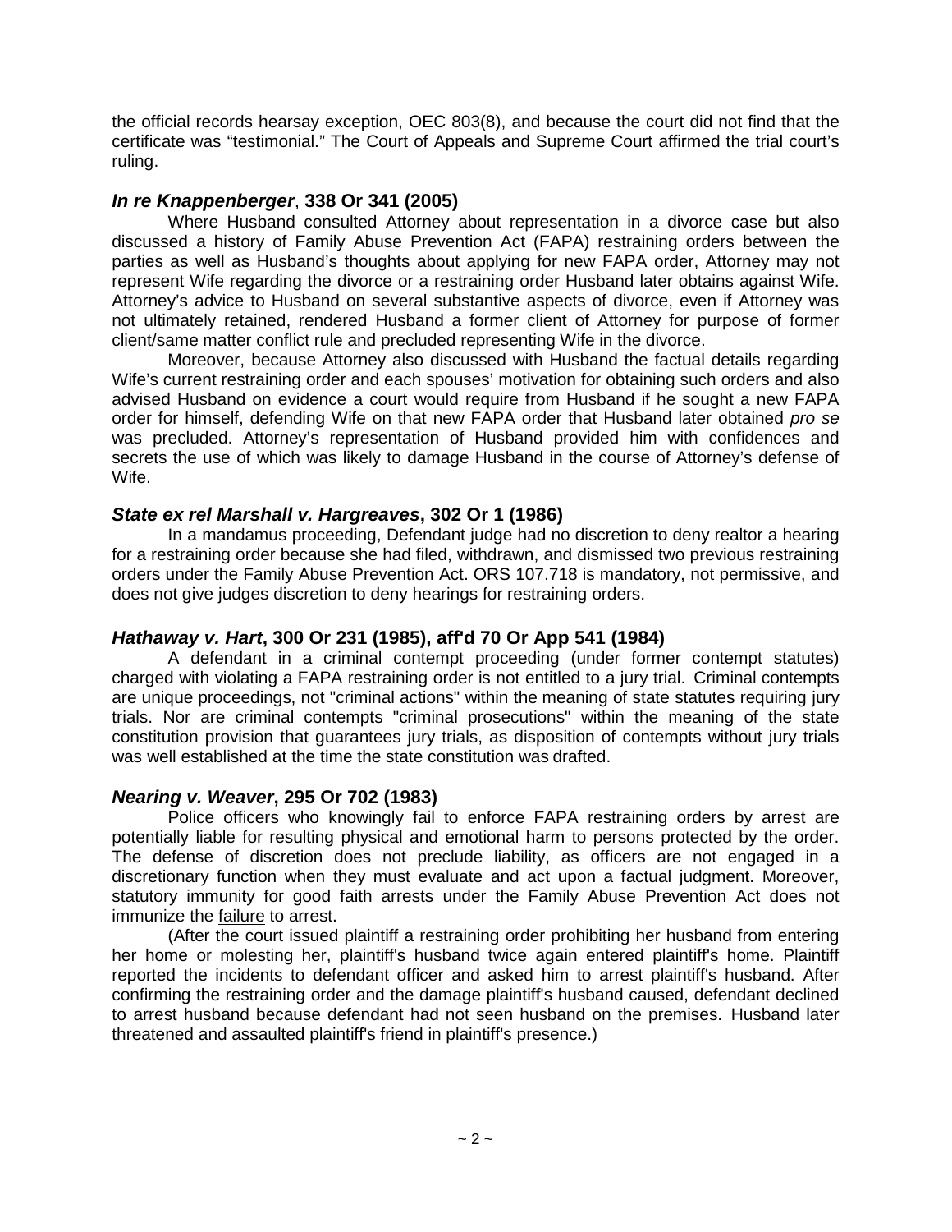the official records hearsay exception, OEC 803(8), and because the court did not find that the certificate was "testimonial." The Court of Appeals and Supreme Court affirmed the trial court's ruling.

### *In re Knappenberger*, 338 Or 341 (2005)

Where Husband consulted Attorney about representation in a divorce case but also discussed a history of Family Abuse Prevention Act (FAPA) restraining orders between the parties as well as Husband's thoughts about applying for new FAPA order, Attorney may not represent Wife regarding the divorce or a restraining order Husband later obtains against Wife. Attorney's advice to Husband on several substantive aspects of divorce, even if Attorney was not ultimately retained, rendered Husband a former client of Attorney for purpose of former client/same matter conflict rule and precluded representing Wife in the divorce.

Moreover, because Attorney also discussed with Husband the factual details regarding Wife's current restraining order and each spouses' motivation for obtaining such orders and also advised Husband on evidence a court would require from Husband if he sought a new FAPA order for himself, defending Wife on that new FAPA order that Husband later obtained *pro se* was precluded. Attorney's representation of Husband provided him with confidences and secrets the use of which was likely to damage Husband in the course of Attorney's defense of Wife.

### *State ex rel Marshall v. Hargreaves*, 302 Or 1 (1986)

In a mandamus proceeding, Defendant judge had no discretion to deny realtor a hearing for a restraining order because she had filed, withdrawn, and dismissed two previous restraining orders under the Family Abuse Prevention Act. ORS 107.718 is mandatory, not permissive, and does not give judges discretion to deny hearings for restraining orders.

### *Hathaway v. Hart*, 300 Or 231 (1985), aff'd 70 Or App 541 (1984)

A defendant in a criminal contempt proceeding (under former contempt statutes) charged with violating a FAPA restraining order is not entitled to a jury trial. Criminal contempts are unique proceedings, not "criminal actions" within the meaning of state statutes requiring jury trials. Nor are criminal contempts "criminal prosecutions" within the meaning of the state constitution provision that guarantees jury trials, as disposition of contempts without jury trials was well established at the time the state constitution was drafted.

### *Nearing v. Weaver*, 295 Or 702 (1983)

Police officers who knowingly fail to enforce FAPA restraining orders by arrest are potentially liable for resulting physical and emotional harm to persons protected by the order. The defense of discretion does not preclude liability, as officers are not engaged in a discretionary function when they must evaluate and act upon a factual judgment. Moreover, statutory immunity for good faith arrests under the Family Abuse Prevention Act does not immunize the failure to arrest.

(After the court issued plaintiff a restraining order prohibiting her husband from entering her home or molesting her, plaintiff's husband twice again entered plaintiff's home. Plaintiff reported the incidents to defendant officer and asked him to arrest plaintiff's husband. After confirming the restraining order and the damage plaintiff's husband caused, defendant declined to arrest husband because defendant had not seen husband on the premises. Husband later threatened and assaulted plaintiff's friend in plaintiff's presence.)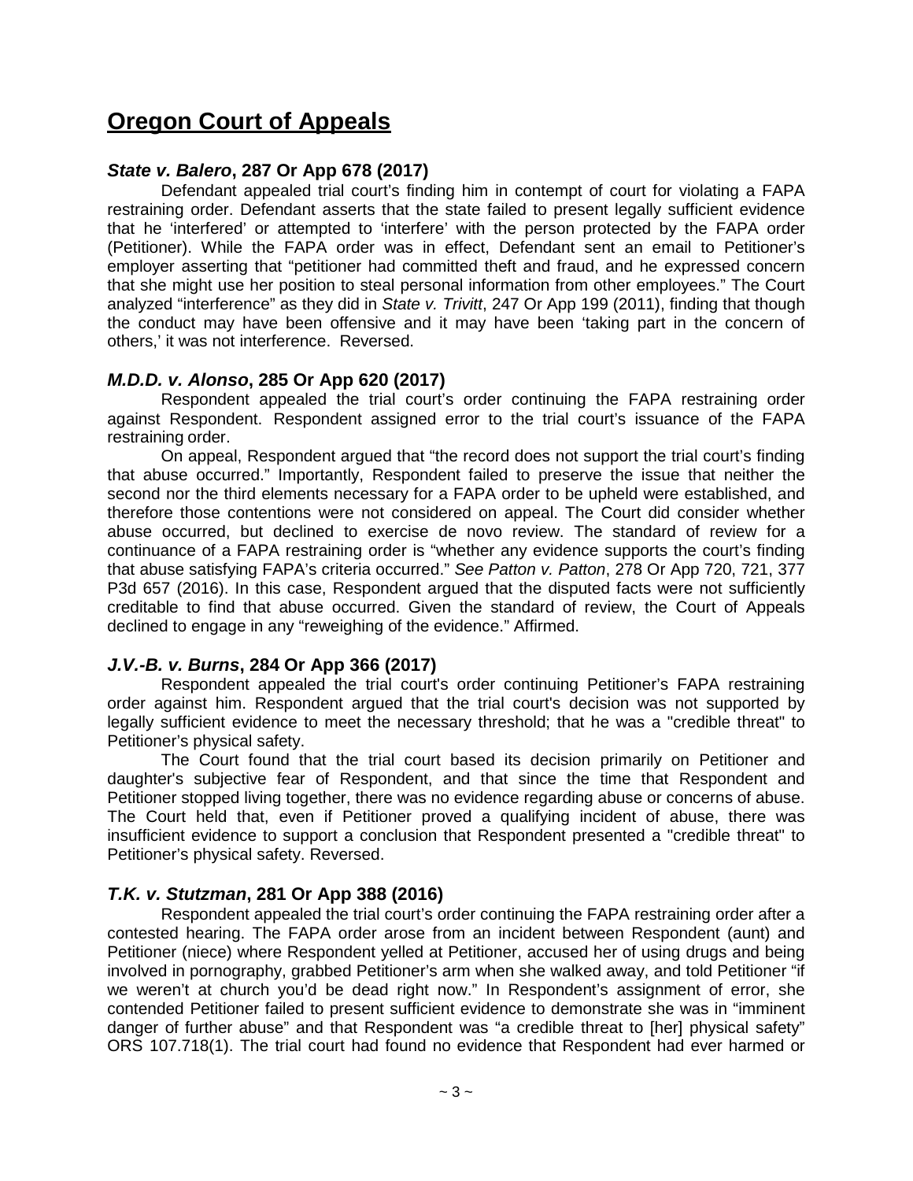## Oregon Court of Appeals

### *State v. Balero*, 287 Or App 678 (2017)

Defendant appealed trial court's finding him in contempt of court for violating a FAPA restraining order. Defendant asserts that the state failed to present legally sufficient evidence that he 'interfered' or attempted to 'interfere' with the person protected by the FAPA order (Petitioner). While the FAPA order was in effect, Defendant sent an email to Petitioner's employer asserting that "petitioner had committed theft and fraud, and he expressed concern that she might use her position to steal personal information from other employees." The Court analyzed "interference" as they did in *State v. Trivitt*, 247 Or App 199 (2011), finding that though the conduct may have been offensive and it may have been 'taking part in the concern of others,' it was not interference. Reversed.

### *M.D.D. v. Alonso*, 285 Or App 620 (2017)

Respondent appealed the trial court's order continuing the FAPA restraining order against Respondent. Respondent assigned error to the trial court's issuance of the FAPA restraining order.

On appeal, Respondent argued that "the record does not support the trial court's finding that abuse occurred." Importantly, Respondent failed to preserve the issue that neither the second nor the third elements necessary for a FAPA order to be upheld were established, and therefore those contentions were not considered on appeal. The Court did consider whether abuse occurred, but declined to exercise de novo review. The standard of review for a continuance of a FAPA restraining order is "whether any evidence supports the court's finding that abuse satisfying FAPA's criteria occurred." *See Patton v. Patton*, 278 Or App 720, 721, 377 P3d 657 (2016). In this case, Respondent argued that the disputed facts were not sufficiently creditable to find that abuse occurred. Given the standard of review, the Court of Appeals declined to engage in any "reweighing of the evidence." Affirmed.

### *J.V.-B. v. Burns*, 284 Or App 366 (2017)

Respondent appealed the trial court's order continuing Petitioner's FAPA restraining order against him. Respondent argued that the trial court's decision was not supported by legally sufficient evidence to meet the necessary threshold; that he was a "credible threat" to Petitioner's physical safety.

The Court found that the trial court based its decision primarily on Petitioner and daughter's subjective fear of Respondent, and that since the time that Respondent and Petitioner stopped living together, there was no evidence regarding abuse or concerns of abuse. The Court held that, even if Petitioner proved a qualifying incident of abuse, there was insufficient evidence to support a conclusion that Respondent presented a "credible threat" to Petitioner's physical safety. Reversed.

### *T.K. v. Stutzman*, 281 Or App 388 (2016)

Respondent appealed the trial court's order continuing the FAPA restraining order after a contested hearing. The FAPA order arose from an incident between Respondent (aunt) and Petitioner (niece) where Respondent yelled at Petitioner, accused her of using drugs and being involved in pornography, grabbed Petitioner's arm when she walked away, and told Petitioner "if we weren't at church you'd be dead right now." In Respondent's assignment of error, she contended Petitioner failed to present sufficient evidence to demonstrate she was in "imminent danger of further abuse" and that Respondent was "a credible threat to [her] physical safety" ORS 107.718(1). The trial court had found no evidence that Respondent had ever harmed or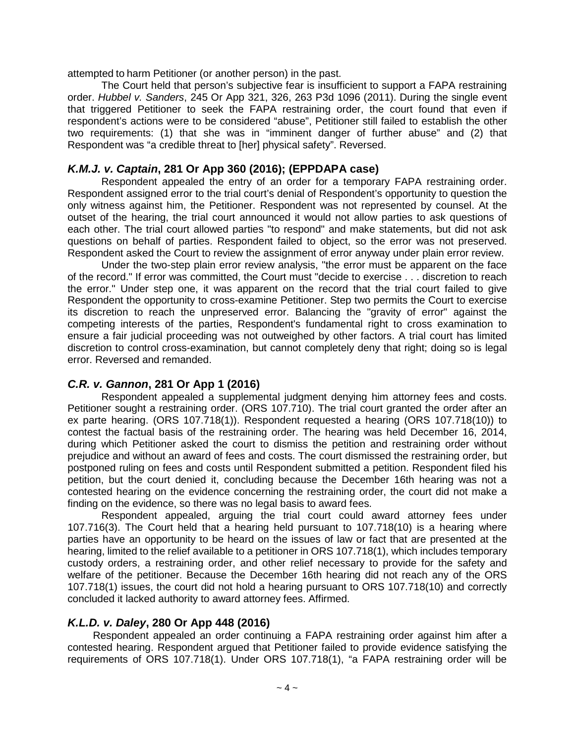attempted to harm Petitioner (or another person) in the past.

The Court held that person's subjective fear is insufficient to support a FAPA restraining order. *Hubbel v. Sanders*, 245 Or App 321, 326, 263 P3d 1096 (2011). During the single event that triggered Petitioner to seek the FAPA restraining order, the court found that even if respondent's actions were to be considered "abuse", Petitioner still failed to establish the other two requirements: (1) that she was in "imminent danger of further abuse" and (2) that Respondent was "a credible threat to [her] physical safety". Reversed.

### ***K.M.J. v. Captain*, 281 Or App 360 (2016); (EPPDAPA case)**

Respondent appealed the entry of an order for a temporary FAPA restraining order. Respondent assigned error to the trial court's denial of Respondent's opportunity to question the only witness against him, the Petitioner. Respondent was not represented by counsel. At the outset of the hearing, the trial court announced it would not allow parties to ask questions of each other. The trial court allowed parties "to respond" and make statements, but did not ask questions on behalf of parties. Respondent failed to object, so the error was not preserved. Respondent asked the Court to review the assignment of error anyway under plain error review.

Under the two-step plain error review analysis, "the error must be apparent on the face of the record." If error was committed, the Court must "decide to exercise . . . discretion to reach the error." Under step one, it was apparent on the record that the trial court failed to give Respondent the opportunity to cross-examine Petitioner. Step two permits the Court to exercise its discretion to reach the unpreserved error. Balancing the "gravity of error" against the competing interests of the parties, Respondent's fundamental right to cross examination to ensure a fair judicial proceeding was not outweighed by other factors. A trial court has limited discretion to control cross-examination, but cannot completely deny that right; doing so is legal error. Reversed and remanded.

### ***C.R. v. Gannon*, 281 Or App 1 (2016)**

Respondent appealed a supplemental judgment denying him attorney fees and costs. Petitioner sought a restraining order. (ORS 107.710). The trial court granted the order after an ex parte hearing. (ORS 107.718(1)). Respondent requested a hearing (ORS 107.718(10)) to contest the factual basis of the restraining order. The hearing was held December 16, 2014, during which Petitioner asked the court to dismiss the petition and restraining order without prejudice and without an award of fees and costs. The court dismissed the restraining order, but postponed ruling on fees and costs until Respondent submitted a petition. Respondent filed his petition, but the court denied it, concluding because the December 16th hearing was not a contested hearing on the evidence concerning the restraining order, the court did not make a finding on the evidence, so there was no legal basis to award fees.

Respondent appealed, arguing the trial court could award attorney fees under 107.716(3). The Court held that a hearing held pursuant to 107.718(10) is a hearing where parties have an opportunity to be heard on the issues of law or fact that are presented at the hearing, limited to the relief available to a petitioner in ORS 107.718(1), which includes temporary custody orders, a restraining order, and other relief necessary to provide for the safety and welfare of the petitioner. Because the December 16th hearing did not reach any of the ORS 107.718(1) issues, the court did not hold a hearing pursuant to ORS 107.718(10) and correctly concluded it lacked authority to award attorney fees. Affirmed.

### ***K.L.D. v. Daley*, 280 Or App 448 (2016)**

Respondent appealed an order continuing a FAPA restraining order against him after a contested hearing. Respondent argued that Petitioner failed to provide evidence satisfying the requirements of ORS 107.718(1). Under ORS 107.718(1), "a FAPA restraining order will be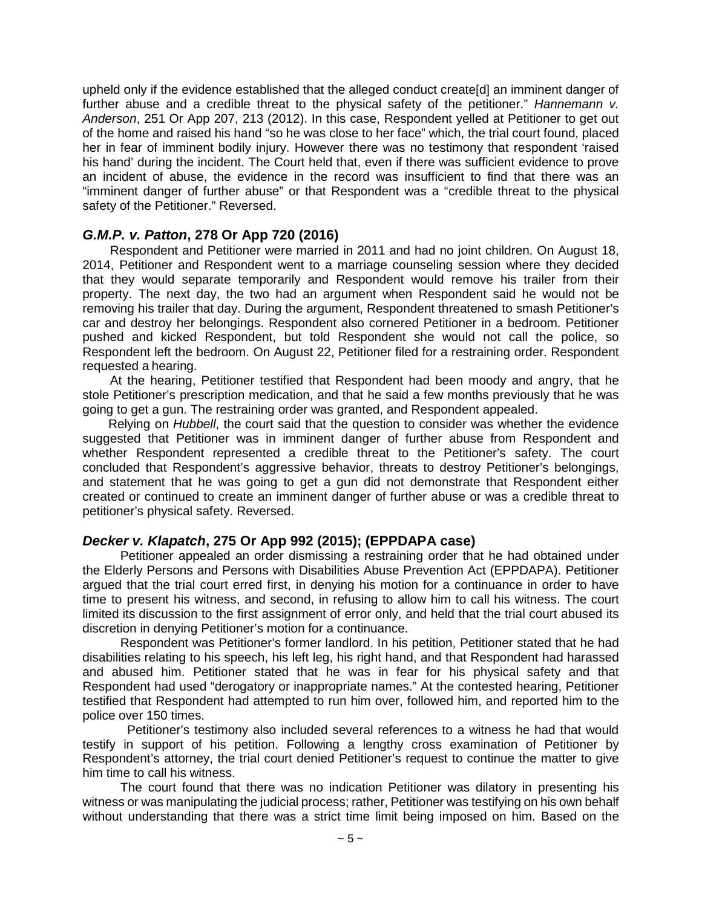upheld only if the evidence established that the alleged conduct create[d] an imminent danger of further abuse and a credible threat to the physical safety of the petitioner." *Hannemann v. Anderson*, 251 Or App 207, 213 (2012). In this case, Respondent yelled at Petitioner to get out of the home and raised his hand "so he was close to her face" which, the trial court found, placed her in fear of imminent bodily injury. However there was no testimony that respondent 'raised his hand' during the incident. The Court held that, even if there was sufficient evidence to prove an incident of abuse, the evidence in the record was insufficient to find that there was an "imminent danger of further abuse" or that Respondent was a "credible threat to the physical safety of the Petitioner." Reversed.

### ***G.M.P. v. Patton*, 278 Or App 720 (2016)**

Respondent and Petitioner were married in 2011 and had no joint children. On August 18, 2014, Petitioner and Respondent went to a marriage counseling session where they decided that they would separate temporarily and Respondent would remove his trailer from their property. The next day, the two had an argument when Respondent said he would not be removing his trailer that day. During the argument, Respondent threatened to smash Petitioner's car and destroy her belongings. Respondent also cornered Petitioner in a bedroom. Petitioner pushed and kicked Respondent, but told Respondent she would not call the police, so Respondent left the bedroom. On August 22, Petitioner filed for a restraining order. Respondent requested a hearing.

At the hearing, Petitioner testified that Respondent had been moody and angry, that he stole Petitioner's prescription medication, and that he said a few months previously that he was going to get a gun. The restraining order was granted, and Respondent appealed.

Relying on *Hubbell*, the court said that the question to consider was whether the evidence suggested that Petitioner was in imminent danger of further abuse from Respondent and whether Respondent represented a credible threat to the Petitioner's safety. The court concluded that Respondent's aggressive behavior, threats to destroy Petitioner's belongings, and statement that he was going to get a gun did not demonstrate that Respondent either created or continued to create an imminent danger of further abuse or was a credible threat to petitioner's physical safety. Reversed.

### ***Decker v. Klapatch*, 275 Or App 992 (2015); (EPPDAPA case)**

Petitioner appealed an order dismissing a restraining order that he had obtained under the Elderly Persons and Persons with Disabilities Abuse Prevention Act (EPPDAPA). Petitioner argued that the trial court erred first, in denying his motion for a continuance in order to have time to present his witness, and second, in refusing to allow him to call his witness. The court limited its discussion to the first assignment of error only, and held that the trial court abused its discretion in denying Petitioner's motion for a continuance.

Respondent was Petitioner's former landlord. In his petition, Petitioner stated that he had disabilities relating to his speech, his left leg, his right hand, and that Respondent had harassed and abused him. Petitioner stated that he was in fear for his physical safety and that Respondent had used "derogatory or inappropriate names." At the contested hearing, Petitioner testified that Respondent had attempted to run him over, followed him, and reported him to the police over 150 times.

Petitioner's testimony also included several references to a witness he had that would testify in support of his petition. Following a lengthy cross examination of Petitioner by Respondent's attorney, the trial court denied Petitioner's request to continue the matter to give him time to call his witness.

The court found that there was no indication Petitioner was dilatory in presenting his witness or was manipulating the judicial process; rather, Petitioner was testifying on his own behalf without understanding that there was a strict time limit being imposed on him. Based on the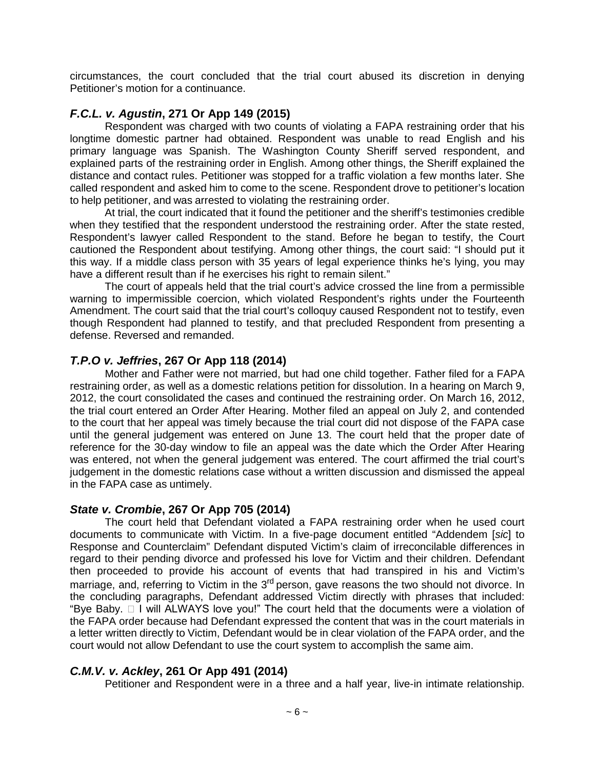circumstances, the court concluded that the trial court abused its discretion in denying Petitioner's motion for a continuance.

### ***F.C.L. v. Agustin*, 271 Or App 149 (2015)**

Respondent was charged with two counts of violating a FAPA restraining order that his longtime domestic partner had obtained. Respondent was unable to read English and his primary language was Spanish. The Washington County Sheriff served respondent, and explained parts of the restraining order in English. Among other things, the Sheriff explained the distance and contact rules. Petitioner was stopped for a traffic violation a few months later. She called respondent and asked him to come to the scene. Respondent drove to petitioner's location to help petitioner, and was arrested to violating the restraining order.

At trial, the court indicated that it found the petitioner and the sheriff's testimonies credible when they testified that the respondent understood the restraining order. After the state rested, Respondent's lawyer called Respondent to the stand. Before he began to testify, the Court cautioned the Respondent about testifying. Among other things, the court said: "I should put it this way. If a middle class person with 35 years of legal experience thinks he's lying, you may have a different result than if he exercises his right to remain silent."

The court of appeals held that the trial court's advice crossed the line from a permissible warning to impermissible coercion, which violated Respondent's rights under the Fourteenth Amendment. The court said that the trial court's colloquy caused Respondent not to testify, even though Respondent had planned to testify, and that precluded Respondent from presenting a defense. Reversed and remanded.

### ***T.P.O v. Jeffries*, 267 Or App 118 (2014)**

Mother and Father were not married, but had one child together. Father filed for a FAPA restraining order, as well as a domestic relations petition for dissolution. In a hearing on March 9, 2012, the court consolidated the cases and continued the restraining order. On March 16, 2012, the trial court entered an Order After Hearing. Mother filed an appeal on July 2, and contended to the court that her appeal was timely because the trial court did not dispose of the FAPA case until the general judgement was entered on June 13. The court held that the proper date of reference for the 30-day window to file an appeal was the date which the Order After Hearing was entered, not when the general judgement was entered. The court affirmed the trial court's judgement in the domestic relations case without a written discussion and dismissed the appeal in the FAPA case as untimely.

### ***State v. Crombie*, 267 Or App 705 (2014)**

The court held that Defendant violated a FAPA restraining order when he used court documents to communicate with Victim. In a five-page document entitled "Addendem [*sic*] to Response and Counterclaim" Defendant disputed Victim's claim of irreconcilable differences in regard to their pending divorce and professed his love for Victim and their children. Defendant then proceeded to provide his account of events that had transpired in his and Victim's marriage, and, referring to Victim in the 3rd person, gave reasons the two should not divorce. In the concluding paragraphs, Defendant addressed Victim directly with phrases that included: "Bye Baby. □ I will ALWAYS love you!" The court held that the documents were a violation of the FAPA order because had Defendant expressed the content that was in the court materials in a letter written directly to Victim, Defendant would be in clear violation of the FAPA order, and the court would not allow Defendant to use the court system to accomplish the same aim.

### ***C.M.V. v. Ackley*, 261 Or App 491 (2014)**

Petitioner and Respondent were in a three and a half year, live-in intimate relationship.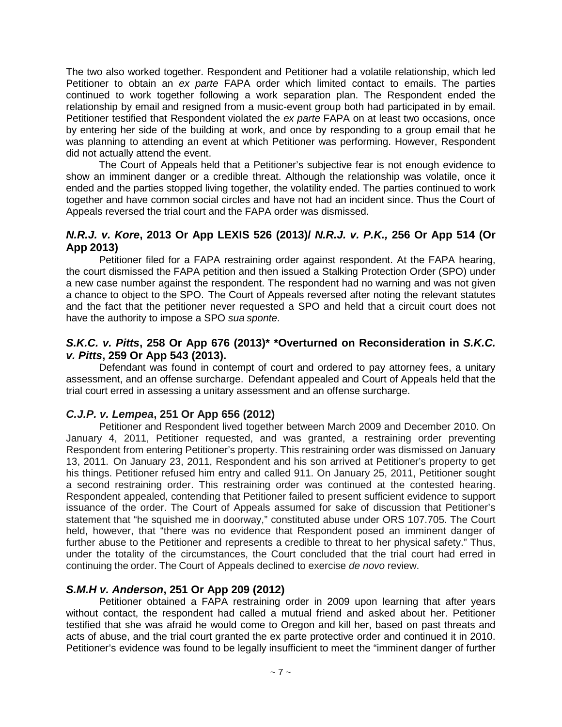The two also worked together. Respondent and Petitioner had a volatile relationship, which led Petitioner to obtain an *ex parte* FAPA order which limited contact to emails. The parties continued to work together following a work separation plan. The Respondent ended the relationship by email and resigned from a music-event group both had participated in by email. Petitioner testified that Respondent violated the *ex parte* FAPA on at least two occasions, once by entering her side of the building at work, and once by responding to a group email that he was planning to attending an event at which Petitioner was performing. However, Respondent did not actually attend the event.

The Court of Appeals held that a Petitioner's subjective fear is not enough evidence to show an imminent danger or a credible threat. Although the relationship was volatile, once it ended and the parties stopped living together, the volatility ended. The parties continued to work together and have common social circles and have not had an incident since. Thus the Court of Appeals reversed the trial court and the FAPA order was dismissed.

### ***N.R.J. v. Kore*, 2013 Or App LEXIS 526 (2013)/ *N.R.J. v. P.K.,* 256 Or App 514 (Or App 2013)**

Petitioner filed for a FAPA restraining order against respondent. At the FAPA hearing, the court dismissed the FAPA petition and then issued a Stalking Protection Order (SPO) under a new case number against the respondent. The respondent had no warning and was not given a chance to object to the SPO. The Court of Appeals reversed after noting the relevant statutes and the fact that the petitioner never requested a SPO and held that a circuit court does not have the authority to impose a SPO *sua sponte*.

### ***S.K.C. v. Pitts*, 258 Or App 676 (2013)\* \*Overturned on Reconsideration in *S.K.C. v. Pitts*, 259 Or App 543 (2013).**

Defendant was found in contempt of court and ordered to pay attorney fees, a unitary assessment, and an offense surcharge. Defendant appealed and Court of Appeals held that the trial court erred in assessing a unitary assessment and an offense surcharge.

### ***C.J.P. v. Lempea*, 251 Or App 656 (2012)**

Petitioner and Respondent lived together between March 2009 and December 2010. On January 4, 2011, Petitioner requested, and was granted, a restraining order preventing Respondent from entering Petitioner's property. This restraining order was dismissed on January 13, 2011. On January 23, 2011, Respondent and his son arrived at Petitioner's property to get his things. Petitioner refused him entry and called 911. On January 25, 2011, Petitioner sought a second restraining order. This restraining order was continued at the contested hearing. Respondent appealed, contending that Petitioner failed to present sufficient evidence to support issuance of the order. The Court of Appeals assumed for sake of discussion that Petitioner's statement that "he squished me in doorway," constituted abuse under ORS 107.705. The Court held, however, that "there was no evidence that Respondent posed an imminent danger of further abuse to the Petitioner and represents a credible to threat to her physical safety." Thus, under the totality of the circumstances, the Court concluded that the trial court had erred in continuing the order. The Court of Appeals declined to exercise *de novo* review.

### ***S.M.H v. Anderson*, 251 Or App 209 (2012)**

Petitioner obtained a FAPA restraining order in 2009 upon learning that after years without contact, the respondent had called a mutual friend and asked about her. Petitioner testified that she was afraid he would come to Oregon and kill her, based on past threats and acts of abuse, and the trial court granted the ex parte protective order and continued it in 2010. Petitioner's evidence was found to be legally insufficient to meet the "imminent danger of further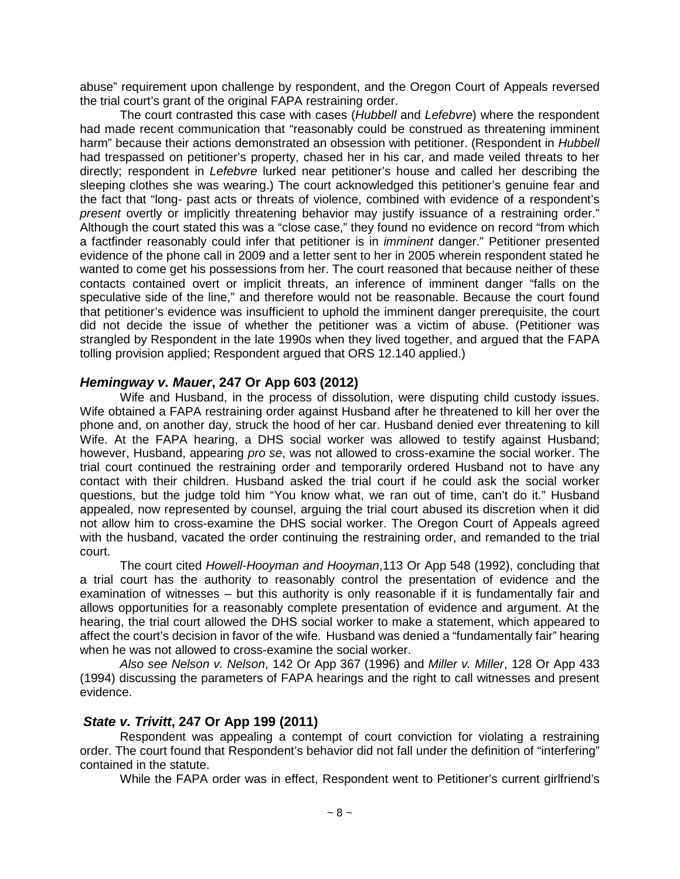abuse" requirement upon challenge by respondent, and the Oregon Court of Appeals reversed the trial court's grant of the original FAPA restraining order.

The court contrasted this case with cases (*Hubbell* and *Lefebvre*) where the respondent had made recent communication that "reasonably could be construed as threatening imminent harm" because their actions demonstrated an obsession with petitioner. (Respondent in *Hubbell* had trespassed on petitioner's property, chased her in his car, and made veiled threats to her directly; respondent in *Lefebvre* lurked near petitioner's house and called her describing the sleeping clothes she was wearing.) The court acknowledged this petitioner's genuine fear and the fact that "long- past acts or threats of violence, combined with evidence of a respondent's *present* overtly or implicitly threatening behavior may justify issuance of a restraining order." Although the court stated this was a "close case," they found no evidence on record "from which a factfinder reasonably could infer that petitioner is in *imminent* danger." Petitioner presented evidence of the phone call in 2009 and a letter sent to her in 2005 wherein respondent stated he wanted to come get his possessions from her. The court reasoned that because neither of these contacts contained overt or implicit threats, an inference of imminent danger "falls on the speculative side of the line," and therefore would not be reasonable. Because the court found that petitioner's evidence was insufficient to uphold the imminent danger prerequisite, the court did not decide the issue of whether the petitioner was a victim of abuse. (Petitioner was strangled by Respondent in the late 1990s when they lived together, and argued that the FAPA tolling provision applied; Respondent argued that ORS 12.140 applied.)

### ***Hemingway v. Mauer*, 247 Or App 603 (2012)**

Wife and Husband, in the process of dissolution, were disputing child custody issues. Wife obtained a FAPA restraining order against Husband after he threatened to kill her over the phone and, on another day, struck the hood of her car. Husband denied ever threatening to kill Wife. At the FAPA hearing, a DHS social worker was allowed to testify against Husband; however, Husband, appearing *pro se*, was not allowed to cross-examine the social worker. The trial court continued the restraining order and temporarily ordered Husband not to have any contact with their children. Husband asked the trial court if he could ask the social worker questions, but the judge told him "You know what, we ran out of time, can't do it." Husband appealed, now represented by counsel, arguing the trial court abused its discretion when it did not allow him to cross-examine the DHS social worker. The Oregon Court of Appeals agreed with the husband, vacated the order continuing the restraining order, and remanded to the trial court.

The court cited *Howell-Hooyman and Hooyman*,113 Or App 548 (1992), concluding that a trial court has the authority to reasonably control the presentation of evidence and the examination of witnesses – but this authority is only reasonable if it is fundamentally fair and allows opportunities for a reasonably complete presentation of evidence and argument. At the hearing, the trial court allowed the DHS social worker to make a statement, which appeared to affect the court's decision in favor of the wife. Husband was denied a "fundamentally fair" hearing when he was not allowed to cross-examine the social worker.

*Also see Nelson v. Nelson*, 142 Or App 367 (1996) and *Miller v. Miller*, 128 Or App 433 (1994) discussing the parameters of FAPA hearings and the right to call witnesses and present evidence.

### ***State v. Trivitt*, 247 Or App 199 (2011)**

Respondent was appealing a contempt of court conviction for violating a restraining order. The court found that Respondent's behavior did not fall under the definition of "interfering" contained in the statute.

While the FAPA order was in effect, Respondent went to Petitioner's current girlfriend's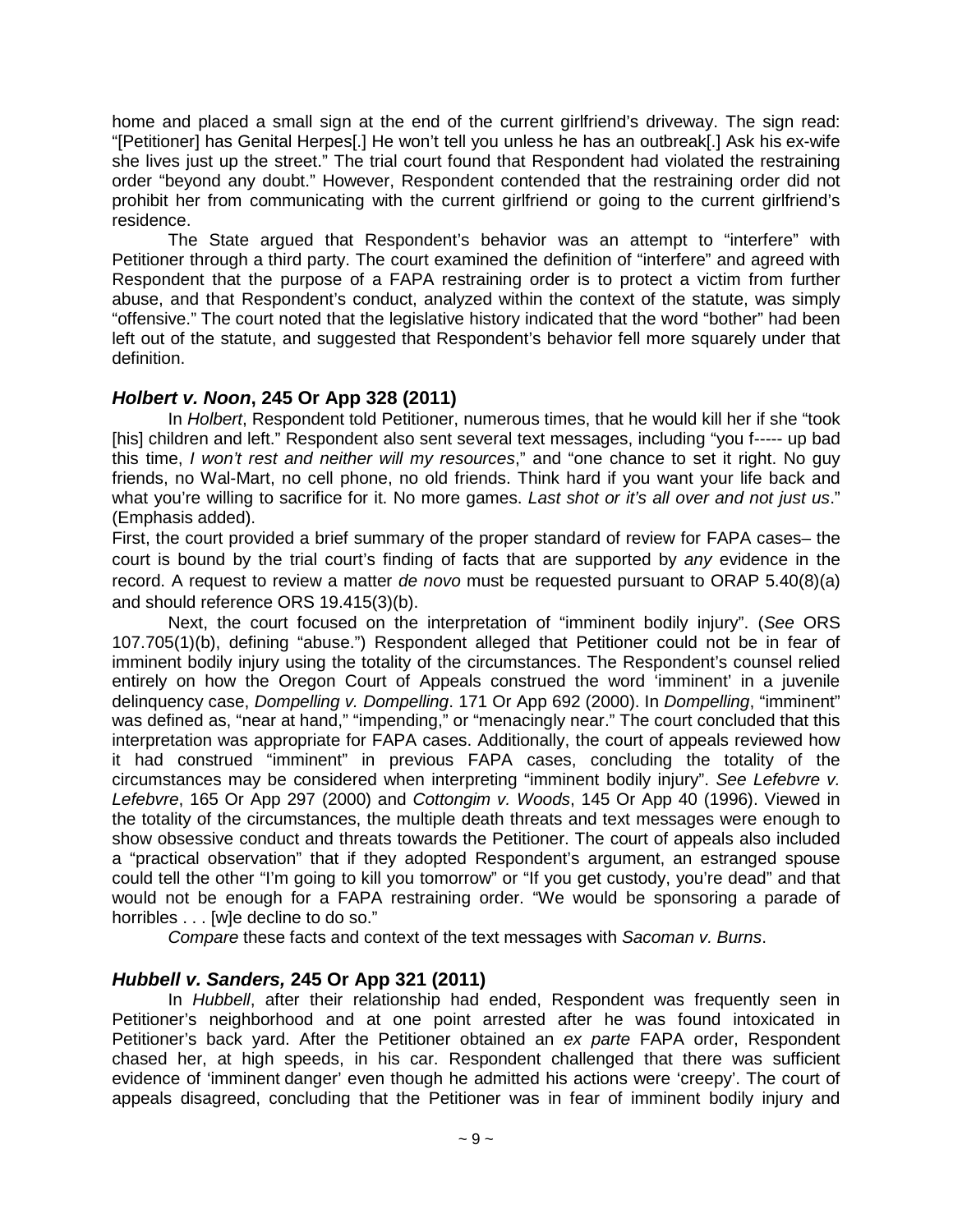home and placed a small sign at the end of the current girlfriend's driveway. The sign read: "[Petitioner] has Genital Herpes[.] He won't tell you unless he has an outbreak[.] Ask his ex-wife she lives just up the street." The trial court found that Respondent had violated the restraining order "beyond any doubt." However, Respondent contended that the restraining order did not prohibit her from communicating with the current girlfriend or going to the current girlfriend's residence.

The State argued that Respondent's behavior was an attempt to "interfere" with Petitioner through a third party. The court examined the definition of "interfere" and agreed with Respondent that the purpose of a FAPA restraining order is to protect a victim from further abuse, and that Respondent's conduct, analyzed within the context of the statute, was simply "offensive." The court noted that the legislative history indicated that the word "bother" had been left out of the statute, and suggested that Respondent's behavior fell more squarely under that definition.

### *Holbert v. Noon*, 245 Or App 328 (2011)

In *Holbert*, Respondent told Petitioner, numerous times, that he would kill her if she "took [his] children and left." Respondent also sent several text messages, including "you f----- up bad this time, *I won't rest and neither will my resources*," and "one chance to set it right. No guy friends, no Wal-Mart, no cell phone, no old friends. Think hard if you want your life back and what you're willing to sacrifice for it. No more games. *Last shot or it's all over and not just us*." (Emphasis added).

First, the court provided a brief summary of the proper standard of review for FAPA cases– the court is bound by the trial court's finding of facts that are supported by *any* evidence in the record. A request to review a matter *de novo* must be requested pursuant to ORAP 5.40(8)(a) and should reference ORS 19.415(3)(b).

Next, the court focused on the interpretation of "imminent bodily injury". (*See* ORS 107.705(1)(b), defining "abuse.") Respondent alleged that Petitioner could not be in fear of imminent bodily injury using the totality of the circumstances. The Respondent's counsel relied entirely on how the Oregon Court of Appeals construed the word 'imminent' in a juvenile delinquency case, *Dompelling v. Dompelling*. 171 Or App 692 (2000). In *Dompelling*, "imminent" was defined as, "near at hand," "impending," or "menacingly near." The court concluded that this interpretation was appropriate for FAPA cases. Additionally, the court of appeals reviewed how it had construed "imminent" in previous FAPA cases, concluding the totality of the circumstances may be considered when interpreting "imminent bodily injury". *See Lefebvre v. Lefebvre*, 165 Or App 297 (2000) and *Cottongim v. Woods*, 145 Or App 40 (1996). Viewed in the totality of the circumstances, the multiple death threats and text messages were enough to show obsessive conduct and threats towards the Petitioner. The court of appeals also included a "practical observation" that if they adopted Respondent's argument, an estranged spouse could tell the other "I'm going to kill you tomorrow" or "If you get custody, you're dead" and that would not be enough for a FAPA restraining order. "We would be sponsoring a parade of horribles . . . [w]e decline to do so."

*Compare* these facts and context of the text messages with *Sacoman v. Burns*.

### *Hubbell v. Sanders,* 245 Or App 321 (2011)

In *Hubbell*, after their relationship had ended, Respondent was frequently seen in Petitioner's neighborhood and at one point arrested after he was found intoxicated in Petitioner's back yard. After the Petitioner obtained an *ex parte* FAPA order, Respondent chased her, at high speeds, in his car. Respondent challenged that there was sufficient evidence of 'imminent danger' even though he admitted his actions were 'creepy'. The court of appeals disagreed, concluding that the Petitioner was in fear of imminent bodily injury and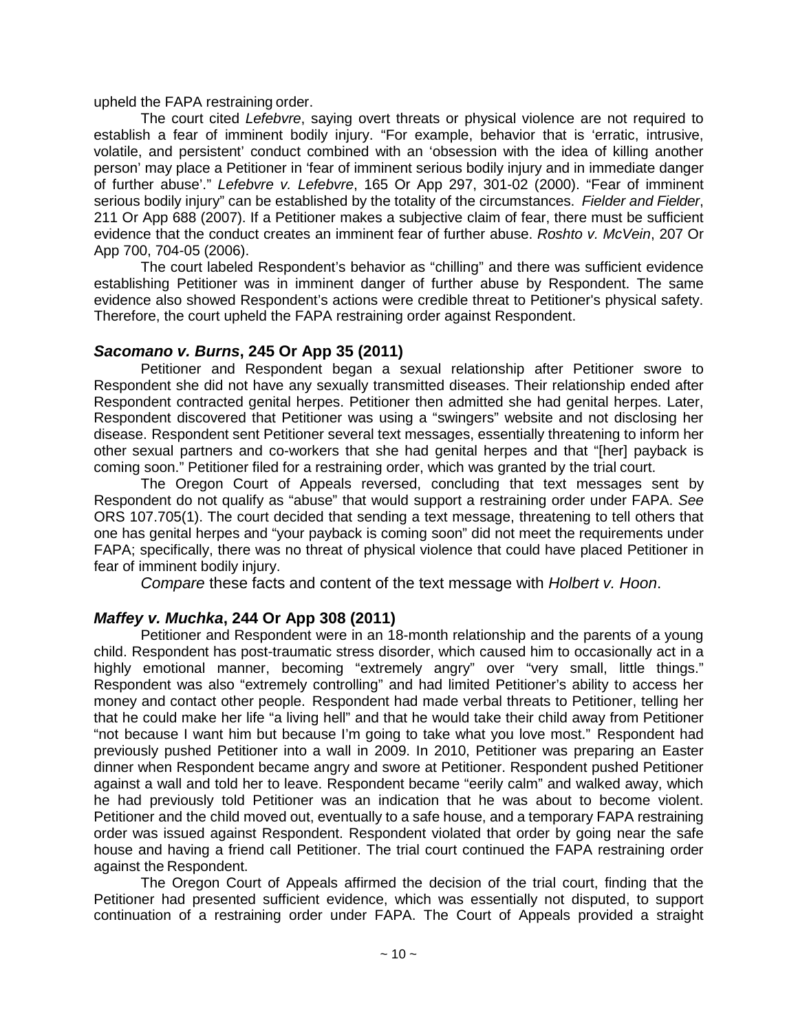upheld the FAPA restraining order.

The court cited *Lefebvre*, saying overt threats or physical violence are not required to establish a fear of imminent bodily injury. "For example, behavior that is 'erratic, intrusive, volatile, and persistent' conduct combined with an 'obsession with the idea of killing another person' may place a Petitioner in 'fear of imminent serious bodily injury and in immediate danger of further abuse'." *Lefebvre v. Lefebvre*, 165 Or App 297, 301-02 (2000). "Fear of imminent serious bodily injury" can be established by the totality of the circumstances. *Fielder and Fielder*, 211 Or App 688 (2007). If a Petitioner makes a subjective claim of fear, there must be sufficient evidence that the conduct creates an imminent fear of further abuse. *Roshto v. McVein*, 207 Or App 700, 704-05 (2006).

The court labeled Respondent's behavior as "chilling" and there was sufficient evidence establishing Petitioner was in imminent danger of further abuse by Respondent. The same evidence also showed Respondent's actions were credible threat to Petitioner's physical safety. Therefore, the court upheld the FAPA restraining order against Respondent.

### ***Sacomano v. Burns*, 245 Or App 35 (2011)**

Petitioner and Respondent began a sexual relationship after Petitioner swore to Respondent she did not have any sexually transmitted diseases. Their relationship ended after Respondent contracted genital herpes. Petitioner then admitted she had genital herpes. Later, Respondent discovered that Petitioner was using a "swingers" website and not disclosing her disease. Respondent sent Petitioner several text messages, essentially threatening to inform her other sexual partners and co-workers that she had genital herpes and that "[her] payback is coming soon." Petitioner filed for a restraining order, which was granted by the trial court.

The Oregon Court of Appeals reversed, concluding that text messages sent by Respondent do not qualify as "abuse" that would support a restraining order under FAPA. *See* ORS 107.705(1). The court decided that sending a text message, threatening to tell others that one has genital herpes and "your payback is coming soon" did not meet the requirements under FAPA; specifically, there was no threat of physical violence that could have placed Petitioner in fear of imminent bodily injury.

*Compare* these facts and content of the text message with *Holbert v. Hoon*.

### ***Maffey v. Muchka*, 244 Or App 308 (2011)**

Petitioner and Respondent were in an 18-month relationship and the parents of a young child. Respondent has post-traumatic stress disorder, which caused him to occasionally act in a highly emotional manner, becoming "extremely angry" over "very small, little things." Respondent was also "extremely controlling" and had limited Petitioner's ability to access her money and contact other people. Respondent had made verbal threats to Petitioner, telling her that he could make her life "a living hell" and that he would take their child away from Petitioner "not because I want him but because I'm going to take what you love most." Respondent had previously pushed Petitioner into a wall in 2009. In 2010, Petitioner was preparing an Easter dinner when Respondent became angry and swore at Petitioner. Respondent pushed Petitioner against a wall and told her to leave. Respondent became "eerily calm" and walked away, which he had previously told Petitioner was an indication that he was about to become violent. Petitioner and the child moved out, eventually to a safe house, and a temporary FAPA restraining order was issued against Respondent. Respondent violated that order by going near the safe house and having a friend call Petitioner. The trial court continued the FAPA restraining order against the Respondent.

The Oregon Court of Appeals affirmed the decision of the trial court, finding that the Petitioner had presented sufficient evidence, which was essentially not disputed, to support continuation of a restraining order under FAPA. The Court of Appeals provided a straight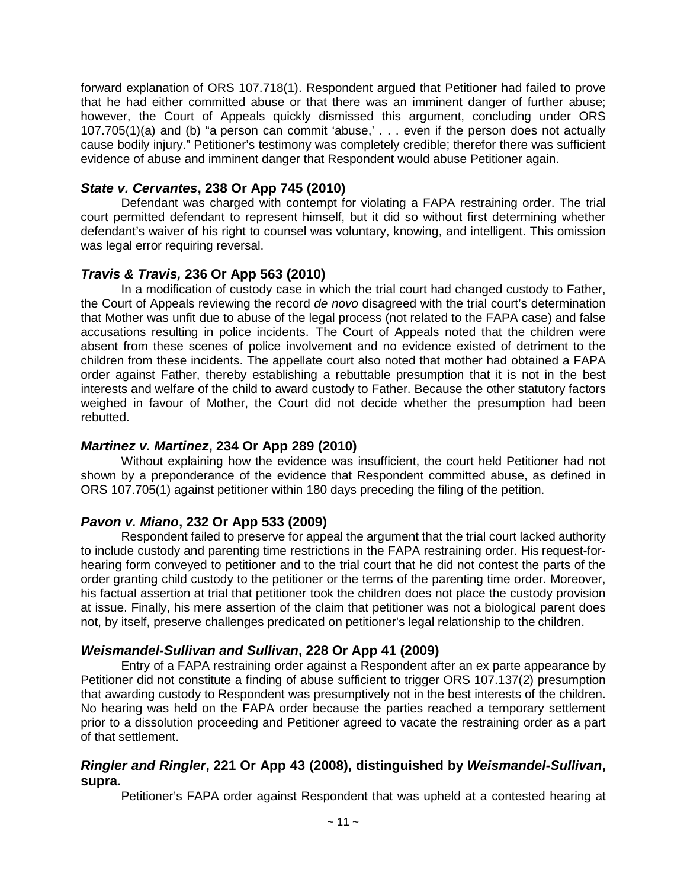forward explanation of ORS 107.718(1). Respondent argued that Petitioner had failed to prove that he had either committed abuse or that there was an imminent danger of further abuse; however, the Court of Appeals quickly dismissed this argument, concluding under ORS 107.705(1)(a) and (b) "a person can commit 'abuse,' . . . even if the person does not actually cause bodily injury." Petitioner's testimony was completely credible; therefor there was sufficient evidence of abuse and imminent danger that Respondent would abuse Petitioner again.

### *State v. Cervantes*, 238 Or App 745 (2010)

Defendant was charged with contempt for violating a FAPA restraining order. The trial court permitted defendant to represent himself, but it did so without first determining whether defendant's waiver of his right to counsel was voluntary, knowing, and intelligent. This omission was legal error requiring reversal.

### *Travis & Travis,* 236 Or App 563 (2010)

In a modification of custody case in which the trial court had changed custody to Father, the Court of Appeals reviewing the record *de novo* disagreed with the trial court's determination that Mother was unfit due to abuse of the legal process (not related to the FAPA case) and false accusations resulting in police incidents. The Court of Appeals noted that the children were absent from these scenes of police involvement and no evidence existed of detriment to the children from these incidents. The appellate court also noted that mother had obtained a FAPA order against Father, thereby establishing a rebuttable presumption that it is not in the best interests and welfare of the child to award custody to Father. Because the other statutory factors weighed in favour of Mother, the Court did not decide whether the presumption had been rebutted.

### *Martinez v. Martinez*, 234 Or App 289 (2010)

Without explaining how the evidence was insufficient, the court held Petitioner had not shown by a preponderance of the evidence that Respondent committed abuse, as defined in ORS 107.705(1) against petitioner within 180 days preceding the filing of the petition.

### *Pavon v. Miano*, 232 Or App 533 (2009)

Respondent failed to preserve for appeal the argument that the trial court lacked authority to include custody and parenting time restrictions in the FAPA restraining order. His request-for-hearing form conveyed to petitioner and to the trial court that he did not contest the parts of the order granting child custody to the petitioner or the terms of the parenting time order. Moreover, his factual assertion at trial that petitioner took the children does not place the custody provision at issue. Finally, his mere assertion of the claim that petitioner was not a biological parent does not, by itself, preserve challenges predicated on petitioner's legal relationship to the children.

### *Weismandel-Sullivan and Sullivan*, 228 Or App 41 (2009)

Entry of a FAPA restraining order against a Respondent after an ex parte appearance by Petitioner did not constitute a finding of abuse sufficient to trigger ORS 107.137(2) presumption that awarding custody to Respondent was presumptively not in the best interests of the children. No hearing was held on the FAPA order because the parties reached a temporary settlement prior to a dissolution proceeding and Petitioner agreed to vacate the restraining order as a part of that settlement.

### *Ringler and Ringler*, 221 Or App 43 (2008), distinguished by *Weismandel-Sullivan*, supra.

Petitioner's FAPA order against Respondent that was upheld at a contested hearing at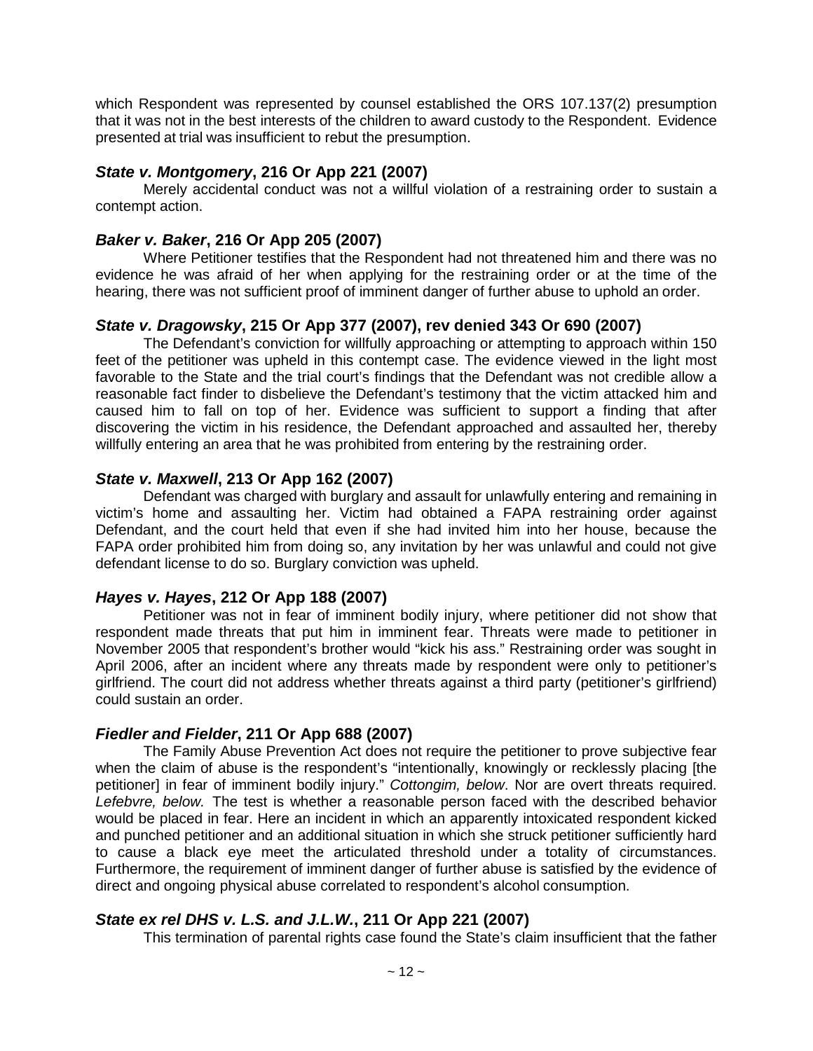which Respondent was represented by counsel established the ORS 107.137(2) presumption that it was not in the best interests of the children to award custody to the Respondent. Evidence presented at trial was insufficient to rebut the presumption.

### ***State v. Montgomery*, 216 Or App 221 (2007)**

Merely accidental conduct was not a willful violation of a restraining order to sustain a contempt action.

### ***Baker v. Baker*, 216 Or App 205 (2007)**

Where Petitioner testifies that the Respondent had not threatened him and there was no evidence he was afraid of her when applying for the restraining order or at the time of the hearing, there was not sufficient proof of imminent danger of further abuse to uphold an order.

### ***State v. Dragowsky*, 215 Or App 377 (2007), rev denied 343 Or 690 (2007)**

The Defendant's conviction for willfully approaching or attempting to approach within 150 feet of the petitioner was upheld in this contempt case. The evidence viewed in the light most favorable to the State and the trial court's findings that the Defendant was not credible allow a reasonable fact finder to disbelieve the Defendant's testimony that the victim attacked him and caused him to fall on top of her. Evidence was sufficient to support a finding that after discovering the victim in his residence, the Defendant approached and assaulted her, thereby willfully entering an area that he was prohibited from entering by the restraining order.

### ***State v. Maxwell*, 213 Or App 162 (2007)**

Defendant was charged with burglary and assault for unlawfully entering and remaining in victim's home and assaulting her. Victim had obtained a FAPA restraining order against Defendant, and the court held that even if she had invited him into her house, because the FAPA order prohibited him from doing so, any invitation by her was unlawful and could not give defendant license to do so. Burglary conviction was upheld.

### ***Hayes v. Hayes*, 212 Or App 188 (2007)**

Petitioner was not in fear of imminent bodily injury, where petitioner did not show that respondent made threats that put him in imminent fear. Threats were made to petitioner in November 2005 that respondent's brother would "kick his ass." Restraining order was sought in April 2006, after an incident where any threats made by respondent were only to petitioner's girlfriend. The court did not address whether threats against a third party (petitioner's girlfriend) could sustain an order.

### ***Fiedler and Fielder*, 211 Or App 688 (2007)**

The Family Abuse Prevention Act does not require the petitioner to prove subjective fear when the claim of abuse is the respondent's "intentionally, knowingly or recklessly placing [the petitioner] in fear of imminent bodily injury." *Cottongim, below*. Nor are overt threats required. *Lefebvre, below.* The test is whether a reasonable person faced with the described behavior would be placed in fear. Here an incident in which an apparently intoxicated respondent kicked and punched petitioner and an additional situation in which she struck petitioner sufficiently hard to cause a black eye meet the articulated threshold under a totality of circumstances. Furthermore, the requirement of imminent danger of further abuse is satisfied by the evidence of direct and ongoing physical abuse correlated to respondent's alcohol consumption.

### ***State ex rel DHS v. L.S. and J.L.W.*, 211 Or App 221 (2007)**

This termination of parental rights case found the State's claim insufficient that the father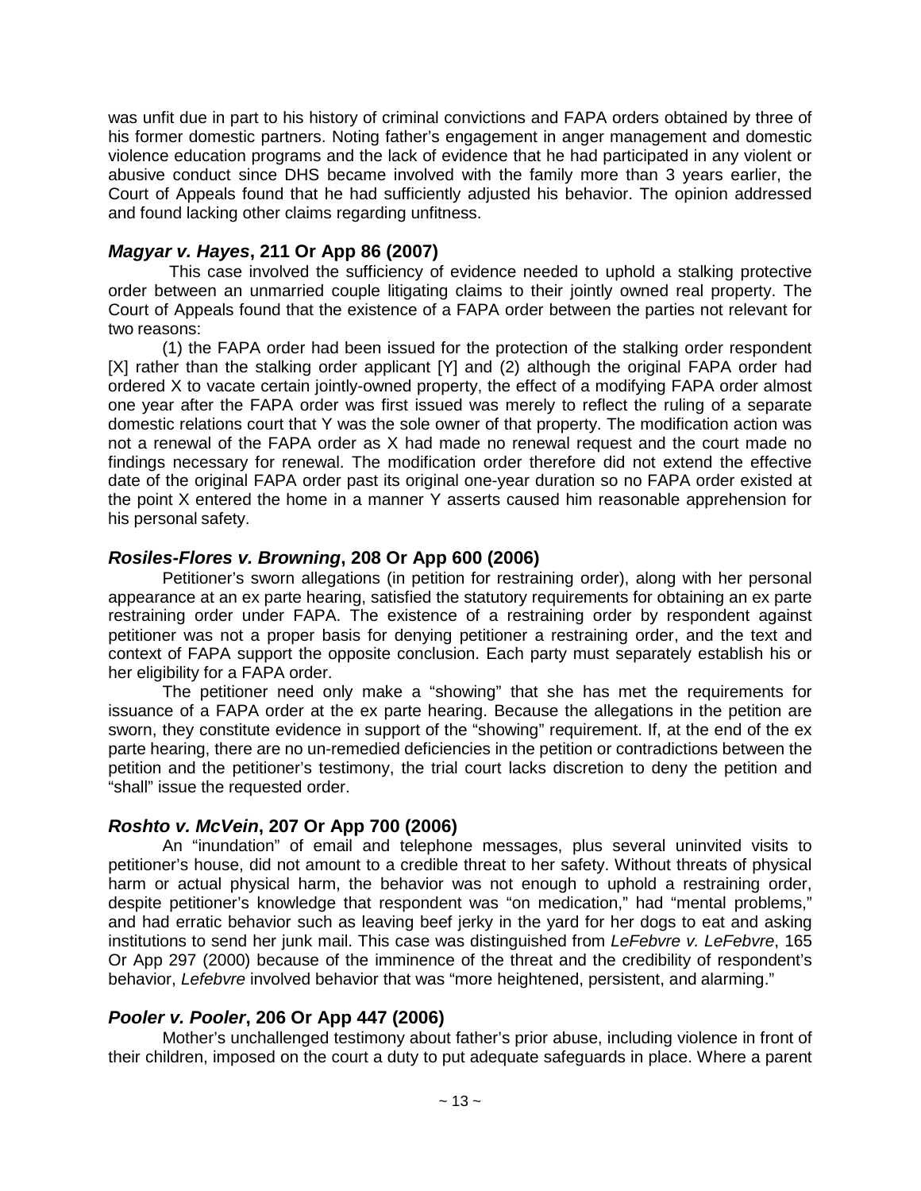was unfit due in part to his history of criminal convictions and FAPA orders obtained by three of his former domestic partners. Noting father's engagement in anger management and domestic violence education programs and the lack of evidence that he had participated in any violent or abusive conduct since DHS became involved with the family more than 3 years earlier, the Court of Appeals found that he had sufficiently adjusted his behavior. The opinion addressed and found lacking other claims regarding unfitness.

### ***Magyar v. Hayes*, 211 Or App 86 (2007)**

This case involved the sufficiency of evidence needed to uphold a stalking protective order between an unmarried couple litigating claims to their jointly owned real property. The Court of Appeals found that the existence of a FAPA order between the parties not relevant for two reasons:

(1) the FAPA order had been issued for the protection of the stalking order respondent [X] rather than the stalking order applicant [Y] and (2) although the original FAPA order had ordered X to vacate certain jointly-owned property, the effect of a modifying FAPA order almost one year after the FAPA order was first issued was merely to reflect the ruling of a separate domestic relations court that Y was the sole owner of that property. The modification action was not a renewal of the FAPA order as X had made no renewal request and the court made no findings necessary for renewal. The modification order therefore did not extend the effective date of the original FAPA order past its original one-year duration so no FAPA order existed at the point X entered the home in a manner Y asserts caused him reasonable apprehension for his personal safety.

### ***Rosiles-Flores v. Browning*, 208 Or App 600 (2006)**

Petitioner's sworn allegations (in petition for restraining order), along with her personal appearance at an ex parte hearing, satisfied the statutory requirements for obtaining an ex parte restraining order under FAPA. The existence of a restraining order by respondent against petitioner was not a proper basis for denying petitioner a restraining order, and the text and context of FAPA support the opposite conclusion. Each party must separately establish his or her eligibility for a FAPA order.

The petitioner need only make a "showing" that she has met the requirements for issuance of a FAPA order at the ex parte hearing. Because the allegations in the petition are sworn, they constitute evidence in support of the "showing" requirement. If, at the end of the ex parte hearing, there are no un-remedied deficiencies in the petition or contradictions between the petition and the petitioner's testimony, the trial court lacks discretion to deny the petition and "shall" issue the requested order.

### ***Roshto v. McVein*, 207 Or App 700 (2006)**

An "inundation" of email and telephone messages, plus several uninvited visits to petitioner's house, did not amount to a credible threat to her safety. Without threats of physical harm or actual physical harm, the behavior was not enough to uphold a restraining order, despite petitioner's knowledge that respondent was "on medication," had "mental problems," and had erratic behavior such as leaving beef jerky in the yard for her dogs to eat and asking institutions to send her junk mail. This case was distinguished from *LeFebvre v. LeFebvre*, 165 Or App 297 (2000) because of the imminence of the threat and the credibility of respondent's behavior, *Lefebvre* involved behavior that was "more heightened, persistent, and alarming."

### ***Pooler v. Pooler*, 206 Or App 447 (2006)**

Mother's unchallenged testimony about father's prior abuse, including violence in front of their children, imposed on the court a duty to put adequate safeguards in place. Where a parent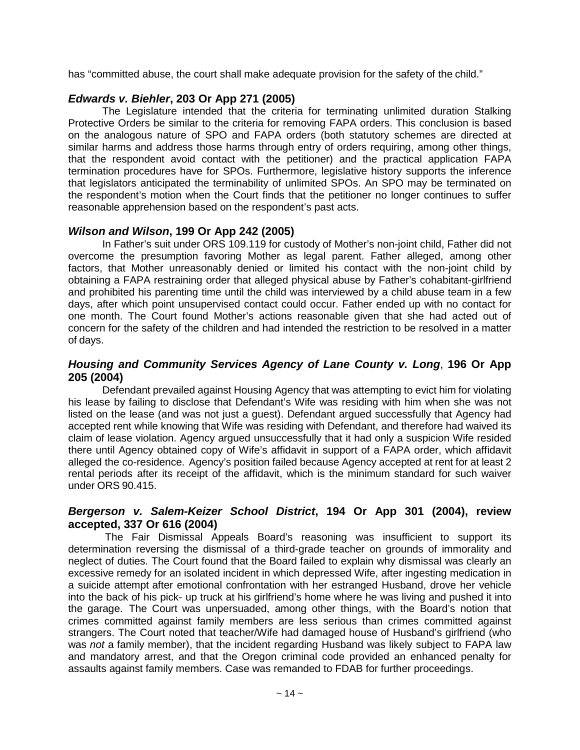has "committed abuse, the court shall make adequate provision for the safety of the child."

### *Edwards v. Biehler*, 203 Or App 271 (2005)

The Legislature intended that the criteria for terminating unlimited duration Stalking Protective Orders be similar to the criteria for removing FAPA orders. This conclusion is based on the analogous nature of SPO and FAPA orders (both statutory schemes are directed at similar harms and address those harms through entry of orders requiring, among other things, that the respondent avoid contact with the petitioner) and the practical application FAPA termination procedures have for SPOs. Furthermore, legislative history supports the inference that legislators anticipated the terminability of unlimited SPOs. An SPO may be terminated on the respondent's motion when the Court finds that the petitioner no longer continues to suffer reasonable apprehension based on the respondent's past acts.

### *Wilson and Wilson*, 199 Or App 242 (2005)

In Father's suit under ORS 109.119 for custody of Mother's non-joint child, Father did not overcome the presumption favoring Mother as legal parent. Father alleged, among other factors, that Mother unreasonably denied or limited his contact with the non-joint child by obtaining a FAPA restraining order that alleged physical abuse by Father's cohabitant-girlfriend and prohibited his parenting time until the child was interviewed by a child abuse team in a few days, after which point unsupervised contact could occur. Father ended up with no contact for one month. The Court found Mother's actions reasonable given that she had acted out of concern for the safety of the children and had intended the restriction to be resolved in a matter of days.

### *Housing and Community Services Agency of Lane County v. Long*, 196 Or App 205 (2004)

Defendant prevailed against Housing Agency that was attempting to evict him for violating his lease by failing to disclose that Defendant's Wife was residing with him when she was not listed on the lease (and was not just a guest). Defendant argued successfully that Agency had accepted rent while knowing that Wife was residing with Defendant, and therefore had waived its claim of lease violation. Agency argued unsuccessfully that it had only a suspicion Wife resided there until Agency obtained copy of Wife's affidavit in support of a FAPA order, which affidavit alleged the co-residence. Agency's position failed because Agency accepted at rent for at least 2 rental periods after its receipt of the affidavit, which is the minimum standard for such waiver under ORS 90.415.

### *Bergerson v. Salem-Keizer School District*, 194 Or App 301 (2004), review accepted, 337 Or 616 (2004)

The Fair Dismissal Appeals Board's reasoning was insufficient to support its determination reversing the dismissal of a third-grade teacher on grounds of immorality and neglect of duties. The Court found that the Board failed to explain why dismissal was clearly an excessive remedy for an isolated incident in which depressed Wife, after ingesting medication in a suicide attempt after emotional confrontation with her estranged Husband, drove her vehicle into the back of his pick- up truck at his girlfriend's home where he was living and pushed it into the garage. The Court was unpersuaded, among other things, with the Board's notion that crimes committed against family members are less serious than crimes committed against strangers. The Court noted that teacher/Wife had damaged house of Husband's girlfriend (who was *not* a family member), that the incident regarding Husband was likely subject to FAPA law and mandatory arrest, and that the Oregon criminal code provided an enhanced penalty for assaults against family members. Case was remanded to FDAB for further proceedings.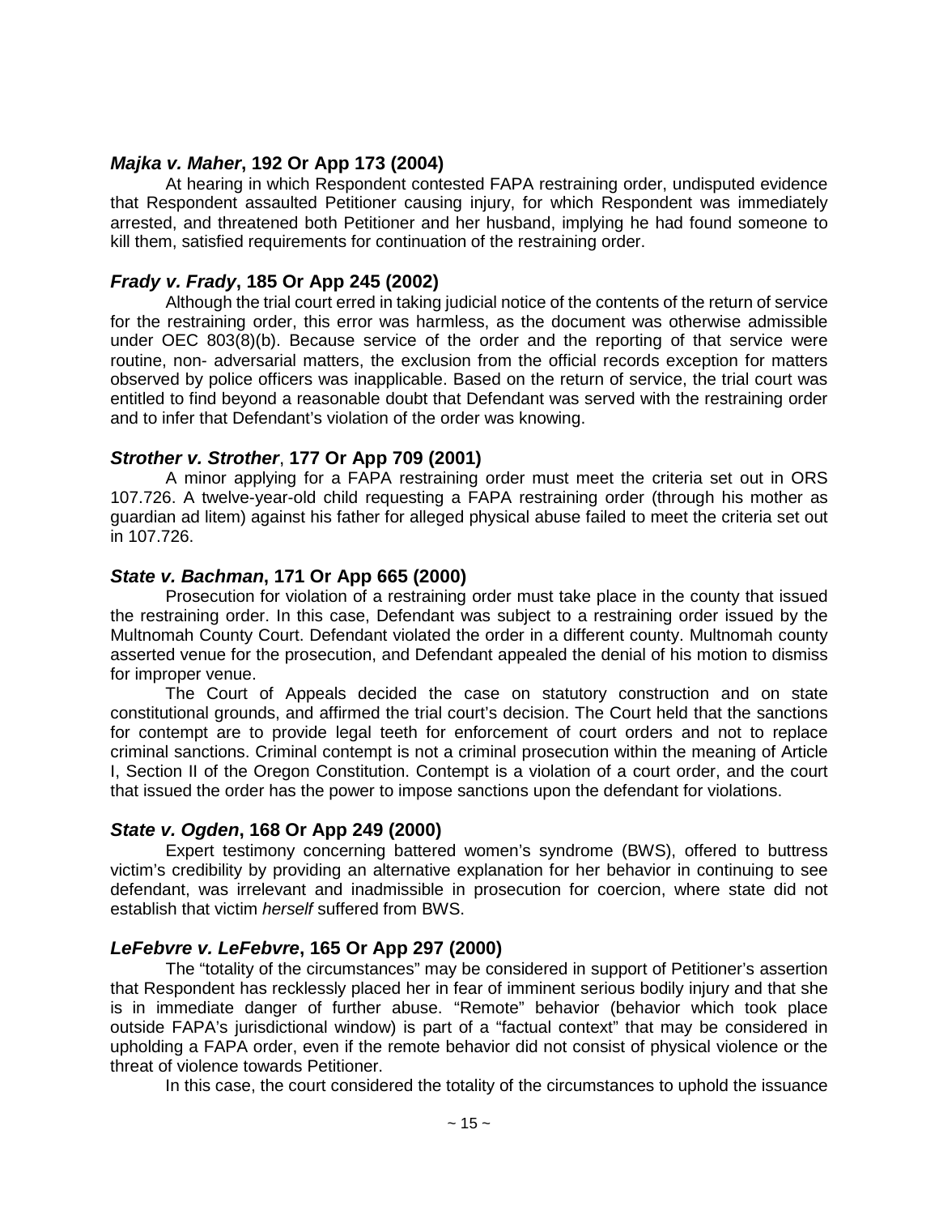### ***Majka v. Maher*, 192 Or App 173 (2004)**

At hearing in which Respondent contested FAPA restraining order, undisputed evidence that Respondent assaulted Petitioner causing injury, for which Respondent was immediately arrested, and threatened both Petitioner and her husband, implying he had found someone to kill them, satisfied requirements for continuation of the restraining order.

### ***Frady v. Frady*, 185 Or App 245 (2002)**

Although the trial court erred in taking judicial notice of the contents of the return of service for the restraining order, this error was harmless, as the document was otherwise admissible under OEC 803(8)(b). Because service of the order and the reporting of that service were routine, non- adversarial matters, the exclusion from the official records exception for matters observed by police officers was inapplicable. Based on the return of service, the trial court was entitled to find beyond a reasonable doubt that Defendant was served with the restraining order and to infer that Defendant's violation of the order was knowing.

### ***Strother v. Strother*, 177 Or App 709 (2001)**

A minor applying for a FAPA restraining order must meet the criteria set out in ORS 107.726. A twelve-year-old child requesting a FAPA restraining order (through his mother as guardian ad litem) against his father for alleged physical abuse failed to meet the criteria set out in 107.726.

### ***State v. Bachman*, 171 Or App 665 (2000)**

Prosecution for violation of a restraining order must take place in the county that issued the restraining order. In this case, Defendant was subject to a restraining order issued by the Multnomah County Court. Defendant violated the order in a different county. Multnomah county asserted venue for the prosecution, and Defendant appealed the denial of his motion to dismiss for improper venue.

The Court of Appeals decided the case on statutory construction and on state constitutional grounds, and affirmed the trial court's decision. The Court held that the sanctions for contempt are to provide legal teeth for enforcement of court orders and not to replace criminal sanctions. Criminal contempt is not a criminal prosecution within the meaning of Article I, Section II of the Oregon Constitution. Contempt is a violation of a court order, and the court that issued the order has the power to impose sanctions upon the defendant for violations.

### ***State v. Ogden*, 168 Or App 249 (2000)**

Expert testimony concerning battered women's syndrome (BWS), offered to buttress victim's credibility by providing an alternative explanation for her behavior in continuing to see defendant, was irrelevant and inadmissible in prosecution for coercion, where state did not establish that victim *herself* suffered from BWS.

### ***LeFebvre v. LeFebvre*, 165 Or App 297 (2000)**

The "totality of the circumstances" may be considered in support of Petitioner's assertion that Respondent has recklessly placed her in fear of imminent serious bodily injury and that she is in immediate danger of further abuse. "Remote" behavior (behavior which took place outside FAPA's jurisdictional window) is part of a "factual context" that may be considered in upholding a FAPA order, even if the remote behavior did not consist of physical violence or the threat of violence towards Petitioner.

In this case, the court considered the totality of the circumstances to uphold the issuance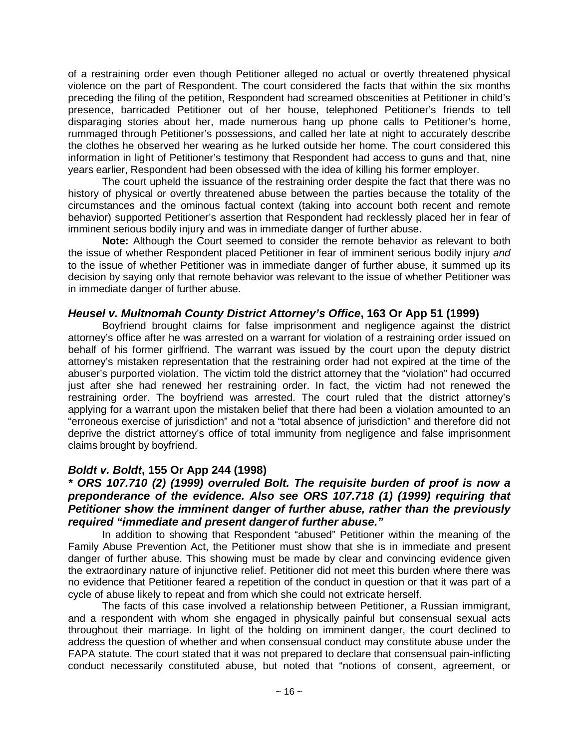of a restraining order even though Petitioner alleged no actual or overtly threatened physical violence on the part of Respondent. The court considered the facts that within the six months preceding the filing of the petition, Respondent had screamed obscenities at Petitioner in child's presence, barricaded Petitioner out of her house, telephoned Petitioner's friends to tell disparaging stories about her, made numerous hang up phone calls to Petitioner's home, rummaged through Petitioner's possessions, and called her late at night to accurately describe the clothes he observed her wearing as he lurked outside her home. The court considered this information in light of Petitioner's testimony that Respondent had access to guns and that, nine years earlier, Respondent had been obsessed with the idea of killing his former employer.

The court upheld the issuance of the restraining order despite the fact that there was no history of physical or overtly threatened abuse between the parties because the totality of the circumstances and the ominous factual context (taking into account both recent and remote behavior) supported Petitioner's assertion that Respondent had recklessly placed her in fear of imminent serious bodily injury and was in immediate danger of further abuse.

**Note:** Although the Court seemed to consider the remote behavior as relevant to both the issue of whether Respondent placed Petitioner in fear of imminent serious bodily injury *and* to the issue of whether Petitioner was in immediate danger of further abuse, it summed up its decision by saying only that remote behavior was relevant to the issue of whether Petitioner was in immediate danger of further abuse.

### *Heusel v. Multnomah County District Attorney's Office*, 163 Or App 51 (1999)

Boyfriend brought claims for false imprisonment and negligence against the district attorney's office after he was arrested on a warrant for violation of a restraining order issued on behalf of his former girlfriend. The warrant was issued by the court upon the deputy district attorney's mistaken representation that the restraining order had not expired at the time of the abuser's purported violation. The victim told the district attorney that the "violation" had occurred just after she had renewed her restraining order. In fact, the victim had not renewed the restraining order. The boyfriend was arrested. The court ruled that the district attorney's applying for a warrant upon the mistaken belief that there had been a violation amounted to an "erroneous exercise of jurisdiction" and not a "total absence of jurisdiction" and therefore did not deprive the district attorney's office of total immunity from negligence and false imprisonment claims brought by boyfriend.

### *Boldt v. Boldt*, 155 Or App 244 (1998)

***\* ORS 107.710 (2) (1999) overruled Bolt. The requisite burden of proof is now a preponderance of the evidence. Also see ORS 107.718 (1) (1999) requiring that Petitioner show the imminent danger of further abuse, rather than the previously required "immediate and present danger of further abuse."***

In addition to showing that Respondent "abused" Petitioner within the meaning of the Family Abuse Prevention Act, the Petitioner must show that she is in immediate and present danger of further abuse. This showing must be made by clear and convincing evidence given the extraordinary nature of injunctive relief. Petitioner did not meet this burden where there was no evidence that Petitioner feared a repetition of the conduct in question or that it was part of a cycle of abuse likely to repeat and from which she could not extricate herself.

The facts of this case involved a relationship between Petitioner, a Russian immigrant, and a respondent with whom she engaged in physically painful but consensual sexual acts throughout their marriage. In light of the holding on imminent danger, the court declined to address the question of whether and when consensual conduct may constitute abuse under the FAPA statute. The court stated that it was not prepared to declare that consensual pain-inflicting conduct necessarily constituted abuse, but noted that "notions of consent, agreement, or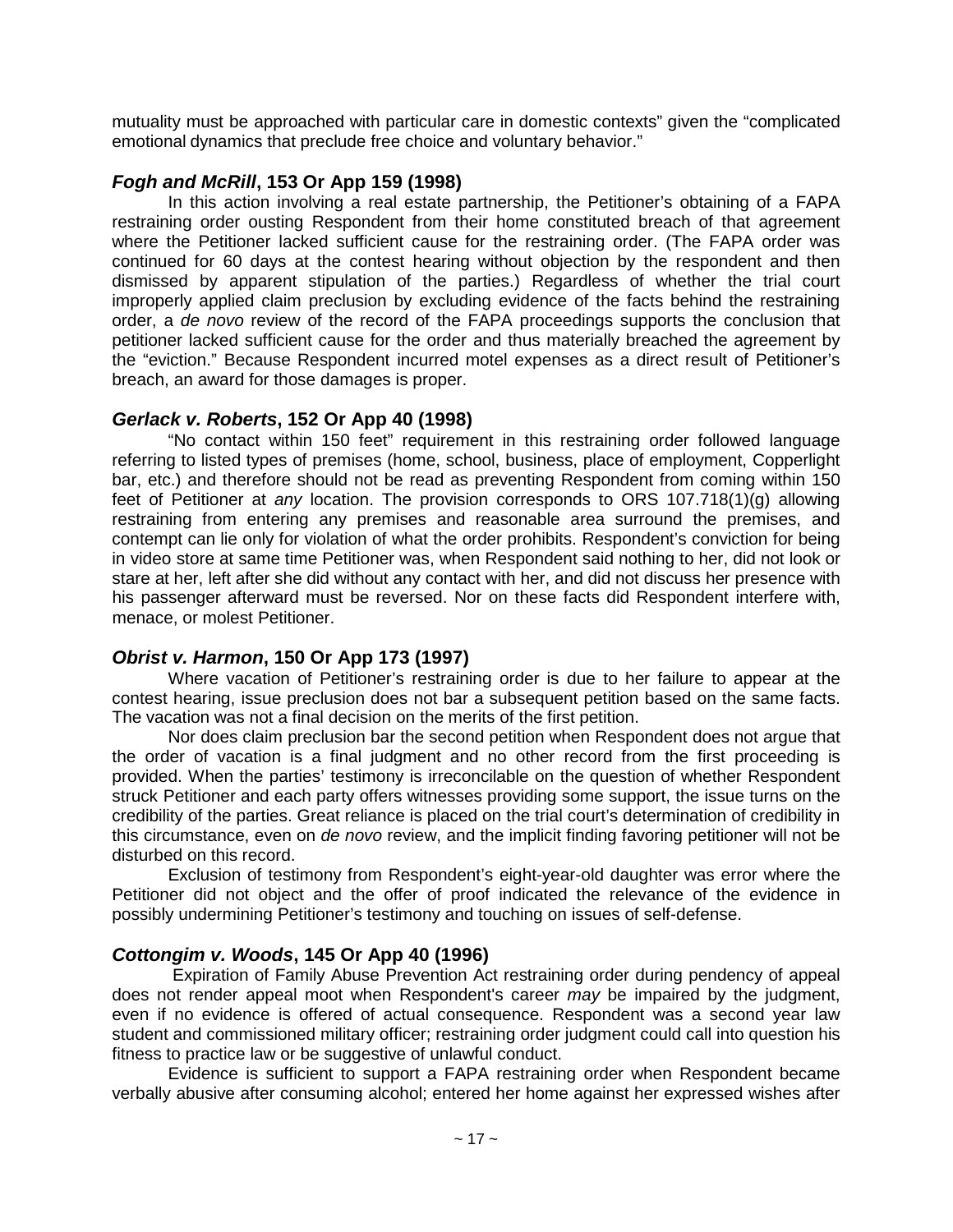mutuality must be approached with particular care in domestic contexts" given the "complicated emotional dynamics that preclude free choice and voluntary behavior."

### ***Fogh and McRill*, 153 Or App 159 (1998)**

In this action involving a real estate partnership, the Petitioner's obtaining of a FAPA restraining order ousting Respondent from their home constituted breach of that agreement where the Petitioner lacked sufficient cause for the restraining order. (The FAPA order was continued for 60 days at the contest hearing without objection by the respondent and then dismissed by apparent stipulation of the parties.) Regardless of whether the trial court improperly applied claim preclusion by excluding evidence of the facts behind the restraining order, a *de novo* review of the record of the FAPA proceedings supports the conclusion that petitioner lacked sufficient cause for the order and thus materially breached the agreement by the "eviction." Because Respondent incurred motel expenses as a direct result of Petitioner's breach, an award for those damages is proper.

### ***Gerlack v. Roberts*, 152 Or App 40 (1998)**

"No contact within 150 feet" requirement in this restraining order followed language referring to listed types of premises (home, school, business, place of employment, Copperlight bar, etc.) and therefore should not be read as preventing Respondent from coming within 150 feet of Petitioner at *any* location. The provision corresponds to ORS 107.718(1)(g) allowing restraining from entering any premises and reasonable area surround the premises, and contempt can lie only for violation of what the order prohibits. Respondent's conviction for being in video store at same time Petitioner was, when Respondent said nothing to her, did not look or stare at her, left after she did without any contact with her, and did not discuss her presence with his passenger afterward must be reversed. Nor on these facts did Respondent interfere with, menace, or molest Petitioner.

### ***Obrist v. Harmon*, 150 Or App 173 (1997)**

Where vacation of Petitioner's restraining order is due to her failure to appear at the contest hearing, issue preclusion does not bar a subsequent petition based on the same facts. The vacation was not a final decision on the merits of the first petition.

Nor does claim preclusion bar the second petition when Respondent does not argue that the order of vacation is a final judgment and no other record from the first proceeding is provided. When the parties' testimony is irreconcilable on the question of whether Respondent struck Petitioner and each party offers witnesses providing some support, the issue turns on the credibility of the parties. Great reliance is placed on the trial court's determination of credibility in this circumstance, even on *de novo* review, and the implicit finding favoring petitioner will not be disturbed on this record.

Exclusion of testimony from Respondent's eight-year-old daughter was error where the Petitioner did not object and the offer of proof indicated the relevance of the evidence in possibly undermining Petitioner's testimony and touching on issues of self-defense.

### ***Cottongim v. Woods*, 145 Or App 40 (1996)**

Expiration of Family Abuse Prevention Act restraining order during pendency of appeal does not render appeal moot when Respondent's career *may* be impaired by the judgment, even if no evidence is offered of actual consequence. Respondent was a second year law student and commissioned military officer; restraining order judgment could call into question his fitness to practice law or be suggestive of unlawful conduct.

Evidence is sufficient to support a FAPA restraining order when Respondent became verbally abusive after consuming alcohol; entered her home against her expressed wishes after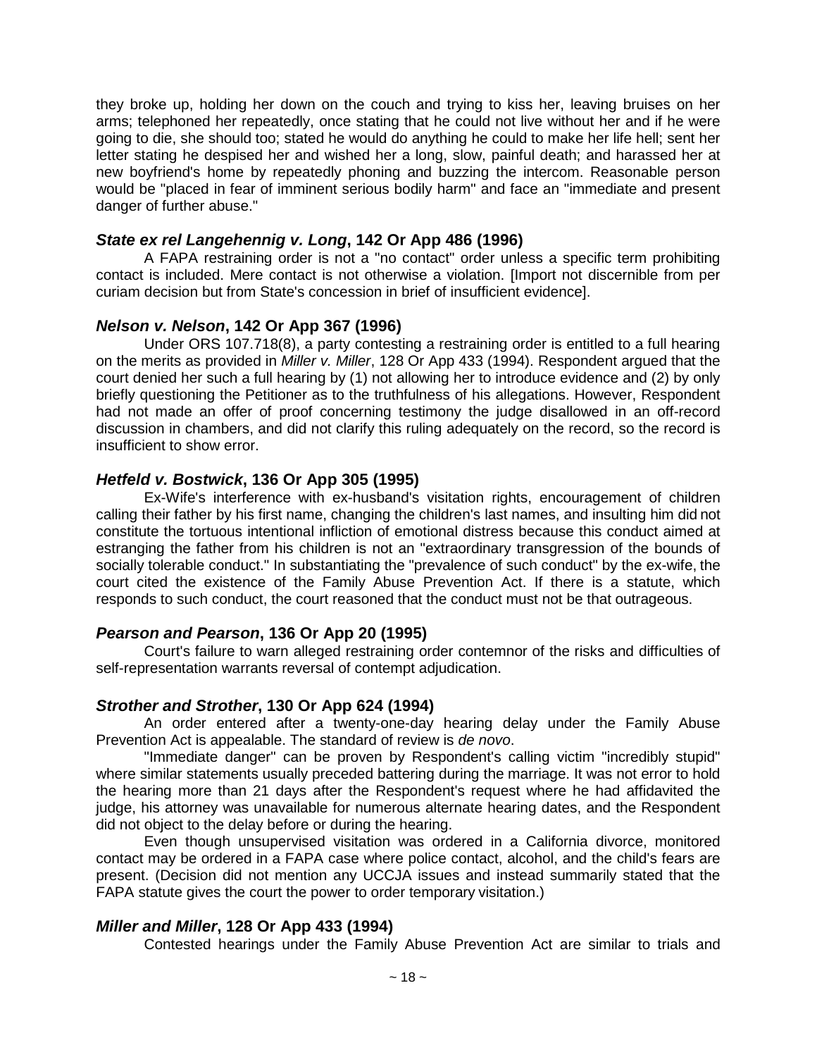they broke up, holding her down on the couch and trying to kiss her, leaving bruises on her arms; telephoned her repeatedly, once stating that he could not live without her and if he were going to die, she should too; stated he would do anything he could to make her life hell; sent her letter stating he despised her and wished her a long, slow, painful death; and harassed her at new boyfriend's home by repeatedly phoning and buzzing the intercom. Reasonable person would be "placed in fear of imminent serious bodily harm" and face an "immediate and present danger of further abuse."

### ***State ex rel Langehennig v. Long*, 142 Or App 486 (1996)**

A FAPA restraining order is not a "no contact" order unless a specific term prohibiting contact is included. Mere contact is not otherwise a violation. [Import not discernible from per curiam decision but from State's concession in brief of insufficient evidence].

### ***Nelson v. Nelson*, 142 Or App 367 (1996)**

Under ORS 107.718(8), a party contesting a restraining order is entitled to a full hearing on the merits as provided in *Miller v. Miller*, 128 Or App 433 (1994). Respondent argued that the court denied her such a full hearing by (1) not allowing her to introduce evidence and (2) by only briefly questioning the Petitioner as to the truthfulness of his allegations. However, Respondent had not made an offer of proof concerning testimony the judge disallowed in an off-record discussion in chambers, and did not clarify this ruling adequately on the record, so the record is insufficient to show error.

### ***Hetfeld v. Bostwick*, 136 Or App 305 (1995)**

Ex-Wife's interference with ex-husband's visitation rights, encouragement of children calling their father by his first name, changing the children's last names, and insulting him did not constitute the tortuous intentional infliction of emotional distress because this conduct aimed at estranging the father from his children is not an "extraordinary transgression of the bounds of socially tolerable conduct." In substantiating the "prevalence of such conduct" by the ex-wife, the court cited the existence of the Family Abuse Prevention Act. If there is a statute, which responds to such conduct, the court reasoned that the conduct must not be that outrageous.

### ***Pearson and Pearson*, 136 Or App 20 (1995)**

Court's failure to warn alleged restraining order contemnor of the risks and difficulties of self-representation warrants reversal of contempt adjudication.

### ***Strother and Strother*, 130 Or App 624 (1994)**

An order entered after a twenty-one-day hearing delay under the Family Abuse Prevention Act is appealable. The standard of review is *de novo*.

"Immediate danger" can be proven by Respondent's calling victim "incredibly stupid" where similar statements usually preceded battering during the marriage. It was not error to hold the hearing more than 21 days after the Respondent's request where he had affidavited the judge, his attorney was unavailable for numerous alternate hearing dates, and the Respondent did not object to the delay before or during the hearing.

Even though unsupervised visitation was ordered in a California divorce, monitored contact may be ordered in a FAPA case where police contact, alcohol, and the child's fears are present. (Decision did not mention any UCCJA issues and instead summarily stated that the FAPA statute gives the court the power to order temporary visitation.)

### ***Miller and Miller*, 128 Or App 433 (1994)**

Contested hearings under the Family Abuse Prevention Act are similar to trials and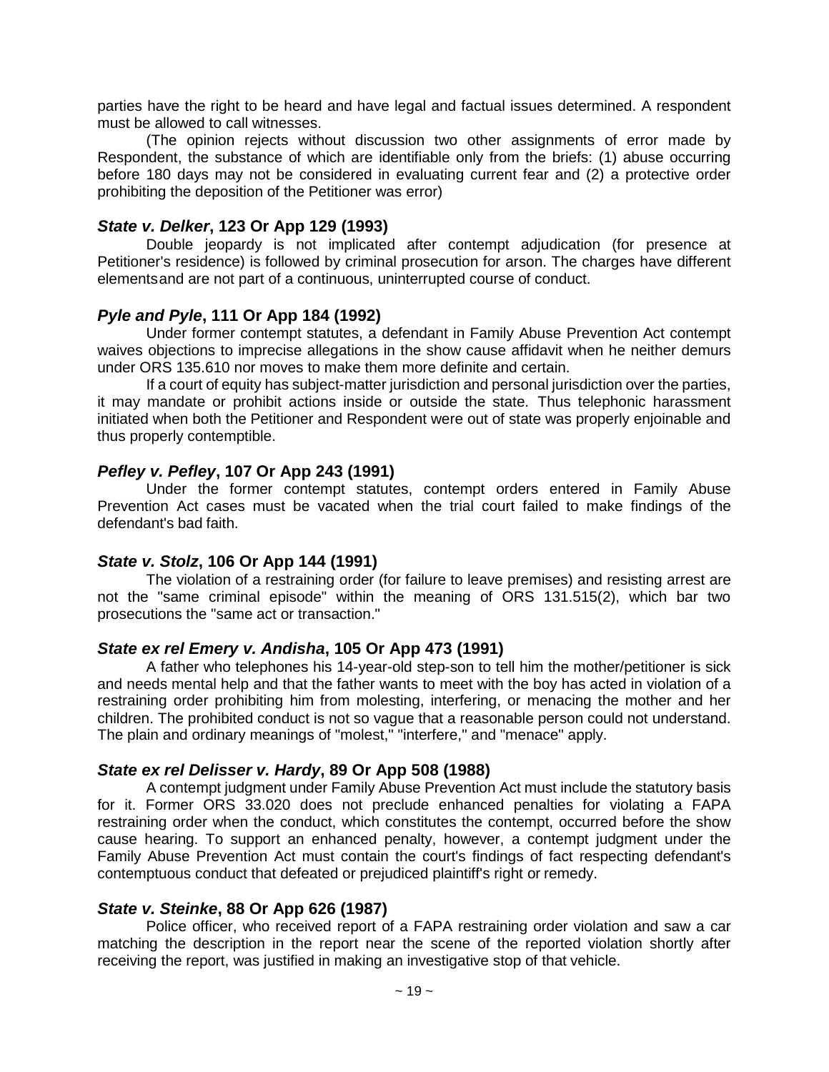parties have the right to be heard and have legal and factual issues determined. A respondent must be allowed to call witnesses.

(The opinion rejects without discussion two other assignments of error made by Respondent, the substance of which are identifiable only from the briefs: (1) abuse occurring before 180 days may not be considered in evaluating current fear and (2) a protective order prohibiting the deposition of the Petitioner was error)

### ***State v. Delker*, 123 Or App 129 (1993)**

Double jeopardy is not implicated after contempt adjudication (for presence at Petitioner's residence) is followed by criminal prosecution for arson. The charges have different elementsand are not part of a continuous, uninterrupted course of conduct.

### ***Pyle and Pyle*, 111 Or App 184 (1992)**

Under former contempt statutes, a defendant in Family Abuse Prevention Act contempt waives objections to imprecise allegations in the show cause affidavit when he neither demurs under ORS 135.610 nor moves to make them more definite and certain.

If a court of equity has subject-matter jurisdiction and personal jurisdiction over the parties, it may mandate or prohibit actions inside or outside the state. Thus telephonic harassment initiated when both the Petitioner and Respondent were out of state was properly enjoinable and thus properly contemptible.

### ***Pefley v. Pefley*, 107 Or App 243 (1991)**

Under the former contempt statutes, contempt orders entered in Family Abuse Prevention Act cases must be vacated when the trial court failed to make findings of the defendant's bad faith.

### ***State v. Stolz*, 106 Or App 144 (1991)**

The violation of a restraining order (for failure to leave premises) and resisting arrest are not the "same criminal episode" within the meaning of ORS 131.515(2), which bar two prosecutions the "same act or transaction."

### ***State ex rel Emery v. Andisha*, 105 Or App 473 (1991)**

A father who telephones his 14-year-old step-son to tell him the mother/petitioner is sick and needs mental help and that the father wants to meet with the boy has acted in violation of a restraining order prohibiting him from molesting, interfering, or menacing the mother and her children. The prohibited conduct is not so vague that a reasonable person could not understand. The plain and ordinary meanings of "molest," "interfere," and "menace" apply.

### ***State ex rel Delisser v. Hardy*, 89 Or App 508 (1988)**

A contempt judgment under Family Abuse Prevention Act must include the statutory basis for it. Former ORS 33.020 does not preclude enhanced penalties for violating a FAPA restraining order when the conduct, which constitutes the contempt, occurred before the show cause hearing. To support an enhanced penalty, however, a contempt judgment under the Family Abuse Prevention Act must contain the court's findings of fact respecting defendant's contemptuous conduct that defeated or prejudiced plaintiff's right or remedy.

### ***State v. Steinke*, 88 Or App 626 (1987)**

Police officer, who received report of a FAPA restraining order violation and saw a car matching the description in the report near the scene of the reported violation shortly after receiving the report, was justified in making an investigative stop of that vehicle.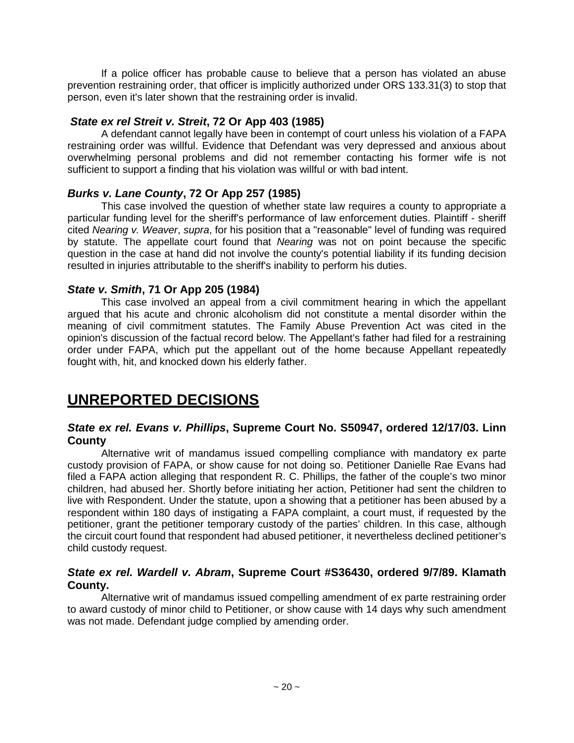If a police officer has probable cause to believe that a person has violated an abuse prevention restraining order, that officer is implicitly authorized under ORS 133.31(3) to stop that person, even it's later shown that the restraining order is invalid.

### *State ex rel Streit v. Streit*, 72 Or App 403 (1985)

A defendant cannot legally have been in contempt of court unless his violation of a FAPA restraining order was willful. Evidence that Defendant was very depressed and anxious about overwhelming personal problems and did not remember contacting his former wife is not sufficient to support a finding that his violation was willful or with bad intent.

### *Burks v. Lane County*, 72 Or App 257 (1985)

This case involved the question of whether state law requires a county to appropriate a particular funding level for the sheriff's performance of law enforcement duties. Plaintiff - sheriff cited *Nearing v. Weaver*, *supra*, for his position that a "reasonable" level of funding was required by statute. The appellate court found that *Nearing* was not on point because the specific question in the case at hand did not involve the county's potential liability if its funding decision resulted in injuries attributable to the sheriff's inability to perform his duties.

### *State v. Smith*, 71 Or App 205 (1984)

This case involved an appeal from a civil commitment hearing in which the appellant argued that his acute and chronic alcoholism did not constitute a mental disorder within the meaning of civil commitment statutes. The Family Abuse Prevention Act was cited in the opinion's discussion of the factual record below. The Appellant's father had filed for a restraining order under FAPA, which put the appellant out of the home because Appellant repeatedly fought with, hit, and knocked down his elderly father.

## UNREPORTED DECISIONS

### *State ex rel. Evans v. Phillips*, Supreme Court No. S50947, ordered 12/17/03. Linn County

Alternative writ of mandamus issued compelling compliance with mandatory ex parte custody provision of FAPA, or show cause for not doing so. Petitioner Danielle Rae Evans had filed a FAPA action alleging that respondent R. C. Phillips, the father of the couple's two minor children, had abused her. Shortly before initiating her action, Petitioner had sent the children to live with Respondent. Under the statute, upon a showing that a petitioner has been abused by a respondent within 180 days of instigating a FAPA complaint, a court must, if requested by the petitioner, grant the petitioner temporary custody of the parties' children. In this case, although the circuit court found that respondent had abused petitioner, it nevertheless declined petitioner's child custody request.

### *State ex rel. Wardell v. Abram*, Supreme Court #S36430, ordered 9/7/89. Klamath County.

Alternative writ of mandamus issued compelling amendment of ex parte restraining order to award custody of minor child to Petitioner, or show cause with 14 days why such amendment was not made. Defendant judge complied by amending order.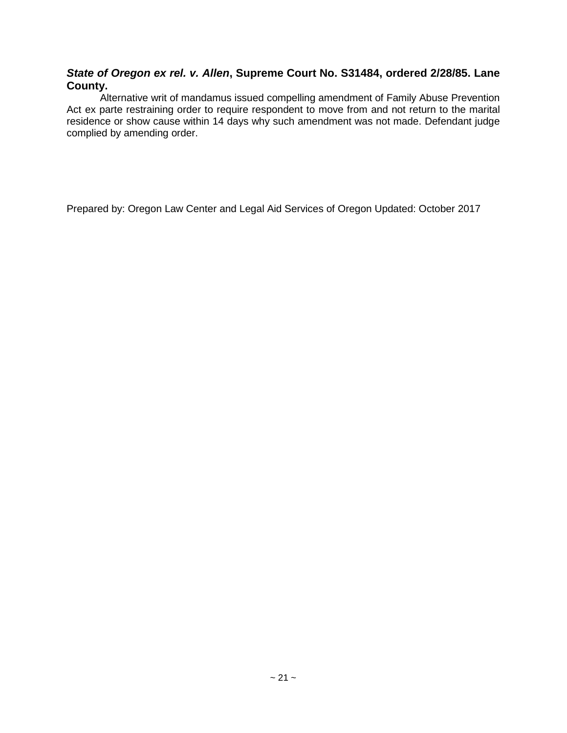***State of Oregon ex rel. v. Allen*, Supreme Court No. S31484, ordered 2/28/85. Lane County.**

Alternative writ of mandamus issued compelling amendment of Family Abuse Prevention Act ex parte restraining order to require respondent to move from and not return to the marital residence or show cause within 14 days why such amendment was not made. Defendant judge complied by amending order.

Prepared by: Oregon Law Center and Legal Aid Services of Oregon Updated: October 2017